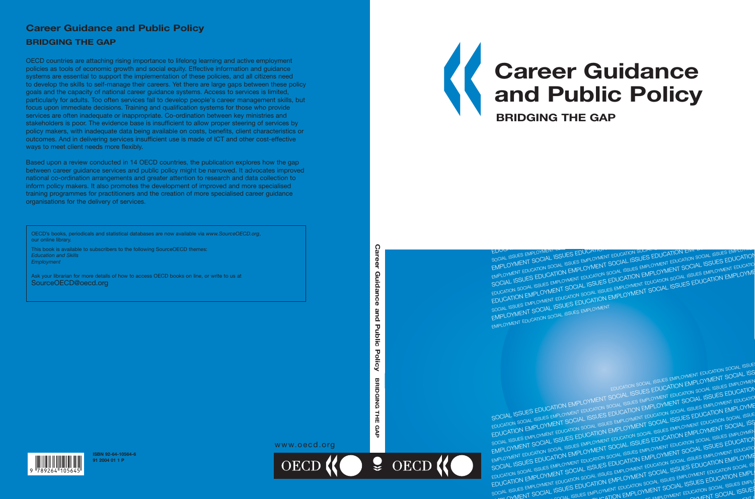# Career Guidance and Public Policy

## BRIDGING THE GAP

# Career Guidance and Public Policy

## BRIDGING THE GAP

OECD countries are attaching rising importance to lifelong learning and active employment policies as tools of economic growth and social equity. Effective information and guidance systems are essential to support the implementation of these policies, and all citizens need to develop the skills to self-manage their careers. Yet there are large gaps between these policy goals and the capacity of national career guidance systems. Access to services is limited, particularly for adults. Too often services fail to develop people's career management skills, but focus upon immediate decisions. Training and qualification systems for those who provide services are often inadequate or inappropriate. Co-ordination between key ministries and stakeholders is poor. The evidence base is insufficient to allow proper steering of services by policy makers, with inadequate data being available on costs, benefits, client characteristics or outcomes. And in delivering services insufficient use is made of ICT and other cost-effective ways to meet client needs more flexibly.

Based upon a review conducted in 14 OECD countries, the publication explores how the gap between career guidance services and public policy might be narrowed. It advocates improved national co-ordination arrangements and greater attention to research and data collection to inform policy makers. It also promotes the development of improved and more specialised training programmes for practitioners and the creation of more specialised career guidance organisations for the delivery of services.

OECD's books, periodicals and statistical databases are now available via *www.SourceOECD.org*, our online library.

This book is available to subscribers to the following SourceOECD themes:
*Education and Skills*
*Employment*

Ask your librarian for more details of how to access OECD books on line, or write to us at
SourceOECD@oecd.org

Career Guidance and Public Policy BRIDGING THE GAP

www.oecd.org

OECD OECD

ISBN 92-64-10564-6
91 2004 01 1 P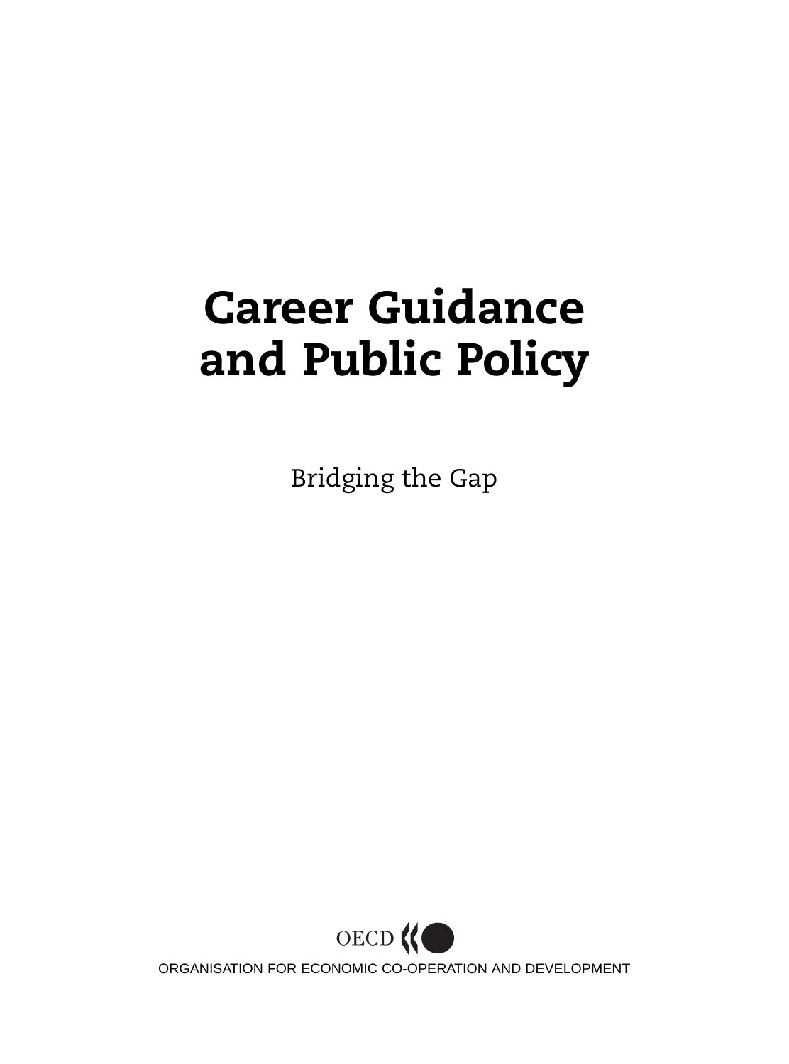# Career Guidance and Public Policy

Bridging the Gap

OECD

ORGANISATION FOR ECONOMIC CO-OPERATION AND DEVELOPMENT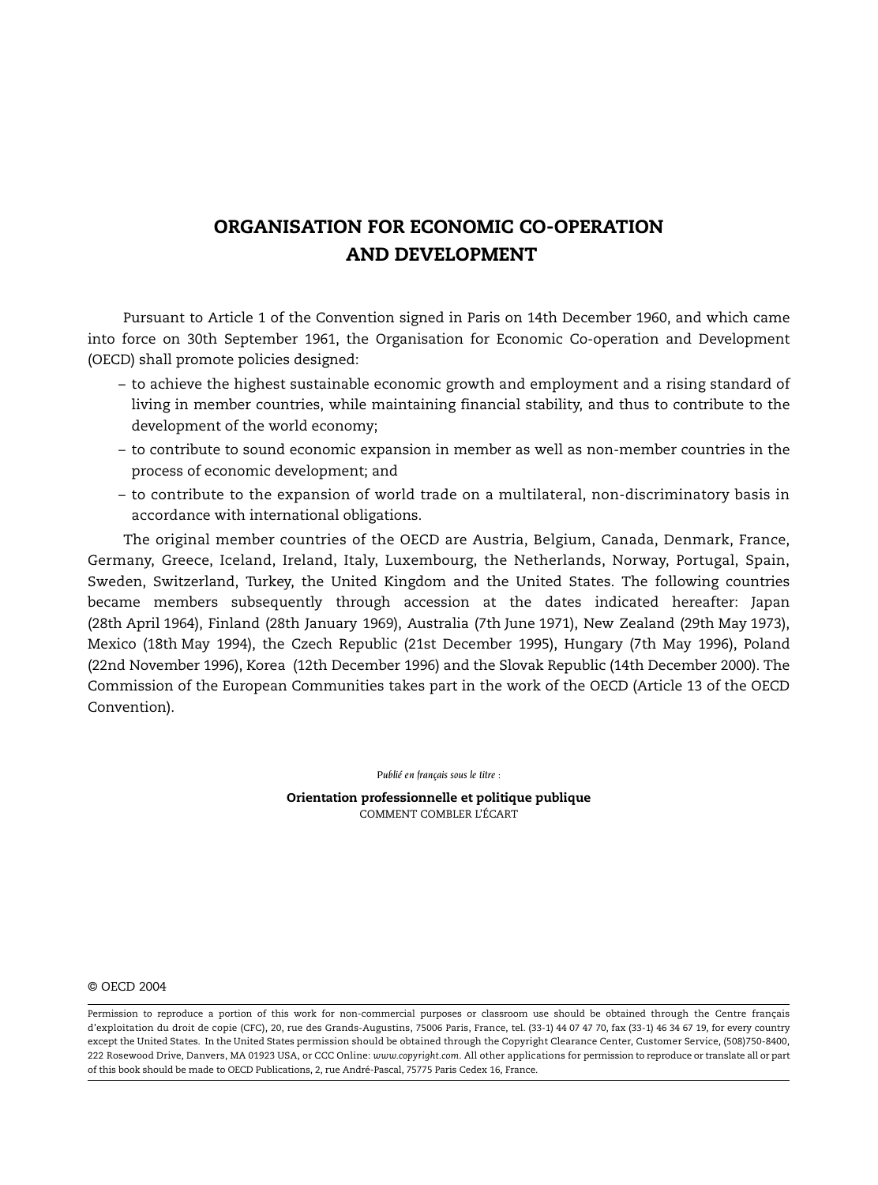# ORGANISATION FOR ECONOMIC CO-OPERATION AND DEVELOPMENT

Pursuant to Article 1 of the Convention signed in Paris on 14th December 1960, and which came into force on 30th September 1961, the Organisation for Economic Co-operation and Development (OECD) shall promote policies designed:

– to achieve the highest sustainable economic growth and employment and a rising standard of living in member countries, while maintaining financial stability, and thus to contribute to the development of the world economy;

– to contribute to sound economic expansion in member as well as non-member countries in the process of economic development; and

– to contribute to the expansion of world trade on a multilateral, non-discriminatory basis in accordance with international obligations.

The original member countries of the OECD are Austria, Belgium, Canada, Denmark, France, Germany, Greece, Iceland, Ireland, Italy, Luxembourg, the Netherlands, Norway, Portugal, Spain, Sweden, Switzerland, Turkey, the United Kingdom and the United States. The following countries became members subsequently through accession at the dates indicated hereafter: Japan (28th April 1964), Finland (28th January 1969), Australia (7th June 1971), New Zealand (29th May 1973), Mexico (18th May 1994), the Czech Republic (21st December 1995), Hungary (7th May 1996), Poland (22nd November 1996), Korea (12th December 1996) and the Slovak Republic (14th December 2000). The Commission of the European Communities takes part in the work of the OECD (Article 13 of the OECD Convention).

*Publié en français sous le titre :*

**Orientation professionnelle et politique publique**
COMMENT COMBLER L'ÉCART

© OECD 2004

Permission to reproduce a portion of this work for non-commercial purposes or classroom use should be obtained through the Centre français d'exploitation du droit de copie (CFC), 20, rue des Grands-Augustins, 75006 Paris, France, tel. (33-1) 44 07 47 70, fax (33-1) 46 34 67 19, for every country except the United States. In the United States permission should be obtained through the Copyright Clearance Center, Customer Service, (508)750-8400, 222 Rosewood Drive, Danvers, MA 01923 USA, or CCC Online: *www.copyright.com*. All other applications for permission to reproduce or translate all or part of this book should be made to OECD Publications, 2, rue André-Pascal, 75775 Paris Cedex 16, France.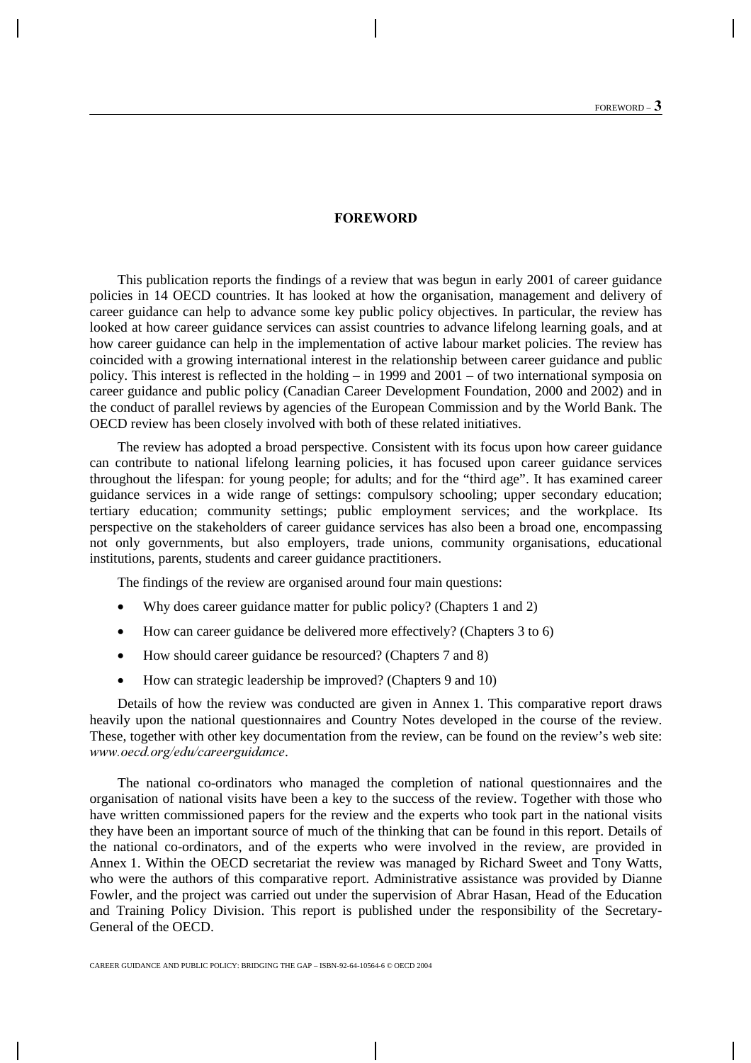# FOREWORD

This publication reports the findings of a review that was begun in early 2001 of career guidance policies in 14 OECD countries. It has looked at how the organisation, management and delivery of career guidance can help to advance some key public policy objectives. In particular, the review has looked at how career guidance services can assist countries to advance lifelong learning goals, and at how career guidance can help in the implementation of active labour market policies. The review has coincided with a growing international interest in the relationship between career guidance and public policy. This interest is reflected in the holding – in 1999 and 2001 – of two international symposia on career guidance and public policy (Canadian Career Development Foundation, 2000 and 2002) and in the conduct of parallel reviews by agencies of the European Commission and by the World Bank. The OECD review has been closely involved with both of these related initiatives.

The review has adopted a broad perspective. Consistent with its focus upon how career guidance can contribute to national lifelong learning policies, it has focused upon career guidance services throughout the lifespan: for young people; for adults; and for the "third age". It has examined career guidance services in a wide range of settings: compulsory schooling; upper secondary education; tertiary education; community settings; public employment services; and the workplace. Its perspective on the stakeholders of career guidance services has also been a broad one, encompassing not only governments, but also employers, trade unions, community organisations, educational institutions, parents, students and career guidance practitioners.

The findings of the review are organised around four main questions:

- Why does career guidance matter for public policy? (Chapters 1 and 2)
- How can career guidance be delivered more effectively? (Chapters 3 to 6)
- How should career guidance be resourced? (Chapters 7 and 8)
- How can strategic leadership be improved? (Chapters 9 and 10)

Details of how the review was conducted are given in Annex 1. This comparative report draws heavily upon the national questionnaires and Country Notes developed in the course of the review. These, together with other key documentation from the review, can be found on the review's web site: *www.oecd.org/edu/careerguidance*.

The national co-ordinators who managed the completion of national questionnaires and the organisation of national visits have been a key to the success of the review. Together with those who have written commissioned papers for the review and the experts who took part in the national visits they have been an important source of much of the thinking that can be found in this report. Details of the national co-ordinators, and of the experts who were involved in the review, are provided in Annex 1. Within the OECD secretariat the review was managed by Richard Sweet and Tony Watts, who were the authors of this comparative report. Administrative assistance was provided by Dianne Fowler, and the project was carried out under the supervision of Abrar Hasan, Head of the Education and Training Policy Division. This report is published under the responsibility of the Secretary-General of the OECD.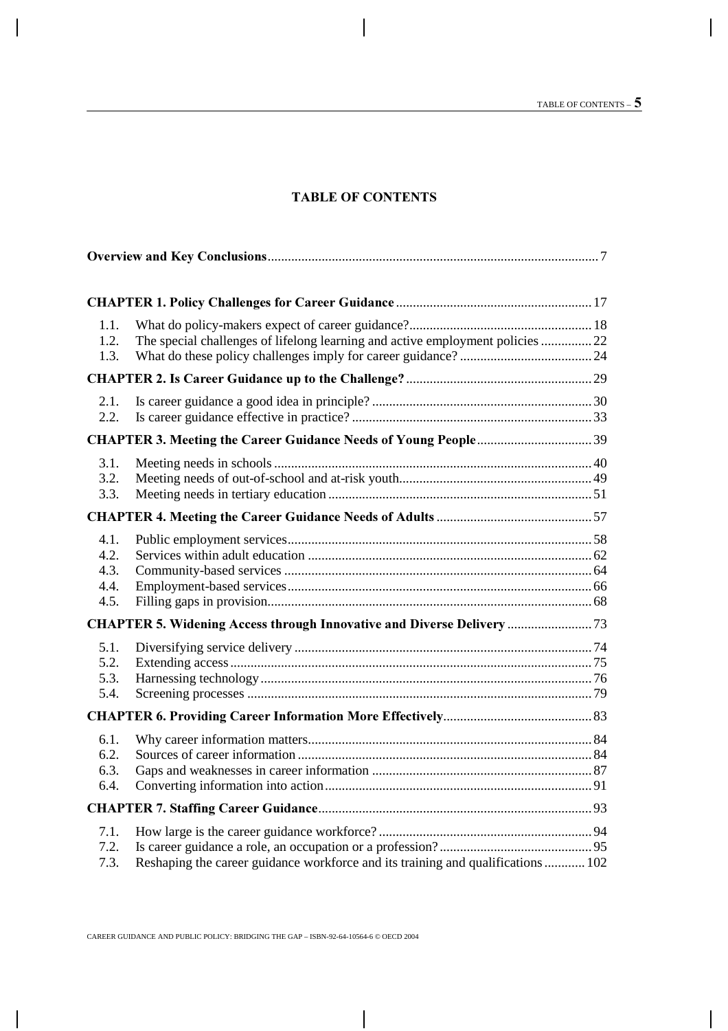# TABLE OF CONTENTS

**Overview and Key Conclusions** ........................................................................................ 7

**CHAPTER 1. Policy Challenges for Career Guidance** ............................................................ 17

1.1. What do policy-makers expect of career guidance? ............................................................ 18
1.2. The special challenges of lifelong learning and active employment policies ............... 22
1.3. What do these policy challenges imply for career guidance? ........................................ 24

**CHAPTER 2. Is Career Guidance up to the Challenge?** ........................................................ 29

2.1. Is career guidance a good idea in principle? ................................................................. 30
2.2. Is career guidance effective in practice? ....................................................................... 33

**CHAPTER 3. Meeting the Career Guidance Needs of Young People** .................................. 39

3.1. Meeting needs in schools .............................................................................................. 40
3.2. Meeting needs of out-of-school and at-risk youth ......................................................... 49
3.3. Meeting needs in tertiary education .............................................................................. 51

**CHAPTER 4. Meeting the Career Guidance Needs of Adults** .............................................. 57

4.1. Public employment services .......................................................................................... 58
4.2. Services within adult education .................................................................................... 62
4.3. Community-based services ........................................................................................... 64
4.4. Employment-based services .......................................................................................... 66
4.5. Filling gaps in provision ................................................................................................ 68

**CHAPTER 5. Widening Access through Innovative and Diverse Delivery** ......................... 73

5.1. Diversifying service delivery ........................................................................................ 74
5.2. Extending access ........................................................................................................... 75
5.3. Harnessing technology .................................................................................................. 76
5.4. Screening processes ...................................................................................................... 79

**CHAPTER 6. Providing Career Information More Effectively** ............................................ 83

6.1. Why career information matters .................................................................................... 84
6.2. Sources of career information ....................................................................................... 84
6.3. Gaps and weaknesses in career information ................................................................. 87
6.4. Converting information into action ............................................................................... 91

**CHAPTER 7. Staffing Career Guidance** ................................................................................. 93

7.1. How large is the career guidance workforce? ............................................................... 94
7.2. Is career guidance a role, an occupation or a profession? ............................................. 95
7.3. Reshaping the career guidance workforce and its training and qualifications ............ 102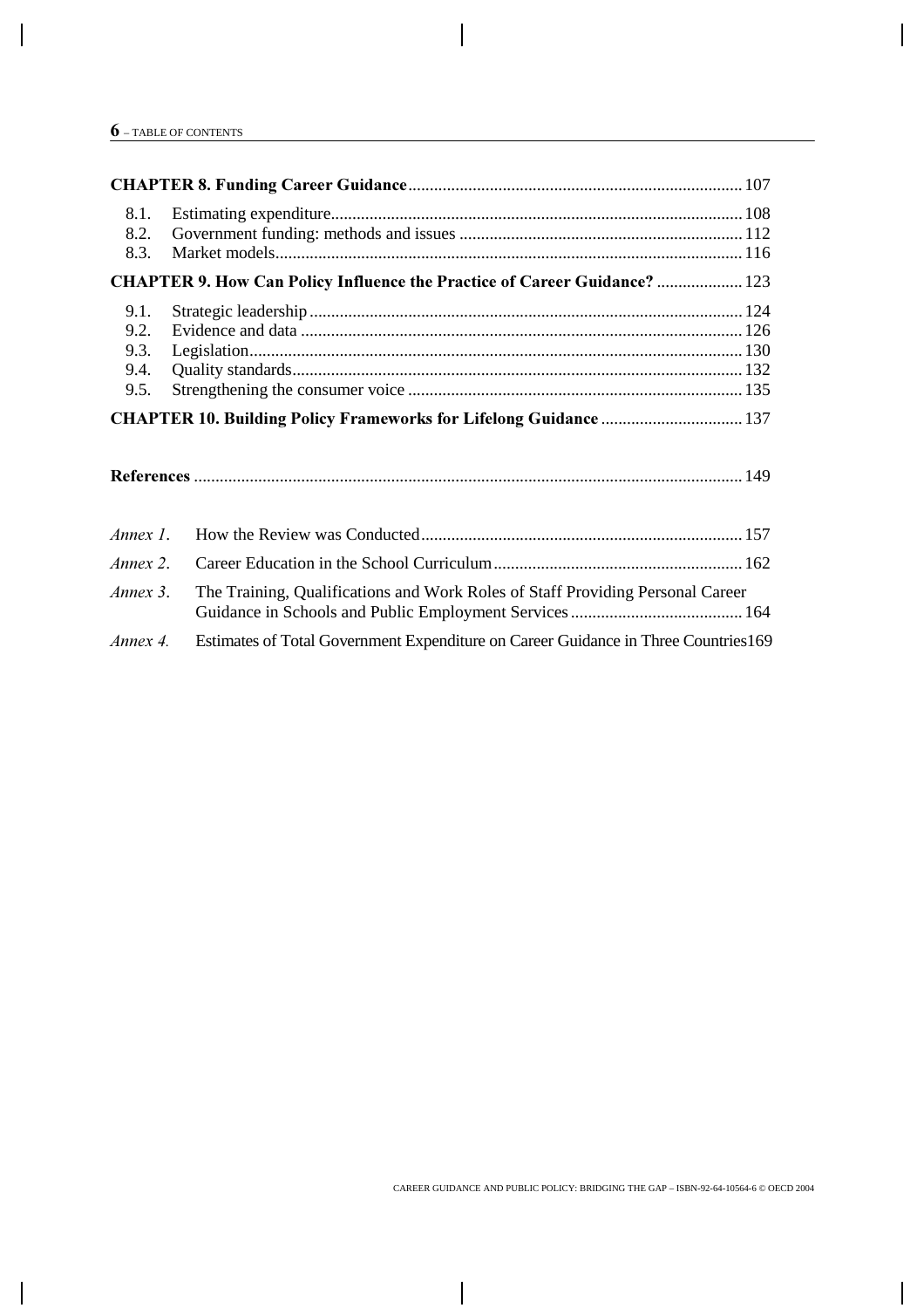**CHAPTER 8. Funding Career Guidance** ........ 107

- 8.1. Estimating expenditure ........ 108
- 8.2. Government funding: methods and issues ........ 112
- 8.3. Market models ........ 116

**CHAPTER 9. How Can Policy Influence the Practice of Career Guidance?** ........ 123

- 9.1. Strategic leadership ........ 124
- 9.2. Evidence and data ........ 126
- 9.3. Legislation ........ 130
- 9.4. Quality standards ........ 132
- 9.5. Strengthening the consumer voice ........ 135

**CHAPTER 10. Building Policy Frameworks for Lifelong Guidance** ........ 137

**References** ........ 149

*Annex 1*. How the Review was Conducted ........ 157

*Annex 2*. Career Education in the School Curriculum ........ 162

*Annex 3*. The Training, Qualifications and Work Roles of Staff Providing Personal Career Guidance in Schools and Public Employment Services ........ 164

*Annex 4*. Estimates of Total Government Expenditure on Career Guidance in Three Countries ........ 169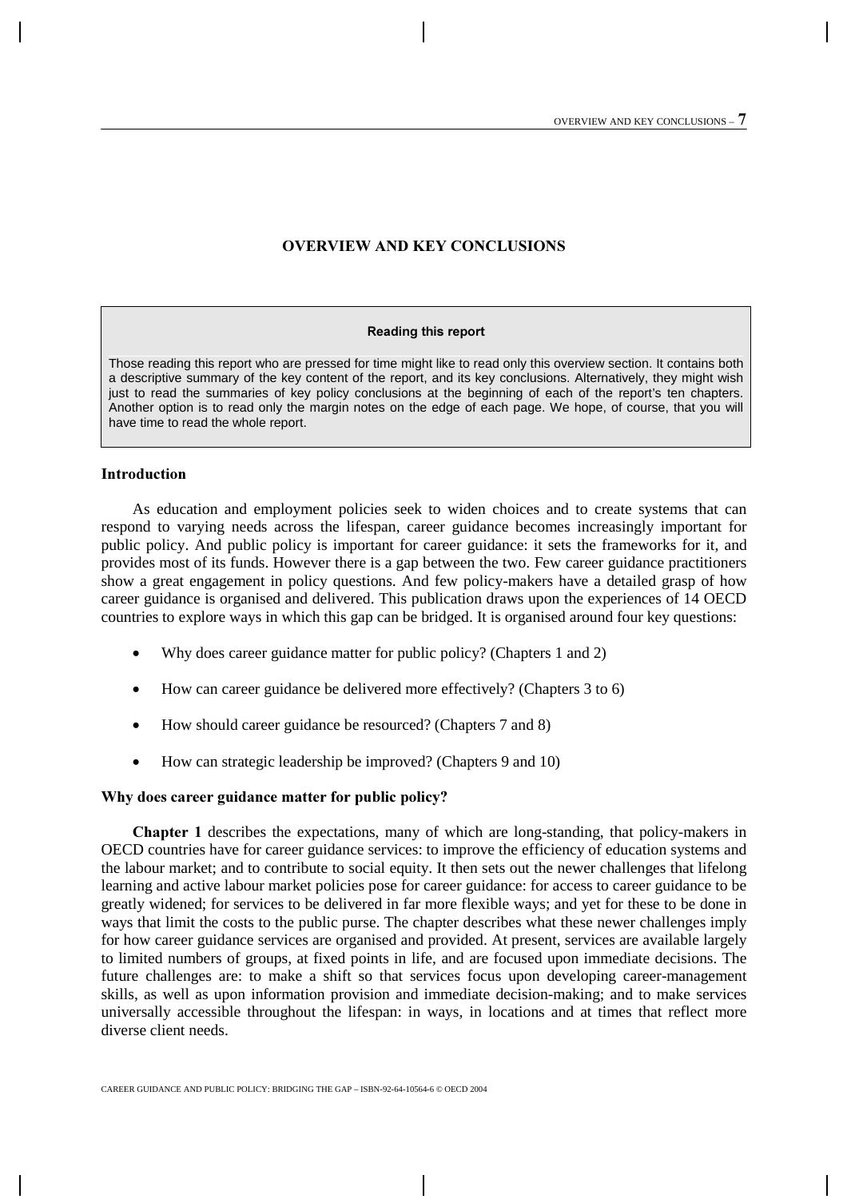# OVERVIEW AND KEY CONCLUSIONS

> **Reading this report**
>
> Those reading this report who are pressed for time might like to read only this overview section. It contains both a descriptive summary of the key content of the report, and its key conclusions. Alternatively, they might wish just to read the summaries of key policy conclusions at the beginning of each of the report's ten chapters. Another option is to read only the margin notes on the edge of each page. We hope, of course, that you will have time to read the whole report.

## Introduction

As education and employment policies seek to widen choices and to create systems that can respond to varying needs across the lifespan, career guidance becomes increasingly important for public policy. And public policy is important for career guidance: it sets the frameworks for it, and provides most of its funds. However there is a gap between the two. Few career guidance practitioners show a great engagement in policy questions. And few policy-makers have a detailed grasp of how career guidance is organised and delivered. This publication draws upon the experiences of 14 OECD countries to explore ways in which this gap can be bridged. It is organised around four key questions:

- Why does career guidance matter for public policy? (Chapters 1 and 2)
- How can career guidance be delivered more effectively? (Chapters 3 to 6)
- How should career guidance be resourced? (Chapters 7 and 8)
- How can strategic leadership be improved? (Chapters 9 and 10)

## Why does career guidance matter for public policy?

**Chapter 1** describes the expectations, many of which are long-standing, that policy-makers in OECD countries have for career guidance services: to improve the efficiency of education systems and the labour market; and to contribute to social equity. It then sets out the newer challenges that lifelong learning and active labour market policies pose for career guidance: for access to career guidance to be greatly widened; for services to be delivered in far more flexible ways; and yet for these to be done in ways that limit the costs to the public purse. The chapter describes what these newer challenges imply for how career guidance services are organised and provided. At present, services are available largely to limited numbers of groups, at fixed points in life, and are focused upon immediate decisions. The future challenges are: to make a shift so that services focus upon developing career-management skills, as well as upon information provision and immediate decision-making; and to make services universally accessible throughout the lifespan: in ways, in locations and at times that reflect more diverse client needs.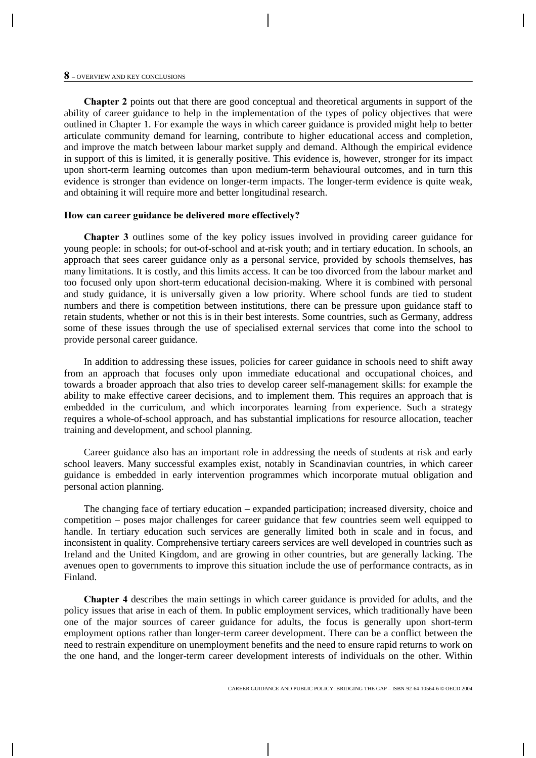**Chapter 2** points out that there are good conceptual and theoretical arguments in support of the ability of career guidance to help in the implementation of the types of policy objectives that were outlined in Chapter 1. For example the ways in which career guidance is provided might help to better articulate community demand for learning, contribute to higher educational access and completion, and improve the match between labour market supply and demand. Although the empirical evidence in support of this is limited, it is generally positive. This evidence is, however, stronger for its impact upon short-term learning outcomes than upon medium-term behavioural outcomes, and in turn this evidence is stronger than evidence on longer-term impacts. The longer-term evidence is quite weak, and obtaining it will require more and better longitudinal research.

### How can career guidance be delivered more effectively?

**Chapter 3** outlines some of the key policy issues involved in providing career guidance for young people: in schools; for out-of-school and at-risk youth; and in tertiary education. In schools, an approach that sees career guidance only as a personal service, provided by schools themselves, has many limitations. It is costly, and this limits access. It can be too divorced from the labour market and too focused only upon short-term educational decision-making. Where it is combined with personal and study guidance, it is universally given a low priority. Where school funds are tied to student numbers and there is competition between institutions, there can be pressure upon guidance staff to retain students, whether or not this is in their best interests. Some countries, such as Germany, address some of these issues through the use of specialised external services that come into the school to provide personal career guidance.

In addition to addressing these issues, policies for career guidance in schools need to shift away from an approach that focuses only upon immediate educational and occupational choices, and towards a broader approach that also tries to develop career self-management skills: for example the ability to make effective career decisions, and to implement them. This requires an approach that is embedded in the curriculum, and which incorporates learning from experience. Such a strategy requires a whole-of-school approach, and has substantial implications for resource allocation, teacher training and development, and school planning.

Career guidance also has an important role in addressing the needs of students at risk and early school leavers. Many successful examples exist, notably in Scandinavian countries, in which career guidance is embedded in early intervention programmes which incorporate mutual obligation and personal action planning.

The changing face of tertiary education – expanded participation; increased diversity, choice and competition – poses major challenges for career guidance that few countries seem well equipped to handle. In tertiary education such services are generally limited both in scale and in focus, and inconsistent in quality. Comprehensive tertiary careers services are well developed in countries such as Ireland and the United Kingdom, and are growing in other countries, but are generally lacking. The avenues open to governments to improve this situation include the use of performance contracts, as in Finland.

**Chapter 4** describes the main settings in which career guidance is provided for adults, and the policy issues that arise in each of them. In public employment services, which traditionally have been one of the major sources of career guidance for adults, the focus is generally upon short-term employment options rather than longer-term career development. There can be a conflict between the need to restrain expenditure on unemployment benefits and the need to ensure rapid returns to work on the one hand, and the longer-term career development interests of individuals on the other. Within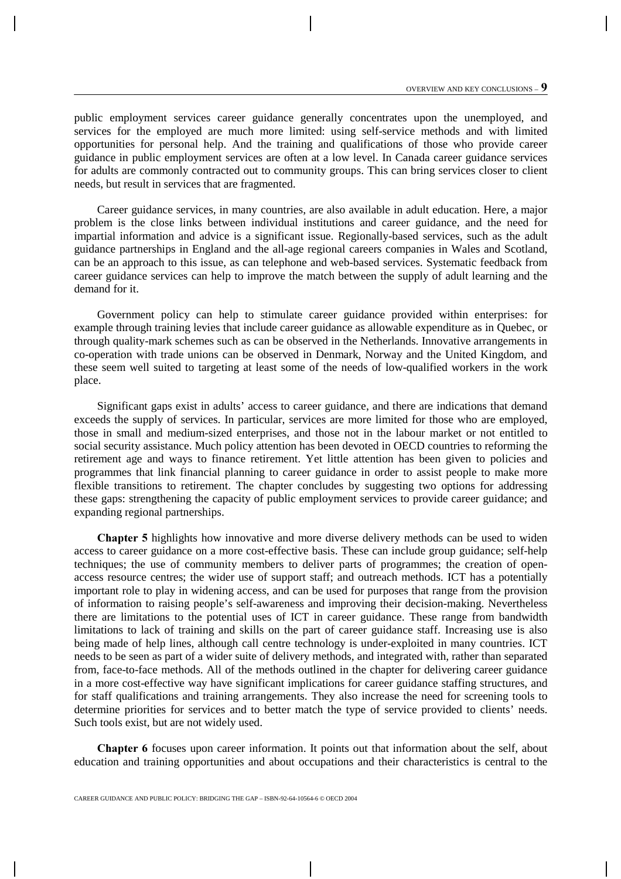public employment services career guidance generally concentrates upon the unemployed, and services for the employed are much more limited: using self-service methods and with limited opportunities for personal help. And the training and qualifications of those who provide career guidance in public employment services are often at a low level. In Canada career guidance services for adults are commonly contracted out to community groups. This can bring services closer to client needs, but result in services that are fragmented.

Career guidance services, in many countries, are also available in adult education. Here, a major problem is the close links between individual institutions and career guidance, and the need for impartial information and advice is a significant issue. Regionally-based services, such as the adult guidance partnerships in England and the all-age regional careers companies in Wales and Scotland, can be an approach to this issue, as can telephone and web-based services. Systematic feedback from career guidance services can help to improve the match between the supply of adult learning and the demand for it.

Government policy can help to stimulate career guidance provided within enterprises: for example through training levies that include career guidance as allowable expenditure as in Quebec, or through quality-mark schemes such as can be observed in the Netherlands. Innovative arrangements in co-operation with trade unions can be observed in Denmark, Norway and the United Kingdom, and these seem well suited to targeting at least some of the needs of low-qualified workers in the work place.

Significant gaps exist in adults' access to career guidance, and there are indications that demand exceeds the supply of services. In particular, services are more limited for those who are employed, those in small and medium-sized enterprises, and those not in the labour market or not entitled to social security assistance. Much policy attention has been devoted in OECD countries to reforming the retirement age and ways to finance retirement. Yet little attention has been given to policies and programmes that link financial planning to career guidance in order to assist people to make more flexible transitions to retirement. The chapter concludes by suggesting two options for addressing these gaps: strengthening the capacity of public employment services to provide career guidance; and expanding regional partnerships.

**Chapter 5** highlights how innovative and more diverse delivery methods can be used to widen access to career guidance on a more cost-effective basis. These can include group guidance; self-help techniques; the use of community members to deliver parts of programmes; the creation of open-access resource centres; the wider use of support staff; and outreach methods. ICT has a potentially important role to play in widening access, and can be used for purposes that range from the provision of information to raising people's self-awareness and improving their decision-making. Nevertheless there are limitations to the potential uses of ICT in career guidance. These range from bandwidth limitations to lack of training and skills on the part of career guidance staff. Increasing use is also being made of help lines, although call centre technology is under-exploited in many countries. ICT needs to be seen as part of a wider suite of delivery methods, and integrated with, rather than separated from, face-to-face methods. All of the methods outlined in the chapter for delivering career guidance in a more cost-effective way have significant implications for career guidance staffing structures, and for staff qualifications and training arrangements. They also increase the need for screening tools to determine priorities for services and to better match the type of service provided to clients' needs. Such tools exist, but are not widely used.

**Chapter 6** focuses upon career information. It points out that information about the self, about education and training opportunities and about occupations and their characteristics is central to the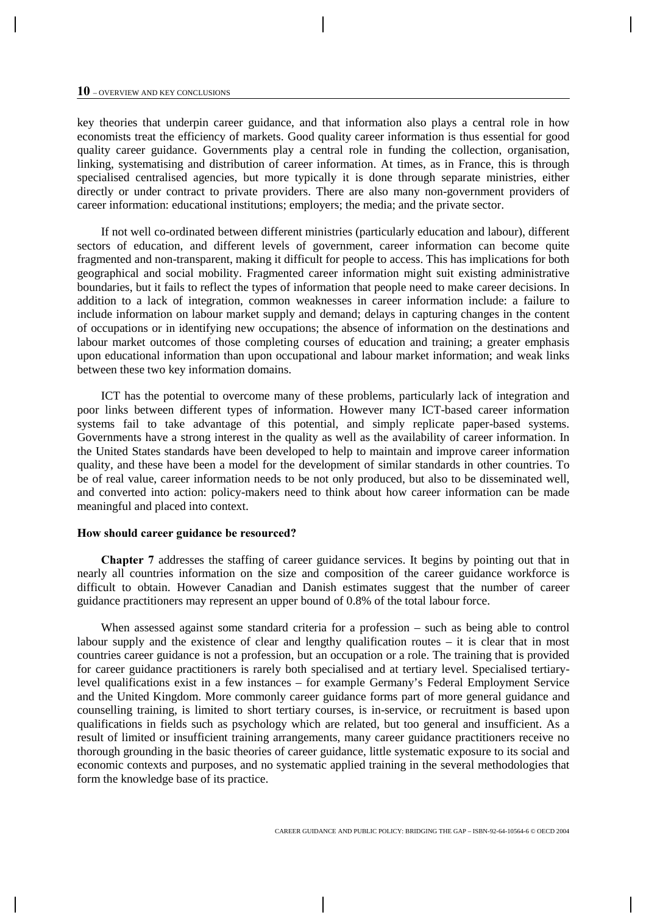key theories that underpin career guidance, and that information also plays a central role in how economists treat the efficiency of markets. Good quality career information is thus essential for good quality career guidance. Governments play a central role in funding the collection, organisation, linking, systematising and distribution of career information. At times, as in France, this is through specialised centralised agencies, but more typically it is done through separate ministries, either directly or under contract to private providers. There are also many non-government providers of career information: educational institutions; employers; the media; and the private sector.

If not well co-ordinated between different ministries (particularly education and labour), different sectors of education, and different levels of government, career information can become quite fragmented and non-transparent, making it difficult for people to access. This has implications for both geographical and social mobility. Fragmented career information might suit existing administrative boundaries, but it fails to reflect the types of information that people need to make career decisions. In addition to a lack of integration, common weaknesses in career information include: a failure to include information on labour market supply and demand; delays in capturing changes in the content of occupations or in identifying new occupations; the absence of information on the destinations and labour market outcomes of those completing courses of education and training; a greater emphasis upon educational information than upon occupational and labour market information; and weak links between these two key information domains.

ICT has the potential to overcome many of these problems, particularly lack of integration and poor links between different types of information. However many ICT-based career information systems fail to take advantage of this potential, and simply replicate paper-based systems. Governments have a strong interest in the quality as well as the availability of career information. In the United States standards have been developed to help to maintain and improve career information quality, and these have been a model for the development of similar standards in other countries. To be of real value, career information needs to be not only produced, but also to be disseminated well, and converted into action: policy-makers need to think about how career information can be made meaningful and placed into context.

**How should career guidance be resourced?**

**Chapter 7** addresses the staffing of career guidance services. It begins by pointing out that in nearly all countries information on the size and composition of the career guidance workforce is difficult to obtain. However Canadian and Danish estimates suggest that the number of career guidance practitioners may represent an upper bound of 0.8% of the total labour force.

When assessed against some standard criteria for a profession – such as being able to control labour supply and the existence of clear and lengthy qualification routes – it is clear that in most countries career guidance is not a profession, but an occupation or a role. The training that is provided for career guidance practitioners is rarely both specialised and at tertiary level. Specialised tertiary-level qualifications exist in a few instances – for example Germany's Federal Employment Service and the United Kingdom. More commonly career guidance forms part of more general guidance and counselling training, is limited to short tertiary courses, is in-service, or recruitment is based upon qualifications in fields such as psychology which are related, but too general and insufficient. As a result of limited or insufficient training arrangements, many career guidance practitioners receive no thorough grounding in the basic theories of career guidance, little systematic exposure to its social and economic contexts and purposes, and no systematic applied training in the several methodologies that form the knowledge base of its practice.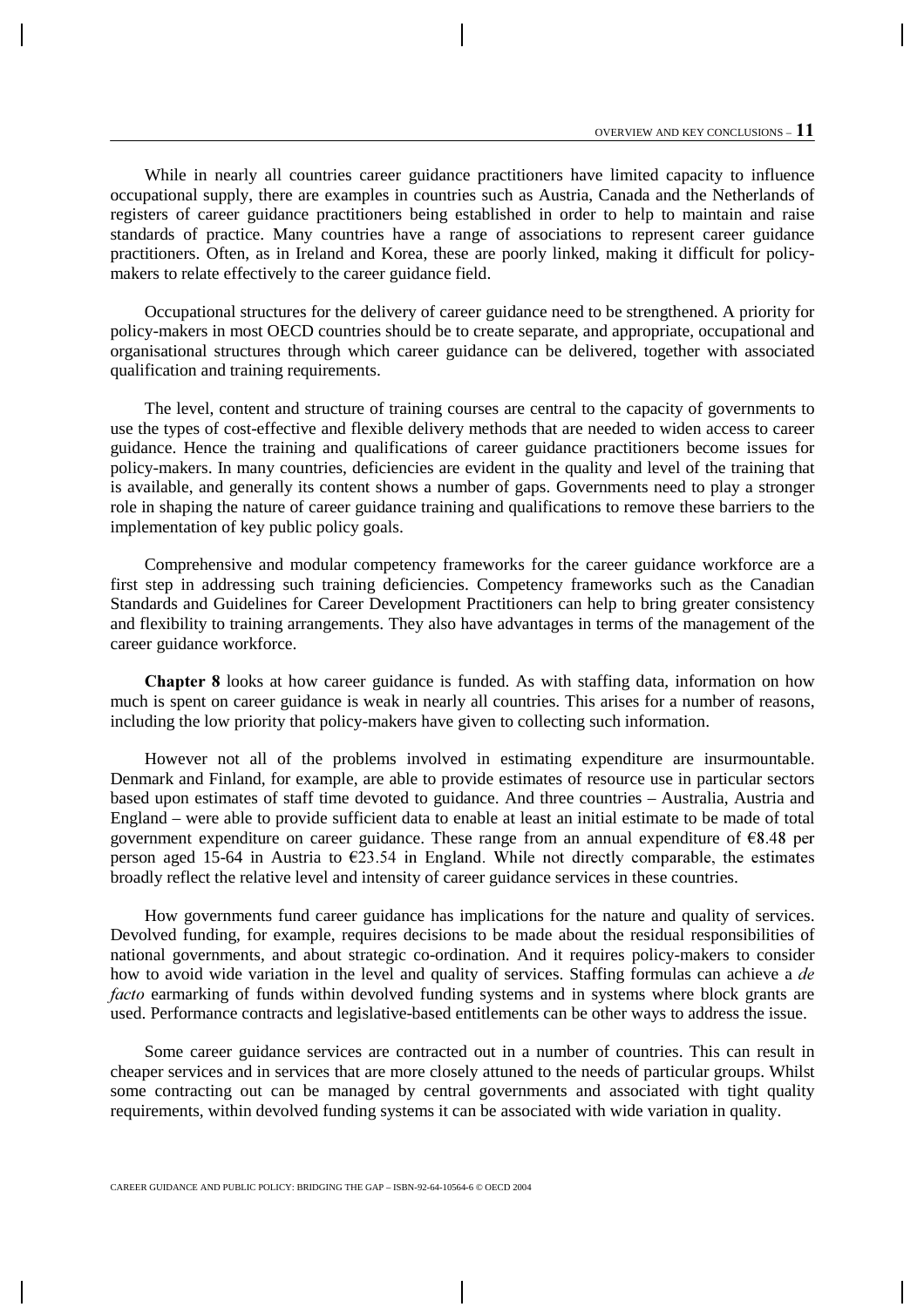While in nearly all countries career guidance practitioners have limited capacity to influence occupational supply, there are examples in countries such as Austria, Canada and the Netherlands of registers of career guidance practitioners being established in order to help to maintain and raise standards of practice. Many countries have a range of associations to represent career guidance practitioners. Often, as in Ireland and Korea, these are poorly linked, making it difficult for policy-makers to relate effectively to the career guidance field.

Occupational structures for the delivery of career guidance need to be strengthened. A priority for policy-makers in most OECD countries should be to create separate, and appropriate, occupational and organisational structures through which career guidance can be delivered, together with associated qualification and training requirements.

The level, content and structure of training courses are central to the capacity of governments to use the types of cost-effective and flexible delivery methods that are needed to widen access to career guidance. Hence the training and qualifications of career guidance practitioners become issues for policy-makers. In many countries, deficiencies are evident in the quality and level of the training that is available, and generally its content shows a number of gaps. Governments need to play a stronger role in shaping the nature of career guidance training and qualifications to remove these barriers to the implementation of key public policy goals.

Comprehensive and modular competency frameworks for the career guidance workforce are a first step in addressing such training deficiencies. Competency frameworks such as the Canadian Standards and Guidelines for Career Development Practitioners can help to bring greater consistency and flexibility to training arrangements. They also have advantages in terms of the management of the career guidance workforce.

**Chapter 8** looks at how career guidance is funded. As with staffing data, information on how much is spent on career guidance is weak in nearly all countries. This arises for a number of reasons, including the low priority that policy-makers have given to collecting such information.

However not all of the problems involved in estimating expenditure are insurmountable. Denmark and Finland, for example, are able to provide estimates of resource use in particular sectors based upon estimates of staff time devoted to guidance. And three countries – Australia, Austria and England – were able to provide sufficient data to enable at least an initial estimate to be made of total government expenditure on career guidance. These range from an annual expenditure of €8.48 per person aged 15-64 in Austria to €23.54 in England. While not directly comparable, the estimates broadly reflect the relative level and intensity of career guidance services in these countries.

How governments fund career guidance has implications for the nature and quality of services. Devolved funding, for example, requires decisions to be made about the residual responsibilities of national governments, and about strategic co-ordination. And it requires policy-makers to consider how to avoid wide variation in the level and quality of services. Staffing formulas can achieve a *de facto* earmarking of funds within devolved funding systems and in systems where block grants are used. Performance contracts and legislative-based entitlements can be other ways to address the issue.

Some career guidance services are contracted out in a number of countries. This can result in cheaper services and in services that are more closely attuned to the needs of particular groups. Whilst some contracting out can be managed by central governments and associated with tight quality requirements, within devolved funding systems it can be associated with wide variation in quality.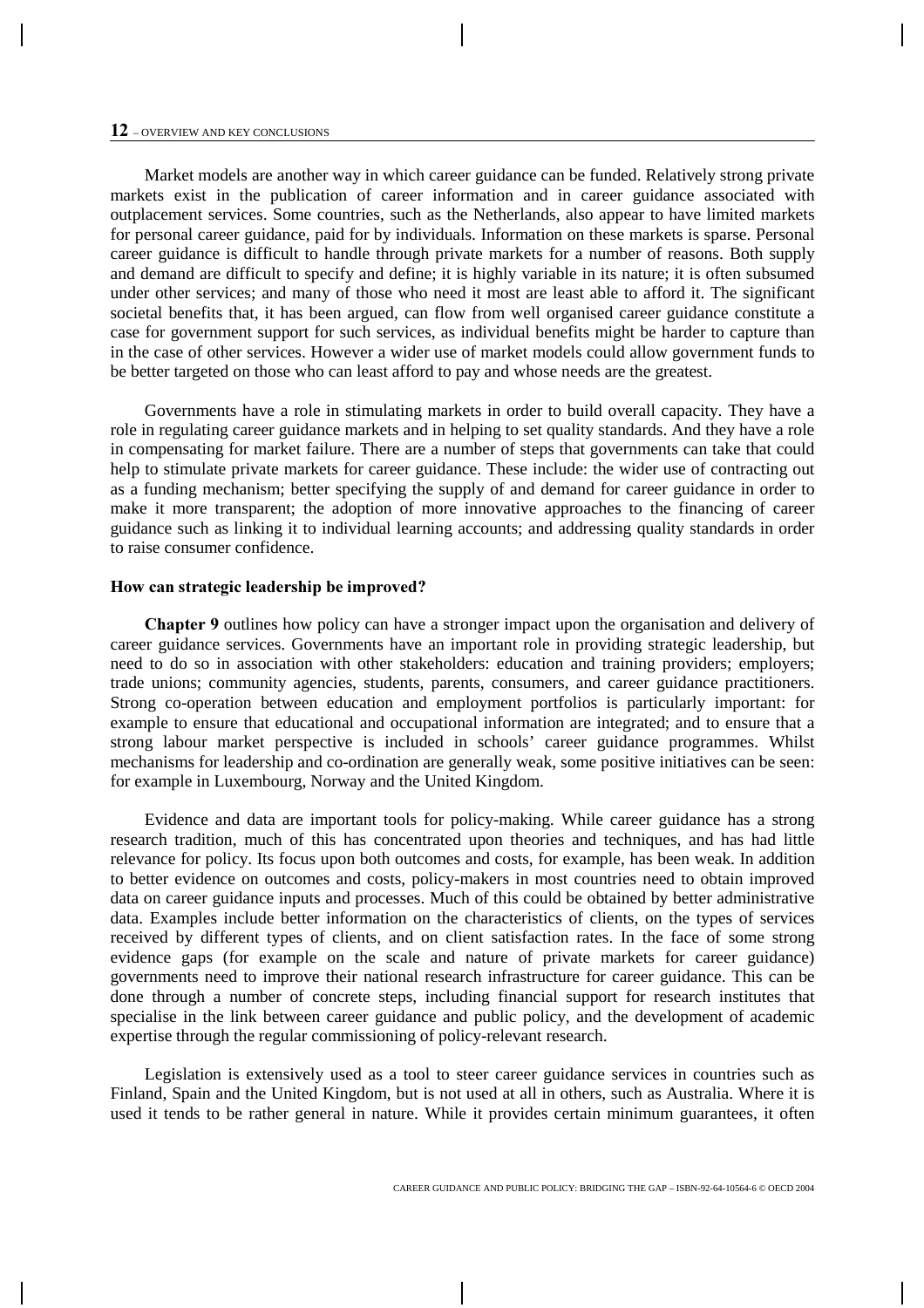Market models are another way in which career guidance can be funded. Relatively strong private markets exist in the publication of career information and in career guidance associated with outplacement services. Some countries, such as the Netherlands, also appear to have limited markets for personal career guidance, paid for by individuals. Information on these markets is sparse. Personal career guidance is difficult to handle through private markets for a number of reasons. Both supply and demand are difficult to specify and define; it is highly variable in its nature; it is often subsumed under other services; and many of those who need it most are least able to afford it. The significant societal benefits that, it has been argued, can flow from well organised career guidance constitute a case for government support for such services, as individual benefits might be harder to capture than in the case of other services. However a wider use of market models could allow government funds to be better targeted on those who can least afford to pay and whose needs are the greatest.

Governments have a role in stimulating markets in order to build overall capacity. They have a role in regulating career guidance markets and in helping to set quality standards. And they have a role in compensating for market failure. There are a number of steps that governments can take that could help to stimulate private markets for career guidance. These include: the wider use of contracting out as a funding mechanism; better specifying the supply of and demand for career guidance in order to make it more transparent; the adoption of more innovative approaches to the financing of career guidance such as linking it to individual learning accounts; and addressing quality standards in order to raise consumer confidence.

### How can strategic leadership be improved?

**Chapter 9** outlines how policy can have a stronger impact upon the organisation and delivery of career guidance services. Governments have an important role in providing strategic leadership, but need to do so in association with other stakeholders: education and training providers; employers; trade unions; community agencies, students, parents, consumers, and career guidance practitioners. Strong co-operation between education and employment portfolios is particularly important: for example to ensure that educational and occupational information are integrated; and to ensure that a strong labour market perspective is included in schools' career guidance programmes. Whilst mechanisms for leadership and co-ordination are generally weak, some positive initiatives can be seen: for example in Luxembourg, Norway and the United Kingdom.

Evidence and data are important tools for policy-making. While career guidance has a strong research tradition, much of this has concentrated upon theories and techniques, and has had little relevance for policy. Its focus upon both outcomes and costs, for example, has been weak. In addition to better evidence on outcomes and costs, policy-makers in most countries need to obtain improved data on career guidance inputs and processes. Much of this could be obtained by better administrative data. Examples include better information on the characteristics of clients, on the types of services received by different types of clients, and on client satisfaction rates. In the face of some strong evidence gaps (for example on the scale and nature of private markets for career guidance) governments need to improve their national research infrastructure for career guidance. This can be done through a number of concrete steps, including financial support for research institutes that specialise in the link between career guidance and public policy, and the development of academic expertise through the regular commissioning of policy-relevant research.

Legislation is extensively used as a tool to steer career guidance services in countries such as Finland, Spain and the United Kingdom, but is not used at all in others, such as Australia. Where it is used it tends to be rather general in nature. While it provides certain minimum guarantees, it often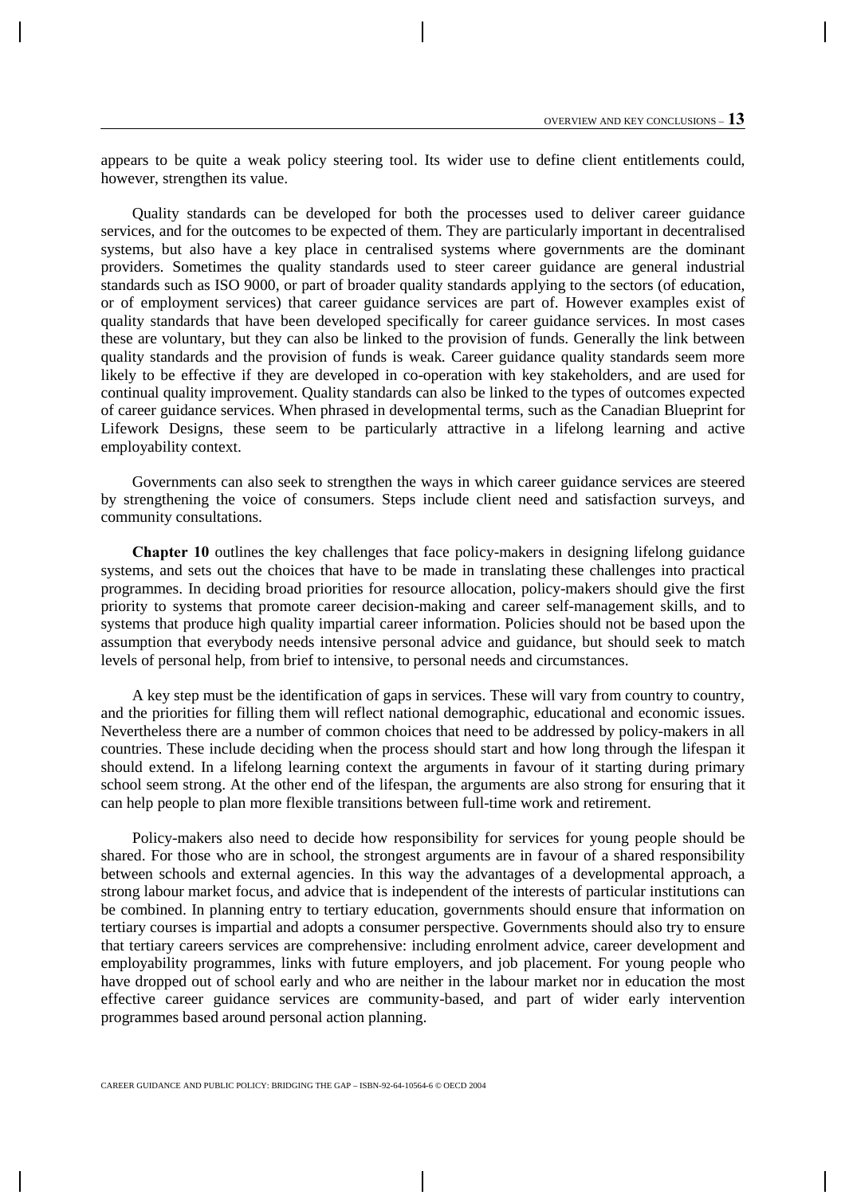appears to be quite a weak policy steering tool. Its wider use to define client entitlements could, however, strengthen its value.

Quality standards can be developed for both the processes used to deliver career guidance services, and for the outcomes to be expected of them. They are particularly important in decentralised systems, but also have a key place in centralised systems where governments are the dominant providers. Sometimes the quality standards used to steer career guidance are general industrial standards such as ISO 9000, or part of broader quality standards applying to the sectors (of education, or of employment services) that career guidance services are part of. However examples exist of quality standards that have been developed specifically for career guidance services. In most cases these are voluntary, but they can also be linked to the provision of funds. Generally the link between quality standards and the provision of funds is weak. Career guidance quality standards seem more likely to be effective if they are developed in co-operation with key stakeholders, and are used for continual quality improvement. Quality standards can also be linked to the types of outcomes expected of career guidance services. When phrased in developmental terms, such as the Canadian Blueprint for Lifework Designs, these seem to be particularly attractive in a lifelong learning and active employability context.

Governments can also seek to strengthen the ways in which career guidance services are steered by strengthening the voice of consumers. Steps include client need and satisfaction surveys, and community consultations.

**Chapter 10** outlines the key challenges that face policy-makers in designing lifelong guidance systems, and sets out the choices that have to be made in translating these challenges into practical programmes. In deciding broad priorities for resource allocation, policy-makers should give the first priority to systems that promote career decision-making and career self-management skills, and to systems that produce high quality impartial career information. Policies should not be based upon the assumption that everybody needs intensive personal advice and guidance, but should seek to match levels of personal help, from brief to intensive, to personal needs and circumstances.

A key step must be the identification of gaps in services. These will vary from country to country, and the priorities for filling them will reflect national demographic, educational and economic issues. Nevertheless there are a number of common choices that need to be addressed by policy-makers in all countries. These include deciding when the process should start and how long through the lifespan it should extend. In a lifelong learning context the arguments in favour of it starting during primary school seem strong. At the other end of the lifespan, the arguments are also strong for ensuring that it can help people to plan more flexible transitions between full-time work and retirement.

Policy-makers also need to decide how responsibility for services for young people should be shared. For those who are in school, the strongest arguments are in favour of a shared responsibility between schools and external agencies. In this way the advantages of a developmental approach, a strong labour market focus, and advice that is independent of the interests of particular institutions can be combined. In planning entry to tertiary education, governments should ensure that information on tertiary courses is impartial and adopts a consumer perspective. Governments should also try to ensure that tertiary careers services are comprehensive: including enrolment advice, career development and employability programmes, links with future employers, and job placement. For young people who have dropped out of school early and who are neither in the labour market nor in education the most effective career guidance services are community-based, and part of wider early intervention programmes based around personal action planning.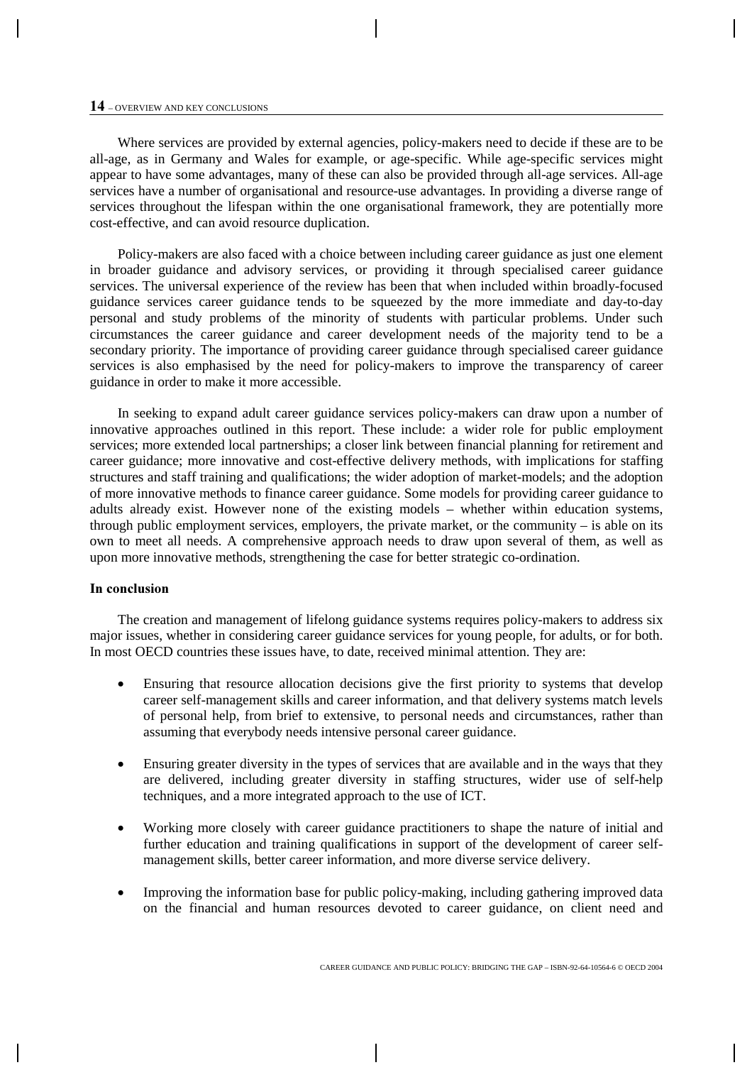Where services are provided by external agencies, policy-makers need to decide if these are to be all-age, as in Germany and Wales for example, or age-specific. While age-specific services might appear to have some advantages, many of these can also be provided through all-age services. All-age services have a number of organisational and resource-use advantages. In providing a diverse range of services throughout the lifespan within the one organisational framework, they are potentially more cost-effective, and can avoid resource duplication.

Policy-makers are also faced with a choice between including career guidance as just one element in broader guidance and advisory services, or providing it through specialised career guidance services. The universal experience of the review has been that when included within broadly-focused guidance services career guidance tends to be squeezed by the more immediate and day-to-day personal and study problems of the minority of students with particular problems. Under such circumstances the career guidance and career development needs of the majority tend to be a secondary priority. The importance of providing career guidance through specialised career guidance services is also emphasised by the need for policy-makers to improve the transparency of career guidance in order to make it more accessible.

In seeking to expand adult career guidance services policy-makers can draw upon a number of innovative approaches outlined in this report. These include: a wider role for public employment services; more extended local partnerships; a closer link between financial planning for retirement and career guidance; more innovative and cost-effective delivery methods, with implications for staffing structures and staff training and qualifications; the wider adoption of market-models; and the adoption of more innovative methods to finance career guidance. Some models for providing career guidance to adults already exist. However none of the existing models – whether within education systems, through public employment services, employers, the private market, or the community – is able on its own to meet all needs. A comprehensive approach needs to draw upon several of them, as well as upon more innovative methods, strengthening the case for better strategic co-ordination.

#### In conclusion

The creation and management of lifelong guidance systems requires policy-makers to address six major issues, whether in considering career guidance services for young people, for adults, or for both. In most OECD countries these issues have, to date, received minimal attention. They are:

- Ensuring that resource allocation decisions give the first priority to systems that develop career self-management skills and career information, and that delivery systems match levels of personal help, from brief to extensive, to personal needs and circumstances, rather than assuming that everybody needs intensive personal career guidance.
- Ensuring greater diversity in the types of services that are available and in the ways that they are delivered, including greater diversity in staffing structures, wider use of self-help techniques, and a more integrated approach to the use of ICT.
- Working more closely with career guidance practitioners to shape the nature of initial and further education and training qualifications in support of the development of career self-management skills, better career information, and more diverse service delivery.
- Improving the information base for public policy-making, including gathering improved data on the financial and human resources devoted to career guidance, on client need and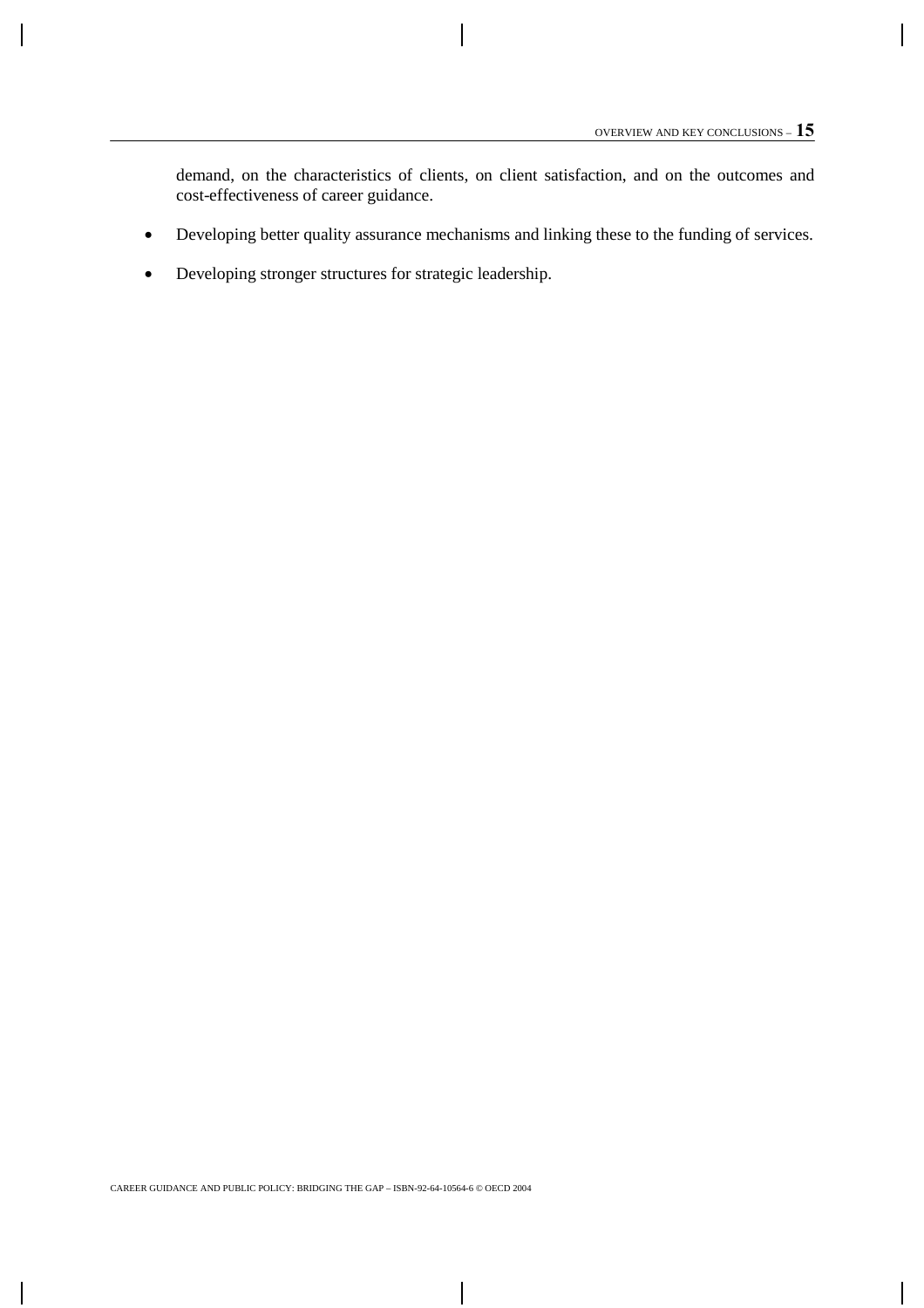demand, on the characteristics of clients, on client satisfaction, and on the outcomes and cost-effectiveness of career guidance.

- Developing better quality assurance mechanisms and linking these to the funding of services.
- Developing stronger structures for strategic leadership.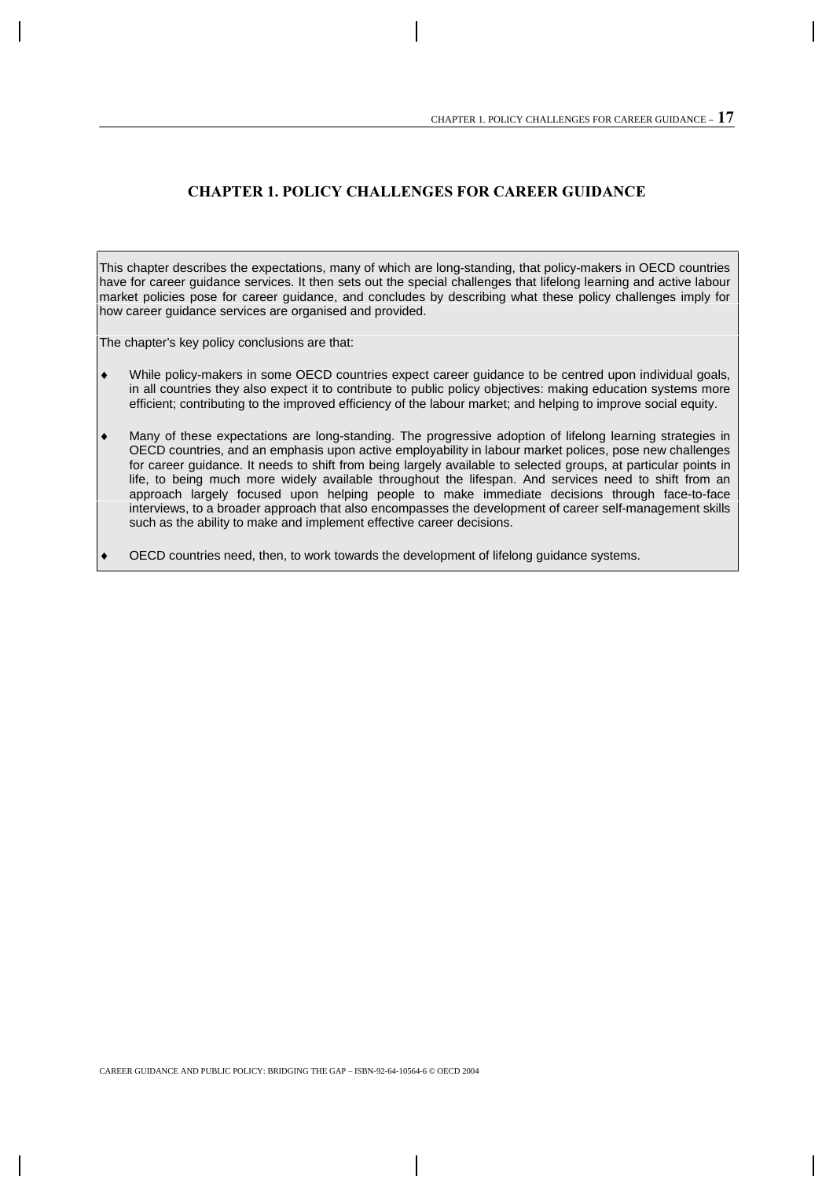# CHAPTER 1. POLICY CHALLENGES FOR CAREER GUIDANCE

This chapter describes the expectations, many of which are long-standing, that policy-makers in OECD countries have for career guidance services. It then sets out the special challenges that lifelong learning and active labour market policies pose for career guidance, and concludes by describing what these policy challenges imply for how career guidance services are organised and provided.

The chapter's key policy conclusions are that:

- While policy-makers in some OECD countries expect career guidance to be centred upon individual goals, in all countries they also expect it to contribute to public policy objectives: making education systems more efficient; contributing to the improved efficiency of the labour market; and helping to improve social equity.
- Many of these expectations are long-standing. The progressive adoption of lifelong learning strategies in OECD countries, and an emphasis upon active employability in labour market polices, pose new challenges for career guidance. It needs to shift from being largely available to selected groups, at particular points in life, to being much more widely available throughout the lifespan. And services need to shift from an approach largely focused upon helping people to make immediate decisions through face-to-face interviews, to a broader approach that also encompasses the development of career self-management skills such as the ability to make and implement effective career decisions.
- OECD countries need, then, to work towards the development of lifelong guidance systems.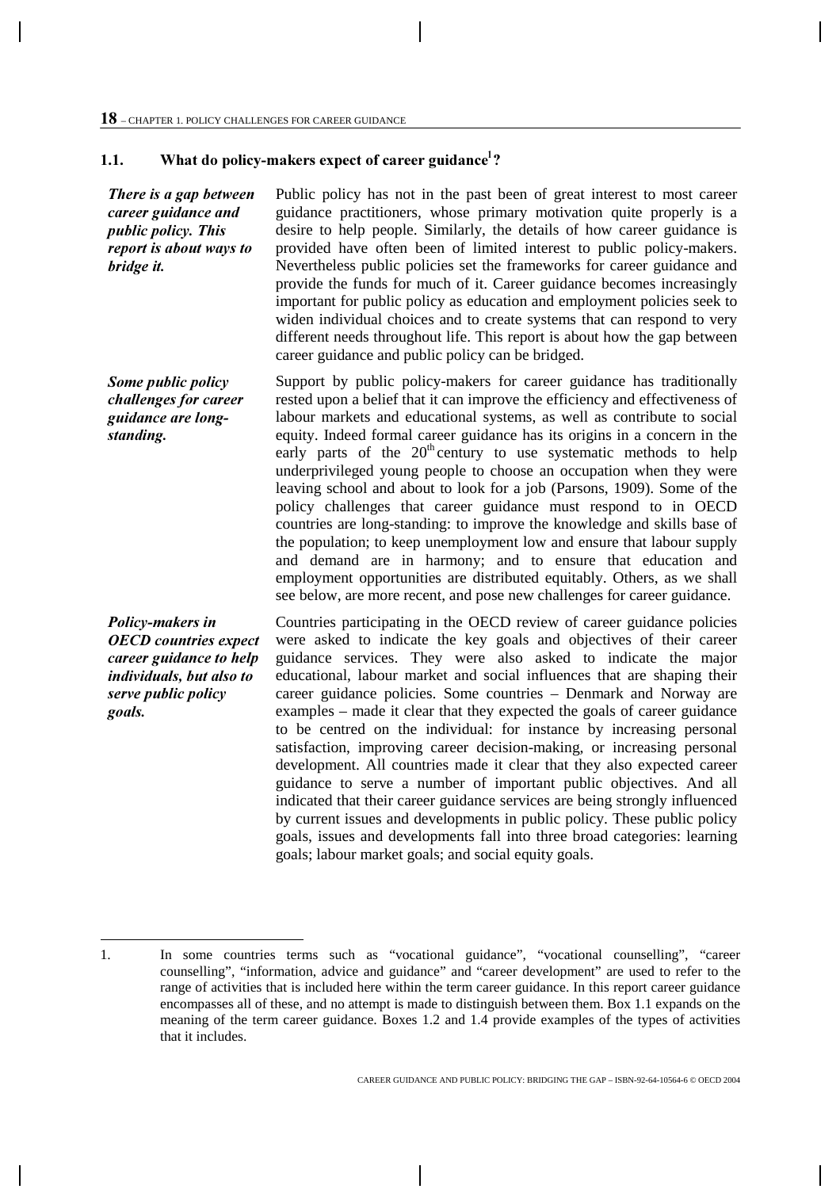## 1.1. What do policy-makers expect of career guidance[1]?

***There is a gap between career guidance and public policy. This report is about ways to bridge it.***

Public policy has not in the past been of great interest to most career guidance practitioners, whose primary motivation quite properly is a desire to help people. Similarly, the details of how career guidance is provided have often been of limited interest to public policy-makers. Nevertheless public policies set the frameworks for career guidance and provide the funds for much of it. Career guidance becomes increasingly important for public policy as education and employment policies seek to widen individual choices and to create systems that can respond to very different needs throughout life. This report is about how the gap between career guidance and public policy can be bridged.

***Some public policy challenges for career guidance are long-standing.***

Support by public policy-makers for career guidance has traditionally rested upon a belief that it can improve the efficiency and effectiveness of labour markets and educational systems, as well as contribute to social equity. Indeed formal career guidance has its origins in a concern in the early parts of the 20th century to use systematic methods to help underprivileged young people to choose an occupation when they were leaving school and about to look for a job (Parsons, 1909). Some of the policy challenges that career guidance must respond to in OECD countries are long-standing: to improve the knowledge and skills base of the population; to keep unemployment low and ensure that labour supply and demand are in harmony; and to ensure that education and employment opportunities are distributed equitably. Others, as we shall see below, are more recent, and pose new challenges for career guidance.

***Policy-makers in OECD countries expect career guidance to help individuals, but also to serve public policy goals.***

Countries participating in the OECD review of career guidance policies were asked to indicate the key goals and objectives of their career guidance services. They were also asked to indicate the major educational, labour market and social influences that are shaping their career guidance policies. Some countries – Denmark and Norway are examples – made it clear that they expected the goals of career guidance to be centred on the individual: for instance by increasing personal satisfaction, improving career decision-making, or increasing personal development. All countries made it clear that they also expected career guidance to serve a number of important public objectives. And all indicated that their career guidance services are being strongly influenced by current issues and developments in public policy. These public policy goals, issues and developments fall into three broad categories: learning goals; labour market goals; and social equity goals.

---

1. In some countries terms such as "vocational guidance", "vocational counselling", "career counselling", "information, advice and guidance" and "career development" are used to refer to the range of activities that is included here within the term career guidance. In this report career guidance encompasses all of these, and no attempt is made to distinguish between them. Box 1.1 expands on the meaning of the term career guidance. Boxes 1.2 and 1.4 provide examples of the types of activities that it includes.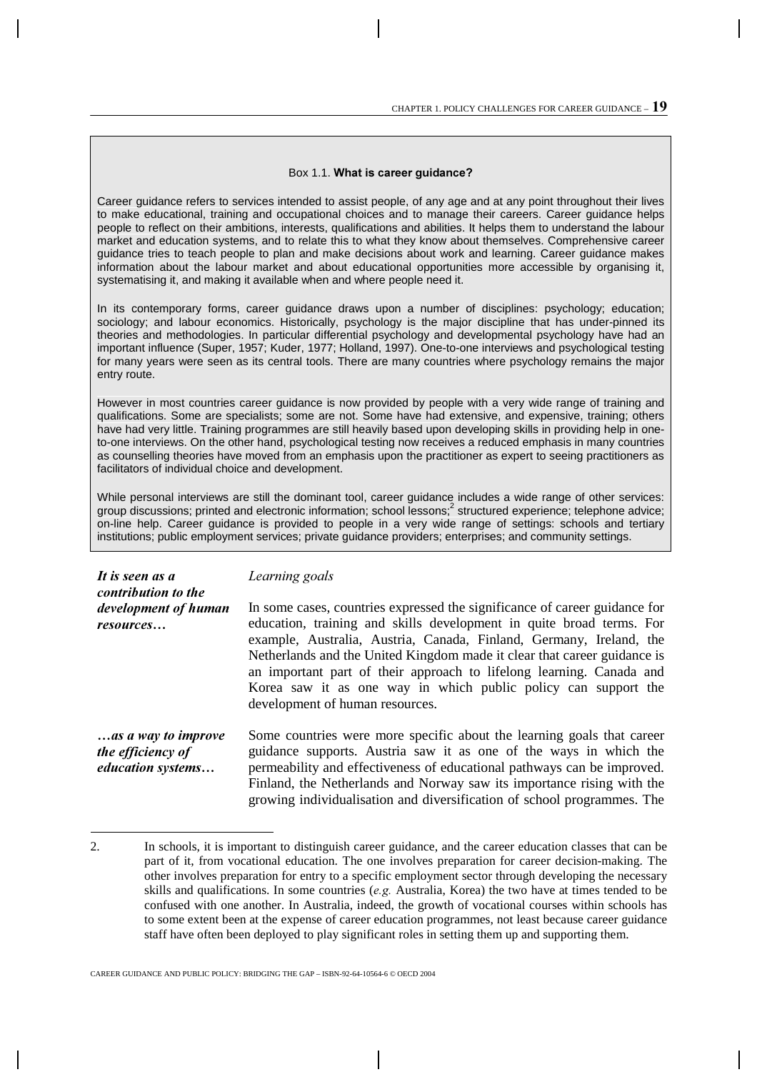**Box 1.1. What is career guidance?**

Career guidance refers to services intended to assist people, of any age and at any point throughout their lives to make educational, training and occupational choices and to manage their careers. Career guidance helps people to reflect on their ambitions, interests, qualifications and abilities. It helps them to understand the labour market and education systems, and to relate this to what they know about themselves. Comprehensive career guidance tries to teach people to plan and make decisions about work and learning. Career guidance makes information about the labour market and about educational opportunities more accessible by organising it, systematising it, and making it available when and where people need it.

In its contemporary forms, career guidance draws upon a number of disciplines: psychology; education; sociology; and labour economics. Historically, psychology is the major discipline that has under-pinned its theories and methodologies. In particular differential psychology and developmental psychology have had an important influence (Super, 1957; Kuder, 1977; Holland, 1997). One-to-one interviews and psychological testing for many years were seen as its central tools. There are many countries where psychology remains the major entry route.

However in most countries career guidance is now provided by people with a very wide range of training and qualifications. Some are specialists; some are not. Some have had extensive, and expensive, training; others have had very little. Training programmes are still heavily based upon developing skills in providing help in one-to-one interviews. On the other hand, psychological testing now receives a reduced emphasis in many countries as counselling theories have moved from an emphasis upon the practitioner as expert to seeing practitioners as facilitators of individual choice and development.

While personal interviews are still the dominant tool, career guidance includes a wide range of other services: group discussions; printed and electronic information; school lessons;[2] structured experience; telephone advice; on-line help. Career guidance is provided to people in a very wide range of settings: schools and tertiary institutions; public employment services; private guidance providers; enterprises; and community settings.

***It is seen as a contribution to the development of human resources…***

*Learning goals*

In some cases, countries expressed the significance of career guidance for education, training and skills development in quite broad terms. For example, Australia, Austria, Canada, Finland, Germany, Ireland, the Netherlands and the United Kingdom made it clear that career guidance is an important part of their approach to lifelong learning. Canada and Korea saw it as one way in which public policy can support the development of human resources.

***…as a way to improve the efficiency of education systems…***

Some countries were more specific about the learning goals that career guidance supports. Austria saw it as one of the ways in which the permeability and effectiveness of educational pathways can be improved. Finland, the Netherlands and Norway saw its importance rising with the growing individualisation and diversification of school programmes. The

---

2. In schools, it is important to distinguish career guidance, and the career education classes that can be part of it, from vocational education. The one involves preparation for career decision-making. The other involves preparation for entry to a specific employment sector through developing the necessary skills and qualifications. In some countries (*e.g.* Australia, Korea) the two have at times tended to be confused with one another. In Australia, indeed, the growth of vocational courses within schools has to some extent been at the expense of career education programmes, not least because career guidance staff have often been deployed to play significant roles in setting them up and supporting them.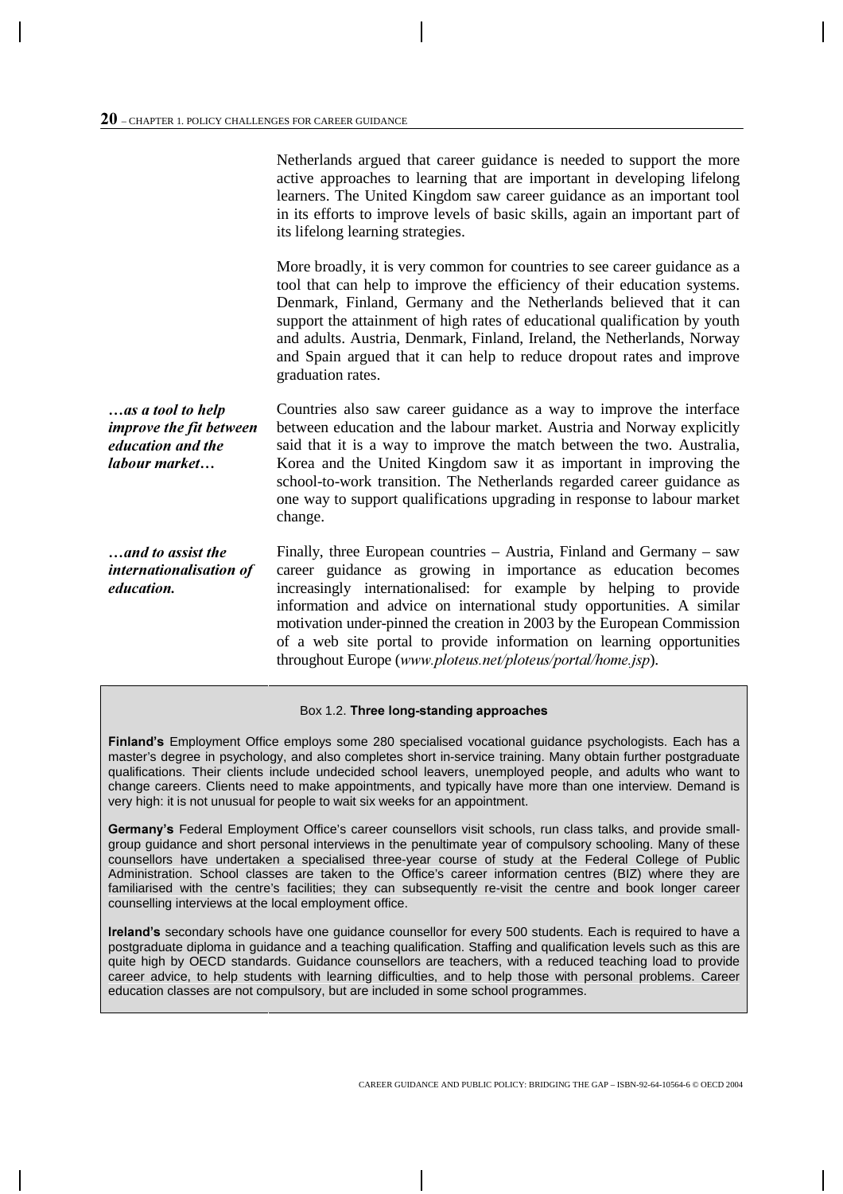Netherlands argued that career guidance is needed to support the more active approaches to learning that are important in developing lifelong learners. The United Kingdom saw career guidance as an important tool in its efforts to improve levels of basic skills, again an important part of its lifelong learning strategies.

More broadly, it is very common for countries to see career guidance as a tool that can help to improve the efficiency of their education systems. Denmark, Finland, Germany and the Netherlands believed that it can support the attainment of high rates of educational qualification by youth and adults. Austria, Denmark, Finland, Ireland, the Netherlands, Norway and Spain argued that it can help to reduce dropout rates and improve graduation rates.

***…as a tool to help improve the fit between education and the labour market…***

Countries also saw career guidance as a way to improve the interface between education and the labour market. Austria and Norway explicitly said that it is a way to improve the match between the two. Australia, Korea and the United Kingdom saw it as important in improving the school-to-work transition. The Netherlands regarded career guidance as one way to support qualifications upgrading in response to labour market change.

***…and to assist the internationalisation of education.***

Finally, three European countries – Austria, Finland and Germany – saw career guidance as growing in importance as education becomes increasingly internationalised: for example by helping to provide information and advice on international study opportunities. A similar motivation under-pinned the creation in 2003 by the European Commission of a web site portal to provide information on learning opportunities throughout Europe (*www.ploteus.net/ploteus/portal/home.jsp*).

> Box 1.2. **Three long-standing approaches**
>
> **Finland's** Employment Office employs some 280 specialised vocational guidance psychologists. Each has a master's degree in psychology, and also completes short in-service training. Many obtain further postgraduate qualifications. Their clients include undecided school leavers, unemployed people, and adults who want to change careers. Clients need to make appointments, and typically have more than one interview. Demand is very high: it is not unusual for people to wait six weeks for an appointment.
>
> **Germany's** Federal Employment Office's career counsellors visit schools, run class talks, and provide small-group guidance and short personal interviews in the penultimate year of compulsory schooling. Many of these counsellors have undertaken a specialised three-year course of study at the Federal College of Public Administration. School classes are taken to the Office's career information centres (BIZ) where they are familiarised with the centre's facilities; they can subsequently re-visit the centre and book longer career counselling interviews at the local employment office.
>
> **Ireland's** secondary schools have one guidance counsellor for every 500 students. Each is required to have a postgraduate diploma in guidance and a teaching qualification. Staffing and qualification levels such as this are quite high by OECD standards. Guidance counsellors are teachers, with a reduced teaching load to provide career advice, to help students with learning difficulties, and to help those with personal problems. Career education classes are not compulsory, but are included in some school programmes.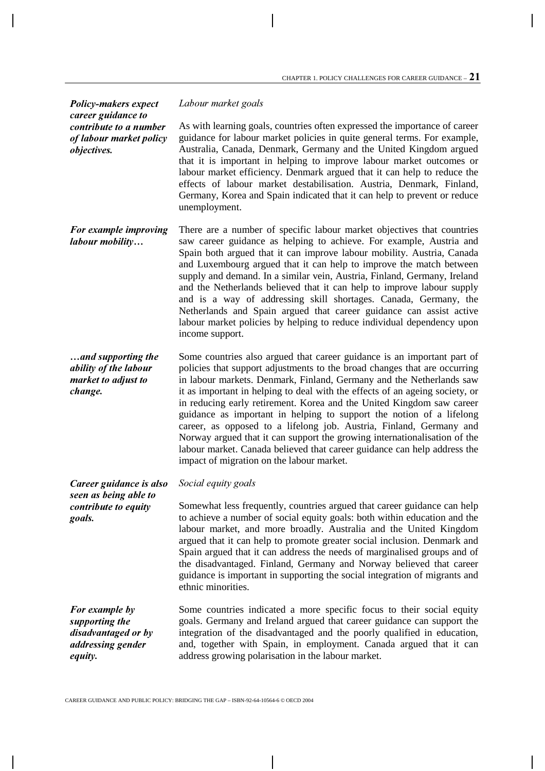*Labour market goals*

***Policy-makers expect career guidance to contribute to a number of labour market policy objectives.***

As with learning goals, countries often expressed the importance of career guidance for labour market policies in quite general terms. For example, Australia, Canada, Denmark, Germany and the United Kingdom argued that it is important in helping to improve labour market outcomes or labour market efficiency. Denmark argued that it can help to reduce the effects of labour market destabilisation. Austria, Denmark, Finland, Germany, Korea and Spain indicated that it can help to prevent or reduce unemployment.

***For example improving labour mobility…***

There are a number of specific labour market objectives that countries saw career guidance as helping to achieve. For example, Austria and Spain both argued that it can improve labour mobility. Austria, Canada and Luxembourg argued that it can help to improve the match between supply and demand. In a similar vein, Austria, Finland, Germany, Ireland and the Netherlands believed that it can help to improve labour supply and is a way of addressing skill shortages. Canada, Germany, the Netherlands and Spain argued that career guidance can assist active labour market policies by helping to reduce individual dependency upon income support.

***…and supporting the ability of the labour market to adjust to change.***

Some countries also argued that career guidance is an important part of policies that support adjustments to the broad changes that are occurring in labour markets. Denmark, Finland, Germany and the Netherlands saw it as important in helping to deal with the effects of an ageing society, or in reducing early retirement. Korea and the United Kingdom saw career guidance as important in helping to support the notion of a lifelong career, as opposed to a lifelong job. Austria, Finland, Germany and Norway argued that it can support the growing internationalisation of the labour market. Canada believed that career guidance can help address the impact of migration on the labour market.

*Social equity goals*

***Career guidance is also seen as being able to contribute to equity goals.***

Somewhat less frequently, countries argued that career guidance can help to achieve a number of social equity goals: both within education and the labour market, and more broadly. Australia and the United Kingdom argued that it can help to promote greater social inclusion. Denmark and Spain argued that it can address the needs of marginalised groups and of the disadvantaged. Finland, Germany and Norway believed that career guidance is important in supporting the social integration of migrants and ethnic minorities.

***For example by supporting the disadvantaged or by addressing gender equity.***

Some countries indicated a more specific focus to their social equity goals. Germany and Ireland argued that career guidance can support the integration of the disadvantaged and the poorly qualified in education, and, together with Spain, in employment. Canada argued that it can address growing polarisation in the labour market.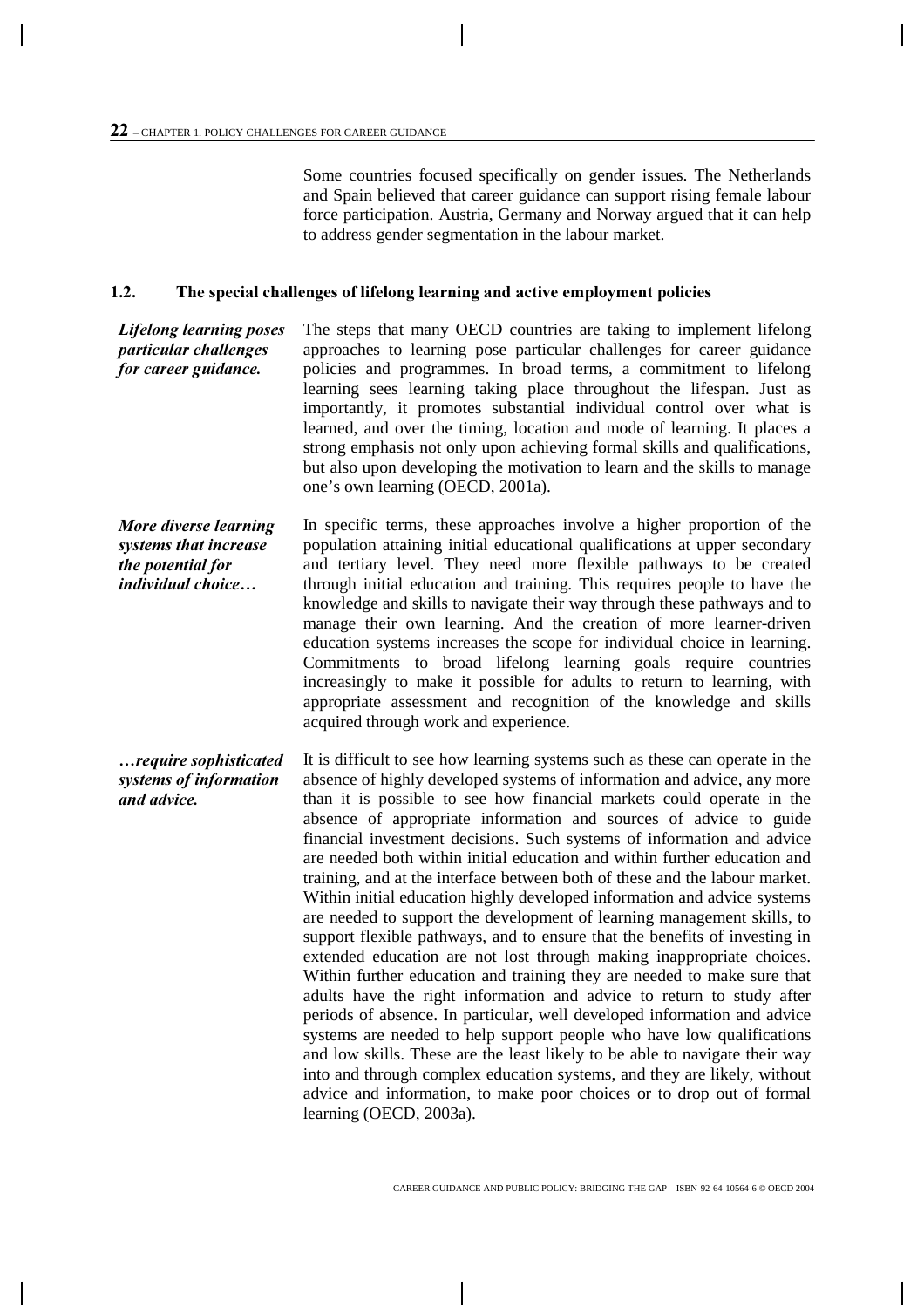Some countries focused specifically on gender issues. The Netherlands and Spain believed that career guidance can support rising female labour force participation. Austria, Germany and Norway argued that it can help to address gender segmentation in the labour market.

## 1.2. The special challenges of lifelong learning and active employment policies

***Lifelong learning poses particular challenges for career guidance.***

The steps that many OECD countries are taking to implement lifelong approaches to learning pose particular challenges for career guidance policies and programmes. In broad terms, a commitment to lifelong learning sees learning taking place throughout the lifespan. Just as importantly, it promotes substantial individual control over what is learned, and over the timing, location and mode of learning. It places a strong emphasis not only upon achieving formal skills and qualifications, but also upon developing the motivation to learn and the skills to manage one's own learning (OECD, 2001a).

***More diverse learning systems that increase the potential for individual choice…***

In specific terms, these approaches involve a higher proportion of the population attaining initial educational qualifications at upper secondary and tertiary level. They need more flexible pathways to be created through initial education and training. This requires people to have the knowledge and skills to navigate their way through these pathways and to manage their own learning. And the creation of more learner-driven education systems increases the scope for individual choice in learning. Commitments to broad lifelong learning goals require countries increasingly to make it possible for adults to return to learning, with appropriate assessment and recognition of the knowledge and skills acquired through work and experience.

***…require sophisticated systems of information and advice.***

It is difficult to see how learning systems such as these can operate in the absence of highly developed systems of information and advice, any more than it is possible to see how financial markets could operate in the absence of appropriate information and sources of advice to guide financial investment decisions. Such systems of information and advice are needed both within initial education and within further education and training, and at the interface between both of these and the labour market. Within initial education highly developed information and advice systems are needed to support the development of learning management skills, to support flexible pathways, and to ensure that the benefits of investing in extended education are not lost through making inappropriate choices. Within further education and training they are needed to make sure that adults have the right information and advice to return to study after periods of absence. In particular, well developed information and advice systems are needed to help support people who have low qualifications and low skills. These are the least likely to be able to navigate their way into and through complex education systems, and they are likely, without advice and information, to make poor choices or to drop out of formal learning (OECD, 2003a).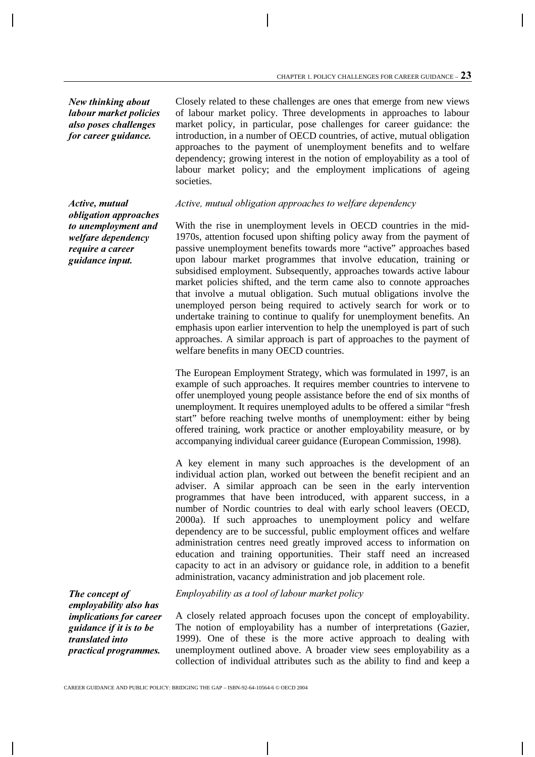*New thinking about labour market policies also poses challenges for career guidance.*

Closely related to these challenges are ones that emerge from new views of labour market policy. Three developments in approaches to labour market policy, in particular, pose challenges for career guidance: the introduction, in a number of OECD countries, of active, mutual obligation approaches to the payment of unemployment benefits and to welfare dependency; growing interest in the notion of employability as a tool of labour market policy; and the employment implications of ageing societies.

*Active, mutual obligation approaches to unemployment and welfare dependency require a career guidance input.*

### *Active, mutual obligation approaches to welfare dependency*

With the rise in unemployment levels in OECD countries in the mid-1970s, attention focused upon shifting policy away from the payment of passive unemployment benefits towards more "active" approaches based upon labour market programmes that involve education, training or subsidised employment. Subsequently, approaches towards active labour market policies shifted, and the term came also to connote approaches that involve a mutual obligation. Such mutual obligations involve the unemployed person being required to actively search for work or to undertake training to continue to qualify for unemployment benefits. An emphasis upon earlier intervention to help the unemployed is part of such approaches. A similar approach is part of approaches to the payment of welfare benefits in many OECD countries.

The European Employment Strategy, which was formulated in 1997, is an example of such approaches. It requires member countries to intervene to offer unemployed young people assistance before the end of six months of unemployment. It requires unemployed adults to be offered a similar "fresh start" before reaching twelve months of unemployment: either by being offered training, work practice or another employability measure, or by accompanying individual career guidance (European Commission, 1998).

A key element in many such approaches is the development of an individual action plan, worked out between the benefit recipient and an adviser. A similar approach can be seen in the early intervention programmes that have been introduced, with apparent success, in a number of Nordic countries to deal with early school leavers (OECD, 2000a). If such approaches to unemployment policy and welfare dependency are to be successful, public employment offices and welfare administration centres need greatly improved access to information on education and training opportunities. Their staff need an increased capacity to act in an advisory or guidance role, in addition to a benefit administration, vacancy administration and job placement role.

*The concept of employability also has implications for career guidance if it is to be translated into practical programmes.*

### *Employability as a tool of labour market policy*

A closely related approach focuses upon the concept of employability. The notion of employability has a number of interpretations (Gazier, 1999). One of these is the more active approach to dealing with unemployment outlined above. A broader view sees employability as a collection of individual attributes such as the ability to find and keep a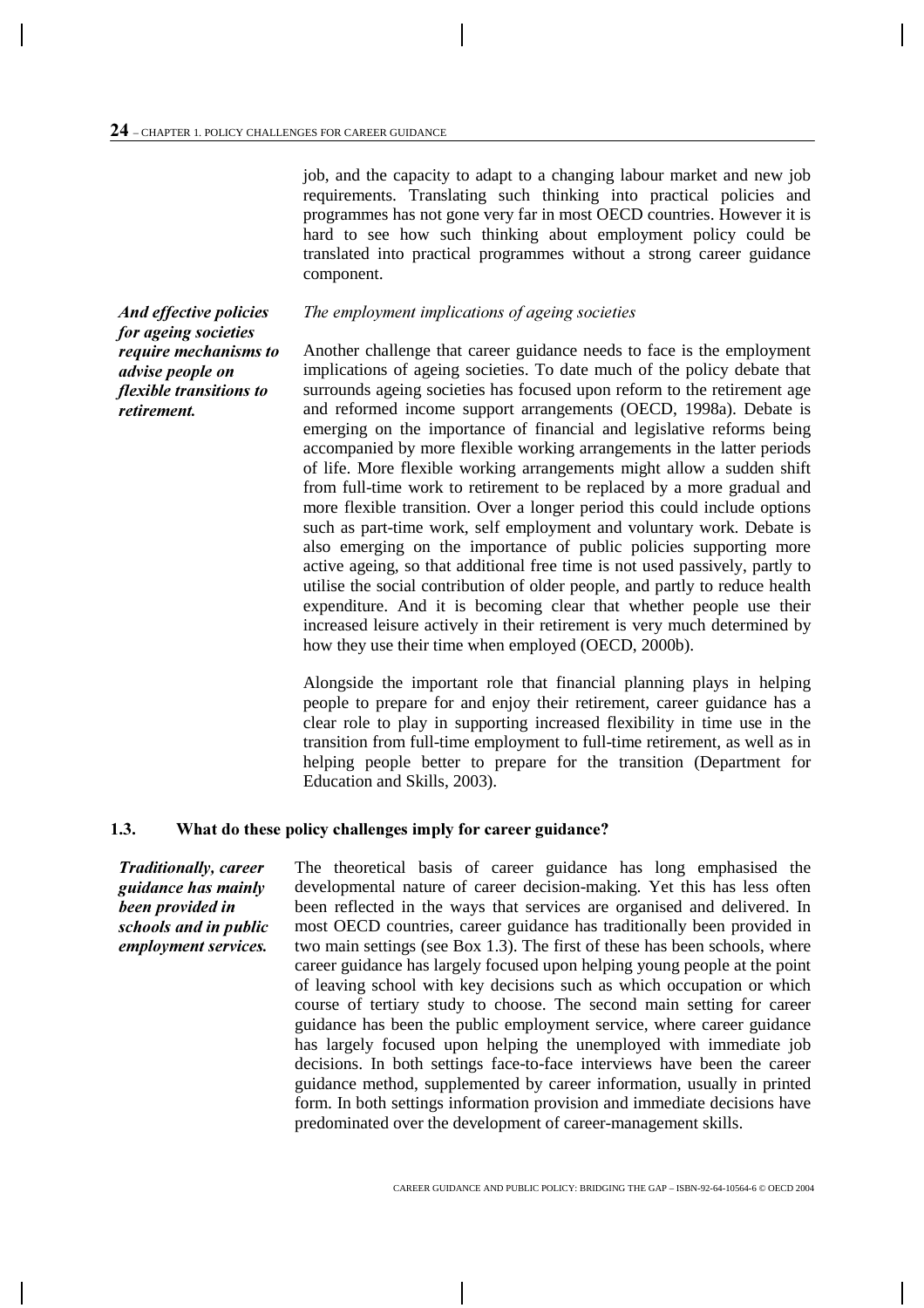job, and the capacity to adapt to a changing labour market and new job requirements. Translating such thinking into practical policies and programmes has not gone very far in most OECD countries. However it is hard to see how such thinking about employment policy could be translated into practical programmes without a strong career guidance component.

***And effective policies for ageing societies require mechanisms to advise people on flexible transitions to retirement.***

*The employment implications of ageing societies*

Another challenge that career guidance needs to face is the employment implications of ageing societies. To date much of the policy debate that surrounds ageing societies has focused upon reform to the retirement age and reformed income support arrangements (OECD, 1998a). Debate is emerging on the importance of financial and legislative reforms being accompanied by more flexible working arrangements in the latter periods of life. More flexible working arrangements might allow a sudden shift from full-time work to retirement to be replaced by a more gradual and more flexible transition. Over a longer period this could include options such as part-time work, self employment and voluntary work. Debate is also emerging on the importance of public policies supporting more active ageing, so that additional free time is not used passively, partly to utilise the social contribution of older people, and partly to reduce health expenditure. And it is becoming clear that whether people use their increased leisure actively in their retirement is very much determined by how they use their time when employed (OECD, 2000b).

Alongside the important role that financial planning plays in helping people to prepare for and enjoy their retirement, career guidance has a clear role to play in supporting increased flexibility in time use in the transition from full-time employment to full-time retirement, as well as in helping people better to prepare for the transition (Department for Education and Skills, 2003).

## 1.3. What do these policy challenges imply for career guidance?

***Traditionally, career guidance has mainly been provided in schools and in public employment services.***

The theoretical basis of career guidance has long emphasised the developmental nature of career decision-making. Yet this has less often been reflected in the ways that services are organised and delivered. In most OECD countries, career guidance has traditionally been provided in two main settings (see Box 1.3). The first of these has been schools, where career guidance has largely focused upon helping young people at the point of leaving school with key decisions such as which occupation or which course of tertiary study to choose. The second main setting for career guidance has been the public employment service, where career guidance has largely focused upon helping the unemployed with immediate job decisions. In both settings face-to-face interviews have been the career guidance method, supplemented by career information, usually in printed form. In both settings information provision and immediate decisions have predominated over the development of career-management skills.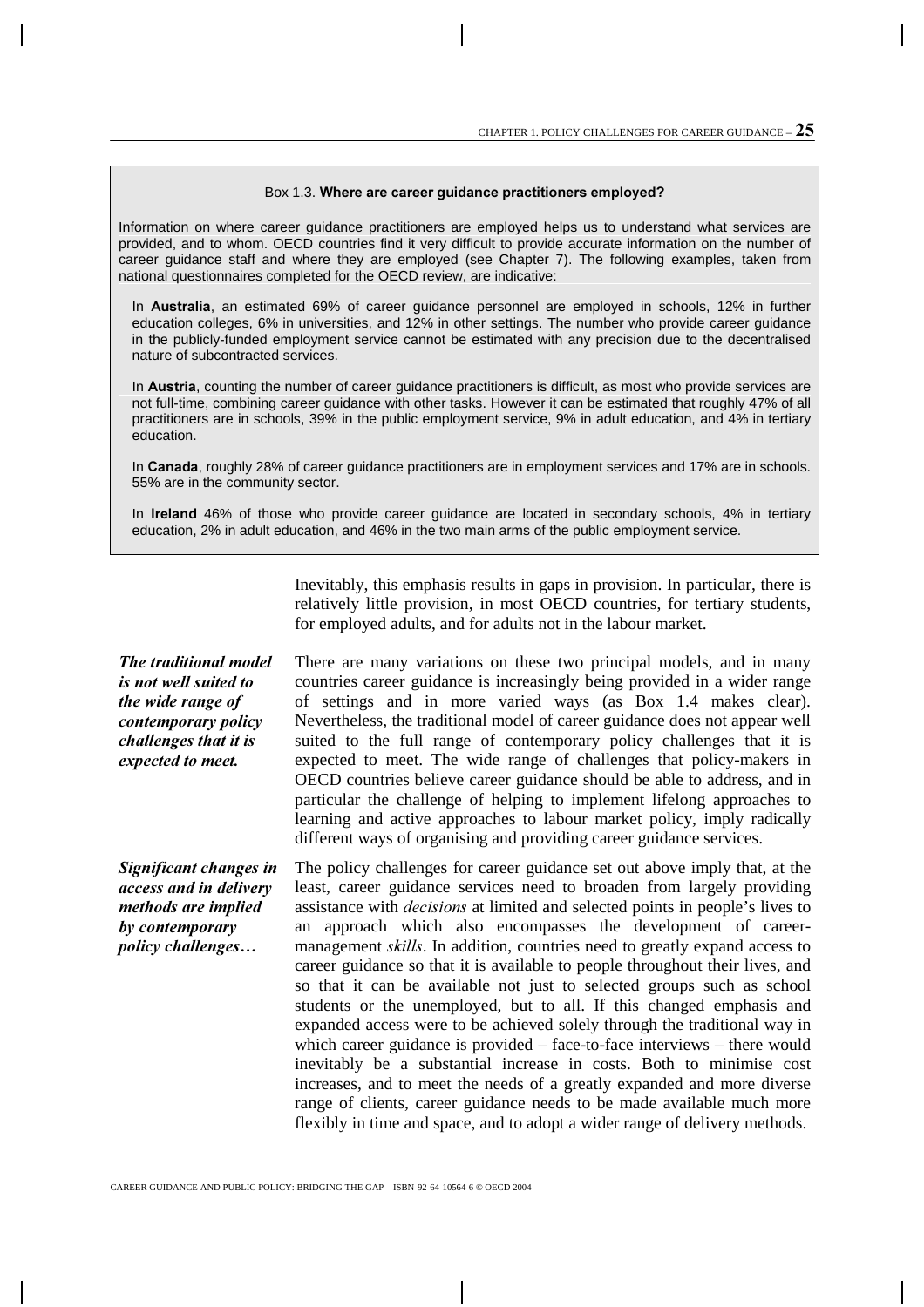**Box 1.3. Where are career guidance practitioners employed?**

Information on where career guidance practitioners are employed helps us to understand what services are provided, and to whom. OECD countries find it very difficult to provide accurate information on the number of career guidance staff and where they are employed (see Chapter 7). The following examples, taken from national questionnaires completed for the OECD review, are indicative:

In **Australia**, an estimated 69% of career guidance personnel are employed in schools, 12% in further education colleges, 6% in universities, and 12% in other settings. The number who provide career guidance in the publicly-funded employment service cannot be estimated with any precision due to the decentralised nature of subcontracted services.

In **Austria**, counting the number of career guidance practitioners is difficult, as most who provide services are not full-time, combining career guidance with other tasks. However it can be estimated that roughly 47% of all practitioners are in schools, 39% in the public employment service, 9% in adult education, and 4% in tertiary education.

In **Canada**, roughly 28% of career guidance practitioners are in employment services and 17% are in schools. 55% are in the community sector.

In **Ireland** 46% of those who provide career guidance are located in secondary schools, 4% in tertiary education, 2% in adult education, and 46% in the two main arms of the public employment service.

Inevitably, this emphasis results in gaps in provision. In particular, there is relatively little provision, in most OECD countries, for tertiary students, for employed adults, and for adults not in the labour market.

***The traditional model is not well suited to the wide range of contemporary policy challenges that it is expected to meet.***

There are many variations on these two principal models, and in many countries career guidance is increasingly being provided in a wider range of settings and in more varied ways (as Box 1.4 makes clear). Nevertheless, the traditional model of career guidance does not appear well suited to the full range of contemporary policy challenges that it is expected to meet. The wide range of challenges that policy-makers in OECD countries believe career guidance should be able to address, and in particular the challenge of helping to implement lifelong approaches to learning and active approaches to labour market policy, imply radically different ways of organising and providing career guidance services.

***Significant changes in access and in delivery methods are implied by contemporary policy challenges…***

The policy challenges for career guidance set out above imply that, at the least, career guidance services need to broaden from largely providing assistance with *decisions* at limited and selected points in people's lives to an approach which also encompasses the development of career-management *skills*. In addition, countries need to greatly expand access to career guidance so that it is available to people throughout their lives, and so that it can be available not just to selected groups such as school students or the unemployed, but to all. If this changed emphasis and expanded access were to be achieved solely through the traditional way in which career guidance is provided – face-to-face interviews – there would inevitably be a substantial increase in costs. Both to minimise cost increases, and to meet the needs of a greatly expanded and more diverse range of clients, career guidance needs to be made available much more flexibly in time and space, and to adopt a wider range of delivery methods.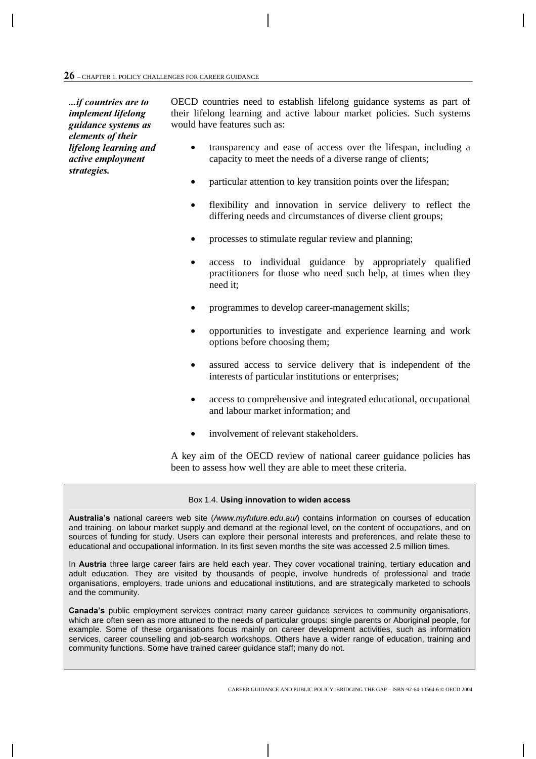*...if countries are to implement lifelong guidance systems as elements of their lifelong learning and active employment strategies.*

OECD countries need to establish lifelong guidance systems as part of their lifelong learning and active labour market policies. Such systems would have features such as:

- transparency and ease of access over the lifespan, including a capacity to meet the needs of a diverse range of clients;
- particular attention to key transition points over the lifespan;
- flexibility and innovation in service delivery to reflect the differing needs and circumstances of diverse client groups;
- processes to stimulate regular review and planning;
- access to individual guidance by appropriately qualified practitioners for those who need such help, at times when they need it;
- programmes to develop career-management skills;
- opportunities to investigate and experience learning and work options before choosing them;
- assured access to service delivery that is independent of the interests of particular institutions or enterprises;
- access to comprehensive and integrated educational, occupational and labour market information; and
- involvement of relevant stakeholders.

A key aim of the OECD review of national career guidance policies has been to assess how well they are able to meet these criteria.

### Box 1.4. **Using innovation to widen access**

**Australia's** national careers web site (*/www.myfuture.edu.au/*) contains information on courses of education and training, on labour market supply and demand at the regional level, on the content of occupations, and on sources of funding for study. Users can explore their personal interests and preferences, and relate these to educational and occupational information. In its first seven months the site was accessed 2.5 million times.

In **Austria** three large career fairs are held each year. They cover vocational training, tertiary education and adult education. They are visited by thousands of people, involve hundreds of professional and trade organisations, employers, trade unions and educational institutions, and are strategically marketed to schools and the community.

**Canada's** public employment services contract many career guidance services to community organisations, which are often seen as more attuned to the needs of particular groups: single parents or Aboriginal people, for example. Some of these organisations focus mainly on career development activities, such as information services, career counselling and job-search workshops. Others have a wider range of education, training and community functions. Some have trained career guidance staff; many do not.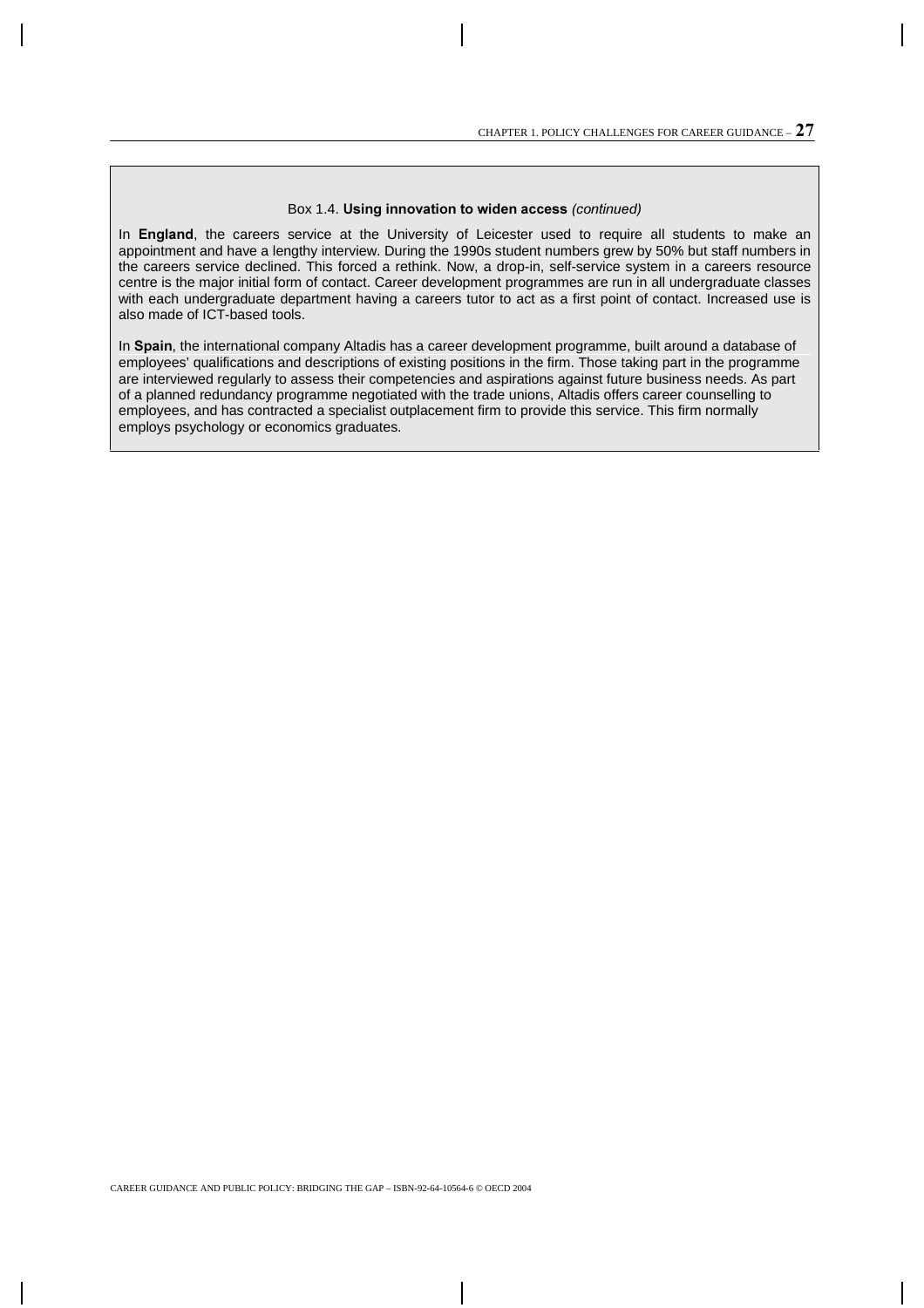Box 1.4. **Using innovation to widen access** *(continued)*

In **England**, the careers service at the University of Leicester used to require all students to make an appointment and have a lengthy interview. During the 1990s student numbers grew by 50% but staff numbers in the careers service declined. This forced a rethink. Now, a drop-in, self-service system in a careers resource centre is the major initial form of contact. Career development programmes are run in all undergraduate classes with each undergraduate department having a careers tutor to act as a first point of contact. Increased use is also made of ICT-based tools.

In **Spain**, the international company Altadis has a career development programme, built around a database of employees' qualifications and descriptions of existing positions in the firm. Those taking part in the programme are interviewed regularly to assess their competencies and aspirations against future business needs. As part of a planned redundancy programme negotiated with the trade unions, Altadis offers career counselling to employees, and has contracted a specialist outplacement firm to provide this service. This firm normally employs psychology or economics graduates.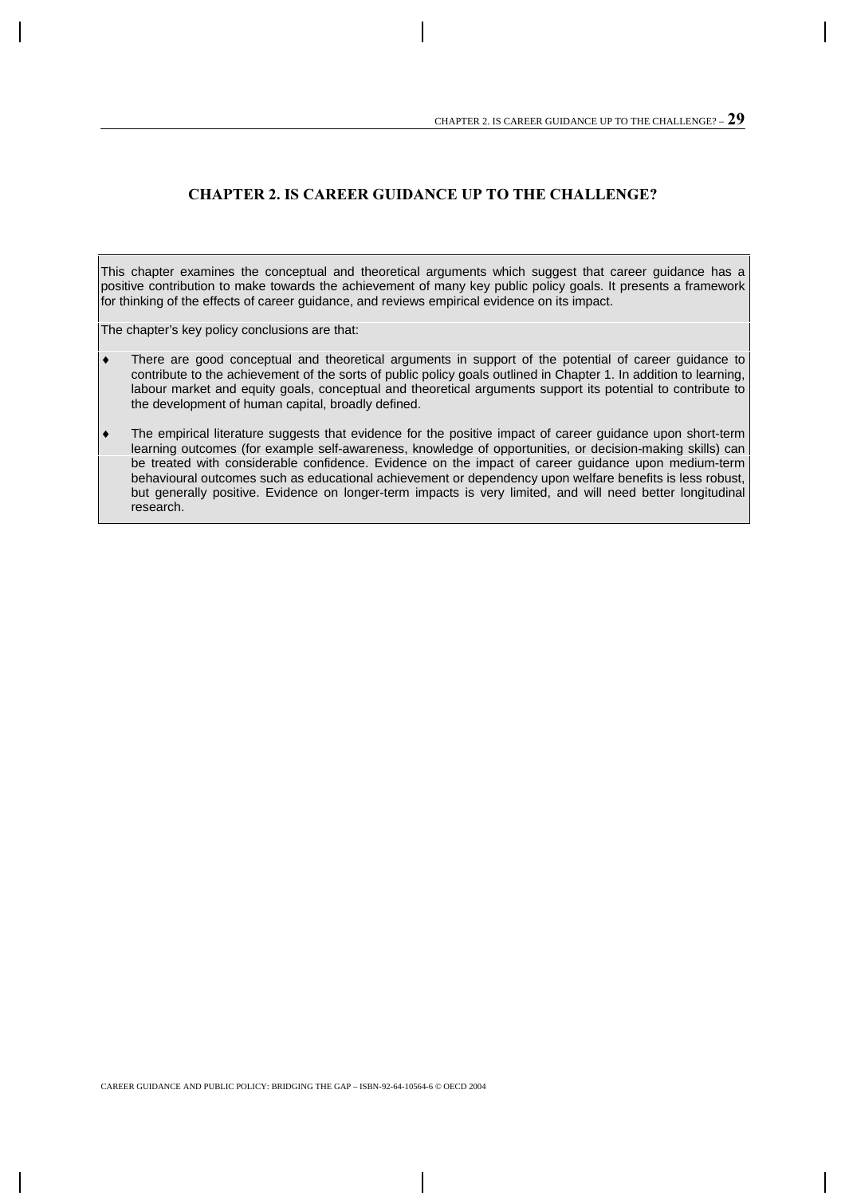# CHAPTER 2. IS CAREER GUIDANCE UP TO THE CHALLENGE?

This chapter examines the conceptual and theoretical arguments which suggest that career guidance has a positive contribution to make towards the achievement of many key public policy goals. It presents a framework for thinking of the effects of career guidance, and reviews empirical evidence on its impact.

The chapter's key policy conclusions are that:

- There are good conceptual and theoretical arguments in support of the potential of career guidance to contribute to the achievement of the sorts of public policy goals outlined in Chapter 1. In addition to learning, labour market and equity goals, conceptual and theoretical arguments support its potential to contribute to the development of human capital, broadly defined.

- The empirical literature suggests that evidence for the positive impact of career guidance upon short-term learning outcomes (for example self-awareness, knowledge of opportunities, or decision-making skills) can be treated with considerable confidence. Evidence on the impact of career guidance upon medium-term behavioural outcomes such as educational achievement or dependency upon welfare benefits is less robust, but generally positive. Evidence on longer-term impacts is very limited, and will need better longitudinal research.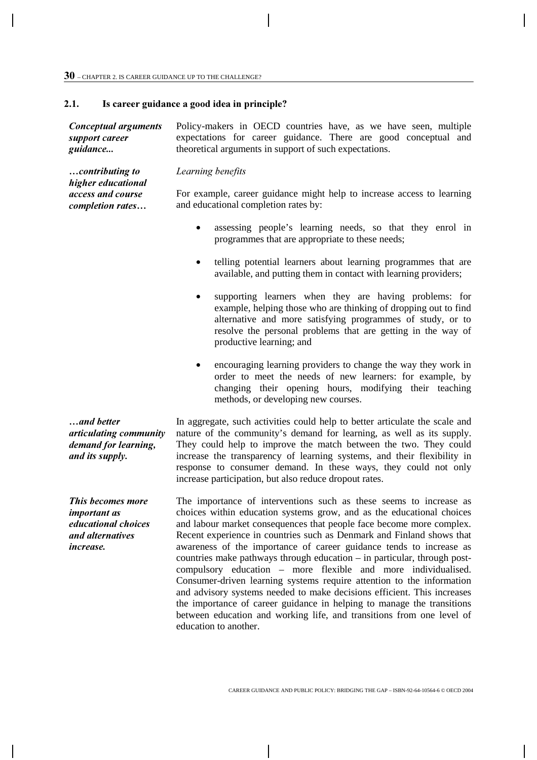## 2.1. Is career guidance a good idea in principle?

***Conceptual arguments support career guidance...***

Policy-makers in OECD countries have, as we have seen, multiple expectations for career guidance. There are good conceptual and theoretical arguments in support of such expectations.

***…contributing to higher educational access and course completion rates…***

*Learning benefits*

For example, career guidance might help to increase access to learning and educational completion rates by:

- assessing people's learning needs, so that they enrol in programmes that are appropriate to these needs;
- telling potential learners about learning programmes that are available, and putting them in contact with learning providers;
- supporting learners when they are having problems: for example, helping those who are thinking of dropping out to find alternative and more satisfying programmes of study, or to resolve the personal problems that are getting in the way of productive learning; and
- encouraging learning providers to change the way they work in order to meet the needs of new learners: for example, by changing their opening hours, modifying their teaching methods, or developing new courses.

***…and better articulating community demand for learning, and its supply.***

In aggregate, such activities could help to better articulate the scale and nature of the community's demand for learning, as well as its supply. They could help to improve the match between the two. They could increase the transparency of learning systems, and their flexibility in response to consumer demand. In these ways, they could not only increase participation, but also reduce dropout rates.

***This becomes more important as educational choices and alternatives increase.***

The importance of interventions such as these seems to increase as choices within education systems grow, and as the educational choices and labour market consequences that people face become more complex. Recent experience in countries such as Denmark and Finland shows that awareness of the importance of career guidance tends to increase as countries make pathways through education – in particular, through post-compulsory education – more flexible and more individualised. Consumer-driven learning systems require attention to the information and advisory systems needed to make decisions efficient. This increases the importance of career guidance in helping to manage the transitions between education and working life, and transitions from one level of education to another.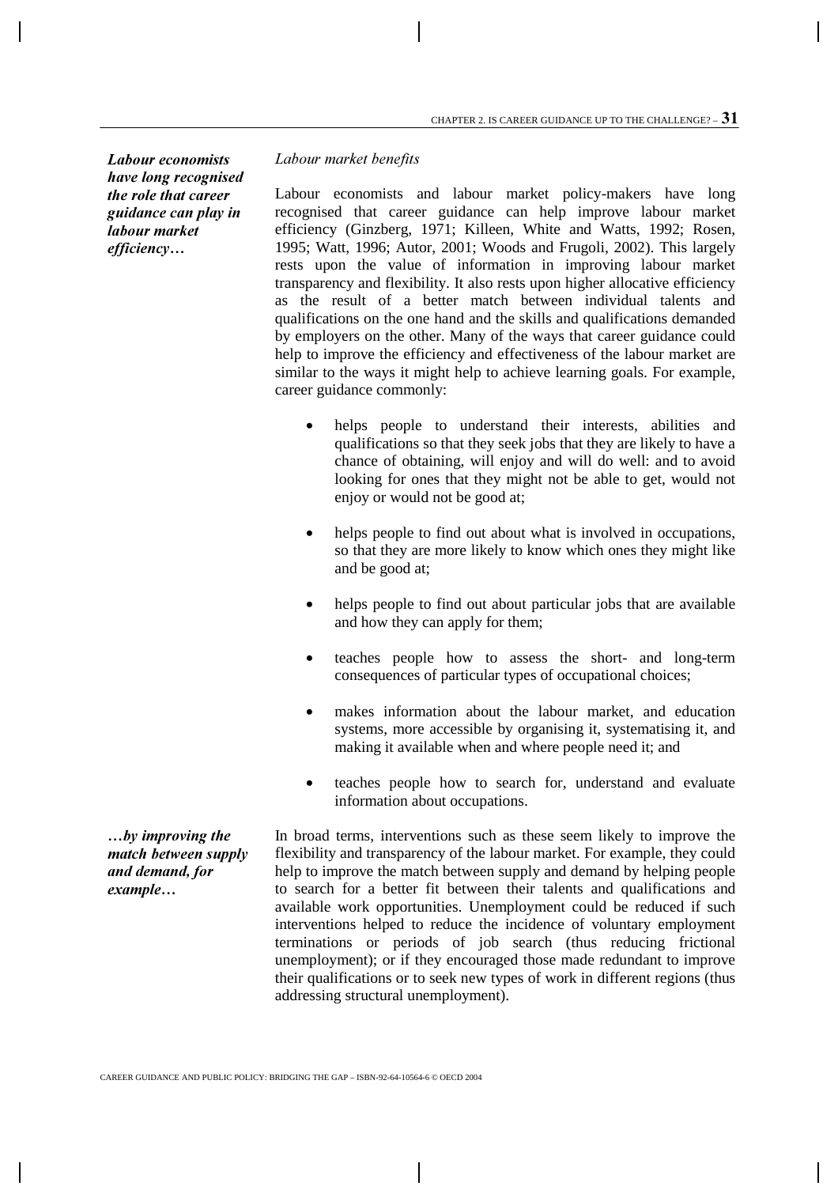*Labour market benefits*

***Labour economists have long recognised the role that career guidance can play in labour market efficiency…***

Labour economists and labour market policy-makers have long recognised that career guidance can help improve labour market efficiency (Ginzberg, 1971; Killeen, White and Watts, 1992; Rosen, 1995; Watt, 1996; Autor, 2001; Woods and Frugoli, 2002). This largely rests upon the value of information in improving labour market transparency and flexibility. It also rests upon higher allocative efficiency as the result of a better match between individual talents and qualifications on the one hand and the skills and qualifications demanded by employers on the other. Many of the ways that career guidance could help to improve the efficiency and effectiveness of the labour market are similar to the ways it might help to achieve learning goals. For example, career guidance commonly:

- helps people to understand their interests, abilities and qualifications so that they seek jobs that they are likely to have a chance of obtaining, will enjoy and will do well: and to avoid looking for ones that they might not be able to get, would not enjoy or would not be good at;
- helps people to find out about what is involved in occupations, so that they are more likely to know which ones they might like and be good at;
- helps people to find out about particular jobs that are available and how they can apply for them;
- teaches people how to assess the short- and long-term consequences of particular types of occupational choices;
- makes information about the labour market, and education systems, more accessible by organising it, systematising it, and making it available when and where people need it; and
- teaches people how to search for, understand and evaluate information about occupations.

***…by improving the match between supply and demand, for example…***

In broad terms, interventions such as these seem likely to improve the flexibility and transparency of the labour market. For example, they could help to improve the match between supply and demand by helping people to search for a better fit between their talents and qualifications and available work opportunities. Unemployment could be reduced if such interventions helped to reduce the incidence of voluntary employment terminations or periods of job search (thus reducing frictional unemployment); or if they encouraged those made redundant to improve their qualifications or to seek new types of work in different regions (thus addressing structural unemployment).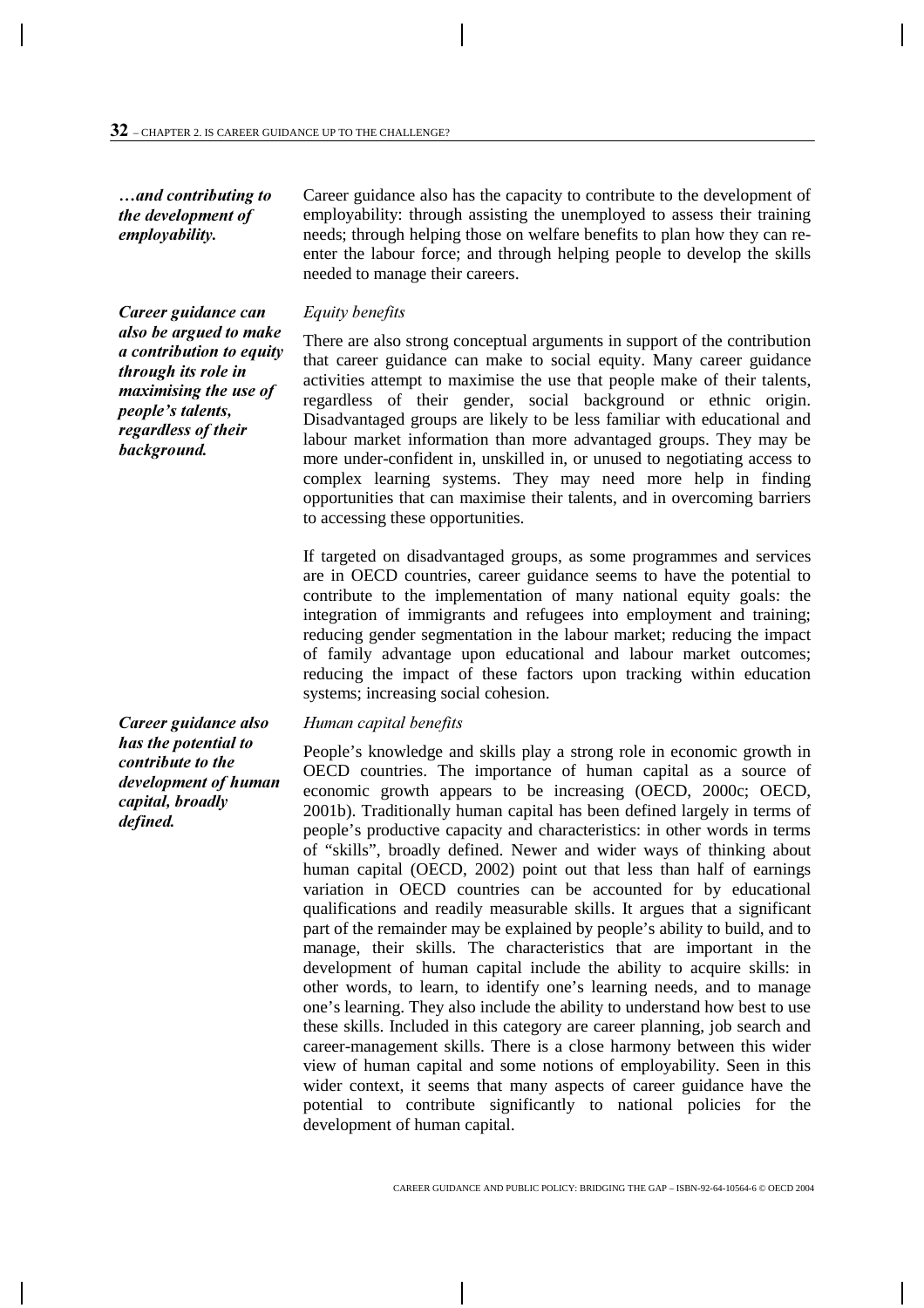***…and contributing to the development of employability.***

Career guidance also has the capacity to contribute to the development of employability: through assisting the unemployed to assess their training needs; through helping those on welfare benefits to plan how they can re-enter the labour force; and through helping people to develop the skills needed to manage their careers.

***Career guidance can also be argued to make a contribution to equity through its role in maximising the use of people's talents, regardless of their background.***

*Equity benefits*

There are also strong conceptual arguments in support of the contribution that career guidance can make to social equity. Many career guidance activities attempt to maximise the use that people make of their talents, regardless of their gender, social background or ethnic origin. Disadvantaged groups are likely to be less familiar with educational and labour market information than more advantaged groups. They may be more under-confident in, unskilled in, or unused to negotiating access to complex learning systems. They may need more help in finding opportunities that can maximise their talents, and in overcoming barriers to accessing these opportunities.

If targeted on disadvantaged groups, as some programmes and services are in OECD countries, career guidance seems to have the potential to contribute to the implementation of many national equity goals: the integration of immigrants and refugees into employment and training; reducing gender segmentation in the labour market; reducing the impact of family advantage upon educational and labour market outcomes; reducing the impact of these factors upon tracking within education systems; increasing social cohesion.

***Career guidance also has the potential to contribute to the development of human capital, broadly defined.***

*Human capital benefits*

People's knowledge and skills play a strong role in economic growth in OECD countries. The importance of human capital as a source of economic growth appears to be increasing (OECD, 2000c; OECD, 2001b). Traditionally human capital has been defined largely in terms of people's productive capacity and characteristics: in other words in terms of "skills", broadly defined. Newer and wider ways of thinking about human capital (OECD, 2002) point out that less than half of earnings variation in OECD countries can be accounted for by educational qualifications and readily measurable skills. It argues that a significant part of the remainder may be explained by people's ability to build, and to manage, their skills. The characteristics that are important in the development of human capital include the ability to acquire skills: in other words, to learn, to identify one's learning needs, and to manage one's learning. They also include the ability to understand how best to use these skills. Included in this category are career planning, job search and career-management skills. There is a close harmony between this wider view of human capital and some notions of employability. Seen in this wider context, it seems that many aspects of career guidance have the potential to contribute significantly to national policies for the development of human capital.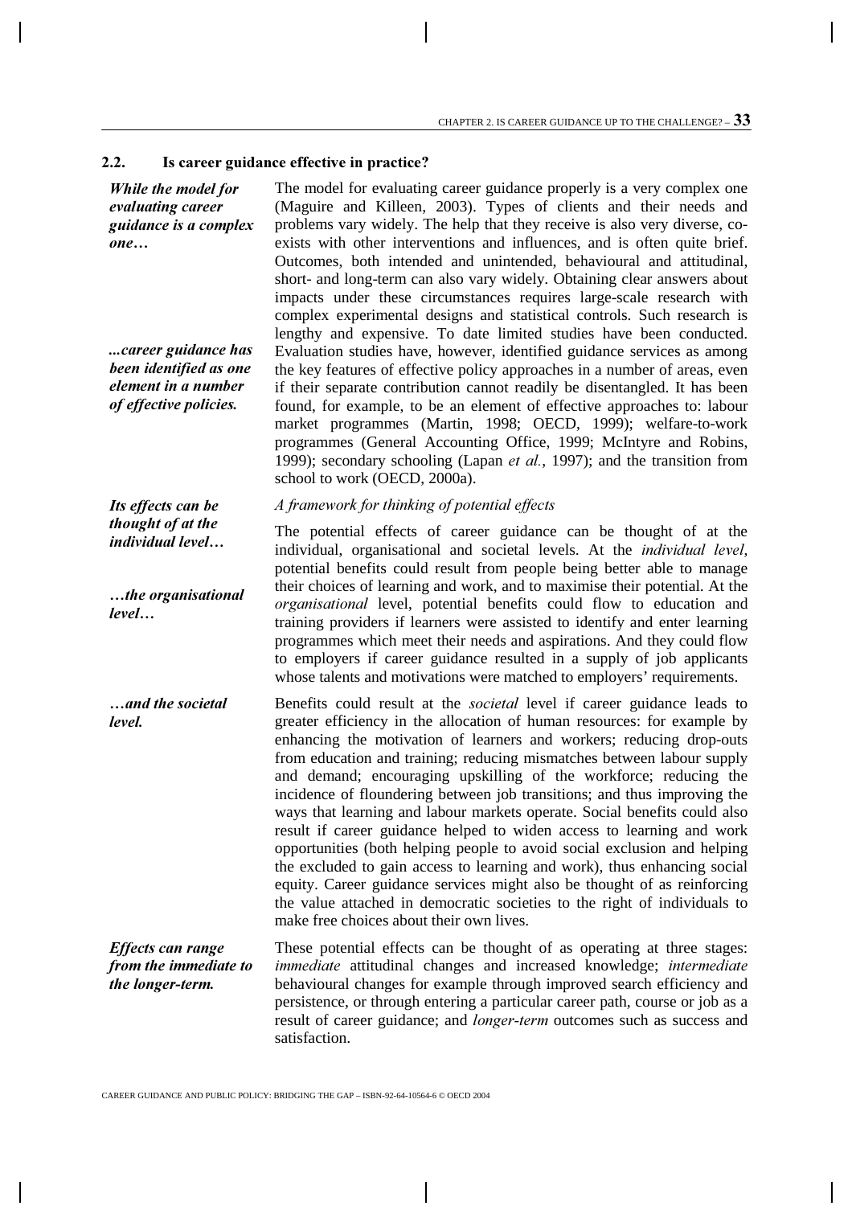## 2.2. Is career guidance effective in practice?

***While the model for evaluating career guidance is a complex one…***

The model for evaluating career guidance properly is a very complex one (Maguire and Killeen, 2003). Types of clients and their needs and problems vary widely. The help that they receive is also very diverse, co-exists with other interventions and influences, and is often quite brief. Outcomes, both intended and unintended, behavioural and attitudinal, short- and long-term can also vary widely. Obtaining clear answers about impacts under these circumstances requires large-scale research with complex experimental designs and statistical controls. Such research is lengthy and expensive. To date limited studies have been conducted.

***...career guidance has been identified as one element in a number of effective policies.***

Evaluation studies have, however, identified guidance services as among the key features of effective policy approaches in a number of areas, even if their separate contribution cannot readily be disentangled. It has been found, for example, to be an element of effective approaches to: labour market programmes (Martin, 1998; OECD, 1999); welfare-to-work programmes (General Accounting Office, 1999; McIntyre and Robins, 1999); secondary schooling (Lapan *et al.*, 1997); and the transition from school to work (OECD, 2000a).

*A framework for thinking of potential effects*

***Its effects can be thought of at the individual level…***

The potential effects of career guidance can be thought of at the individual, organisational and societal levels. At the *individual level*, potential benefits could result from people being better able to manage their choices of learning and work, and to maximise their potential.

***…the organisational level…***

At the *organisational* level, potential benefits could flow to education and training providers if learners were assisted to identify and enter learning programmes which meet their needs and aspirations. And they could flow to employers if career guidance resulted in a supply of job applicants whose talents and motivations were matched to employers' requirements.

***…and the societal level.***

Benefits could result at the *societal* level if career guidance leads to greater efficiency in the allocation of human resources: for example by enhancing the motivation of learners and workers; reducing drop-outs from education and training; reducing mismatches between labour supply and demand; encouraging upskilling of the workforce; reducing the incidence of floundering between job transitions; and thus improving the ways that learning and labour markets operate. Social benefits could also result if career guidance helped to widen access to learning and work opportunities (both helping people to avoid social exclusion and helping the excluded to gain access to learning and work), thus enhancing social equity. Career guidance services might also be thought of as reinforcing the value attached in democratic societies to the right of individuals to make free choices about their own lives.

***Effects can range from the immediate to the longer-term.***

These potential effects can be thought of as operating at three stages: *immediate* attitudinal changes and increased knowledge; *intermediate* behavioural changes for example through improved search efficiency and persistence, or through entering a particular career path, course or job as a result of career guidance; and *longer-term* outcomes such as success and satisfaction.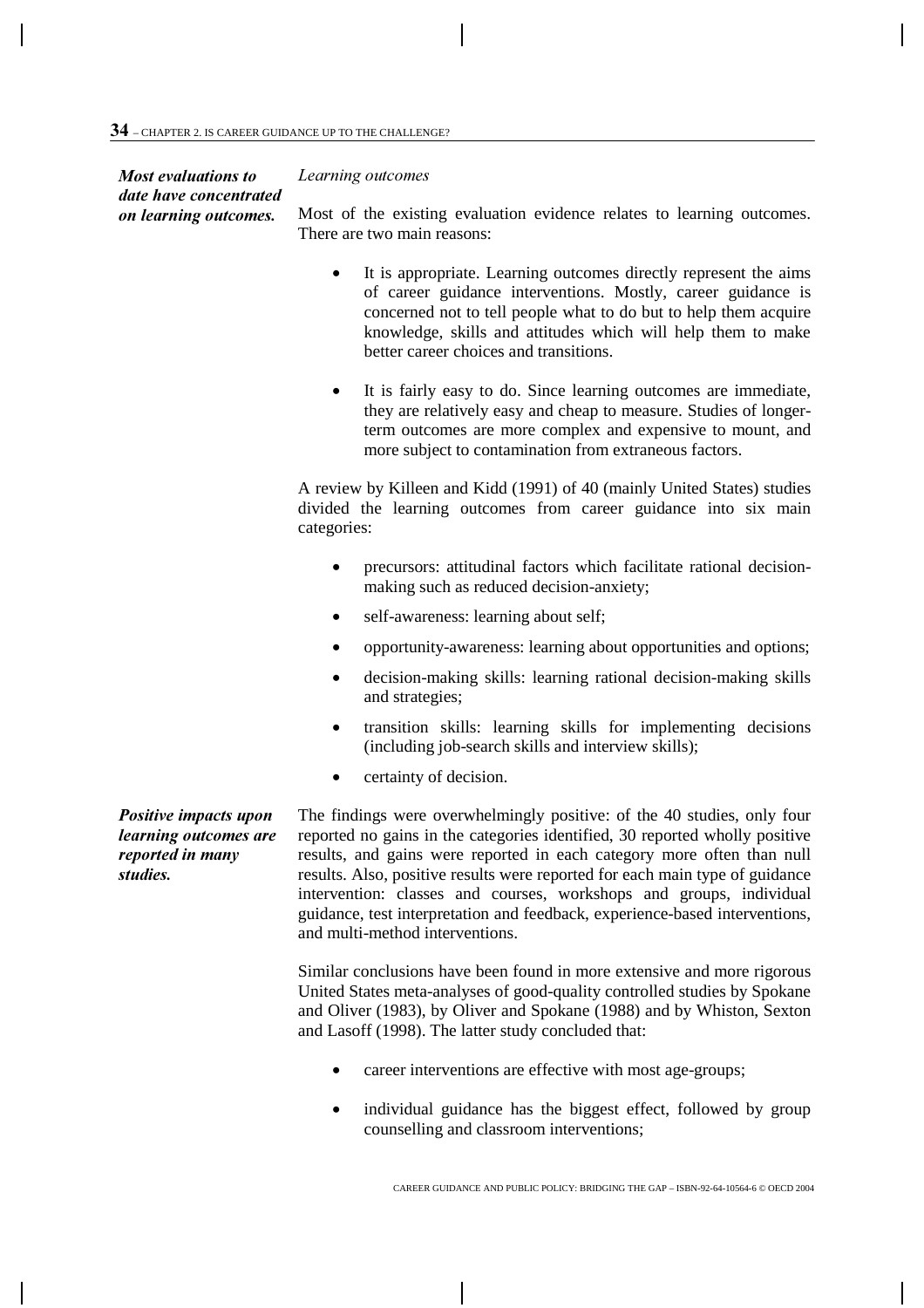*Most evaluations to date have concentrated on learning outcomes.*

*Learning outcomes*

Most of the existing evaluation evidence relates to learning outcomes. There are two main reasons:

- It is appropriate. Learning outcomes directly represent the aims of career guidance interventions. Mostly, career guidance is concerned not to tell people what to do but to help them acquire knowledge, skills and attitudes which will help them to make better career choices and transitions.

- It is fairly easy to do. Since learning outcomes are immediate, they are relatively easy and cheap to measure. Studies of longer-term outcomes are more complex and expensive to mount, and more subject to contamination from extraneous factors.

A review by Killeen and Kidd (1991) of 40 (mainly United States) studies divided the learning outcomes from career guidance into six main categories:

- precursors: attitudinal factors which facilitate rational decision-making such as reduced decision-anxiety;
- self-awareness: learning about self;
- opportunity-awareness: learning about opportunities and options;
- decision-making skills: learning rational decision-making skills and strategies;
- transition skills: learning skills for implementing decisions (including job-search skills and interview skills);
- certainty of decision.

*Positive impacts upon learning outcomes are reported in many studies.*

The findings were overwhelmingly positive: of the 40 studies, only four reported no gains in the categories identified, 30 reported wholly positive results, and gains were reported in each category more often than null results. Also, positive results were reported for each main type of guidance intervention: classes and courses, workshops and groups, individual guidance, test interpretation and feedback, experience-based interventions, and multi-method interventions.

Similar conclusions have been found in more extensive and more rigorous United States meta-analyses of good-quality controlled studies by Spokane and Oliver (1983), by Oliver and Spokane (1988) and by Whiston, Sexton and Lasoff (1998). The latter study concluded that:

- career interventions are effective with most age-groups;
- individual guidance has the biggest effect, followed by group counselling and classroom interventions;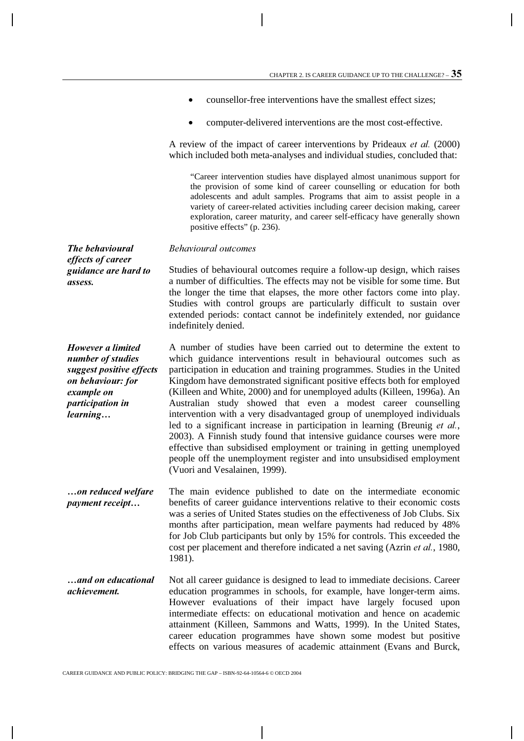- counsellor-free interventions have the smallest effect sizes;
- computer-delivered interventions are the most cost-effective.

A review of the impact of career interventions by Prideaux *et al.* (2000) which included both meta-analyses and individual studies, concluded that:

> "Career intervention studies have displayed almost unanimous support for the provision of some kind of career counselling or education for both adolescents and adult samples. Programs that aim to assist people in a variety of career-related activities including career decision making, career exploration, career maturity, and career self-efficacy have generally shown positive effects" (p. 236).

***The behavioural effects of career guidance are hard to assess.***

*Behavioural outcomes*

Studies of behavioural outcomes require a follow-up design, which raises a number of difficulties. The effects may not be visible for some time. But the longer the time that elapses, the more other factors come into play. Studies with control groups are particularly difficult to sustain over extended periods: contact cannot be indefinitely extended, nor guidance indefinitely denied.

***However a limited number of studies suggest positive effects on behaviour: for example on participation in learning…***

A number of studies have been carried out to determine the extent to which guidance interventions result in behavioural outcomes such as participation in education and training programmes. Studies in the United Kingdom have demonstrated significant positive effects both for employed (Killeen and White, 2000) and for unemployed adults (Killeen, 1996a). An Australian study showed that even a modest career counselling intervention with a very disadvantaged group of unemployed individuals led to a significant increase in participation in learning (Breunig *et al.*, 2003). A Finnish study found that intensive guidance courses were more effective than subsidised employment or training in getting unemployed people off the unemployment register and into unsubsidised employment (Vuori and Vesalainen, 1999).

***…on reduced welfare payment receipt…***

The main evidence published to date on the intermediate economic benefits of career guidance interventions relative to their economic costs was a series of United States studies on the effectiveness of Job Clubs. Six months after participation, mean welfare payments had reduced by 48% for Job Club participants but only by 15% for controls. This exceeded the cost per placement and therefore indicated a net saving (Azrin *et al.*, 1980, 1981).

***…and on educational achievement.***

Not all career guidance is designed to lead to immediate decisions. Career education programmes in schools, for example, have longer-term aims. However evaluations of their impact have largely focused upon intermediate effects: on educational motivation and hence on academic attainment (Killeen, Sammons and Watts, 1999). In the United States, career education programmes have shown some modest but positive effects on various measures of academic attainment (Evans and Burck,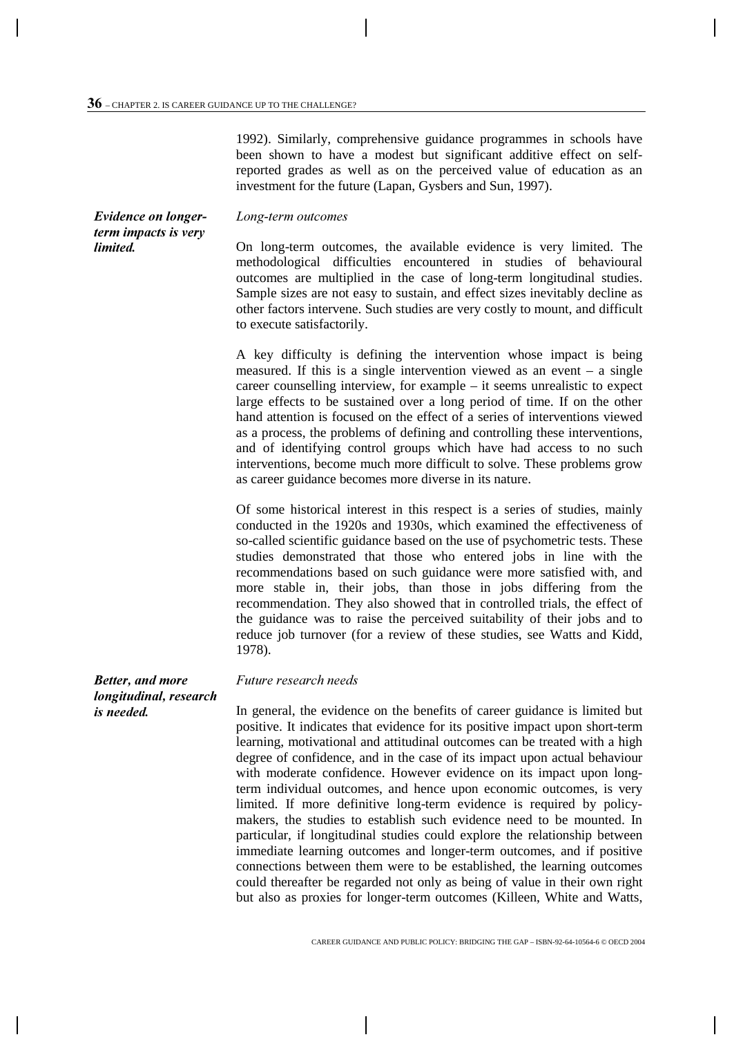1992). Similarly, comprehensive guidance programmes in schools have been shown to have a modest but significant additive effect on self-reported grades as well as on the perceived value of education as an investment for the future (Lapan, Gysbers and Sun, 1997).

***Evidence on longer-term impacts is very limited.***

*Long-term outcomes*

On long-term outcomes, the available evidence is very limited. The methodological difficulties encountered in studies of behavioural outcomes are multiplied in the case of long-term longitudinal studies. Sample sizes are not easy to sustain, and effect sizes inevitably decline as other factors intervene. Such studies are very costly to mount, and difficult to execute satisfactorily.

A key difficulty is defining the intervention whose impact is being measured. If this is a single intervention viewed as an event – a single career counselling interview, for example – it seems unrealistic to expect large effects to be sustained over a long period of time. If on the other hand attention is focused on the effect of a series of interventions viewed as a process, the problems of defining and controlling these interventions, and of identifying control groups which have had access to no such interventions, become much more difficult to solve. These problems grow as career guidance becomes more diverse in its nature.

Of some historical interest in this respect is a series of studies, mainly conducted in the 1920s and 1930s, which examined the effectiveness of so-called scientific guidance based on the use of psychometric tests. These studies demonstrated that those who entered jobs in line with the recommendations based on such guidance were more satisfied with, and more stable in, their jobs, than those in jobs differing from the recommendation. They also showed that in controlled trials, the effect of the guidance was to raise the perceived suitability of their jobs and to reduce job turnover (for a review of these studies, see Watts and Kidd, 1978).

***Better, and more longitudinal, research is needed.***

*Future research needs*

In general, the evidence on the benefits of career guidance is limited but positive. It indicates that evidence for its positive impact upon short-term learning, motivational and attitudinal outcomes can be treated with a high degree of confidence, and in the case of its impact upon actual behaviour with moderate confidence. However evidence on its impact upon long-term individual outcomes, and hence upon economic outcomes, is very limited. If more definitive long-term evidence is required by policy-makers, the studies to establish such evidence need to be mounted. In particular, if longitudinal studies could explore the relationship between immediate learning outcomes and longer-term outcomes, and if positive connections between them were to be established, the learning outcomes could thereafter be regarded not only as being of value in their own right but also as proxies for longer-term outcomes (Killeen, White and Watts,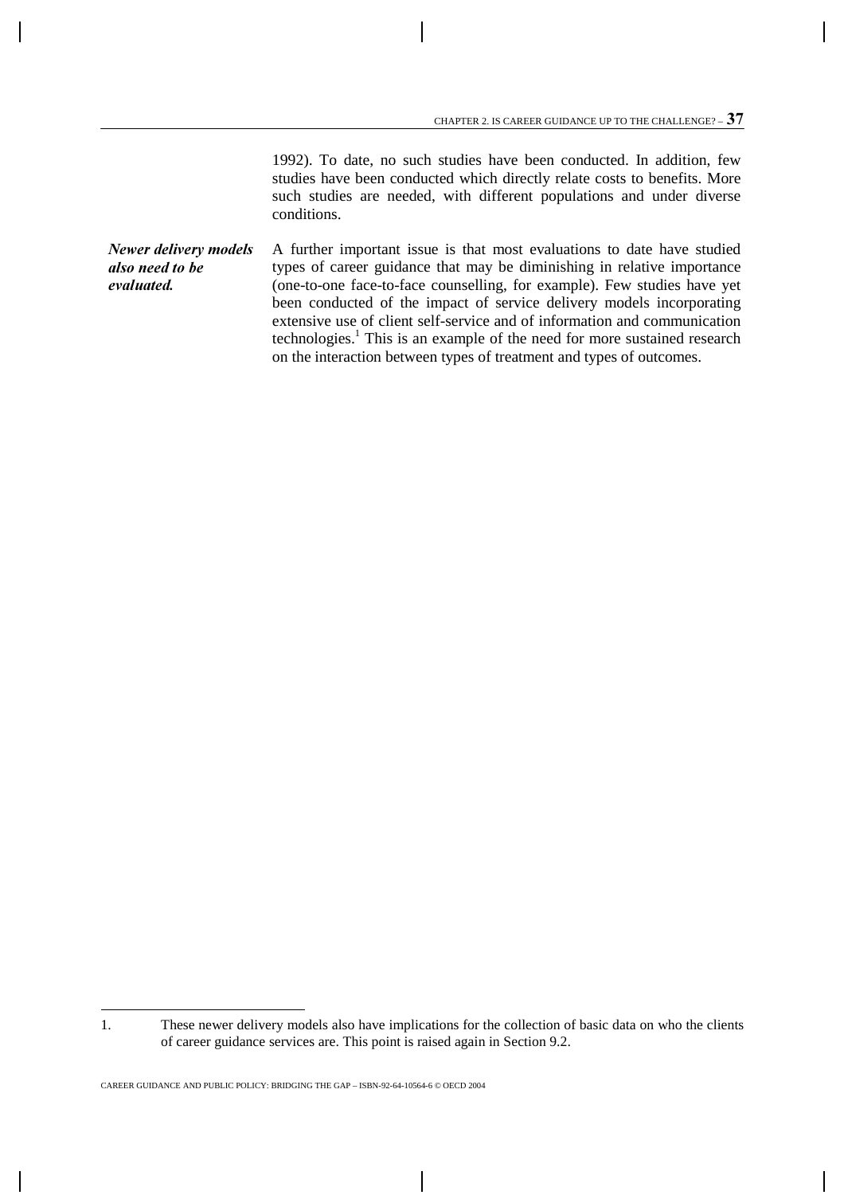1992). To date, no such studies have been conducted. In addition, few studies have been conducted which directly relate costs to benefits. More such studies are needed, with different populations and under diverse conditions.

***Newer delivery models also need to be evaluated.***

A further important issue is that most evaluations to date have studied types of career guidance that may be diminishing in relative importance (one-to-one face-to-face counselling, for example). Few studies have yet been conducted of the impact of service delivery models incorporating extensive use of client self-service and of information and communication technologies.[1] This is an example of the need for more sustained research on the interaction between types of treatment and types of outcomes.

---

1. These newer delivery models also have implications for the collection of basic data on who the clients of career guidance services are. This point is raised again in Section 9.2.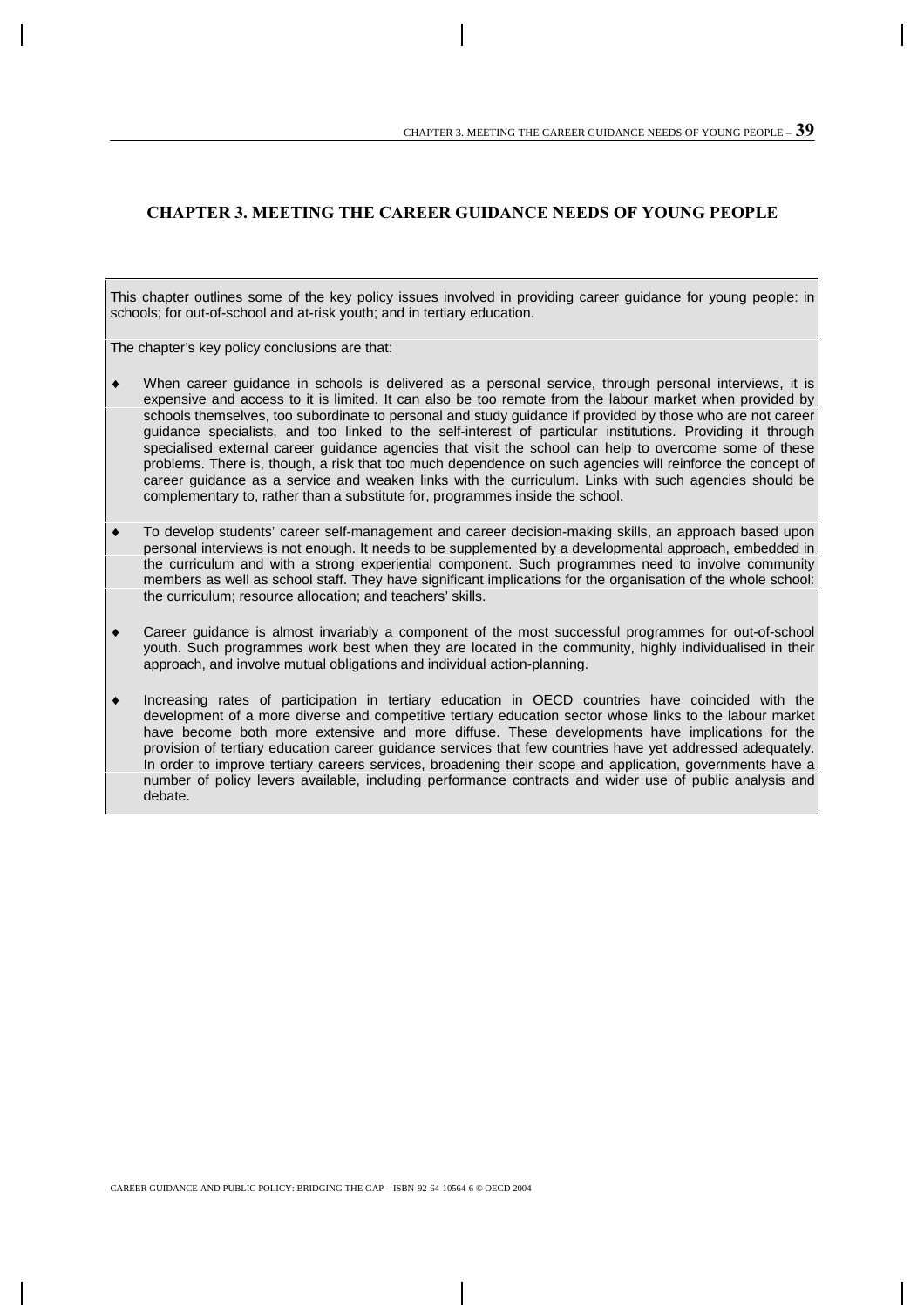# CHAPTER 3. MEETING THE CAREER GUIDANCE NEEDS OF YOUNG PEOPLE

This chapter outlines some of the key policy issues involved in providing career guidance for young people: in schools; for out-of-school and at-risk youth; and in tertiary education.

The chapter's key policy conclusions are that:

- When career guidance in schools is delivered as a personal service, through personal interviews, it is expensive and access to it is limited. It can also be too remote from the labour market when provided by schools themselves, too subordinate to personal and study guidance if provided by those who are not career guidance specialists, and too linked to the self-interest of particular institutions. Providing it through specialised external career guidance agencies that visit the school can help to overcome some of these problems. There is, though, a risk that too much dependence on such agencies will reinforce the concept of career guidance as a service and weaken links with the curriculum. Links with such agencies should be complementary to, rather than a substitute for, programmes inside the school.
- To develop students' career self-management and career decision-making skills, an approach based upon personal interviews is not enough. It needs to be supplemented by a developmental approach, embedded in the curriculum and with a strong experiential component. Such programmes need to involve community members as well as school staff. They have significant implications for the organisation of the whole school: the curriculum; resource allocation; and teachers' skills.
- Career guidance is almost invariably a component of the most successful programmes for out-of-school youth. Such programmes work best when they are located in the community, highly individualised in their approach, and involve mutual obligations and individual action-planning.
- Increasing rates of participation in tertiary education in OECD countries have coincided with the development of a more diverse and competitive tertiary education sector whose links to the labour market have become both more extensive and more diffuse. These developments have implications for the provision of tertiary education career guidance services that few countries have yet addressed adequately. In order to improve tertiary careers services, broadening their scope and application, governments have a number of policy levers available, including performance contracts and wider use of public analysis and debate.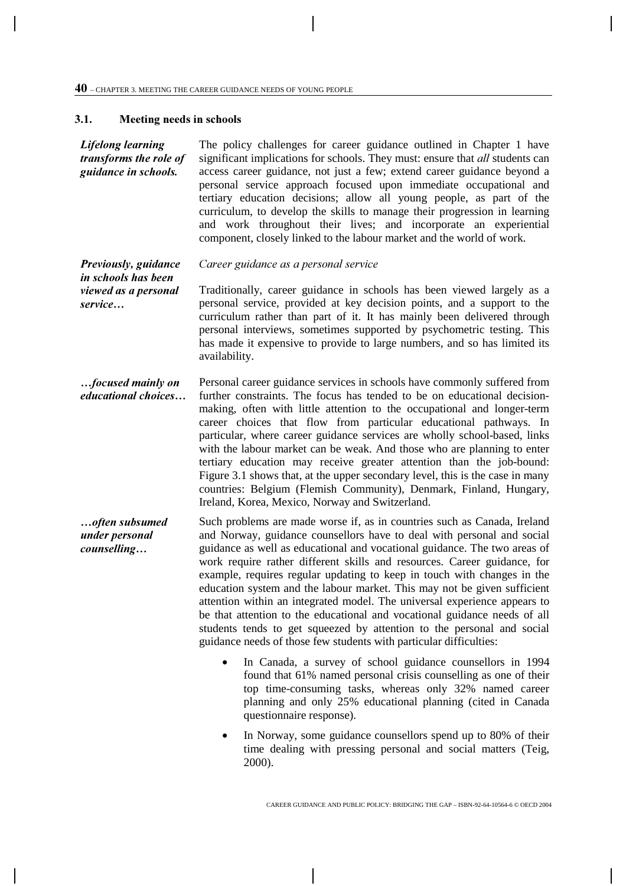## 3.1. Meeting needs in schools

***Lifelong learning transforms the role of guidance in schools.***

The policy challenges for career guidance outlined in Chapter 1 have significant implications for schools. They must: ensure that *all* students can access career guidance, not just a few; extend career guidance beyond a personal service approach focused upon immediate occupational and tertiary education decisions; allow all young people, as part of the curriculum, to develop the skills to manage their progression in learning and work throughout their lives; and incorporate an experiential component, closely linked to the labour market and the world of work.

***Previously, guidance in schools has been viewed as a personal service…***

*Career guidance as a personal service*

Traditionally, career guidance in schools has been viewed largely as a personal service, provided at key decision points, and a support to the curriculum rather than part of it. It has mainly been delivered through personal interviews, sometimes supported by psychometric testing. This has made it expensive to provide to large numbers, and so has limited its availability.

***…focused mainly on educational choices…***

Personal career guidance services in schools have commonly suffered from further constraints. The focus has tended to be on educational decision-making, often with little attention to the occupational and longer-term career choices that flow from particular educational pathways. In particular, where career guidance services are wholly school-based, links with the labour market can be weak. And those who are planning to enter tertiary education may receive greater attention than the job-bound: Figure 3.1 shows that, at the upper secondary level, this is the case in many countries: Belgium (Flemish Community), Denmark, Finland, Hungary, Ireland, Korea, Mexico, Norway and Switzerland.

***…often subsumed under personal counselling…***

Such problems are made worse if, as in countries such as Canada, Ireland and Norway, guidance counsellors have to deal with personal and social guidance as well as educational and vocational guidance. The two areas of work require rather different skills and resources. Career guidance, for example, requires regular updating to keep in touch with changes in the education system and the labour market. This may not be given sufficient attention within an integrated model. The universal experience appears to be that attention to the educational and vocational guidance needs of all students tends to get squeezed by attention to the personal and social guidance needs of those few students with particular difficulties:

- In Canada, a survey of school guidance counsellors in 1994 found that 61% named personal crisis counselling as one of their top time-consuming tasks, whereas only 32% named career planning and only 25% educational planning (cited in Canada questionnaire response).
- In Norway, some guidance counsellors spend up to 80% of their time dealing with pressing personal and social matters (Teig, 2000).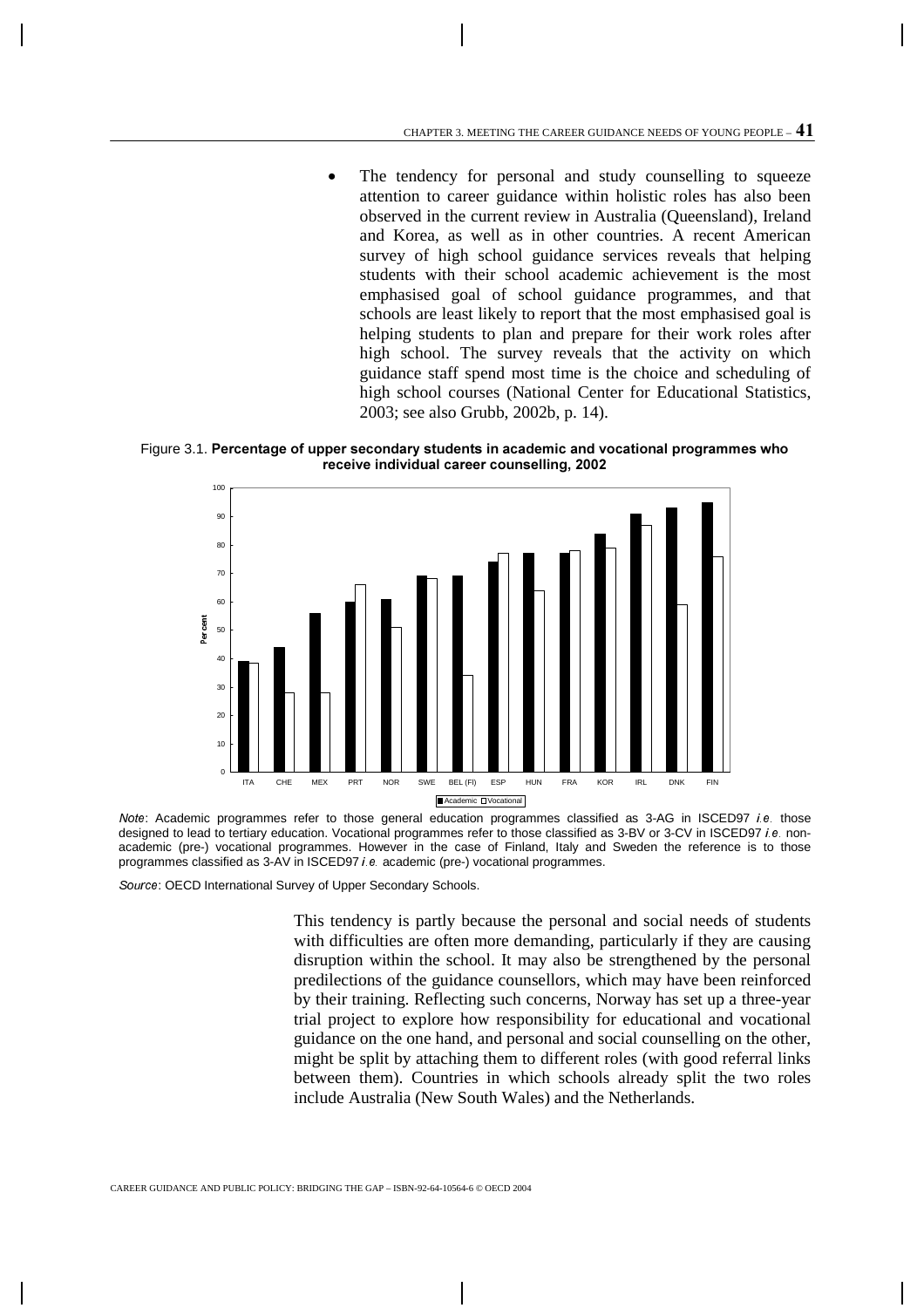- The tendency for personal and study counselling to squeeze attention to career guidance within holistic roles has also been observed in the current review in Australia (Queensland), Ireland and Korea, as well as in other countries. A recent American survey of high school guidance services reveals that helping students with their school academic achievement is the most emphasised goal of school guidance programmes, and that schools are least likely to report that the most emphasised goal is helping students to plan and prepare for their work roles after high school. The survey reveals that the activity on which guidance staff spend most time is the choice and scheduling of high school courses (National Center for Educational Statistics, 2003; see also Grubb, 2002b, p. 14).

Figure 3.1. **Percentage of upper secondary students in academic and vocational programmes who receive individual career counselling, 2002**

*Note*: Academic programmes refer to those general education programmes classified as 3-AG in ISCED97 *i.e.* those designed to lead to tertiary education. Vocational programmes refer to those classified as 3-BV or 3-CV in ISCED97 *i.e.* non-academic (pre-) vocational programmes. However in the case of Finland, Italy and Sweden the reference is to those programmes classified as 3-AV in ISCED97 *i.e.* academic (pre-) vocational programmes.

*Source*: OECD International Survey of Upper Secondary Schools.

This tendency is partly because the personal and social needs of students with difficulties are often more demanding, particularly if they are causing disruption within the school. It may also be strengthened by the personal predilections of the guidance counsellors, which may have been reinforced by their training. Reflecting such concerns, Norway has set up a three-year trial project to explore how responsibility for educational and vocational guidance on the one hand, and personal and social counselling on the other, might be split by attaching them to different roles (with good referral links between them). Countries in which schools already split the two roles include Australia (New South Wales) and the Netherlands.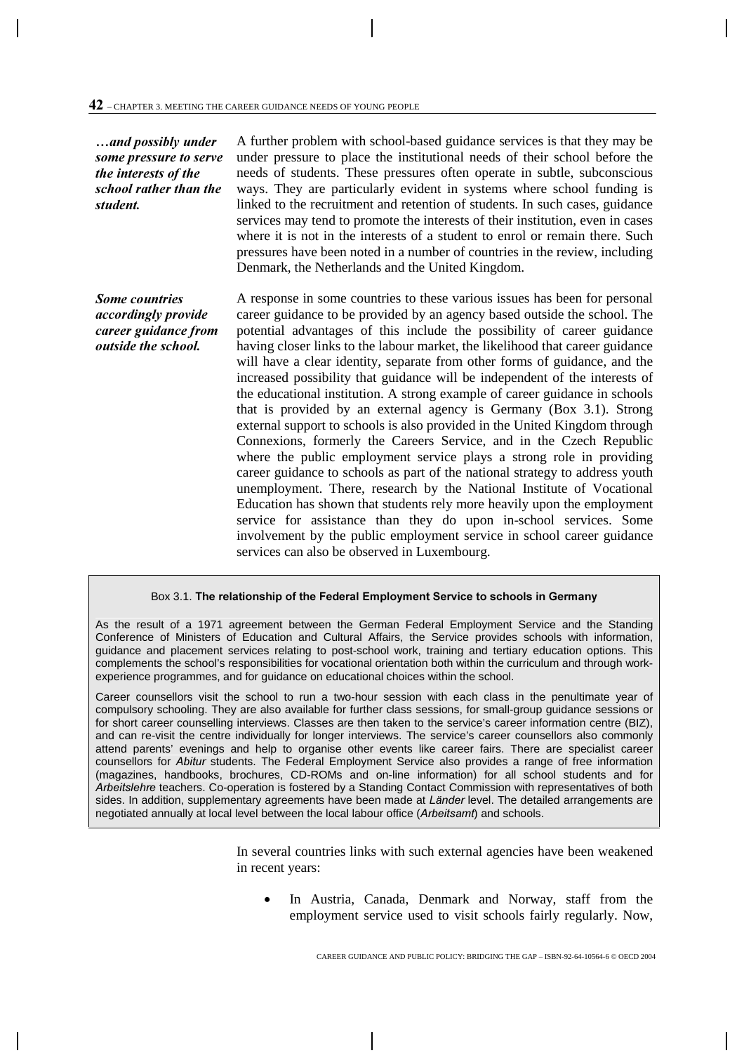*…and possibly under some pressure to serve the interests of the school rather than the student.*

A further problem with school-based guidance services is that they may be under pressure to place the institutional needs of their school before the needs of students. These pressures often operate in subtle, subconscious ways. They are particularly evident in systems where school funding is linked to the recruitment and retention of students. In such cases, guidance services may tend to promote the interests of their institution, even in cases where it is not in the interests of a student to enrol or remain there. Such pressures have been noted in a number of countries in the review, including Denmark, the Netherlands and the United Kingdom.

*Some countries accordingly provide career guidance from outside the school.*

A response in some countries to these various issues has been for personal career guidance to be provided by an agency based outside the school. The potential advantages of this include the possibility of career guidance having closer links to the labour market, the likelihood that career guidance will have a clear identity, separate from other forms of guidance, and the increased possibility that guidance will be independent of the interests of the educational institution. A strong example of career guidance in schools that is provided by an external agency is Germany (Box 3.1). Strong external support to schools is also provided in the United Kingdom through Connexions, formerly the Careers Service, and in the Czech Republic where the public employment service plays a strong role in providing career guidance to schools as part of the national strategy to address youth unemployment. There, research by the National Institute of Vocational Education has shown that students rely more heavily upon the employment service for assistance than they do upon in-school services. Some involvement by the public employment service in school career guidance services can also be observed in Luxembourg.

**Box 3.1. The relationship of the Federal Employment Service to schools in Germany**

As the result of a 1971 agreement between the German Federal Employment Service and the Standing Conference of Ministers of Education and Cultural Affairs, the Service provides schools with information, guidance and placement services relating to post-school work, training and tertiary education options. This complements the school's responsibilities for vocational orientation both within the curriculum and through work-experience programmes, and for guidance on educational choices within the school.

Career counsellors visit the school to run a two-hour session with each class in the penultimate year of compulsory schooling. They are also available for further class sessions, for small-group guidance sessions or for short career counselling interviews. Classes are then taken to the service's career information centre (BIZ), and can re-visit the centre individually for longer interviews. The service's career counsellors also commonly attend parents' evenings and help to organise other events like career fairs. There are specialist career counsellors for *Abitur* students. The Federal Employment Service also provides a range of free information (magazines, handbooks, brochures, CD-ROMs and on-line information) for all school students and for *Arbeitslehre* teachers. Co-operation is fostered by a Standing Contact Commission with representatives of both sides. In addition, supplementary agreements have been made at *Länder* level. The detailed arrangements are negotiated annually at local level between the local labour office (*Arbeitsamt*) and schools.

In several countries links with such external agencies have been weakened in recent years:

- In Austria, Canada, Denmark and Norway, staff from the employment service used to visit schools fairly regularly. Now,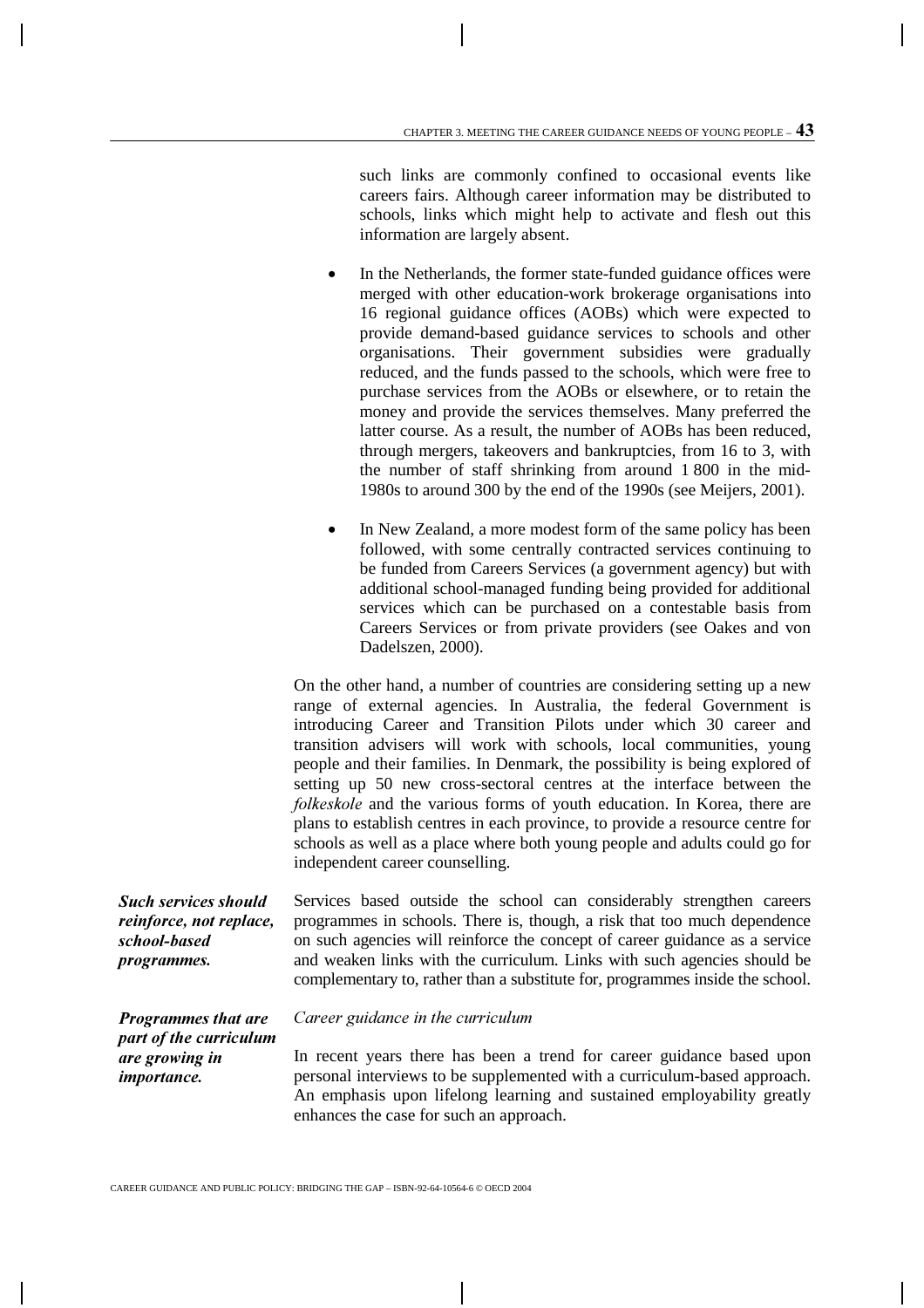such links are commonly confined to occasional events like careers fairs. Although career information may be distributed to schools, links which might help to activate and flesh out this information are largely absent.

- In the Netherlands, the former state-funded guidance offices were merged with other education-work brokerage organisations into 16 regional guidance offices (AOBs) which were expected to provide demand-based guidance services to schools and other organisations. Their government subsidies were gradually reduced, and the funds passed to the schools, which were free to purchase services from the AOBs or elsewhere, or to retain the money and provide the services themselves. Many preferred the latter course. As a result, the number of AOBs has been reduced, through mergers, takeovers and bankruptcies, from 16 to 3, with the number of staff shrinking from around 1 800 in the mid-1980s to around 300 by the end of the 1990s (see Meijers, 2001).

- In New Zealand, a more modest form of the same policy has been followed, with some centrally contracted services continuing to be funded from Careers Services (a government agency) but with additional school-managed funding being provided for additional services which can be purchased on a contestable basis from Careers Services or from private providers (see Oakes and von Dadelszen, 2000).

On the other hand, a number of countries are considering setting up a new range of external agencies. In Australia, the federal Government is introducing Career and Transition Pilots under which 30 career and transition advisers will work with schools, local communities, young people and their families. In Denmark, the possibility is being explored of setting up 50 new cross-sectoral centres at the interface between the *folkeskole* and the various forms of youth education. In Korea, there are plans to establish centres in each province, to provide a resource centre for schools as well as a place where both young people and adults could go for independent career counselling.

***Such services should reinforce, not replace, school-based programmes.***

Services based outside the school can considerably strengthen careers programmes in schools. There is, though, a risk that too much dependence on such agencies will reinforce the concept of career guidance as a service and weaken links with the curriculum. Links with such agencies should be complementary to, rather than a substitute for, programmes inside the school.

***Programmes that are part of the curriculum are growing in importance.***

*Career guidance in the curriculum*

In recent years there has been a trend for career guidance based upon personal interviews to be supplemented with a curriculum-based approach. An emphasis upon lifelong learning and sustained employability greatly enhances the case for such an approach.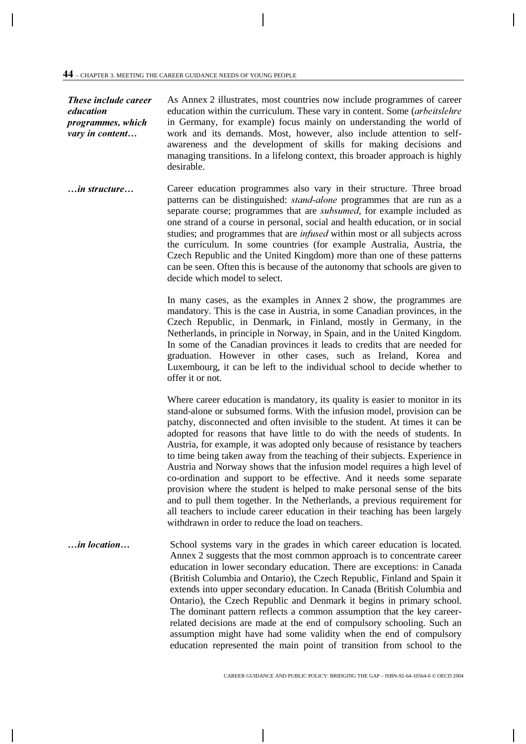*These include career education programmes, which vary in content…*

As Annex 2 illustrates, most countries now include programmes of career education within the curriculum. These vary in content. Some (*arbeitslehre* in Germany, for example) focus mainly on understanding the world of work and its demands. Most, however, also include attention to self-awareness and the development of skills for making decisions and managing transitions. In a lifelong context, this broader approach is highly desirable.

*…in structure…*

Career education programmes also vary in their structure. Three broad patterns can be distinguished: *stand-alone* programmes that are run as a separate course; programmes that are *subsumed*, for example included as one strand of a course in personal, social and health education, or in social studies; and programmes that are *infused* within most or all subjects across the curriculum. In some countries (for example Australia, Austria, the Czech Republic and the United Kingdom) more than one of these patterns can be seen. Often this is because of the autonomy that schools are given to decide which model to select.

In many cases, as the examples in Annex 2 show, the programmes are mandatory. This is the case in Austria, in some Canadian provinces, in the Czech Republic, in Denmark, in Finland, mostly in Germany, in the Netherlands, in principle in Norway, in Spain, and in the United Kingdom. In some of the Canadian provinces it leads to credits that are needed for graduation. However in other cases, such as Ireland, Korea and Luxembourg, it can be left to the individual school to decide whether to offer it or not.

Where career education is mandatory, its quality is easier to monitor in its stand-alone or subsumed forms. With the infusion model, provision can be patchy, disconnected and often invisible to the student. At times it can be adopted for reasons that have little to do with the needs of students. In Austria, for example, it was adopted only because of resistance by teachers to time being taken away from the teaching of their subjects. Experience in Austria and Norway shows that the infusion model requires a high level of co-ordination and support to be effective. And it needs some separate provision where the student is helped to make personal sense of the bits and to pull them together. In the Netherlands, a previous requirement for all teachers to include career education in their teaching has been largely withdrawn in order to reduce the load on teachers.

*…in location…*

School systems vary in the grades in which career education is located. Annex 2 suggests that the most common approach is to concentrate career education in lower secondary education. There are exceptions: in Canada (British Columbia and Ontario), the Czech Republic, Finland and Spain it extends into upper secondary education. In Canada (British Columbia and Ontario), the Czech Republic and Denmark it begins in primary school. The dominant pattern reflects a common assumption that the key career-related decisions are made at the end of compulsory schooling. Such an assumption might have had some validity when the end of compulsory education represented the main point of transition from school to the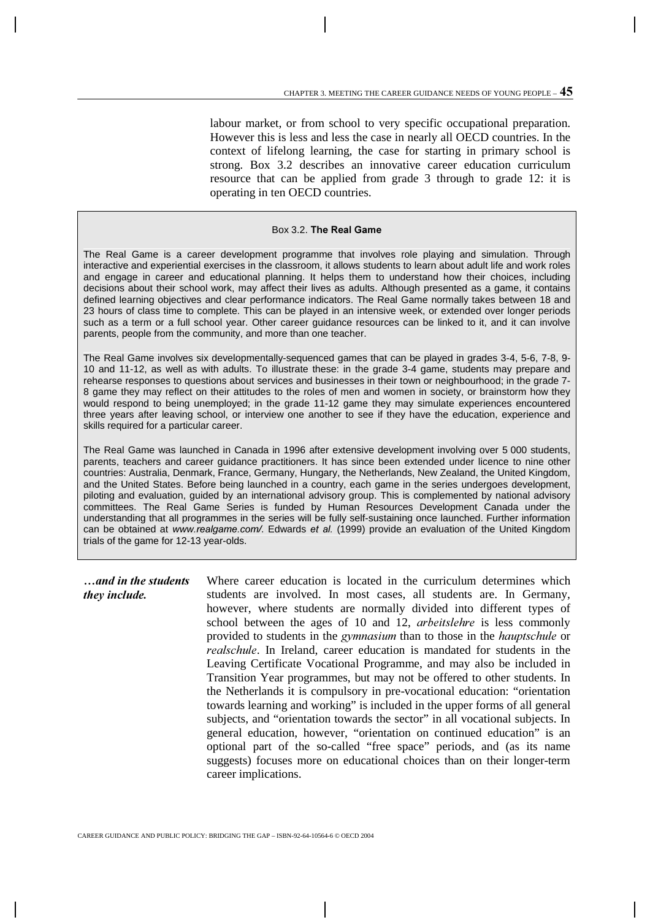labour market, or from school to very specific occupational preparation. However this is less and less the case in nearly all OECD countries. In the context of lifelong learning, the case for starting in primary school is strong. Box 3.2 describes an innovative career education curriculum resource that can be applied from grade 3 through to grade 12: it is operating in ten OECD countries.

> Box 3.2. **The Real Game**
>
> The Real Game is a career development programme that involves role playing and simulation. Through interactive and experiential exercises in the classroom, it allows students to learn about adult life and work roles and engage in career and educational planning. It helps them to understand how their choices, including decisions about their school work, may affect their lives as adults. Although presented as a game, it contains defined learning objectives and clear performance indicators. The Real Game normally takes between 18 and 23 hours of class time to complete. This can be played in an intensive week, or extended over longer periods such as a term or a full school year. Other career guidance resources can be linked to it, and it can involve parents, people from the community, and more than one teacher.
>
> The Real Game involves six developmentally-sequenced games that can be played in grades 3-4, 5-6, 7-8, 9-10 and 11-12, as well as with adults. To illustrate these: in the grade 3-4 game, students may prepare and rehearse responses to questions about services and businesses in their town or neighbourhood; in the grade 7-8 game they may reflect on their attitudes to the roles of men and women in society, or brainstorm how they would respond to being unemployed; in the grade 11-12 game they may simulate experiences encountered three years after leaving school, or interview one another to see if they have the education, experience and skills required for a particular career.
>
> The Real Game was launched in Canada in 1996 after extensive development involving over 5 000 students, parents, teachers and career guidance practitioners. It has since been extended under licence to nine other countries: Australia, Denmark, France, Germany, Hungary, the Netherlands, New Zealand, the United Kingdom, and the United States. Before being launched in a country, each game in the series undergoes development, piloting and evaluation, guided by an international advisory group. This is complemented by national advisory committees. The Real Game Series is funded by Human Resources Development Canada under the understanding that all programmes in the series will be fully self-sustaining once launched. Further information can be obtained at *www.realgame.com/*. Edwards *et al.* (1999) provide an evaluation of the United Kingdom trials of the game for 12-13 year-olds.

***…and in the students they include.***

Where career education is located in the curriculum determines which students are involved. In most cases, all students are. In Germany, however, where students are normally divided into different types of school between the ages of 10 and 12, *arbeitslehre* is less commonly provided to students in the *gymnasium* than to those in the *hauptschule* or *realschule*. In Ireland, career education is mandated for students in the Leaving Certificate Vocational Programme, and may also be included in Transition Year programmes, but may not be offered to other students. In the Netherlands it is compulsory in pre-vocational education: "orientation towards learning and working" is included in the upper forms of all general subjects, and "orientation towards the sector" in all vocational subjects. In general education, however, "orientation on continued education" is an optional part of the so-called "free space" periods, and (as its name suggests) focuses more on educational choices than on their longer-term career implications.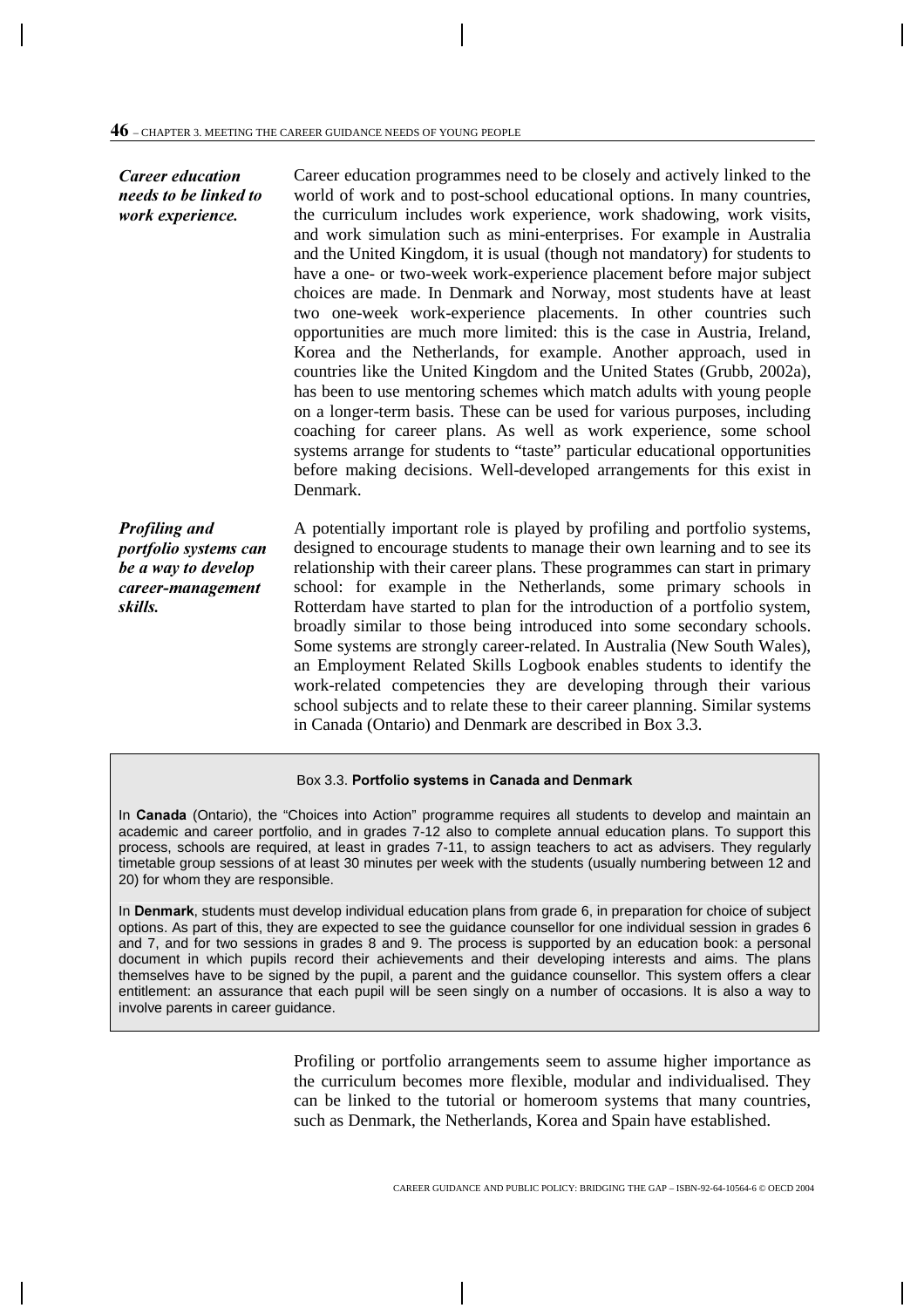*Career education needs to be linked to work experience.*

Career education programmes need to be closely and actively linked to the world of work and to post-school educational options. In many countries, the curriculum includes work experience, work shadowing, work visits, and work simulation such as mini-enterprises. For example in Australia and the United Kingdom, it is usual (though not mandatory) for students to have a one- or two-week work-experience placement before major subject choices are made. In Denmark and Norway, most students have at least two one-week work-experience placements. In other countries such opportunities are much more limited: this is the case in Austria, Ireland, Korea and the Netherlands, for example. Another approach, used in countries like the United Kingdom and the United States (Grubb, 2002a), has been to use mentoring schemes which match adults with young people on a longer-term basis. These can be used for various purposes, including coaching for career plans. As well as work experience, some school systems arrange for students to "taste" particular educational opportunities before making decisions. Well-developed arrangements for this exist in Denmark.

*Profiling and portfolio systems can be a way to develop career-management skills.*

A potentially important role is played by profiling and portfolio systems, designed to encourage students to manage their own learning and to see its relationship with their career plans. These programmes can start in primary school: for example in the Netherlands, some primary schools in Rotterdam have started to plan for the introduction of a portfolio system, broadly similar to those being introduced into some secondary schools. Some systems are strongly career-related. In Australia (New South Wales), an Employment Related Skills Logbook enables students to identify the work-related competencies they are developing through their various school subjects and to relate these to their career planning. Similar systems in Canada (Ontario) and Denmark are described in Box 3.3.

> Box 3.3. **Portfolio systems in Canada and Denmark**
>
> In **Canada** (Ontario), the "Choices into Action" programme requires all students to develop and maintain an academic and career portfolio, and in grades 7-12 also to complete annual education plans. To support this process, schools are required, at least in grades 7-11, to assign teachers to act as advisers. They regularly timetable group sessions of at least 30 minutes per week with the students (usually numbering between 12 and 20) for whom they are responsible.
>
> In **Denmark**, students must develop individual education plans from grade 6, in preparation for choice of subject options. As part of this, they are expected to see the guidance counsellor for one individual session in grades 6 and 7, and for two sessions in grades 8 and 9. The process is supported by an education book: a personal document in which pupils record their achievements and their developing interests and aims. The plans themselves have to be signed by the pupil, a parent and the guidance counsellor. This system offers a clear entitlement: an assurance that each pupil will be seen singly on a number of occasions. It is also a way to involve parents in career guidance.

Profiling or portfolio arrangements seem to assume higher importance as the curriculum becomes more flexible, modular and individualised. They can be linked to the tutorial or homeroom systems that many countries, such as Denmark, the Netherlands, Korea and Spain have established.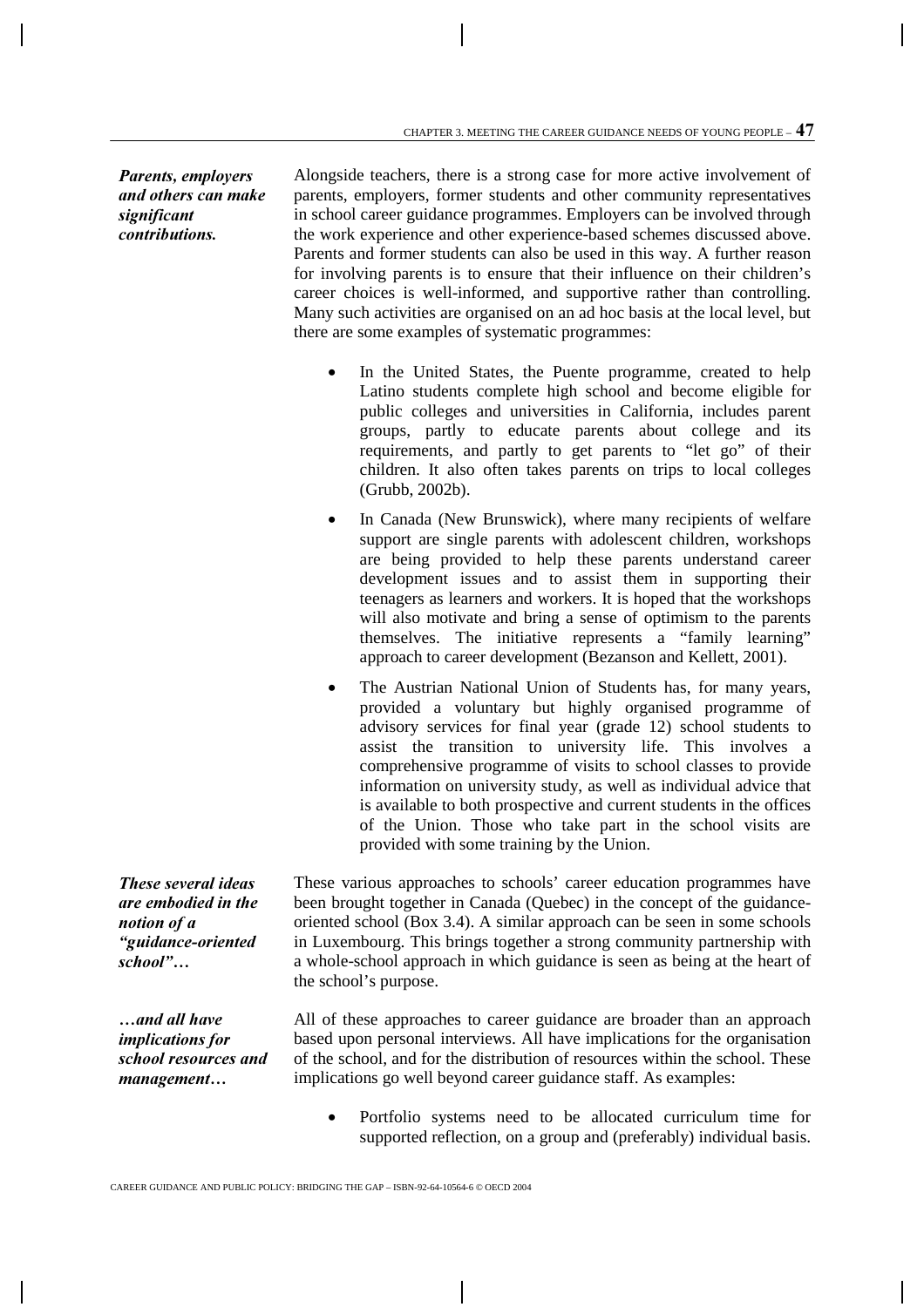***Parents, employers and others can make significant contributions.***

Alongside teachers, there is a strong case for more active involvement of parents, employers, former students and other community representatives in school career guidance programmes. Employers can be involved through the work experience and other experience-based schemes discussed above. Parents and former students can also be used in this way. A further reason for involving parents is to ensure that their influence on their children's career choices is well-informed, and supportive rather than controlling. Many such activities are organised on an ad hoc basis at the local level, but there are some examples of systematic programmes:

- In the United States, the Puente programme, created to help Latino students complete high school and become eligible for public colleges and universities in California, includes parent groups, partly to educate parents about college and its requirements, and partly to get parents to "let go" of their children. It also often takes parents on trips to local colleges (Grubb, 2002b).
- In Canada (New Brunswick), where many recipients of welfare support are single parents with adolescent children, workshops are being provided to help these parents understand career development issues and to assist them in supporting their teenagers as learners and workers. It is hoped that the workshops will also motivate and bring a sense of optimism to the parents themselves. The initiative represents a "family learning" approach to career development (Bezanson and Kellett, 2001).
- The Austrian National Union of Students has, for many years, provided a voluntary but highly organised programme of advisory services for final year (grade 12) school students to assist the transition to university life. This involves a comprehensive programme of visits to school classes to provide information on university study, as well as individual advice that is available to both prospective and current students in the offices of the Union. Those who take part in the school visits are provided with some training by the Union.

***These several ideas are embodied in the notion of a "guidance-oriented school"…***

These various approaches to schools' career education programmes have been brought together in Canada (Quebec) in the concept of the guidance-oriented school (Box 3.4). A similar approach can be seen in some schools in Luxembourg. This brings together a strong community partnership with a whole-school approach in which guidance is seen as being at the heart of the school's purpose.

***…and all have implications for school resources and management…***

All of these approaches to career guidance are broader than an approach based upon personal interviews. All have implications for the organisation of the school, and for the distribution of resources within the school. These implications go well beyond career guidance staff. As examples:

- Portfolio systems need to be allocated curriculum time for supported reflection, on a group and (preferably) individual basis.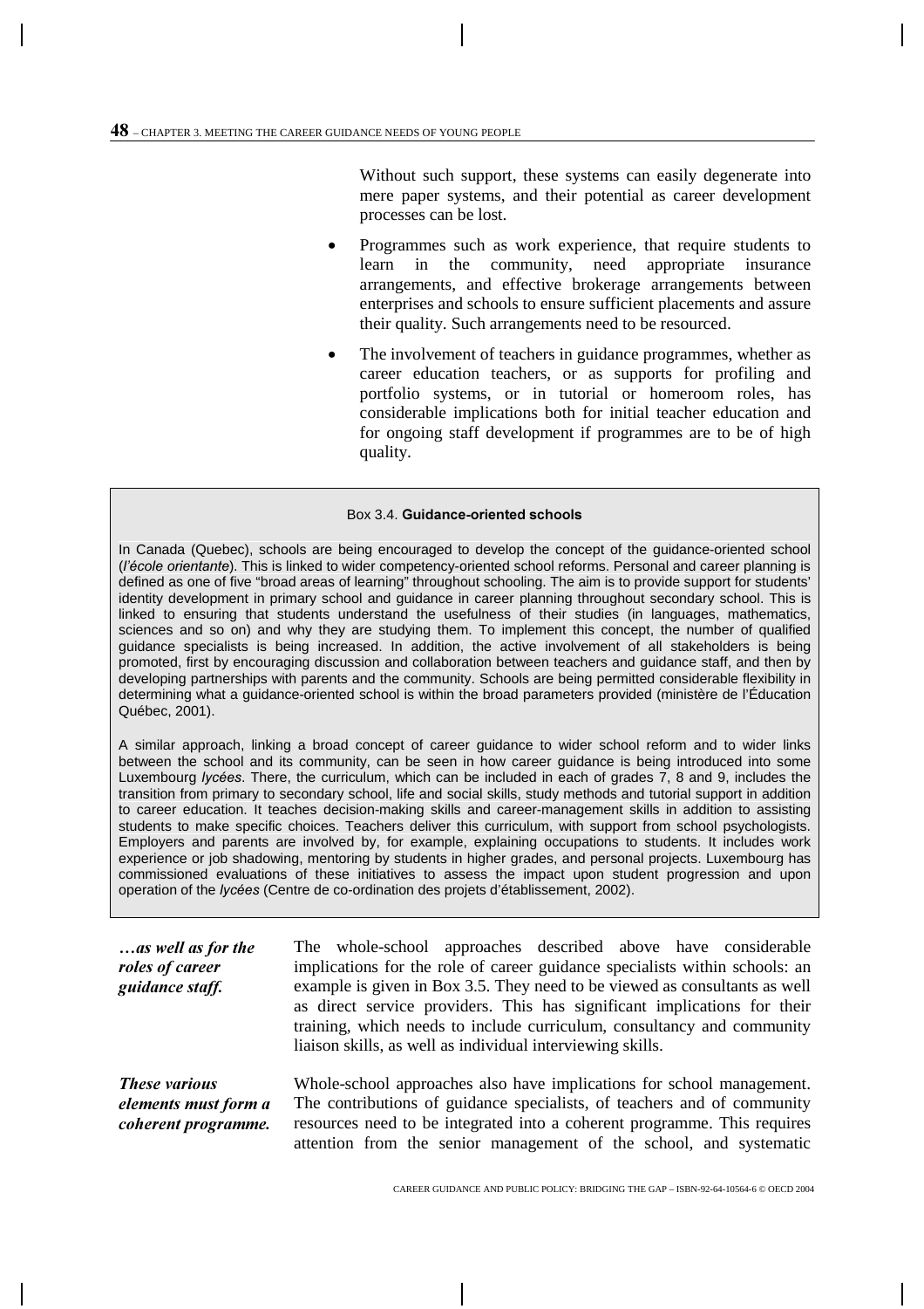Without such support, these systems can easily degenerate into mere paper systems, and their potential as career development processes can be lost.

- Programmes such as work experience, that require students to learn in the community, need appropriate insurance arrangements, and effective brokerage arrangements between enterprises and schools to ensure sufficient placements and assure their quality. Such arrangements need to be resourced.
- The involvement of teachers in guidance programmes, whether as career education teachers, or as supports for profiling and portfolio systems, or in tutorial or homeroom roles, has considerable implications both for initial teacher education and for ongoing staff development if programmes are to be of high quality.

> Box 3.4. **Guidance-oriented schools**
>
> In Canada (Quebec), schools are being encouraged to develop the concept of the guidance-oriented school (*l'école orientante*). This is linked to wider competency-oriented school reforms. Personal and career planning is defined as one of five "broad areas of learning" throughout schooling. The aim is to provide support for students' identity development in primary school and guidance in career planning throughout secondary school. This is linked to ensuring that students understand the usefulness of their studies (in languages, mathematics, sciences and so on) and why they are studying them. To implement this concept, the number of qualified guidance specialists is being increased. In addition, the active involvement of all stakeholders is being promoted, first by encouraging discussion and collaboration between teachers and guidance staff, and then by developing partnerships with parents and the community. Schools are being permitted considerable flexibility in determining what a guidance-oriented school is within the broad parameters provided (ministère de l'Éducation Québec, 2001).
>
> A similar approach, linking a broad concept of career guidance to wider school reform and to wider links between the school and its community, can be seen in how career guidance is being introduced into some Luxembourg *lycées*. There, the curriculum, which can be included in each of grades 7, 8 and 9, includes the transition from primary to secondary school, life and social skills, study methods and tutorial support in addition to career education. It teaches decision-making skills and career-management skills in addition to assisting students to make specific choices. Teachers deliver this curriculum, with support from school psychologists. Employers and parents are involved by, for example, explaining occupations to students. It includes work experience or job shadowing, mentoring by students in higher grades, and personal projects. Luxembourg has commissioned evaluations of these initiatives to assess the impact upon student progression and upon operation of the *lycées* (Centre de co-ordination des projets d'établissement, 2002).

***…as well as for the roles of career guidance staff.***

The whole-school approaches described above have considerable implications for the role of career guidance specialists within schools: an example is given in Box 3.5. They need to be viewed as consultants as well as direct service providers. This has significant implications for their training, which needs to include curriculum, consultancy and community liaison skills, as well as individual interviewing skills.

***These various elements must form a coherent programme.***

Whole-school approaches also have implications for school management. The contributions of guidance specialists, of teachers and of community resources need to be integrated into a coherent programme. This requires attention from the senior management of the school, and systematic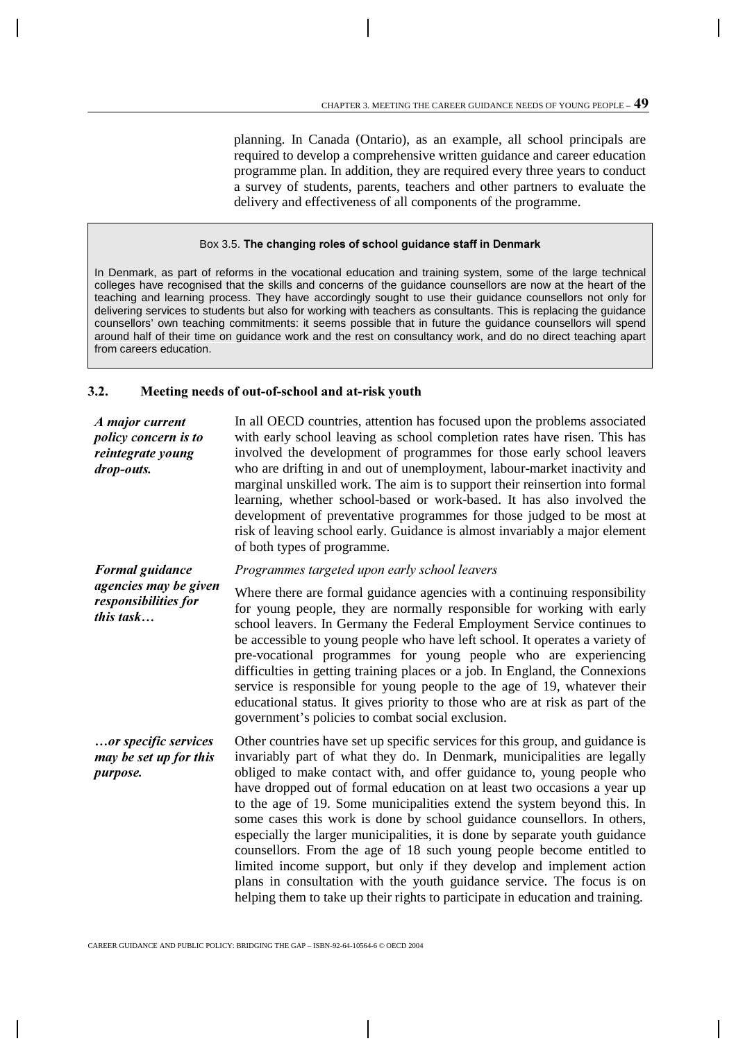planning. In Canada (Ontario), as an example, all school principals are required to develop a comprehensive written guidance and career education programme plan. In addition, they are required every three years to conduct a survey of students, parents, teachers and other partners to evaluate the delivery and effectiveness of all components of the programme.

> Box 3.5. **The changing roles of school guidance staff in Denmark**
>
> In Denmark, as part of reforms in the vocational education and training system, some of the large technical colleges have recognised that the skills and concerns of the guidance counsellors are now at the heart of the teaching and learning process. They have accordingly sought to use their guidance counsellors not only for delivering services to students but also for working with teachers as consultants. This is replacing the guidance counsellors' own teaching commitments: it seems possible that in future the guidance counsellors will spend around half of their time on guidance work and the rest on consultancy work, and do no direct teaching apart from careers education.

## 3.2. Meeting needs of out-of-school and at-risk youth

***A major current policy concern is to reintegrate young drop-outs.***

In all OECD countries, attention has focused upon the problems associated with early school leaving as school completion rates have risen. This has involved the development of programmes for those early school leavers who are drifting in and out of unemployment, labour-market inactivity and marginal unskilled work. The aim is to support their reinsertion into formal learning, whether school-based or work-based. It has also involved the development of preventative programmes for those judged to be most at risk of leaving school early. Guidance is almost invariably a major element of both types of programme.

***Formal guidance agencies may be given responsibilities for this task…***

*Programmes targeted upon early school leavers*

Where there are formal guidance agencies with a continuing responsibility for young people, they are normally responsible for working with early school leavers. In Germany the Federal Employment Service continues to be accessible to young people who have left school. It operates a variety of pre-vocational programmes for young people who are experiencing difficulties in getting training places or a job. In England, the Connexions service is responsible for young people to the age of 19, whatever their educational status. It gives priority to those who are at risk as part of the government's policies to combat social exclusion.

***…or specific services may be set up for this purpose.***

Other countries have set up specific services for this group, and guidance is invariably part of what they do. In Denmark, municipalities are legally obliged to make contact with, and offer guidance to, young people who have dropped out of formal education on at least two occasions a year up to the age of 19. Some municipalities extend the system beyond this. In some cases this work is done by school guidance counsellors. In others, especially the larger municipalities, it is done by separate youth guidance counsellors. From the age of 18 such young people become entitled to limited income support, but only if they develop and implement action plans in consultation with the youth guidance service. The focus is on helping them to take up their rights to participate in education and training.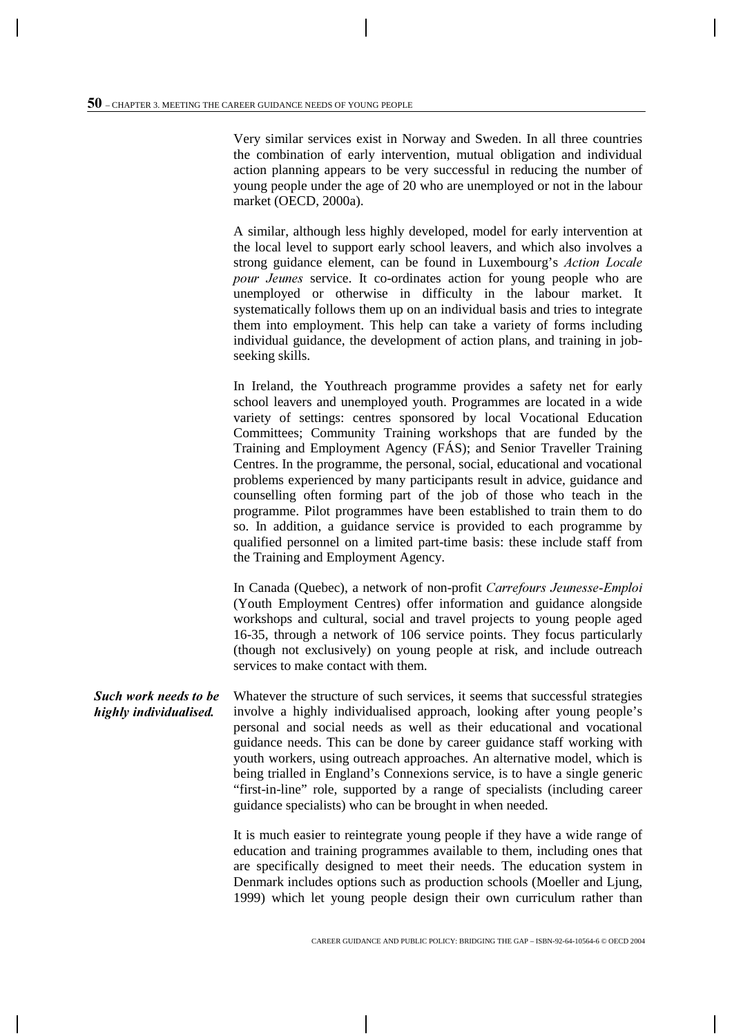Very similar services exist in Norway and Sweden. In all three countries the combination of early intervention, mutual obligation and individual action planning appears to be very successful in reducing the number of young people under the age of 20 who are unemployed or not in the labour market (OECD, 2000a).

A similar, although less highly developed, model for early intervention at the local level to support early school leavers, and which also involves a strong guidance element, can be found in Luxembourg's *Action Locale pour Jeunes* service. It co-ordinates action for young people who are unemployed or otherwise in difficulty in the labour market. It systematically follows them up on an individual basis and tries to integrate them into employment. This help can take a variety of forms including individual guidance, the development of action plans, and training in job-seeking skills.

In Ireland, the Youthreach programme provides a safety net for early school leavers and unemployed youth. Programmes are located in a wide variety of settings: centres sponsored by local Vocational Education Committees; Community Training workshops that are funded by the Training and Employment Agency (FÁS); and Senior Traveller Training Centres. In the programme, the personal, social, educational and vocational problems experienced by many participants result in advice, guidance and counselling often forming part of the job of those who teach in the programme. Pilot programmes have been established to train them to do so. In addition, a guidance service is provided to each programme by qualified personnel on a limited part-time basis: these include staff from the Training and Employment Agency.

In Canada (Quebec), a network of non-profit *Carrefours Jeunesse-Emploi* (Youth Employment Centres) offer information and guidance alongside workshops and cultural, social and travel projects to young people aged 16-35, through a network of 106 service points. They focus particularly (though not exclusively) on young people at risk, and include outreach services to make contact with them.

***Such work needs to be highly individualised.***

Whatever the structure of such services, it seems that successful strategies involve a highly individualised approach, looking after young people's personal and social needs as well as their educational and vocational guidance needs. This can be done by career guidance staff working with youth workers, using outreach approaches. An alternative model, which is being trialled in England's Connexions service, is to have a single generic "first-in-line" role, supported by a range of specialists (including career guidance specialists) who can be brought in when needed.

It is much easier to reintegrate young people if they have a wide range of education and training programmes available to them, including ones that are specifically designed to meet their needs. The education system in Denmark includes options such as production schools (Moeller and Ljung, 1999) which let young people design their own curriculum rather than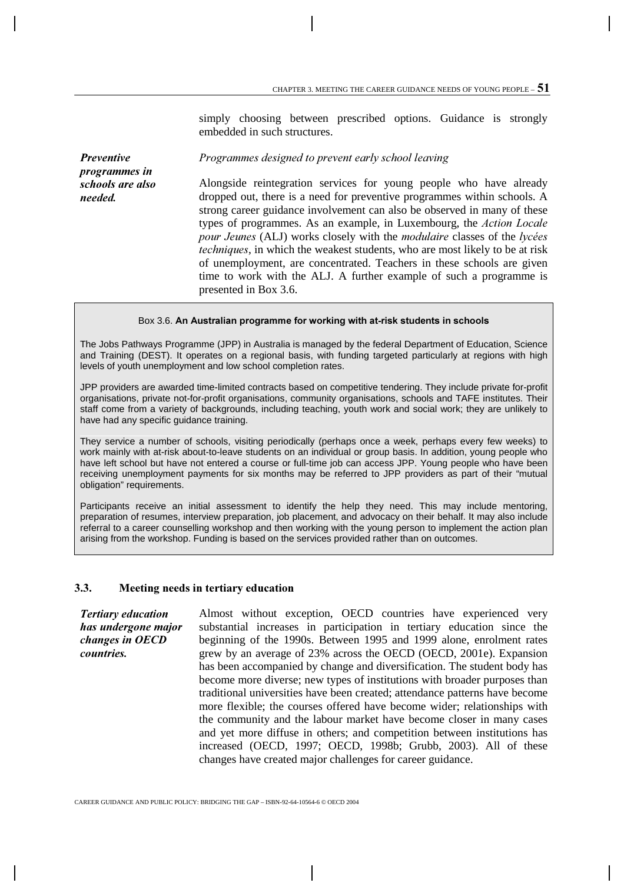simply choosing between prescribed options. Guidance is strongly embedded in such structures.

***Preventive programmes in schools are also needed.***

*Programmes designed to prevent early school leaving*

Alongside reintegration services for young people who have already dropped out, there is a need for preventive programmes within schools. A strong career guidance involvement can also be observed in many of these types of programmes. As an example, in Luxembourg, the *Action Locale pour Jeunes* (ALJ) works closely with the *modulaire* classes of the *lycées techniques*, in which the weakest students, who are most likely to be at risk of unemployment, are concentrated. Teachers in these schools are given time to work with the ALJ. A further example of such a programme is presented in Box 3.6.

> Box 3.6. **An Australian programme for working with at-risk students in schools**
>
> The Jobs Pathways Programme (JPP) in Australia is managed by the federal Department of Education, Science and Training (DEST). It operates on a regional basis, with funding targeted particularly at regions with high levels of youth unemployment and low school completion rates.
>
> JPP providers are awarded time-limited contracts based on competitive tendering. They include private for-profit organisations, private not-for-profit organisations, community organisations, schools and TAFE institutes. Their staff come from a variety of backgrounds, including teaching, youth work and social work; they are unlikely to have had any specific guidance training.
>
> They service a number of schools, visiting periodically (perhaps once a week, perhaps every few weeks) to work mainly with at-risk about-to-leave students on an individual or group basis. In addition, young people who have left school but have not entered a course or full-time job can access JPP. Young people who have been receiving unemployment payments for six months may be referred to JPP providers as part of their "mutual obligation" requirements.
>
> Participants receive an initial assessment to identify the help they need. This may include mentoring, preparation of resumes, interview preparation, job placement, and advocacy on their behalf. It may also include referral to a career counselling workshop and then working with the young person to implement the action plan arising from the workshop. Funding is based on the services provided rather than on outcomes.

## 3.3. Meeting needs in tertiary education

***Tertiary education has undergone major changes in OECD countries.***

Almost without exception, OECD countries have experienced very substantial increases in participation in tertiary education since the beginning of the 1990s. Between 1995 and 1999 alone, enrolment rates grew by an average of 23% across the OECD (OECD, 2001e). Expansion has been accompanied by change and diversification. The student body has become more diverse; new types of institutions with broader purposes than traditional universities have been created; attendance patterns have become more flexible; the courses offered have become wider; relationships with the community and the labour market have become closer in many cases and yet more diffuse in others; and competition between institutions has increased (OECD, 1997; OECD, 1998b; Grubb, 2003). All of these changes have created major challenges for career guidance.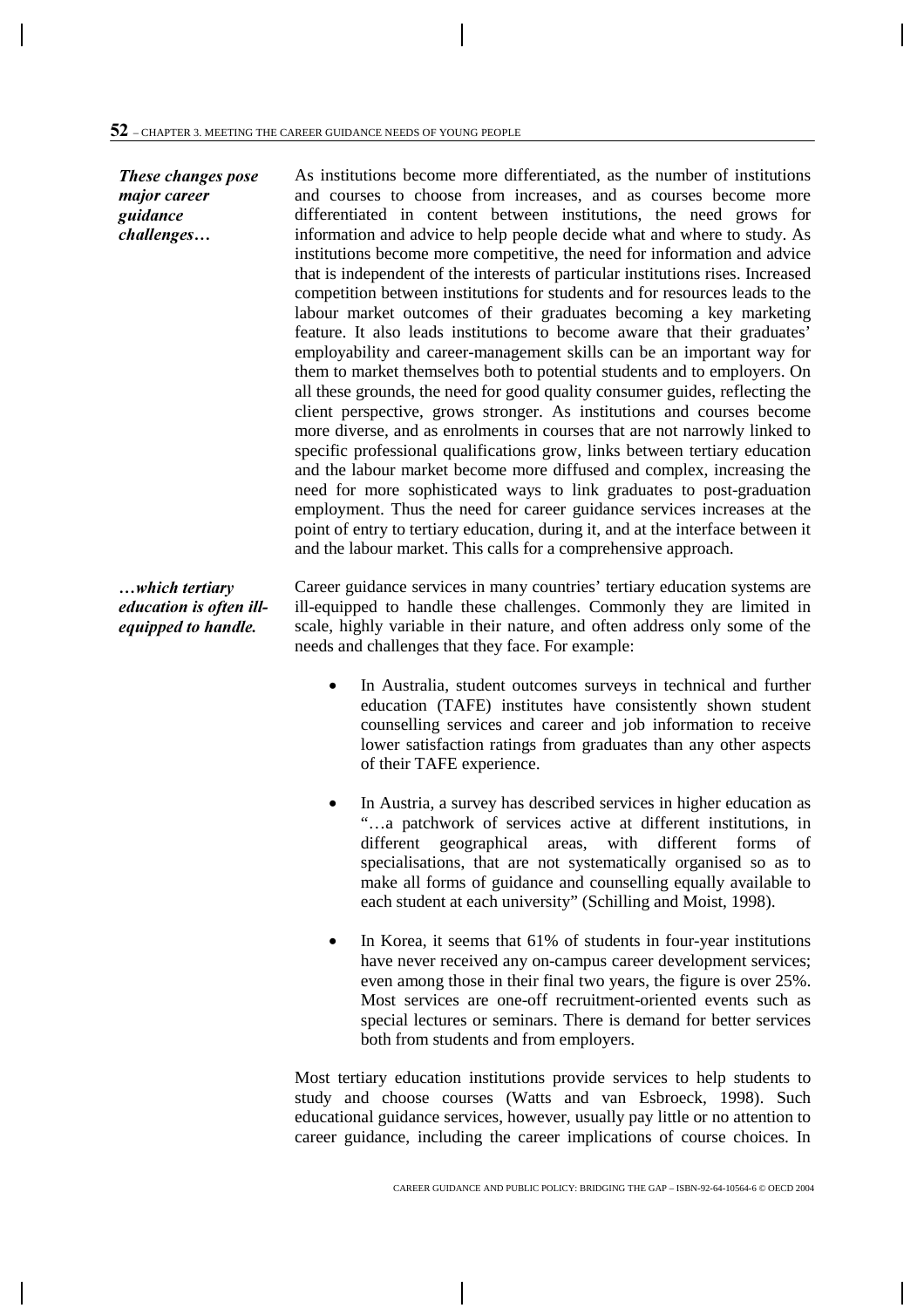*These changes pose major career guidance challenges…*

As institutions become more differentiated, as the number of institutions and courses to choose from increases, and as courses become more differentiated in content between institutions, the need grows for information and advice to help people decide what and where to study. As institutions become more competitive, the need for information and advice that is independent of the interests of particular institutions rises. Increased competition between institutions for students and for resources leads to the labour market outcomes of their graduates becoming a key marketing feature. It also leads institutions to become aware that their graduates' employability and career-management skills can be an important way for them to market themselves both to potential students and to employers. On all these grounds, the need for good quality consumer guides, reflecting the client perspective, grows stronger. As institutions and courses become more diverse, and as enrolments in courses that are not narrowly linked to specific professional qualifications grow, links between tertiary education and the labour market become more diffused and complex, increasing the need for more sophisticated ways to link graduates to post-graduation employment. Thus the need for career guidance services increases at the point of entry to tertiary education, during it, and at the interface between it and the labour market. This calls for a comprehensive approach.

*…which tertiary education is often ill-equipped to handle.*

Career guidance services in many countries' tertiary education systems are ill-equipped to handle these challenges. Commonly they are limited in scale, highly variable in their nature, and often address only some of the needs and challenges that they face. For example:

- In Australia, student outcomes surveys in technical and further education (TAFE) institutes have consistently shown student counselling services and career and job information to receive lower satisfaction ratings from graduates than any other aspects of their TAFE experience.
- In Austria, a survey has described services in higher education as "…a patchwork of services active at different institutions, in different geographical areas, with different forms of specialisations, that are not systematically organised so as to make all forms of guidance and counselling equally available to each student at each university" (Schilling and Moist, 1998).
- In Korea, it seems that 61% of students in four-year institutions have never received any on-campus career development services; even among those in their final two years, the figure is over 25%. Most services are one-off recruitment-oriented events such as special lectures or seminars. There is demand for better services both from students and from employers.

Most tertiary education institutions provide services to help students to study and choose courses (Watts and van Esbroeck, 1998). Such educational guidance services, however, usually pay little or no attention to career guidance, including the career implications of course choices. In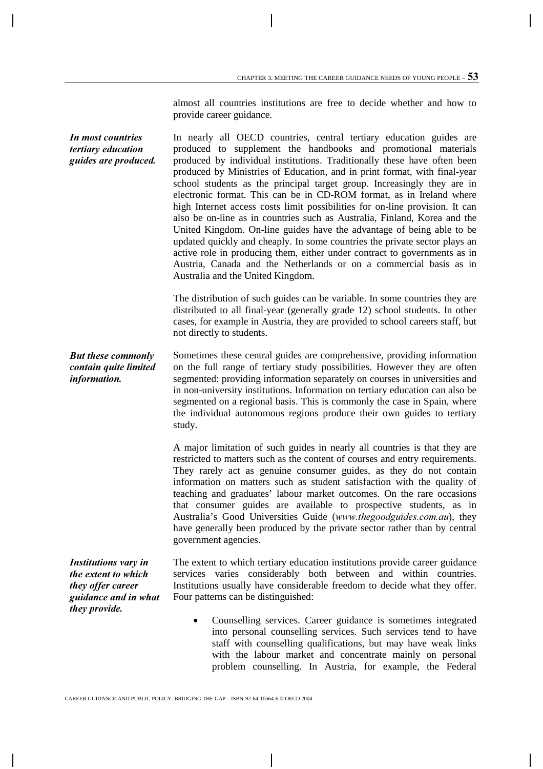almost all countries institutions are free to decide whether and how to provide career guidance.

***In most countries tertiary education guides are produced.***

In nearly all OECD countries, central tertiary education guides are produced to supplement the handbooks and promotional materials produced by individual institutions. Traditionally these have often been produced by Ministries of Education, and in print format, with final-year school students as the principal target group. Increasingly they are in electronic format. This can be in CD-ROM format, as in Ireland where high Internet access costs limit possibilities for on-line provision. It can also be on-line as in countries such as Australia, Finland, Korea and the United Kingdom. On-line guides have the advantage of being able to be updated quickly and cheaply. In some countries the private sector plays an active role in producing them, either under contract to governments as in Austria, Canada and the Netherlands or on a commercial basis as in Australia and the United Kingdom.

The distribution of such guides can be variable. In some countries they are distributed to all final-year (generally grade 12) school students. In other cases, for example in Austria, they are provided to school careers staff, but not directly to students.

***But these commonly contain quite limited information.***

Sometimes these central guides are comprehensive, providing information on the full range of tertiary study possibilities. However they are often segmented: providing information separately on courses in universities and in non-university institutions. Information on tertiary education can also be segmented on a regional basis. This is commonly the case in Spain, where the individual autonomous regions produce their own guides to tertiary study.

A major limitation of such guides in nearly all countries is that they are restricted to matters such as the content of courses and entry requirements. They rarely act as genuine consumer guides, as they do not contain information on matters such as student satisfaction with the quality of teaching and graduates' labour market outcomes. On the rare occasions that consumer guides are available to prospective students, as in Australia's Good Universities Guide (*www.thegoodguides.com.au*), they have generally been produced by the private sector rather than by central government agencies.

***Institutions vary in the extent to which they offer career guidance and in what they provide.***

The extent to which tertiary education institutions provide career guidance services varies considerably both between and within countries. Institutions usually have considerable freedom to decide what they offer. Four patterns can be distinguished:

- Counselling services. Career guidance is sometimes integrated into personal counselling services. Such services tend to have staff with counselling qualifications, but may have weak links with the labour market and concentrate mainly on personal problem counselling. In Austria, for example, the Federal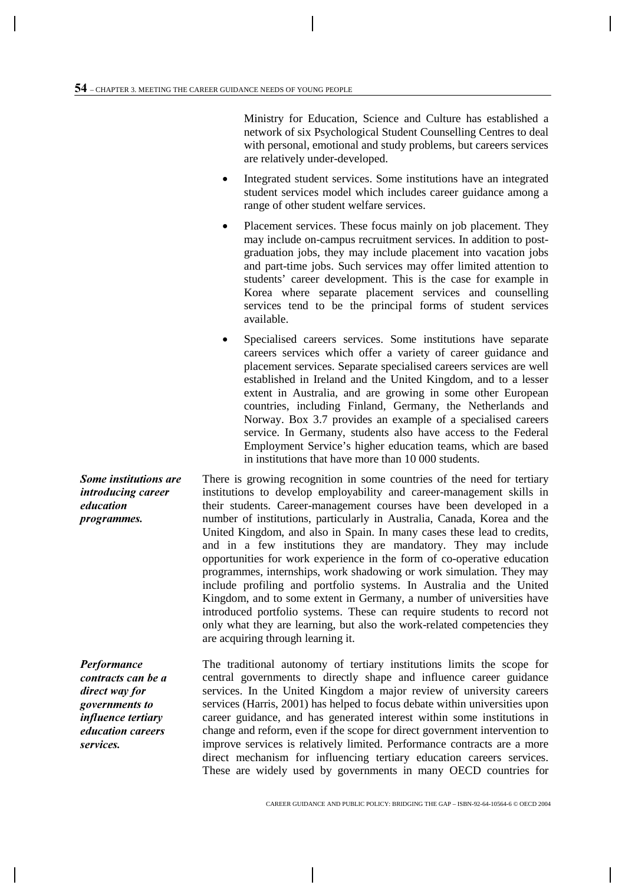Ministry for Education, Science and Culture has established a network of six Psychological Student Counselling Centres to deal with personal, emotional and study problems, but careers services are relatively under-developed.

- Integrated student services. Some institutions have an integrated student services model which includes career guidance among a range of other student welfare services.
- Placement services. These focus mainly on job placement. They may include on-campus recruitment services. In addition to post-graduation jobs, they may include placement into vacation jobs and part-time jobs. Such services may offer limited attention to students' career development. This is the case for example in Korea where separate placement services and counselling services tend to be the principal forms of student services available.
- Specialised careers services. Some institutions have separate careers services which offer a variety of career guidance and placement services. Separate specialised careers services are well established in Ireland and the United Kingdom, and to a lesser extent in Australia, and are growing in some other European countries, including Finland, Germany, the Netherlands and Norway. Box 3.7 provides an example of a specialised careers service. In Germany, students also have access to the Federal Employment Service's higher education teams, which are based in institutions that have more than 10 000 students.

***Some institutions are introducing career education programmes.***

There is growing recognition in some countries of the need for tertiary institutions to develop employability and career-management skills in their students. Career-management courses have been developed in a number of institutions, particularly in Australia, Canada, Korea and the United Kingdom, and also in Spain. In many cases these lead to credits, and in a few institutions they are mandatory. They may include opportunities for work experience in the form of co-operative education programmes, internships, work shadowing or work simulation. They may include profiling and portfolio systems. In Australia and the United Kingdom, and to some extent in Germany, a number of universities have introduced portfolio systems. These can require students to record not only what they are learning, but also the work-related competencies they are acquiring through learning it.

***Performance contracts can be a direct way for governments to influence tertiary education careers services.***

The traditional autonomy of tertiary institutions limits the scope for central governments to directly shape and influence career guidance services. In the United Kingdom a major review of university careers services (Harris, 2001) has helped to focus debate within universities upon career guidance, and has generated interest within some institutions in change and reform, even if the scope for direct government intervention to improve services is relatively limited. Performance contracts are a more direct mechanism for influencing tertiary education careers services. These are widely used by governments in many OECD countries for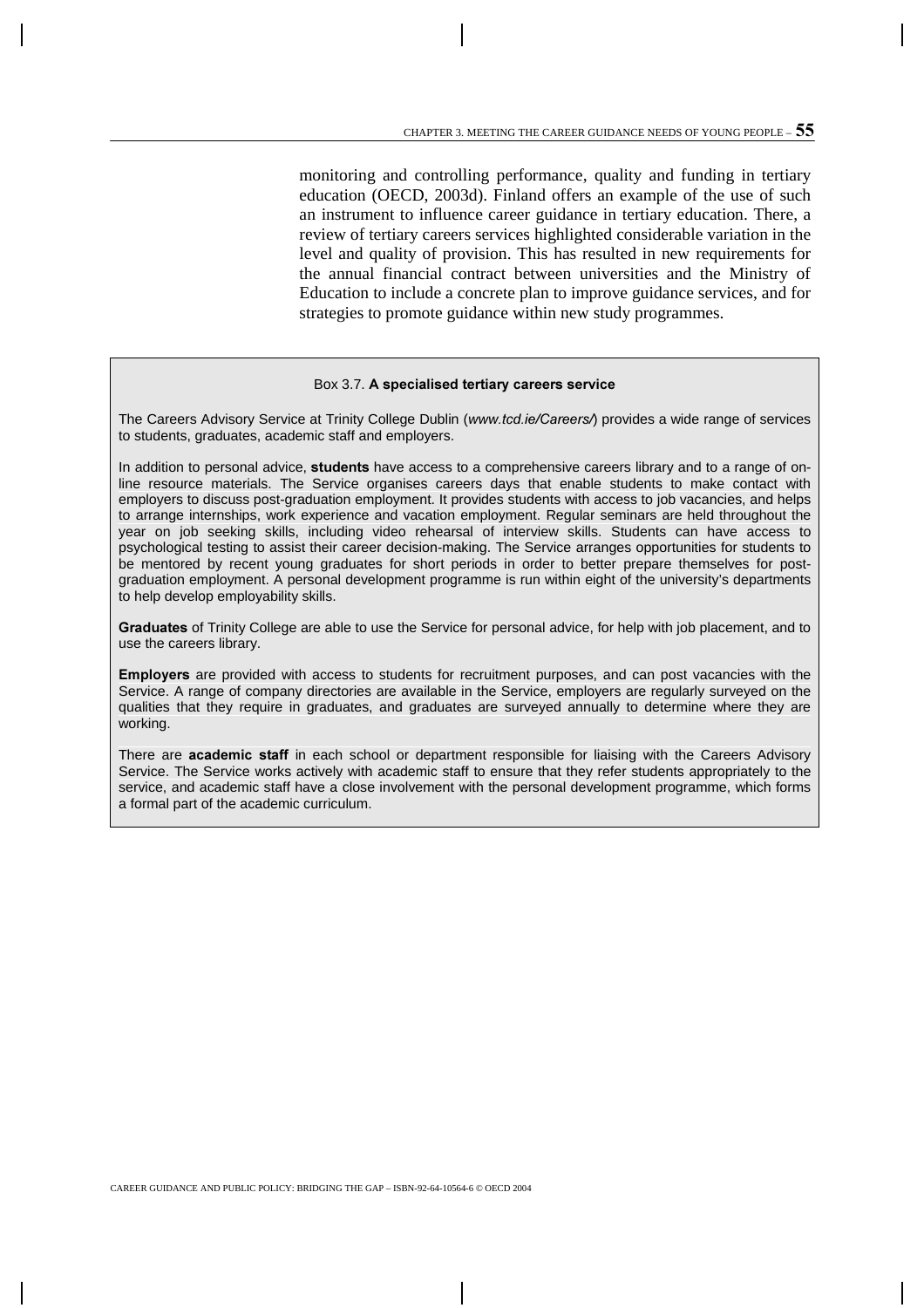monitoring and controlling performance, quality and funding in tertiary education (OECD, 2003d). Finland offers an example of the use of such an instrument to influence career guidance in tertiary education. There, a review of tertiary careers services highlighted considerable variation in the level and quality of provision. This has resulted in new requirements for the annual financial contract between universities and the Ministry of Education to include a concrete plan to improve guidance services, and for strategies to promote guidance within new study programmes.

Box 3.7. **A specialised tertiary careers service**

The Careers Advisory Service at Trinity College Dublin (*www.tcd.ie/Careers/*) provides a wide range of services to students, graduates, academic staff and employers.

In addition to personal advice, **students** have access to a comprehensive careers library and to a range of on-line resource materials. The Service organises careers days that enable students to make contact with employers to discuss post-graduation employment. It provides students with access to job vacancies, and helps to arrange internships, work experience and vacation employment. Regular seminars are held throughout the year on job seeking skills, including video rehearsal of interview skills. Students can have access to psychological testing to assist their career decision-making. The Service arranges opportunities for students to be mentored by recent young graduates for short periods in order to better prepare themselves for post-graduation employment. A personal development programme is run within eight of the university's departments to help develop employability skills.

**Graduates** of Trinity College are able to use the Service for personal advice, for help with job placement, and to use the careers library.

**Employers** are provided with access to students for recruitment purposes, and can post vacancies with the Service. A range of company directories are available in the Service, employers are regularly surveyed on the qualities that they require in graduates, and graduates are surveyed annually to determine where they are working.

There are **academic staff** in each school or department responsible for liaising with the Careers Advisory Service. The Service works actively with academic staff to ensure that they refer students appropriately to the service, and academic staff have a close involvement with the personal development programme, which forms a formal part of the academic curriculum.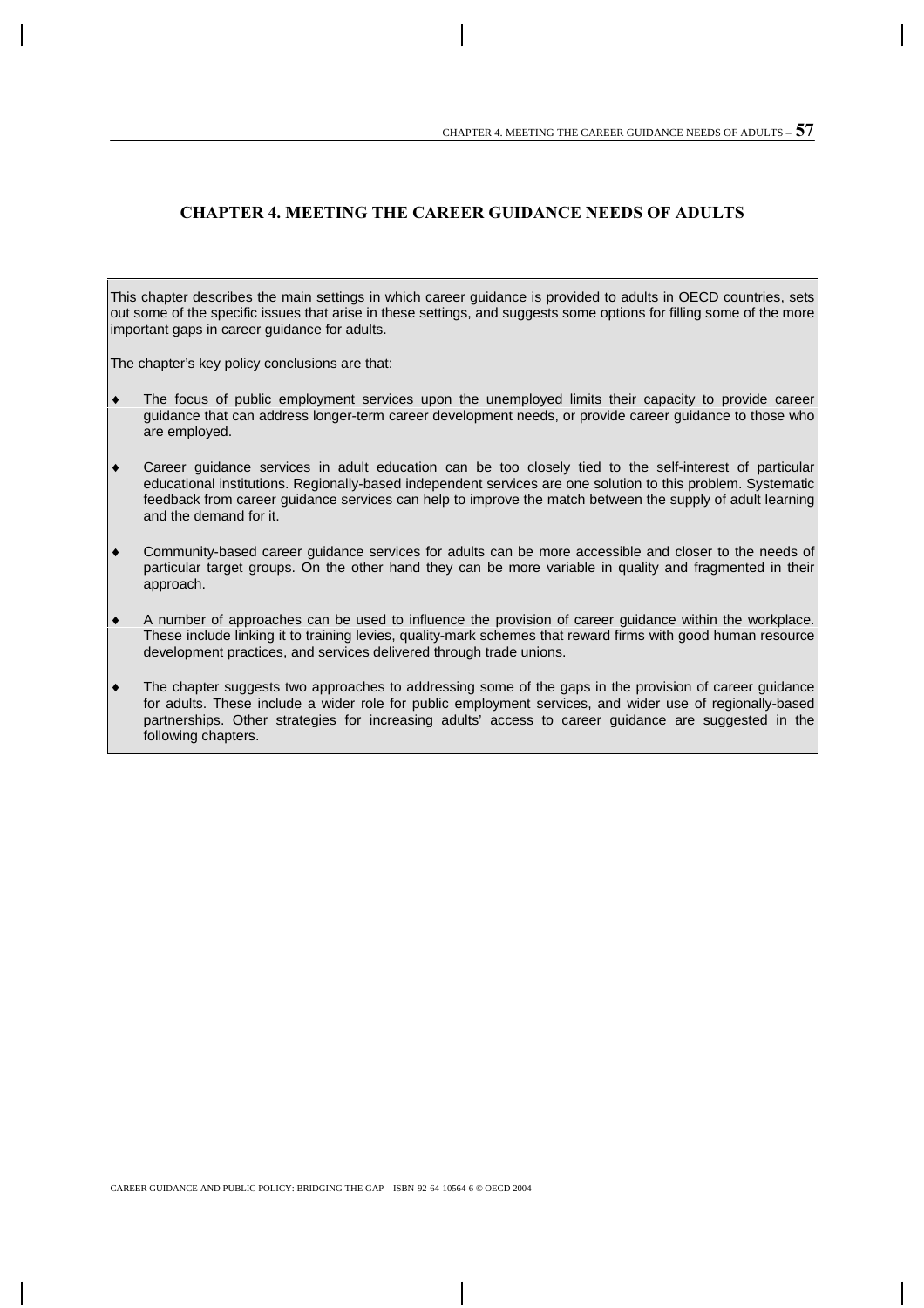# CHAPTER 4. MEETING THE CAREER GUIDANCE NEEDS OF ADULTS

This chapter describes the main settings in which career guidance is provided to adults in OECD countries, sets out some of the specific issues that arise in these settings, and suggests some options for filling some of the more important gaps in career guidance for adults.

The chapter's key policy conclusions are that:

- The focus of public employment services upon the unemployed limits their capacity to provide career guidance that can address longer-term career development needs, or provide career guidance to those who are employed.
- Career guidance services in adult education can be too closely tied to the self-interest of particular educational institutions. Regionally-based independent services are one solution to this problem. Systematic feedback from career guidance services can help to improve the match between the supply of adult learning and the demand for it.
- Community-based career guidance services for adults can be more accessible and closer to the needs of particular target groups. On the other hand they can be more variable in quality and fragmented in their approach.
- A number of approaches can be used to influence the provision of career guidance within the workplace. These include linking it to training levies, quality-mark schemes that reward firms with good human resource development practices, and services delivered through trade unions.
- The chapter suggests two approaches to addressing some of the gaps in the provision of career guidance for adults. These include a wider role for public employment services, and wider use of regionally-based partnerships. Other strategies for increasing adults' access to career guidance are suggested in the following chapters.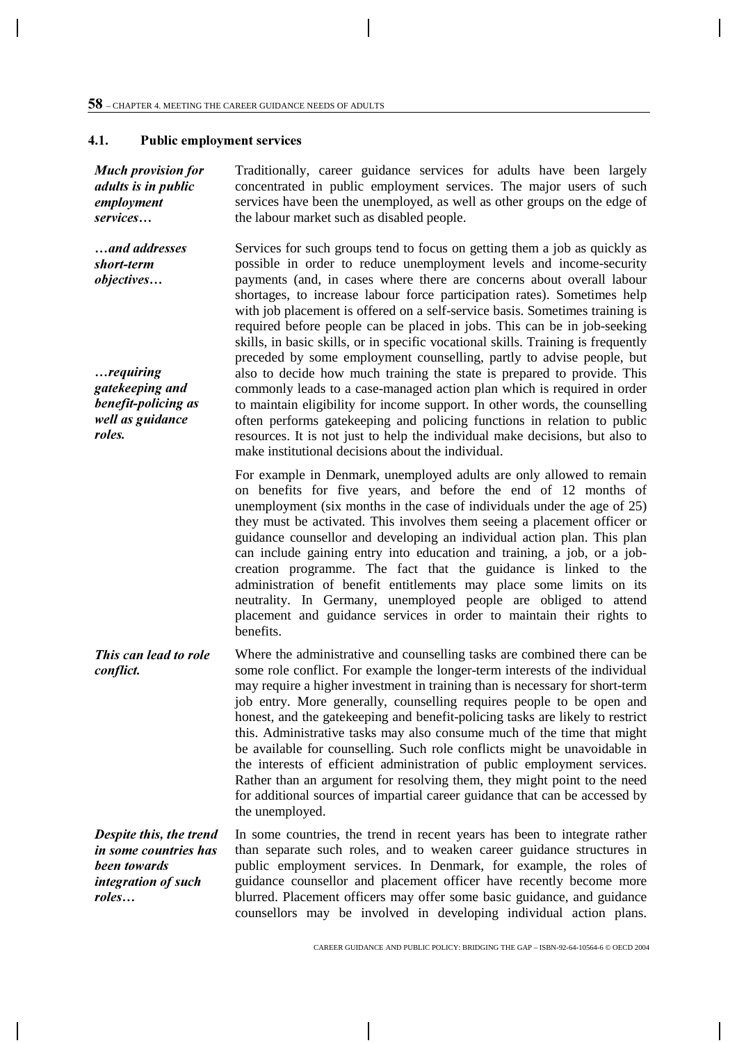## 4.1. Public employment services

***Much provision for adults is in public employment services…***

Traditionally, career guidance services for adults have been largely concentrated in public employment services. The major users of such services have been the unemployed, as well as other groups on the edge of the labour market such as disabled people.

***…and addresses short-term objectives…***

Services for such groups tend to focus on getting them a job as quickly as possible in order to reduce unemployment levels and income-security payments (and, in cases where there are concerns about overall labour shortages, to increase labour force participation rates). Sometimes help with job placement is offered on a self-service basis. Sometimes training is required before people can be placed in jobs. This can be in job-seeking skills, in basic skills, or in specific vocational skills. Training is frequently preceded by some employment counselling, partly to advise people, but also to decide how much training the state is prepared to provide. This commonly leads to a case-managed action plan which is required in order to maintain eligibility for income support. In other words, the counselling often performs gatekeeping and policing functions in relation to public resources. It is not just to help the individual make decisions, but also to make institutional decisions about the individual.

***…requiring gatekeeping and benefit-policing as well as guidance roles.***

For example in Denmark, unemployed adults are only allowed to remain on benefits for five years, and before the end of 12 months of unemployment (six months in the case of individuals under the age of 25) they must be activated. This involves them seeing a placement officer or guidance counsellor and developing an individual action plan. This plan can include gaining entry into education and training, a job, or a job-creation programme. The fact that the guidance is linked to the administration of benefit entitlements may place some limits on its neutrality. In Germany, unemployed people are obliged to attend placement and guidance services in order to maintain their rights to benefits.

***This can lead to role conflict.***

Where the administrative and counselling tasks are combined there can be some role conflict. For example the longer-term interests of the individual may require a higher investment in training than is necessary for short-term job entry. More generally, counselling requires people to be open and honest, and the gatekeeping and benefit-policing tasks are likely to restrict this. Administrative tasks may also consume much of the time that might be available for counselling. Such role conflicts might be unavoidable in the interests of efficient administration of public employment services. Rather than an argument for resolving them, they might point to the need for additional sources of impartial career guidance that can be accessed by the unemployed.

***Despite this, the trend in some countries has been towards integration of such roles…***

In some countries, the trend in recent years has been to integrate rather than separate such roles, and to weaken career guidance structures in public employment services. In Denmark, for example, the roles of guidance counsellor and placement officer have recently become more blurred. Placement officers may offer some basic guidance, and guidance counsellors may be involved in developing individual action plans.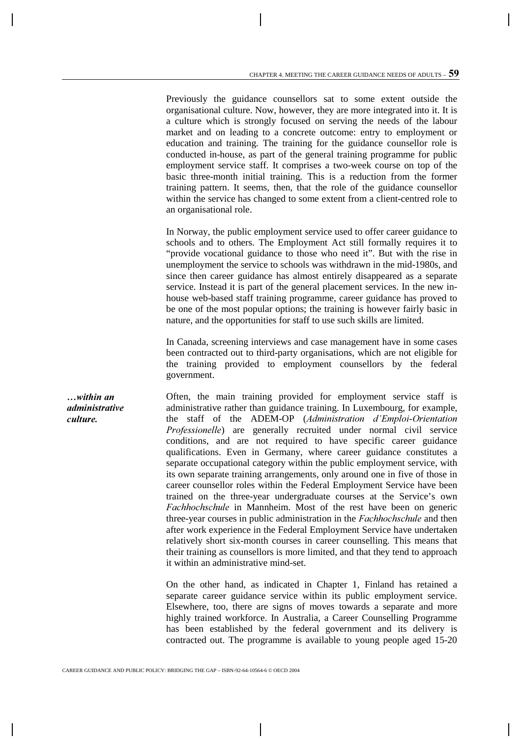Previously the guidance counsellors sat to some extent outside the organisational culture. Now, however, they are more integrated into it. It is a culture which is strongly focused on serving the needs of the labour market and on leading to a concrete outcome: entry to employment or education and training. The training for the guidance counsellor role is conducted in-house, as part of the general training programme for public employment service staff. It comprises a two-week course on top of the basic three-month initial training. This is a reduction from the former training pattern. It seems, then, that the role of the guidance counsellor within the service has changed to some extent from a client-centred role to an organisational role.

In Norway, the public employment service used to offer career guidance to schools and to others. The Employment Act still formally requires it to "provide vocational guidance to those who need it". But with the rise in unemployment the service to schools was withdrawn in the mid-1980s, and since then career guidance has almost entirely disappeared as a separate service. Instead it is part of the general placement services. In the new in-house web-based staff training programme, career guidance has proved to be one of the most popular options; the training is however fairly basic in nature, and the opportunities for staff to use such skills are limited.

In Canada, screening interviews and case management have in some cases been contracted out to third-party organisations, which are not eligible for the training provided to employment counsellors by the federal government.

***…within an administrative culture.***

Often, the main training provided for employment service staff is administrative rather than guidance training. In Luxembourg, for example, the staff of the ADEM-OP (*Administration d'Emploi-Orientation Professionelle*) are generally recruited under normal civil service conditions, and are not required to have specific career guidance qualifications. Even in Germany, where career guidance constitutes a separate occupational category within the public employment service, with its own separate training arrangements, only around one in five of those in career counsellor roles within the Federal Employment Service have been trained on the three-year undergraduate courses at the Service's own *Fachhochschule* in Mannheim. Most of the rest have been on generic three-year courses in public administration in the *Fachhochschule* and then after work experience in the Federal Employment Service have undertaken relatively short six-month courses in career counselling. This means that their training as counsellors is more limited, and that they tend to approach it within an administrative mind-set.

On the other hand, as indicated in Chapter 1, Finland has retained a separate career guidance service within its public employment service. Elsewhere, too, there are signs of moves towards a separate and more highly trained workforce. In Australia, a Career Counselling Programme has been established by the federal government and its delivery is contracted out. The programme is available to young people aged 15-20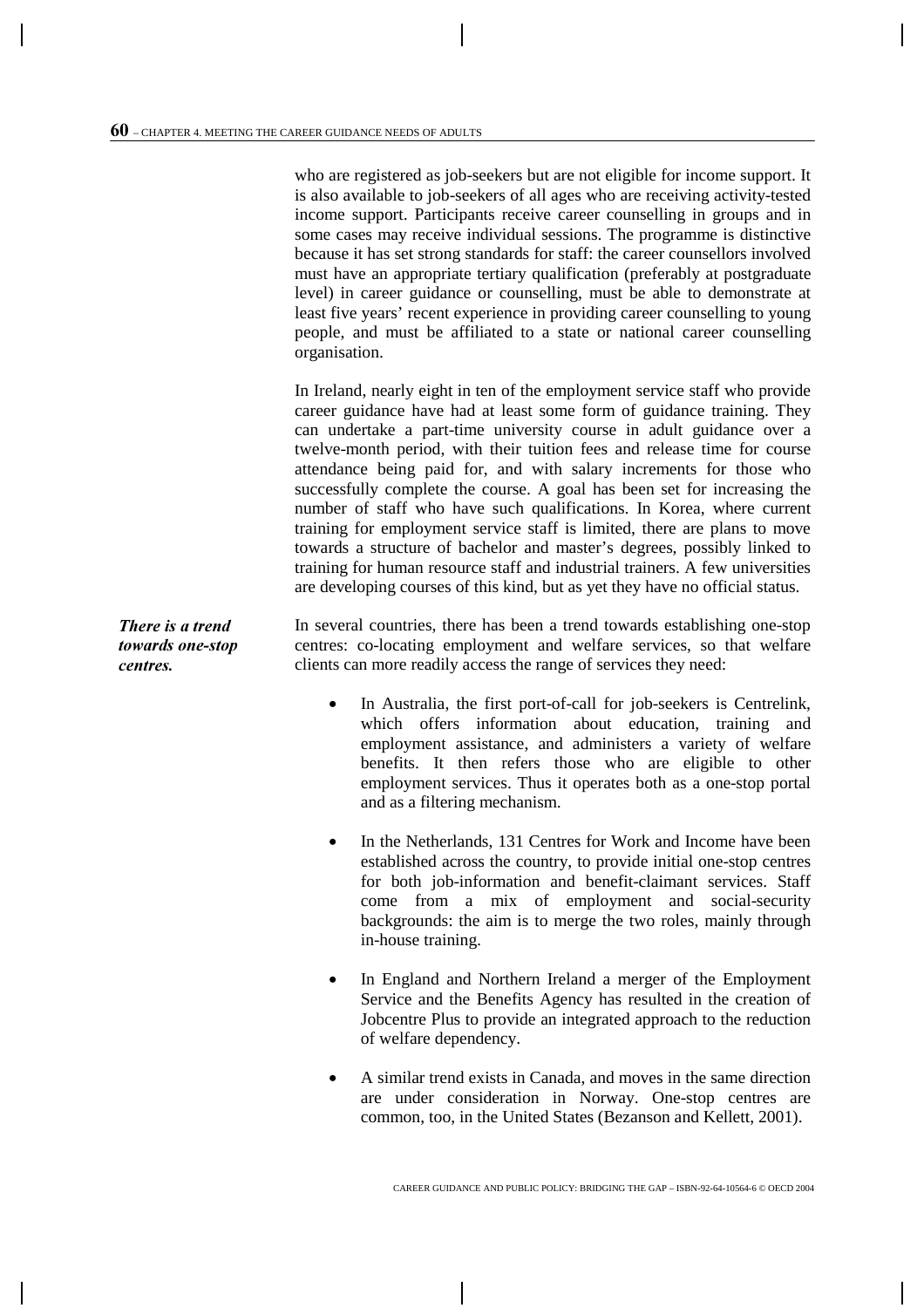who are registered as job-seekers but are not eligible for income support. It is also available to job-seekers of all ages who are receiving activity-tested income support. Participants receive career counselling in groups and in some cases may receive individual sessions. The programme is distinctive because it has set strong standards for staff: the career counsellors involved must have an appropriate tertiary qualification (preferably at postgraduate level) in career guidance or counselling, must be able to demonstrate at least five years' recent experience in providing career counselling to young people, and must be affiliated to a state or national career counselling organisation.

In Ireland, nearly eight in ten of the employment service staff who provide career guidance have had at least some form of guidance training. They can undertake a part-time university course in adult guidance over a twelve-month period, with their tuition fees and release time for course attendance being paid for, and with salary increments for those who successfully complete the course. A goal has been set for increasing the number of staff who have such qualifications. In Korea, where current training for employment service staff is limited, there are plans to move towards a structure of bachelor and master's degrees, possibly linked to training for human resource staff and industrial trainers. A few universities are developing courses of this kind, but as yet they have no official status.

***There is a trend towards one-stop centres.***

In several countries, there has been a trend towards establishing one-stop centres: co-locating employment and welfare services, so that welfare clients can more readily access the range of services they need:

- In Australia, the first port-of-call for job-seekers is Centrelink, which offers information about education, training and employment assistance, and administers a variety of welfare benefits. It then refers those who are eligible to other employment services. Thus it operates both as a one-stop portal and as a filtering mechanism.

- In the Netherlands, 131 Centres for Work and Income have been established across the country, to provide initial one-stop centres for both job-information and benefit-claimant services. Staff come from a mix of employment and social-security backgrounds: the aim is to merge the two roles, mainly through in-house training.

- In England and Northern Ireland a merger of the Employment Service and the Benefits Agency has resulted in the creation of Jobcentre Plus to provide an integrated approach to the reduction of welfare dependency.

- A similar trend exists in Canada, and moves in the same direction are under consideration in Norway. One-stop centres are common, too, in the United States (Bezanson and Kellett, 2001).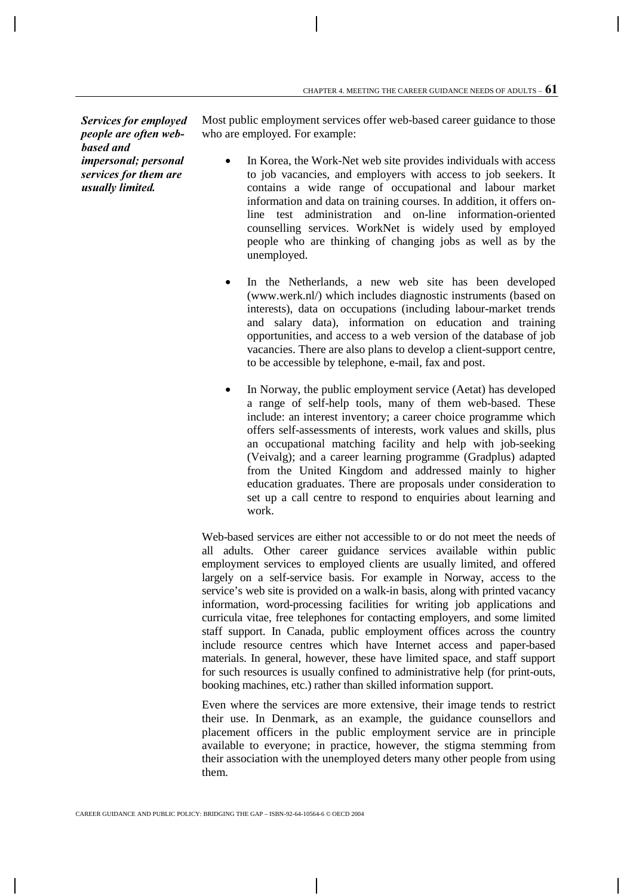*Services for employed people are often web-based and impersonal; personal services for them are usually limited.*

Most public employment services offer web-based career guidance to those who are employed. For example:

- In Korea, the Work-Net web site provides individuals with access to job vacancies, and employers with access to job seekers. It contains a wide range of occupational and labour market information and data on training courses. In addition, it offers on-line test administration and on-line information-oriented counselling services. WorkNet is widely used by employed people who are thinking of changing jobs as well as by the unemployed.

- In the Netherlands, a new web site has been developed (www.werk.nl/) which includes diagnostic instruments (based on interests), data on occupations (including labour-market trends and salary data), information on education and training opportunities, and access to a web version of the database of job vacancies. There are also plans to develop a client-support centre, to be accessible by telephone, e-mail, fax and post.

- In Norway, the public employment service (Aetat) has developed a range of self-help tools, many of them web-based. These include: an interest inventory; a career choice programme which offers self-assessments of interests, work values and skills, plus an occupational matching facility and help with job-seeking (Veivalg); and a career learning programme (Gradplus) adapted from the United Kingdom and addressed mainly to higher education graduates. There are proposals under consideration to set up a call centre to respond to enquiries about learning and work.

Web-based services are either not accessible to or do not meet the needs of all adults. Other career guidance services available within public employment services to employed clients are usually limited, and offered largely on a self-service basis. For example in Norway, access to the service's web site is provided on a walk-in basis, along with printed vacancy information, word-processing facilities for writing job applications and curricula vitae, free telephones for contacting employers, and some limited staff support. In Canada, public employment offices across the country include resource centres which have Internet access and paper-based materials. In general, however, these have limited space, and staff support for such resources is usually confined to administrative help (for print-outs, booking machines, etc.) rather than skilled information support.

Even where the services are more extensive, their image tends to restrict their use. In Denmark, as an example, the guidance counsellors and placement officers in the public employment service are in principle available to everyone; in practice, however, the stigma stemming from their association with the unemployed deters many other people from using them.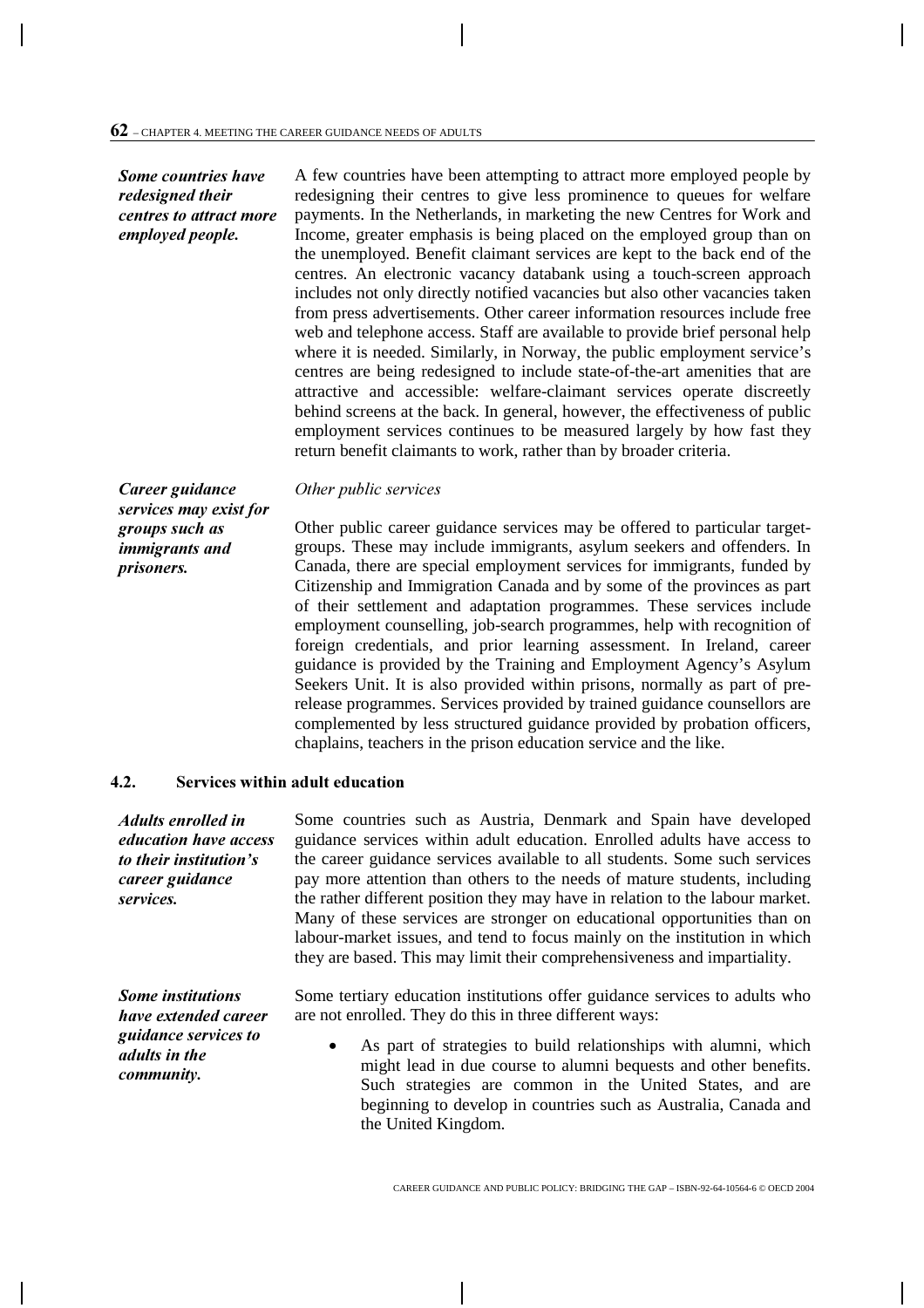*Some countries have redesigned their centres to attract more employed people.*

A few countries have been attempting to attract more employed people by redesigning their centres to give less prominence to queues for welfare payments. In the Netherlands, in marketing the new Centres for Work and Income, greater emphasis is being placed on the employed group than on the unemployed. Benefit claimant services are kept to the back end of the centres. An electronic vacancy databank using a touch-screen approach includes not only directly notified vacancies but also other vacancies taken from press advertisements. Other career information resources include free web and telephone access. Staff are available to provide brief personal help where it is needed. Similarly, in Norway, the public employment service's centres are being redesigned to include state-of-the-art amenities that are attractive and accessible: welfare-claimant services operate discreetly behind screens at the back. In general, however, the effectiveness of public employment services continues to be measured largely by how fast they return benefit claimants to work, rather than by broader criteria.

*Career guidance services may exist for groups such as immigrants and prisoners.*

*Other public services*

Other public career guidance services may be offered to particular target-groups. These may include immigrants, asylum seekers and offenders. In Canada, there are special employment services for immigrants, funded by Citizenship and Immigration Canada and by some of the provinces as part of their settlement and adaptation programmes. These services include employment counselling, job-search programmes, help with recognition of foreign credentials, and prior learning assessment. In Ireland, career guidance is provided by the Training and Employment Agency's Asylum Seekers Unit. It is also provided within prisons, normally as part of pre-release programmes. Services provided by trained guidance counsellors are complemented by less structured guidance provided by probation officers, chaplains, teachers in the prison education service and the like.

## 4.2. Services within adult education

*Adults enrolled in education have access to their institution's career guidance services.*

Some countries such as Austria, Denmark and Spain have developed guidance services within adult education. Enrolled adults have access to the career guidance services available to all students. Some such services pay more attention than others to the needs of mature students, including the rather different position they may have in relation to the labour market. Many of these services are stronger on educational opportunities than on labour-market issues, and tend to focus mainly on the institution in which they are based. This may limit their comprehensiveness and impartiality.

*Some institutions have extended career guidance services to adults in the community.*

Some tertiary education institutions offer guidance services to adults who are not enrolled. They do this in three different ways:

- As part of strategies to build relationships with alumni, which might lead in due course to alumni bequests and other benefits. Such strategies are common in the United States, and are beginning to develop in countries such as Australia, Canada and the United Kingdom.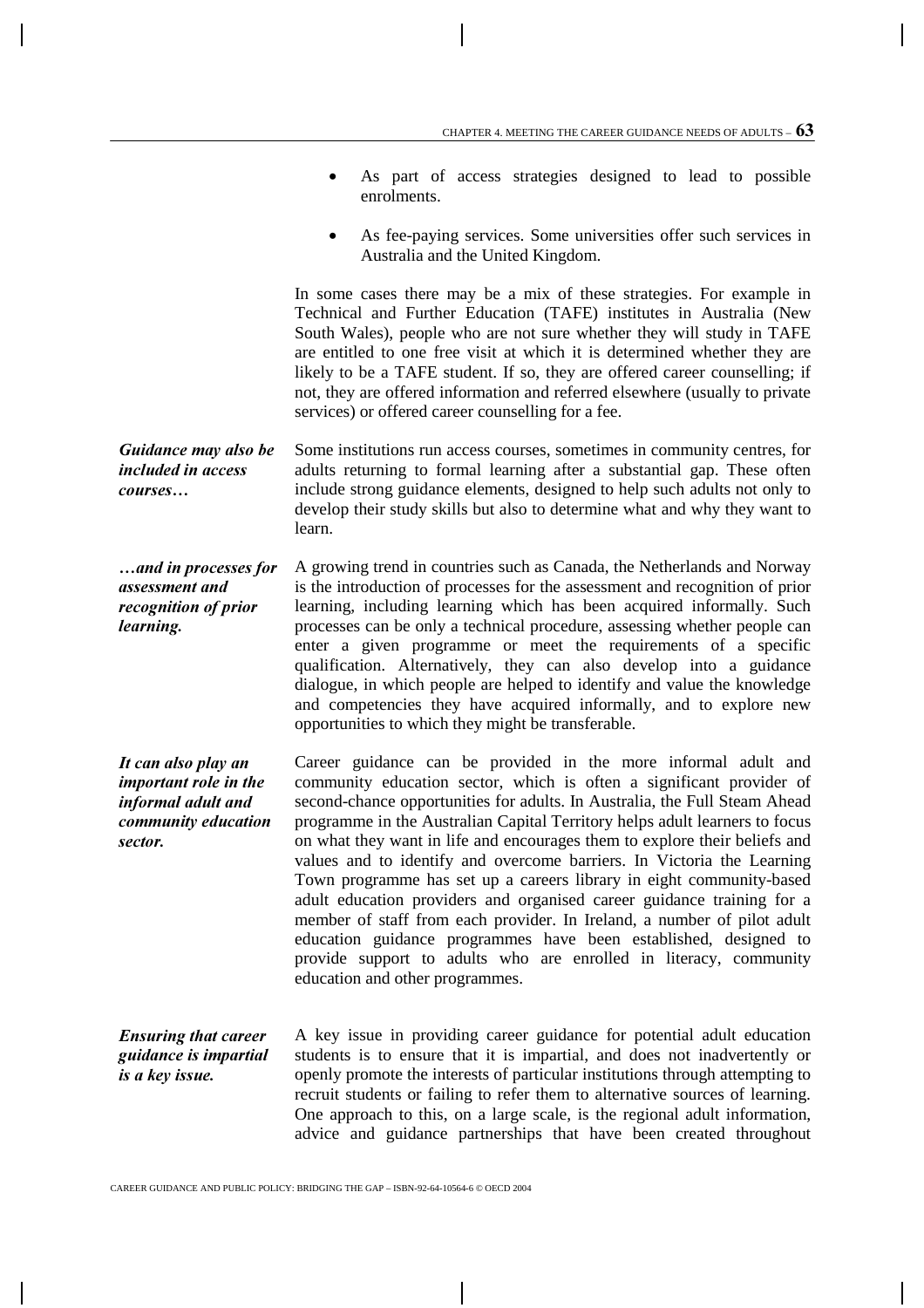- As part of access strategies designed to lead to possible enrolments.
- As fee-paying services. Some universities offer such services in Australia and the United Kingdom.

In some cases there may be a mix of these strategies. For example in Technical and Further Education (TAFE) institutes in Australia (New South Wales), people who are not sure whether they will study in TAFE are entitled to one free visit at which it is determined whether they are likely to be a TAFE student. If so, they are offered career counselling; if not, they are offered information and referred elsewhere (usually to private services) or offered career counselling for a fee.

***Guidance may also be included in access courses…***

Some institutions run access courses, sometimes in community centres, for adults returning to formal learning after a substantial gap. These often include strong guidance elements, designed to help such adults not only to develop their study skills but also to determine what and why they want to learn.

***…and in processes for assessment and recognition of prior learning.***

A growing trend in countries such as Canada, the Netherlands and Norway is the introduction of processes for the assessment and recognition of prior learning, including learning which has been acquired informally. Such processes can be only a technical procedure, assessing whether people can enter a given programme or meet the requirements of a specific qualification. Alternatively, they can also develop into a guidance dialogue, in which people are helped to identify and value the knowledge and competencies they have acquired informally, and to explore new opportunities to which they might be transferable.

***It can also play an important role in the informal adult and community education sector.***

Career guidance can be provided in the more informal adult and community education sector, which is often a significant provider of second-chance opportunities for adults. In Australia, the Full Steam Ahead programme in the Australian Capital Territory helps adult learners to focus on what they want in life and encourages them to explore their beliefs and values and to identify and overcome barriers. In Victoria the Learning Town programme has set up a careers library in eight community-based adult education providers and organised career guidance training for a member of staff from each provider. In Ireland, a number of pilot adult education guidance programmes have been established, designed to provide support to adults who are enrolled in literacy, community education and other programmes.

***Ensuring that career guidance is impartial is a key issue.***

A key issue in providing career guidance for potential adult education students is to ensure that it is impartial, and does not inadvertently or openly promote the interests of particular institutions through attempting to recruit students or failing to refer them to alternative sources of learning. One approach to this, on a large scale, is the regional adult information, advice and guidance partnerships that have been created throughout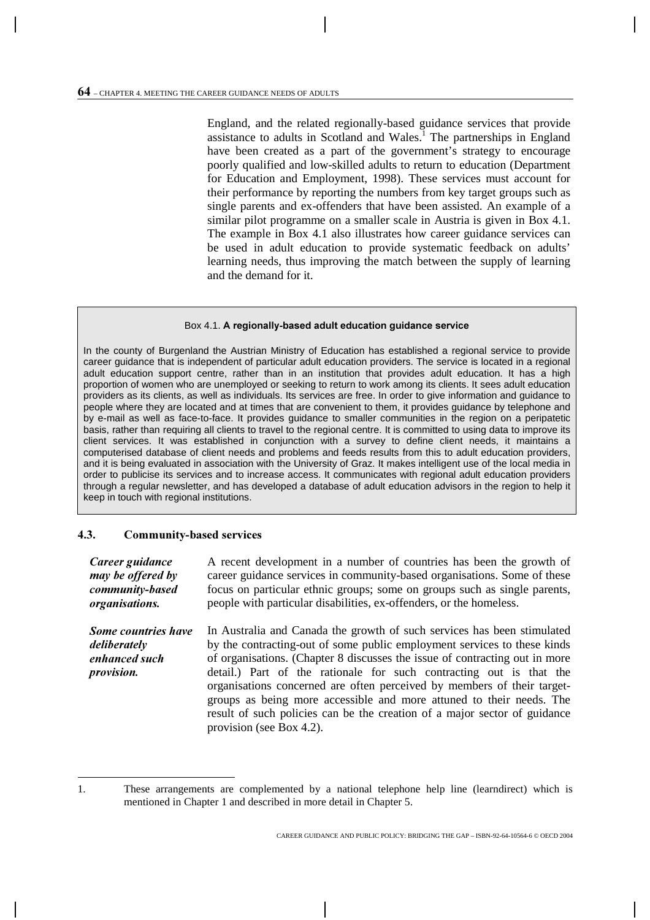England, and the related regionally-based guidance services that provide assistance to adults in Scotland and Wales.[1] The partnerships in England have been created as a part of the government's strategy to encourage poorly qualified and low-skilled adults to return to education (Department for Education and Employment, 1998). These services must account for their performance by reporting the numbers from key target groups such as single parents and ex-offenders that have been assisted. An example of a similar pilot programme on a smaller scale in Austria is given in Box 4.1. The example in Box 4.1 also illustrates how career guidance services can be used in adult education to provide systematic feedback on adults' learning needs, thus improving the match between the supply of learning and the demand for it.

> Box 4.1. **A regionally-based adult education guidance service**
>
> In the county of Burgenland the Austrian Ministry of Education has established a regional service to provide career guidance that is independent of particular adult education providers. The service is located in a regional adult education support centre, rather than in an institution that provides adult education. It has a high proportion of women who are unemployed or seeking to return to work among its clients. It sees adult education providers as its clients, as well as individuals. Its services are free. In order to give information and guidance to people where they are located and at times that are convenient to them, it provides guidance by telephone and by e-mail as well as face-to-face. It provides guidance to smaller communities in the region on a peripatetic basis, rather than requiring all clients to travel to the regional centre. It is committed to using data to improve its client services. It was established in conjunction with a survey to define client needs, it maintains a computerised database of client needs and problems and feeds results from this to adult education providers, and it is being evaluated in association with the University of Graz. It makes intelligent use of the local media in order to publicise its services and to increase access. It communicates with regional adult education providers through a regular newsletter, and has developed a database of adult education advisors in the region to help it keep in touch with regional institutions.

### 4.3. Community-based services

***Career guidance may be offered by community-based organisations.***

A recent development in a number of countries has been the growth of career guidance services in community-based organisations. Some of these focus on particular ethnic groups; some on groups such as single parents, people with particular disabilities, ex-offenders, or the homeless.

***Some countries have deliberately enhanced such provision.***

In Australia and Canada the growth of such services has been stimulated by the contracting-out of some public employment services to these kinds of organisations. (Chapter 8 discusses the issue of contracting out in more detail.) Part of the rationale for such contracting out is that the organisations concerned are often perceived by members of their target-groups as being more accessible and more attuned to their needs. The result of such policies can be the creation of a major sector of guidance provision (see Box 4.2).

---

1. These arrangements are complemented by a national telephone help line (learndirect) which is mentioned in Chapter 1 and described in more detail in Chapter 5.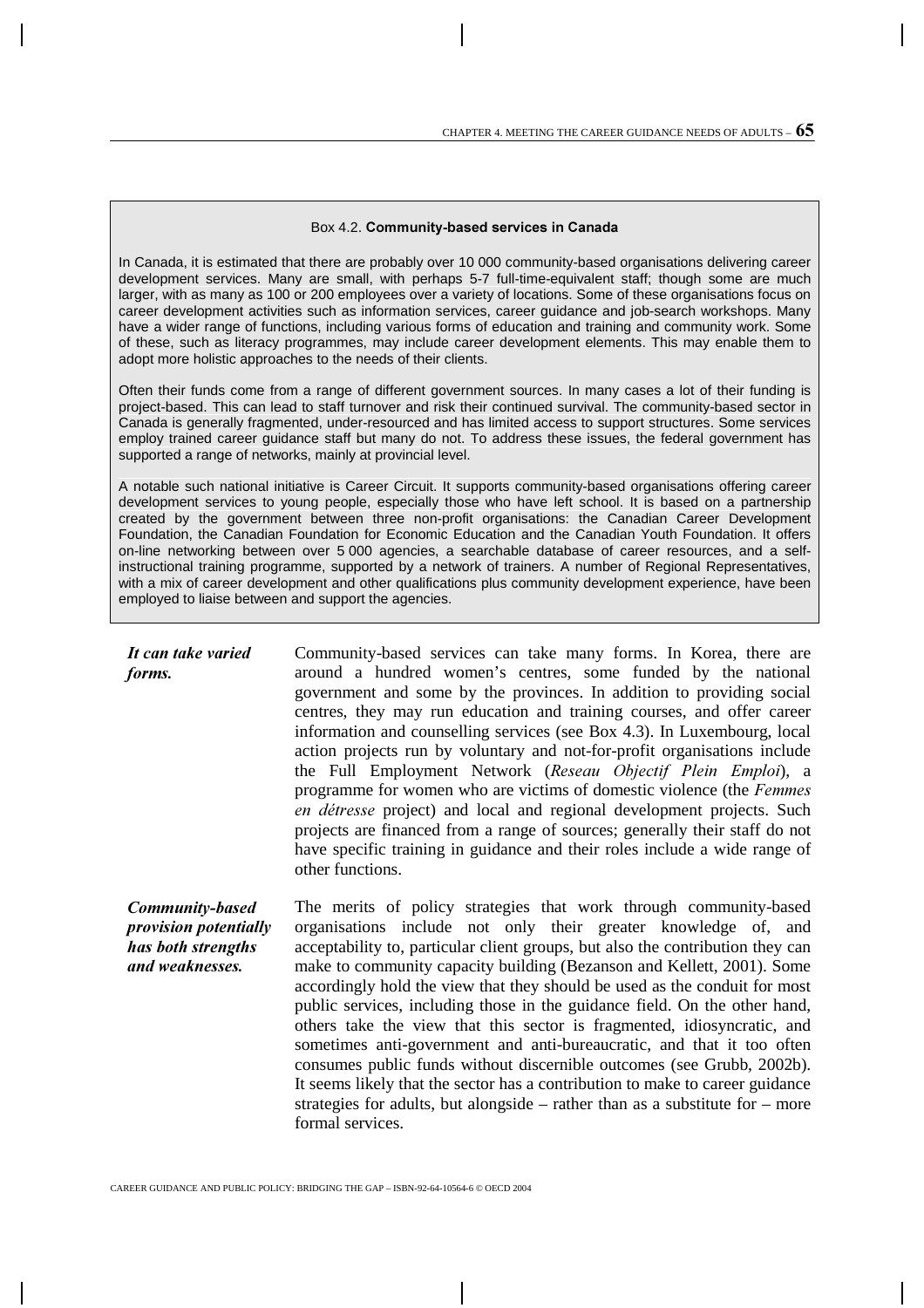**Box 4.2. Community-based services in Canada**

In Canada, it is estimated that there are probably over 10 000 community-based organisations delivering career development services. Many are small, with perhaps 5-7 full-time-equivalent staff; though some are much larger, with as many as 100 or 200 employees over a variety of locations. Some of these organisations focus on career development activities such as information services, career guidance and job-search workshops. Many have a wider range of functions, including various forms of education and training and community work. Some of these, such as literacy programmes, may include career development elements. This may enable them to adopt more holistic approaches to the needs of their clients.

Often their funds come from a range of different government sources. In many cases a lot of their funding is project-based. This can lead to staff turnover and risk their continued survival. The community-based sector in Canada is generally fragmented, under-resourced and has limited access to support structures. Some services employ trained career guidance staff but many do not. To address these issues, the federal government has supported a range of networks, mainly at provincial level.

A notable such national initiative is Career Circuit. It supports community-based organisations offering career development services to young people, especially those who have left school. It is based on a partnership created by the government between three non-profit organisations: the Canadian Career Development Foundation, the Canadian Foundation for Economic Education and the Canadian Youth Foundation. It offers on-line networking between over 5 000 agencies, a searchable database of career resources, and a self-instructional training programme, supported by a network of trainers. A number of Regional Representatives, with a mix of career development and other qualifications plus community development experience, have been employed to liaise between and support the agencies.

***It can take varied forms.***

Community-based services can take many forms. In Korea, there are around a hundred women's centres, some funded by the national government and some by the provinces. In addition to providing social centres, they may run education and training courses, and offer career information and counselling services (see Box 4.3). In Luxembourg, local action projects run by voluntary and not-for-profit organisations include the Full Employment Network (*Reseau Objectif Plein Emploi*), a programme for women who are victims of domestic violence (the *Femmes en détresse* project) and local and regional development projects. Such projects are financed from a range of sources; generally their staff do not have specific training in guidance and their roles include a wide range of other functions.

***Community-based provision potentially has both strengths and weaknesses.***

The merits of policy strategies that work through community-based organisations include not only their greater knowledge of, and acceptability to, particular client groups, but also the contribution they can make to community capacity building (Bezanson and Kellett, 2001). Some accordingly hold the view that they should be used as the conduit for most public services, including those in the guidance field. On the other hand, others take the view that this sector is fragmented, idiosyncratic, and sometimes anti-government and anti-bureaucratic, and that it too often consumes public funds without discernible outcomes (see Grubb, 2002b). It seems likely that the sector has a contribution to make to career guidance strategies for adults, but alongside – rather than as a substitute for – more formal services.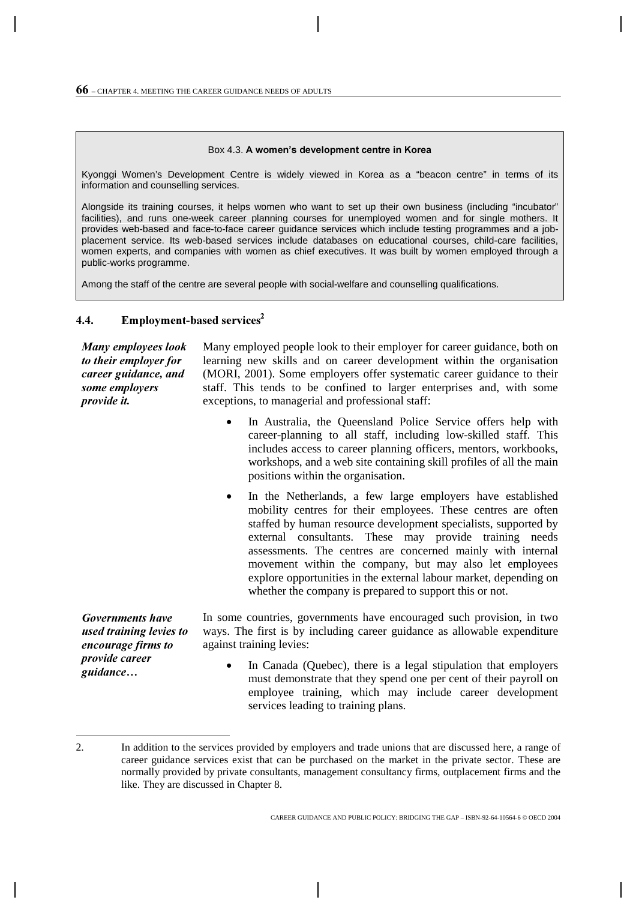**Box 4.3. A women's development centre in Korea**

Kyonggi Women's Development Centre is widely viewed in Korea as a "beacon centre" in terms of its information and counselling services.

Alongside its training courses, it helps women who want to set up their own business (including "incubator" facilities), and runs one-week career planning courses for unemployed women and for single mothers. It provides web-based and face-to-face career guidance services which include testing programmes and a job-placement service. Its web-based services include databases on educational courses, child-care facilities, women experts, and companies with women as chief executives. It was built by women employed through a public-works programme.

Among the staff of the centre are several people with social-welfare and counselling qualifications.

## 4.4. Employment-based services[2]

***Many employees look to their employer for career guidance, and some employers provide it.***

Many employed people look to their employer for career guidance, both on learning new skills and on career development within the organisation (MORI, 2001). Some employers offer systematic career guidance to their staff. This tends to be confined to larger enterprises and, with some exceptions, to managerial and professional staff:

- In Australia, the Queensland Police Service offers help with career-planning to all staff, including low-skilled staff. This includes access to career planning officers, mentors, workbooks, workshops, and a web site containing skill profiles of all the main positions within the organisation.
- In the Netherlands, a few large employers have established mobility centres for their employees. These centres are often staffed by human resource development specialists, supported by external consultants. These may provide training needs assessments. The centres are concerned mainly with internal movement within the company, but may also let employees explore opportunities in the external labour market, depending on whether the company is prepared to support this or not.

***Governments have used training levies to encourage firms to provide career guidance…***

In some countries, governments have encouraged such provision, in two ways. The first is by including career guidance as allowable expenditure against training levies:

- In Canada (Quebec), there is a legal stipulation that employers must demonstrate that they spend one per cent of their payroll on employee training, which may include career development services leading to training plans.

---

2. In addition to the services provided by employers and trade unions that are discussed here, a range of career guidance services exist that can be purchased on the market in the private sector. These are normally provided by private consultants, management consultancy firms, outplacement firms and the like. They are discussed in Chapter 8.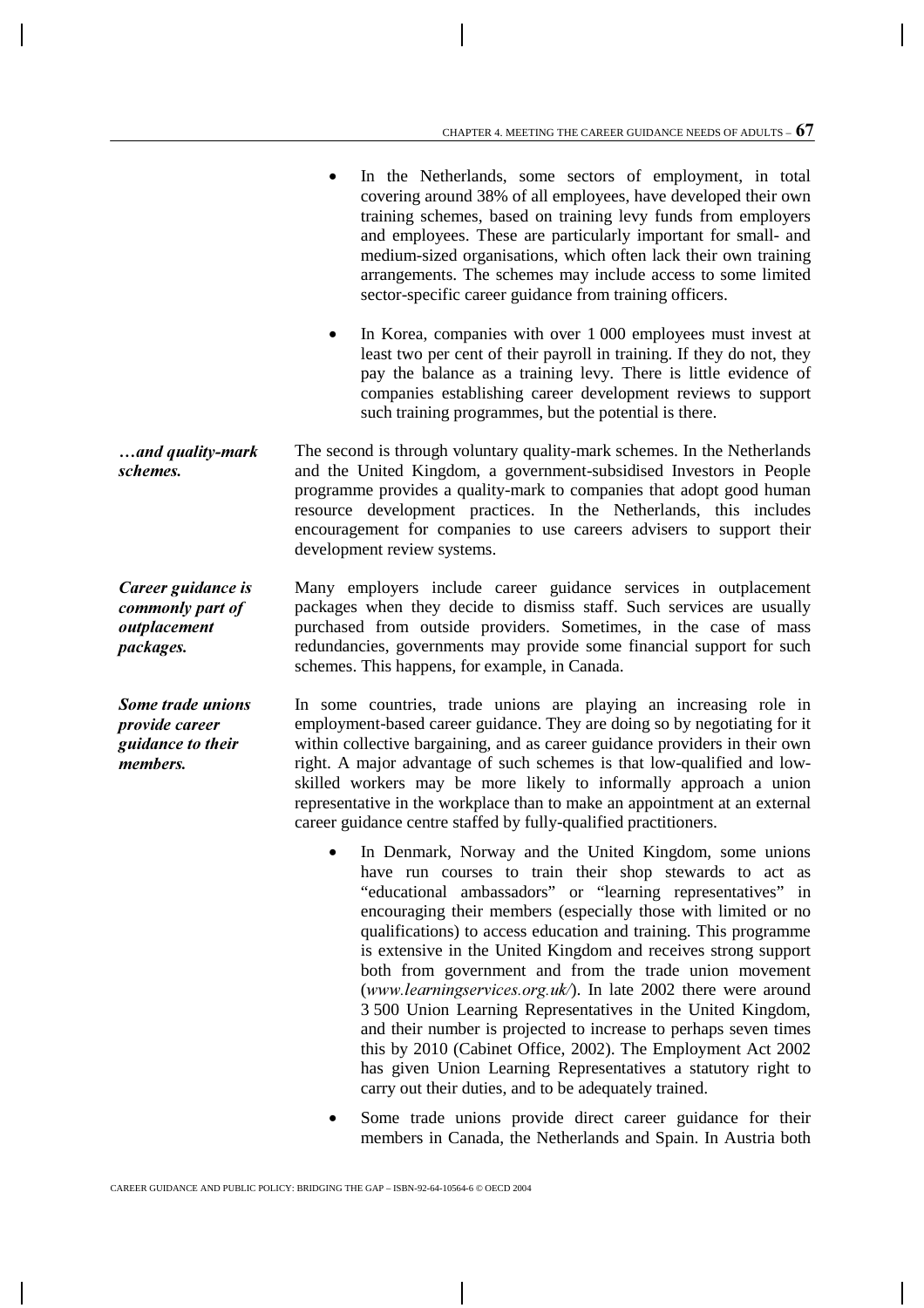- In the Netherlands, some sectors of employment, in total covering around 38% of all employees, have developed their own training schemes, based on training levy funds from employers and employees. These are particularly important for small- and medium-sized organisations, which often lack their own training arrangements. The schemes may include access to some limited sector-specific career guidance from training officers.

- In Korea, companies with over 1 000 employees must invest at least two per cent of their payroll in training. If they do not, they pay the balance as a training levy. There is little evidence of companies establishing career development reviews to support such training programmes, but the potential is there.

***…and quality-mark schemes.***

The second is through voluntary quality-mark schemes. In the Netherlands and the United Kingdom, a government-subsidised Investors in People programme provides a quality-mark to companies that adopt good human resource development practices. In the Netherlands, this includes encouragement for companies to use careers advisers to support their development review systems.

***Career guidance is commonly part of outplacement packages.***

Many employers include career guidance services in outplacement packages when they decide to dismiss staff. Such services are usually purchased from outside providers. Sometimes, in the case of mass redundancies, governments may provide some financial support for such schemes. This happens, for example, in Canada.

***Some trade unions provide career guidance to their members.***

In some countries, trade unions are playing an increasing role in employment-based career guidance. They are doing so by negotiating for it within collective bargaining, and as career guidance providers in their own right. A major advantage of such schemes is that low-qualified and low-skilled workers may be more likely to informally approach a union representative in the workplace than to make an appointment at an external career guidance centre staffed by fully-qualified practitioners.

- In Denmark, Norway and the United Kingdom, some unions have run courses to train their shop stewards to act as "educational ambassadors" or "learning representatives" in encouraging their members (especially those with limited or no qualifications) to access education and training. This programme is extensive in the United Kingdom and receives strong support both from government and from the trade union movement (*www.learningservices.org.uk/*). In late 2002 there were around 3 500 Union Learning Representatives in the United Kingdom, and their number is projected to increase to perhaps seven times this by 2010 (Cabinet Office, 2002). The Employment Act 2002 has given Union Learning Representatives a statutory right to carry out their duties, and to be adequately trained.

- Some trade unions provide direct career guidance for their members in Canada, the Netherlands and Spain. In Austria both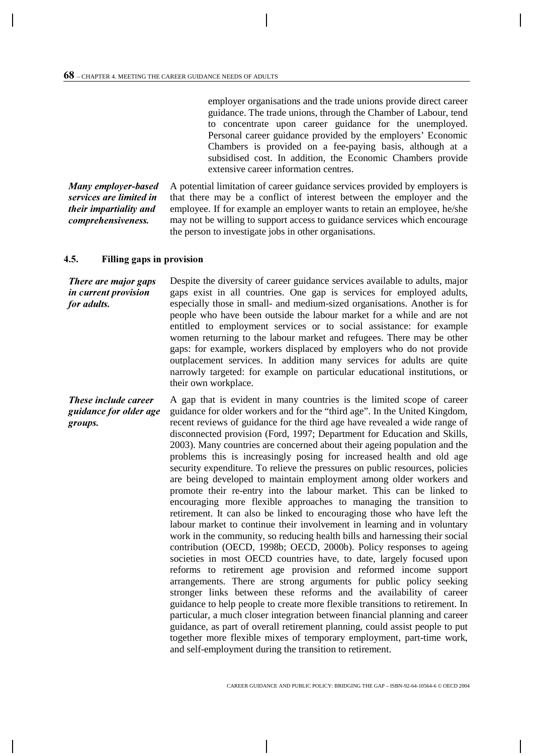employer organisations and the trade unions provide direct career guidance. The trade unions, through the Chamber of Labour, tend to concentrate upon career guidance for the unemployed. Personal career guidance provided by the employers' Economic Chambers is provided on a fee-paying basis, although at a subsidised cost. In addition, the Economic Chambers provide extensive career information centres.

***Many employer-based services are limited in their impartiality and comprehensiveness.***

A potential limitation of career guidance services provided by employers is that there may be a conflict of interest between the employer and the employee. If for example an employer wants to retain an employee, he/she may not be willing to support access to guidance services which encourage the person to investigate jobs in other organisations.

## 4.5. Filling gaps in provision

***There are major gaps in current provision for adults.***

Despite the diversity of career guidance services available to adults, major gaps exist in all countries. One gap is services for employed adults, especially those in small- and medium-sized organisations. Another is for people who have been outside the labour market for a while and are not entitled to employment services or to social assistance: for example women returning to the labour market and refugees. There may be other gaps: for example, workers displaced by employers who do not provide outplacement services. In addition many services for adults are quite narrowly targeted: for example on particular educational institutions, or their own workplace.

***These include career guidance for older age groups.***

A gap that is evident in many countries is the limited scope of career guidance for older workers and for the "third age". In the United Kingdom, recent reviews of guidance for the third age have revealed a wide range of disconnected provision (Ford, 1997; Department for Education and Skills, 2003). Many countries are concerned about their ageing population and the problems this is increasingly posing for increased health and old age security expenditure. To relieve the pressures on public resources, policies are being developed to maintain employment among older workers and promote their re-entry into the labour market. This can be linked to encouraging more flexible approaches to managing the transition to retirement. It can also be linked to encouraging those who have left the labour market to continue their involvement in learning and in voluntary work in the community, so reducing health bills and harnessing their social contribution (OECD, 1998b; OECD, 2000b). Policy responses to ageing societies in most OECD countries have, to date, largely focused upon reforms to retirement age provision and reformed income support arrangements. There are strong arguments for public policy seeking stronger links between these reforms and the availability of career guidance to help people to create more flexible transitions to retirement. In particular, a much closer integration between financial planning and career guidance, as part of overall retirement planning, could assist people to put together more flexible mixes of temporary employment, part-time work, and self-employment during the transition to retirement.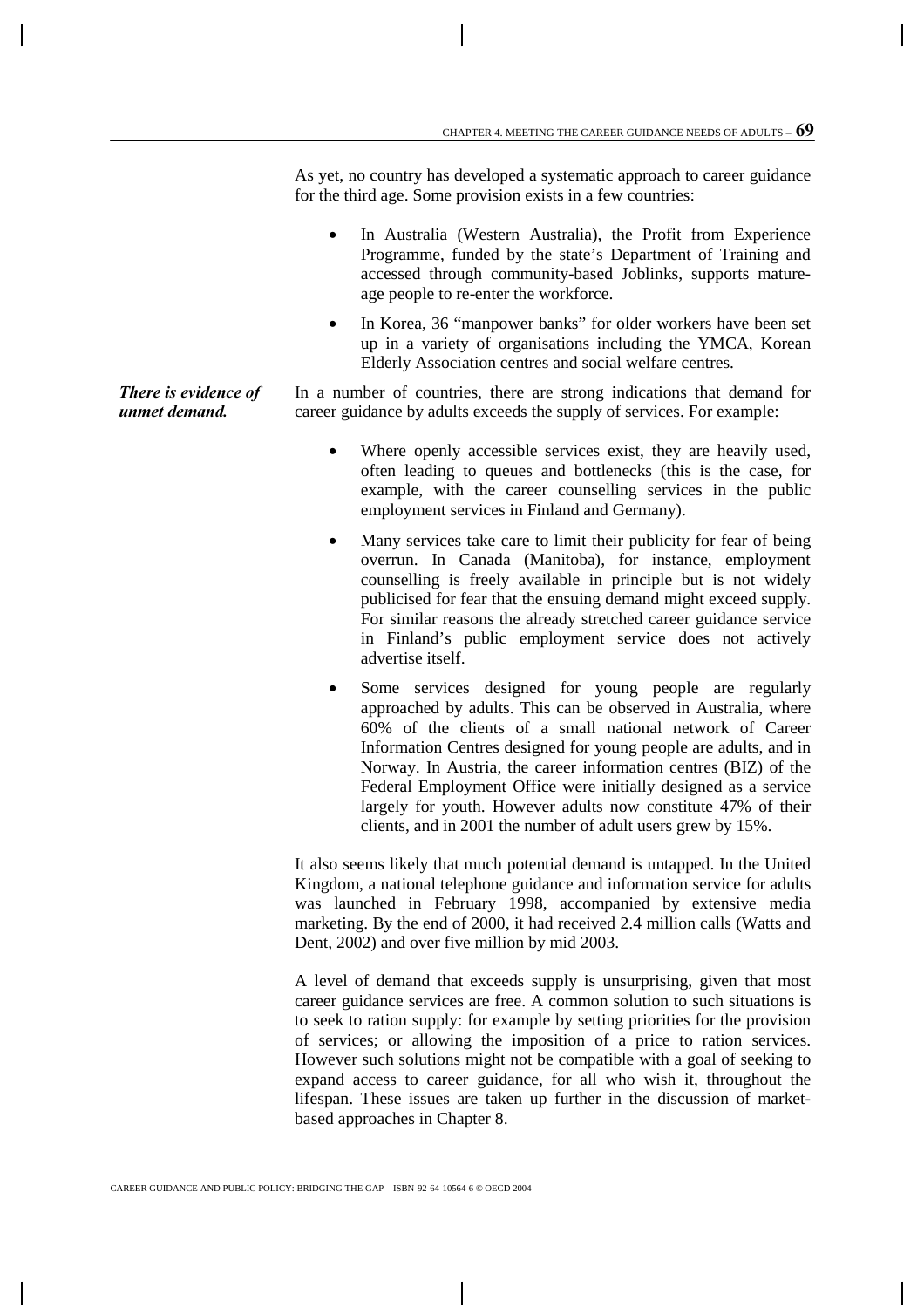As yet, no country has developed a systematic approach to career guidance for the third age. Some provision exists in a few countries:

- In Australia (Western Australia), the Profit from Experience Programme, funded by the state's Department of Training and accessed through community-based Joblinks, supports mature-age people to re-enter the workforce.
- In Korea, 36 "manpower banks" for older workers have been set up in a variety of organisations including the YMCA, Korean Elderly Association centres and social welfare centres.

***There is evidence of unmet demand.***

In a number of countries, there are strong indications that demand for career guidance by adults exceeds the supply of services. For example:

- Where openly accessible services exist, they are heavily used, often leading to queues and bottlenecks (this is the case, for example, with the career counselling services in the public employment services in Finland and Germany).
- Many services take care to limit their publicity for fear of being overrun. In Canada (Manitoba), for instance, employment counselling is freely available in principle but is not widely publicised for fear that the ensuing demand might exceed supply. For similar reasons the already stretched career guidance service in Finland's public employment service does not actively advertise itself.
- Some services designed for young people are regularly approached by adults. This can be observed in Australia, where 60% of the clients of a small national network of Career Information Centres designed for young people are adults, and in Norway. In Austria, the career information centres (BIZ) of the Federal Employment Office were initially designed as a service largely for youth. However adults now constitute 47% of their clients, and in 2001 the number of adult users grew by 15%.

It also seems likely that much potential demand is untapped. In the United Kingdom, a national telephone guidance and information service for adults was launched in February 1998, accompanied by extensive media marketing. By the end of 2000, it had received 2.4 million calls (Watts and Dent, 2002) and over five million by mid 2003.

A level of demand that exceeds supply is unsurprising, given that most career guidance services are free. A common solution to such situations is to seek to ration supply: for example by setting priorities for the provision of services; or allowing the imposition of a price to ration services. However such solutions might not be compatible with a goal of seeking to expand access to career guidance, for all who wish it, throughout the lifespan. These issues are taken up further in the discussion of market-based approaches in Chapter 8.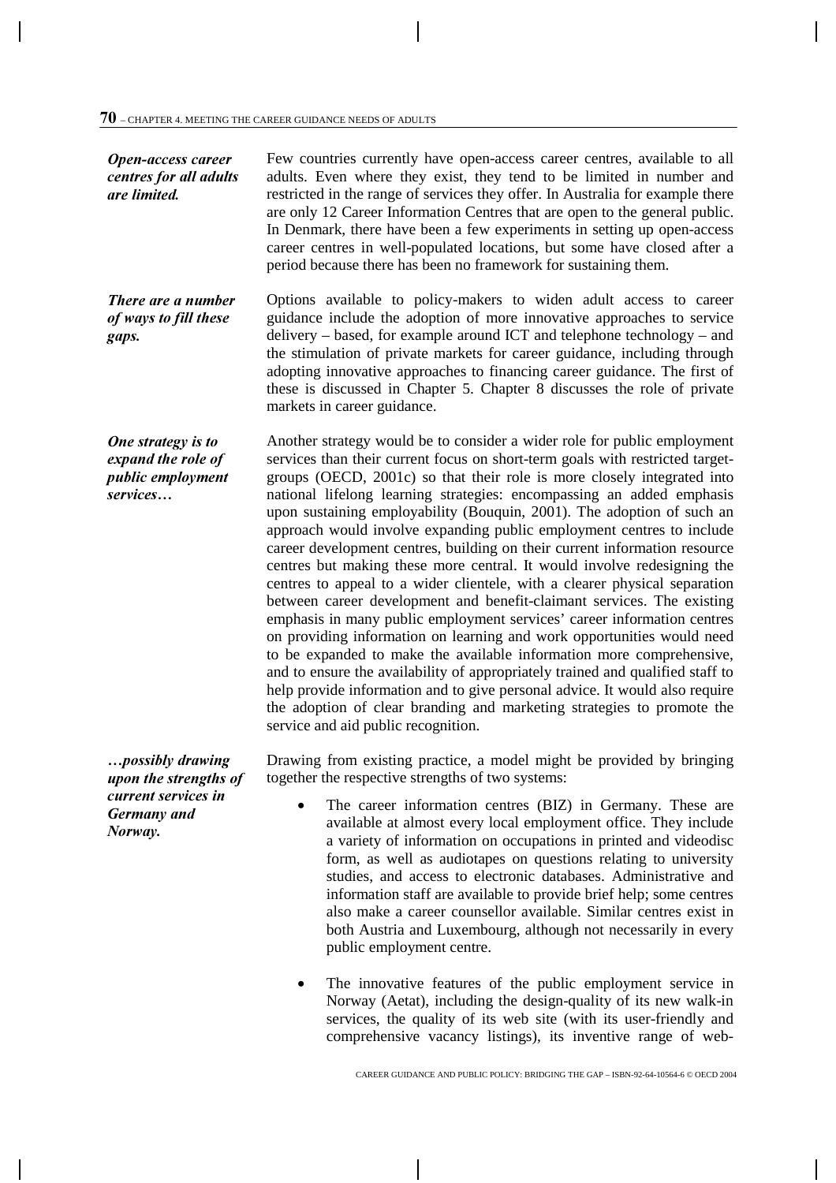*Open-access career centres for all adults are limited.*

Few countries currently have open-access career centres, available to all adults. Even where they exist, they tend to be limited in number and restricted in the range of services they offer. In Australia for example there are only 12 Career Information Centres that are open to the general public. In Denmark, there have been a few experiments in setting up open-access career centres in well-populated locations, but some have closed after a period because there has been no framework for sustaining them.

*There are a number of ways to fill these gaps.*

Options available to policy-makers to widen adult access to career guidance include the adoption of more innovative approaches to service delivery – based, for example around ICT and telephone technology – and the stimulation of private markets for career guidance, including through adopting innovative approaches to financing career guidance. The first of these is discussed in Chapter 5. Chapter 8 discusses the role of private markets in career guidance.

*One strategy is to expand the role of public employment services…*

Another strategy would be to consider a wider role for public employment services than their current focus on short-term goals with restricted target-groups (OECD, 2001c) so that their role is more closely integrated into national lifelong learning strategies: encompassing an added emphasis upon sustaining employability (Bouquin, 2001). The adoption of such an approach would involve expanding public employment centres to include career development centres, building on their current information resource centres but making these more central. It would involve redesigning the centres to appeal to a wider clientele, with a clearer physical separation between career development and benefit-claimant services. The existing emphasis in many public employment services' career information centres on providing information on learning and work opportunities would need to be expanded to make the available information more comprehensive, and to ensure the availability of appropriately trained and qualified staff to help provide information and to give personal advice. It would also require the adoption of clear branding and marketing strategies to promote the service and aid public recognition.

*…possibly drawing upon the strengths of current services in Germany and Norway.*

Drawing from existing practice, a model might be provided by bringing together the respective strengths of two systems:

- The career information centres (BIZ) in Germany. These are available at almost every local employment office. They include a variety of information on occupations in printed and videodisc form, as well as audiotapes on questions relating to university studies, and access to electronic databases. Administrative and information staff are available to provide brief help; some centres also make a career counsellor available. Similar centres exist in both Austria and Luxembourg, although not necessarily in every public employment centre.

- The innovative features of the public employment service in Norway (Aetat), including the design-quality of its new walk-in services, the quality of its web site (with its user-friendly and comprehensive vacancy listings), its inventive range of web-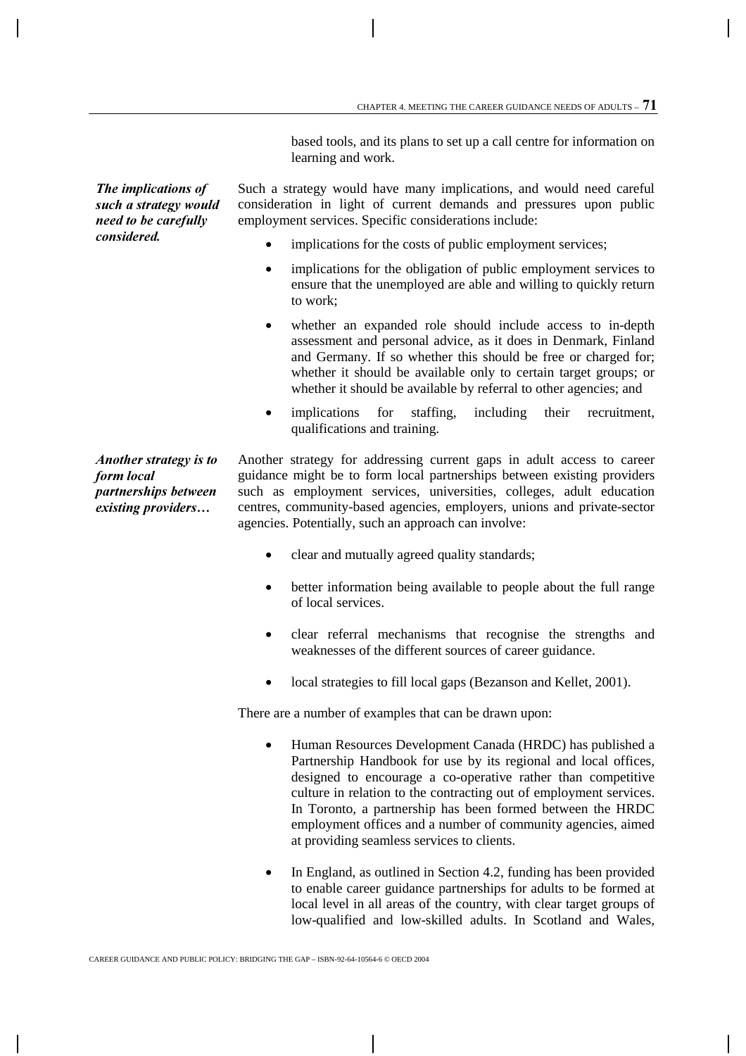based tools, and its plans to set up a call centre for information on learning and work.

***The implications of such a strategy would need to be carefully considered.***

Such a strategy would have many implications, and would need careful consideration in light of current demands and pressures upon public employment services. Specific considerations include:

- implications for the costs of public employment services;
- implications for the obligation of public employment services to ensure that the unemployed are able and willing to quickly return to work;
- whether an expanded role should include access to in-depth assessment and personal advice, as it does in Denmark, Finland and Germany. If so whether this should be free or charged for; whether it should be available only to certain target groups; or whether it should be available by referral to other agencies; and
- implications for staffing, including their recruitment, qualifications and training.

***Another strategy is to form local partnerships between existing providers…***

Another strategy for addressing current gaps in adult access to career guidance might be to form local partnerships between existing providers such as employment services, universities, colleges, adult education centres, community-based agencies, employers, unions and private-sector agencies. Potentially, such an approach can involve:

- clear and mutually agreed quality standards;
- better information being available to people about the full range of local services.
- clear referral mechanisms that recognise the strengths and weaknesses of the different sources of career guidance.
- local strategies to fill local gaps (Bezanson and Kellet, 2001).

There are a number of examples that can be drawn upon:

- Human Resources Development Canada (HRDC) has published a Partnership Handbook for use by its regional and local offices, designed to encourage a co-operative rather than competitive culture in relation to the contracting out of employment services. In Toronto, a partnership has been formed between the HRDC employment offices and a number of community agencies, aimed at providing seamless services to clients.
- In England, as outlined in Section 4.2, funding has been provided to enable career guidance partnerships for adults to be formed at local level in all areas of the country, with clear target groups of low-qualified and low-skilled adults. In Scotland and Wales,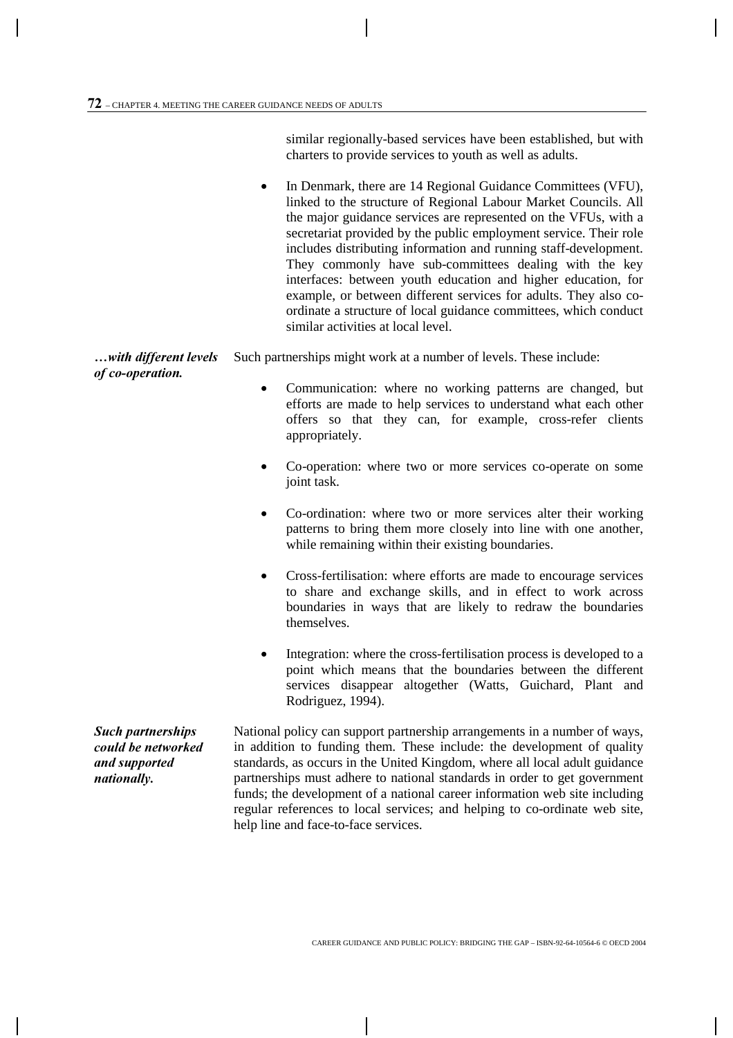similar regionally-based services have been established, but with charters to provide services to youth as well as adults.

- In Denmark, there are 14 Regional Guidance Committees (VFU), linked to the structure of Regional Labour Market Councils. All the major guidance services are represented on the VFUs, with a secretariat provided by the public employment service. Their role includes distributing information and running staff-development. They commonly have sub-committees dealing with the key interfaces: between youth education and higher education, for example, or between different services for adults. They also co-ordinate a structure of local guidance committees, which conduct similar activities at local level.

***…with different levels of co-operation.***

Such partnerships might work at a number of levels. These include:

- Communication: where no working patterns are changed, but efforts are made to help services to understand what each other offers so that they can, for example, cross-refer clients appropriately.
- Co-operation: where two or more services co-operate on some joint task.
- Co-ordination: where two or more services alter their working patterns to bring them more closely into line with one another, while remaining within their existing boundaries.
- Cross-fertilisation: where efforts are made to encourage services to share and exchange skills, and in effect to work across boundaries in ways that are likely to redraw the boundaries themselves.
- Integration: where the cross-fertilisation process is developed to a point which means that the boundaries between the different services disappear altogether (Watts, Guichard, Plant and Rodriguez, 1994).

***Such partnerships could be networked and supported nationally.***

National policy can support partnership arrangements in a number of ways, in addition to funding them. These include: the development of quality standards, as occurs in the United Kingdom, where all local adult guidance partnerships must adhere to national standards in order to get government funds; the development of a national career information web site including regular references to local services; and helping to co-ordinate web site, help line and face-to-face services.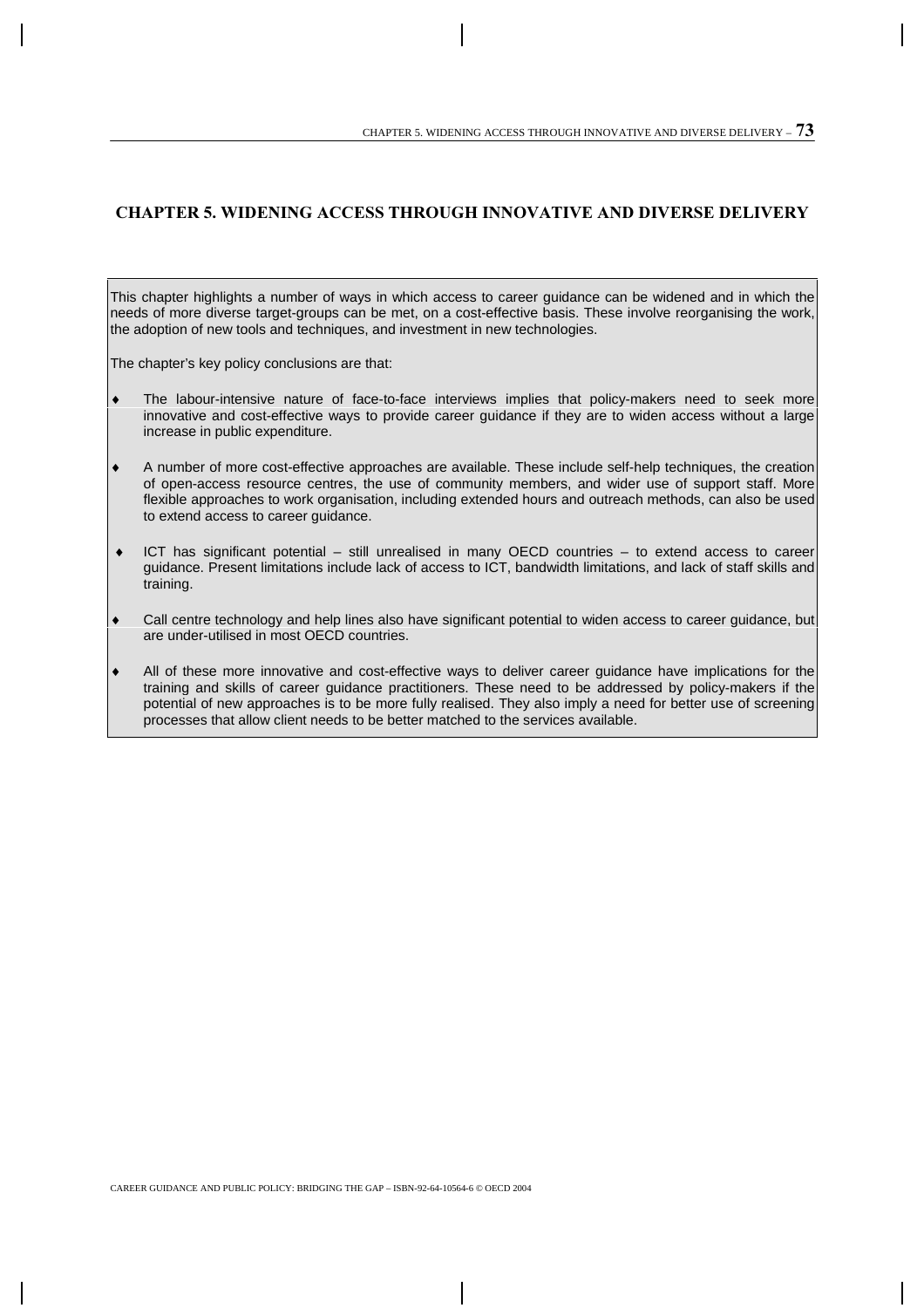# CHAPTER 5. WIDENING ACCESS THROUGH INNOVATIVE AND DIVERSE DELIVERY

This chapter highlights a number of ways in which access to career guidance can be widened and in which the needs of more diverse target-groups can be met, on a cost-effective basis. These involve reorganising the work, the adoption of new tools and techniques, and investment in new technologies.

The chapter's key policy conclusions are that:

- The labour-intensive nature of face-to-face interviews implies that policy-makers need to seek more innovative and cost-effective ways to provide career guidance if they are to widen access without a large increase in public expenditure.
- A number of more cost-effective approaches are available. These include self-help techniques, the creation of open-access resource centres, the use of community members, and wider use of support staff. More flexible approaches to work organisation, including extended hours and outreach methods, can also be used to extend access to career guidance.
- ICT has significant potential – still unrealised in many OECD countries – to extend access to career guidance. Present limitations include lack of access to ICT, bandwidth limitations, and lack of staff skills and training.
- Call centre technology and help lines also have significant potential to widen access to career guidance, but are under-utilised in most OECD countries.
- All of these more innovative and cost-effective ways to deliver career guidance have implications for the training and skills of career guidance practitioners. These need to be addressed by policy-makers if the potential of new approaches is to be more fully realised. They also imply a need for better use of screening processes that allow client needs to be better matched to the services available.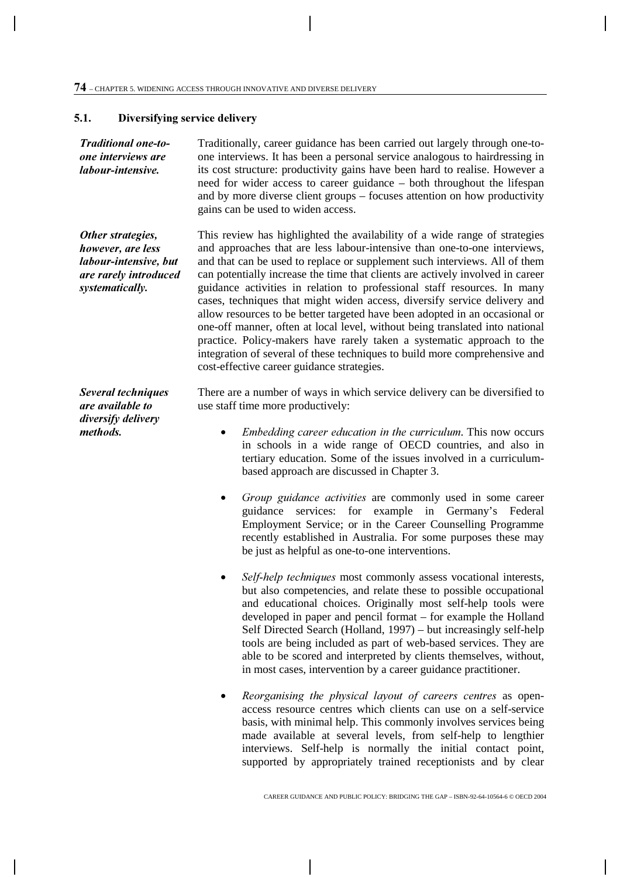## 5.1. Diversifying service delivery

***Traditional one-to-one interviews are labour-intensive.***

Traditionally, career guidance has been carried out largely through one-to-one interviews. It has been a personal service analogous to hairdressing in its cost structure: productivity gains have been hard to realise. However a need for wider access to career guidance – both throughout the lifespan and by more diverse client groups – focuses attention on how productivity gains can be used to widen access.

***Other strategies, however, are less labour-intensive, but are rarely introduced systematically.***

This review has highlighted the availability of a wide range of strategies and approaches that are less labour-intensive than one-to-one interviews, and that can be used to replace or supplement such interviews. All of them can potentially increase the time that clients are actively involved in career guidance activities in relation to professional staff resources. In many cases, techniques that might widen access, diversify service delivery and allow resources to be better targeted have been adopted in an occasional or one-off manner, often at local level, without being translated into national practice. Policy-makers have rarely taken a systematic approach to the integration of several of these techniques to build more comprehensive and cost-effective career guidance strategies.

***Several techniques are available to diversify delivery methods.***

There are a number of ways in which service delivery can be diversified to use staff time more productively:

- *Embedding career education in the curriculum.* This now occurs in schools in a wide range of OECD countries, and also in tertiary education. Some of the issues involved in a curriculum-based approach are discussed in Chapter 3.

- *Group guidance activities* are commonly used in some career guidance services: for example in Germany's Federal Employment Service; or in the Career Counselling Programme recently established in Australia. For some purposes these may be just as helpful as one-to-one interventions.

- *Self-help techniques* most commonly assess vocational interests, but also competencies, and relate these to possible occupational and educational choices. Originally most self-help tools were developed in paper and pencil format – for example the Holland Self Directed Search (Holland, 1997) – but increasingly self-help tools are being included as part of web-based services. They are able to be scored and interpreted by clients themselves, without, in most cases, intervention by a career guidance practitioner.

- *Reorganising the physical layout of careers centres* as open-access resource centres which clients can use on a self-service basis, with minimal help. This commonly involves services being made available at several levels, from self-help to lengthier interviews. Self-help is normally the initial contact point, supported by appropriately trained receptionists and by clear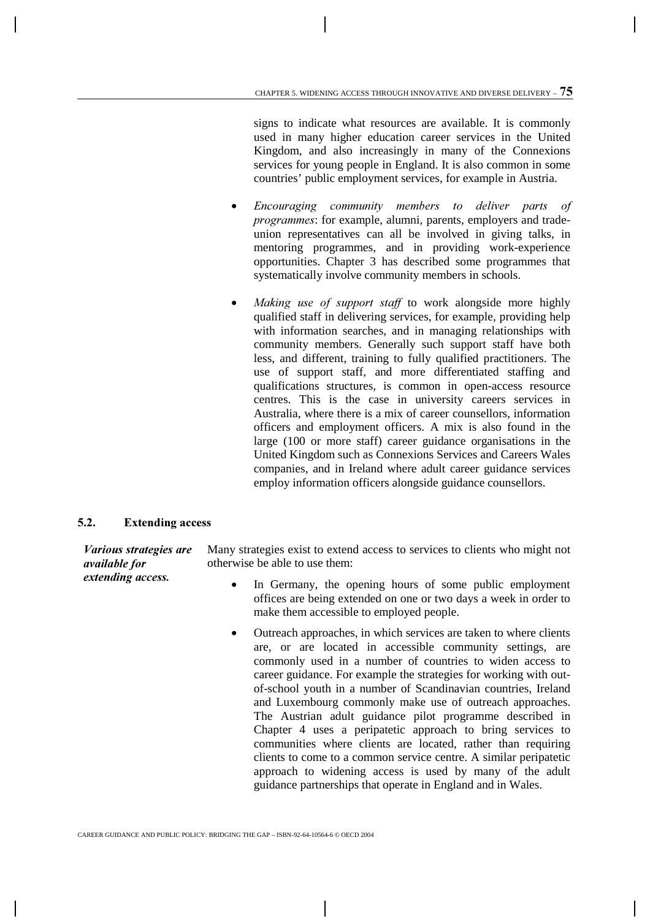signs to indicate what resources are available. It is commonly used in many higher education career services in the United Kingdom, and also increasingly in many of the Connexions services for young people in England. It is also common in some countries' public employment services, for example in Austria.

- *Encouraging community members to deliver parts of programmes*: for example, alumni, parents, employers and trade-union representatives can all be involved in giving talks, in mentoring programmes, and in providing work-experience opportunities. Chapter 3 has described some programmes that systematically involve community members in schools.

- *Making use of support staff* to work alongside more highly qualified staff in delivering services, for example, providing help with information searches, and in managing relationships with community members. Generally such support staff have both less, and different, training to fully qualified practitioners. The use of support staff, and more differentiated staffing and qualifications structures, is common in open-access resource centres. This is the case in university careers services in Australia, where there is a mix of career counsellors, information officers and employment officers. A mix is also found in the large (100 or more staff) career guidance organisations in the United Kingdom such as Connexions Services and Careers Wales companies, and in Ireland where adult career guidance services employ information officers alongside guidance counsellors.

## 5.2. Extending access

***Various strategies are available for extending access.***

Many strategies exist to extend access to services to clients who might not otherwise be able to use them:

- In Germany, the opening hours of some public employment offices are being extended on one or two days a week in order to make them accessible to employed people.

- Outreach approaches, in which services are taken to where clients are, or are located in accessible community settings, are commonly used in a number of countries to widen access to career guidance. For example the strategies for working with out-of-school youth in a number of Scandinavian countries, Ireland and Luxembourg commonly make use of outreach approaches. The Austrian adult guidance pilot programme described in Chapter 4 uses a peripatetic approach to bring services to communities where clients are located, rather than requiring clients to come to a common service centre. A similar peripatetic approach to widening access is used by many of the adult guidance partnerships that operate in England and in Wales.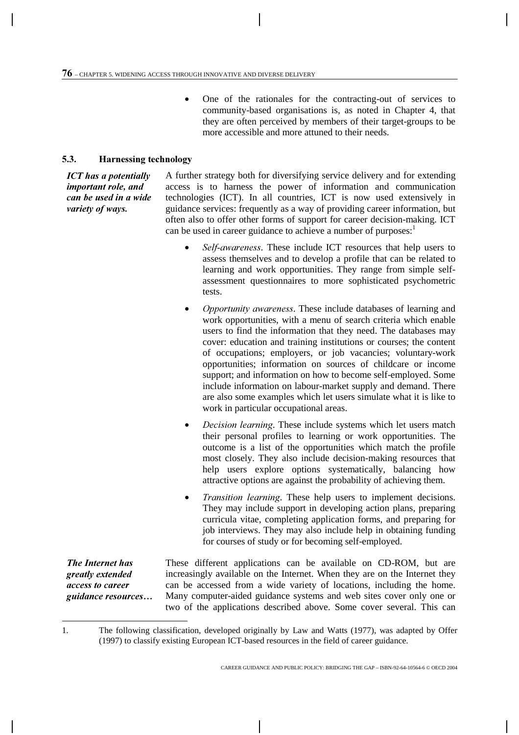- One of the rationales for the contracting-out of services to community-based organisations is, as noted in Chapter 4, that they are often perceived by members of their target-groups to be more accessible and more attuned to their needs.

## 5.3. Harnessing technology

***ICT has a potentially important role, and can be used in a wide variety of ways.***

A further strategy both for diversifying service delivery and for extending access is to harness the power of information and communication technologies (ICT). In all countries, ICT is now used extensively in guidance services: frequently as a way of providing career information, but often also to offer other forms of support for career decision-making. ICT can be used in career guidance to achieve a number of purposes:[1]

- *Self-awareness*. These include ICT resources that help users to assess themselves and to develop a profile that can be related to learning and work opportunities. They range from simple self-assessment questionnaires to more sophisticated psychometric tests.

- *Opportunity awareness*. These include databases of learning and work opportunities, with a menu of search criteria which enable users to find the information that they need. The databases may cover: education and training institutions or courses; the content of occupations; employers, or job vacancies; voluntary-work opportunities; information on sources of childcare or income support; and information on how to become self-employed. Some include information on labour-market supply and demand. There are also some examples which let users simulate what it is like to work in particular occupational areas.

- *Decision learning*. These include systems which let users match their personal profiles to learning or work opportunities. The outcome is a list of the opportunities which match the profile most closely. They also include decision-making resources that help users explore options systematically, balancing how attractive options are against the probability of achieving them.

- *Transition learning*. These help users to implement decisions. They may include support in developing action plans, preparing curricula vitae, completing application forms, and preparing for job interviews. They may also include help in obtaining funding for courses of study or for becoming self-employed.

***The Internet has greatly extended access to career guidance resources…***

These different applications can be available on CD-ROM, but are increasingly available on the Internet. When they are on the Internet they can be accessed from a wide variety of locations, including the home. Many computer-aided guidance systems and web sites cover only one or two of the applications described above. Some cover several. This can

---

1. The following classification, developed originally by Law and Watts (1977), was adapted by Offer (1997) to classify existing European ICT-based resources in the field of career guidance.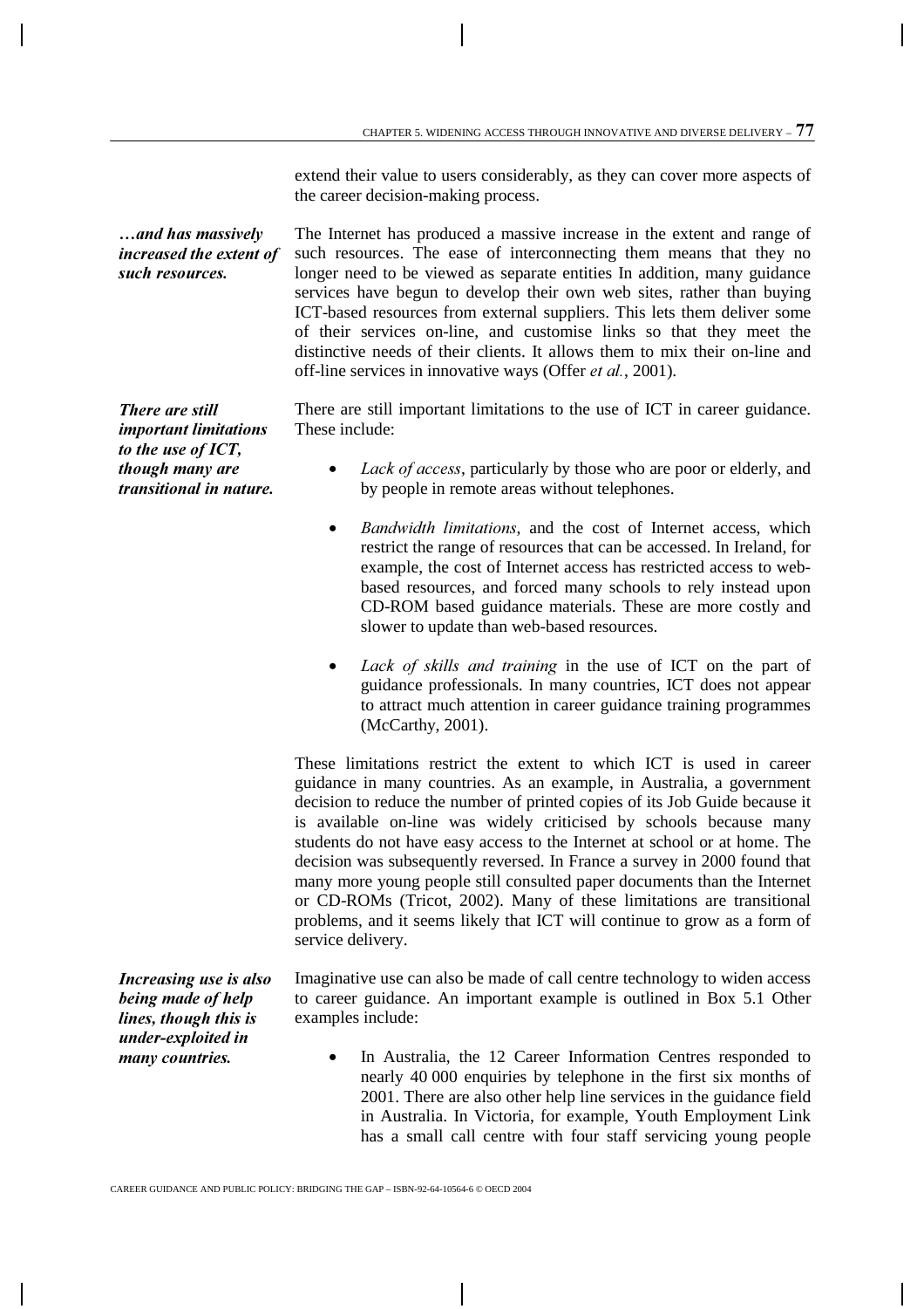extend their value to users considerably, as they can cover more aspects of the career decision-making process.

***…and has massively increased the extent of such resources.***

The Internet has produced a massive increase in the extent and range of such resources. The ease of interconnecting them means that they no longer need to be viewed as separate entities In addition, many guidance services have begun to develop their own web sites, rather than buying ICT-based resources from external suppliers. This lets them deliver some of their services on-line, and customise links so that they meet the distinctive needs of their clients. It allows them to mix their on-line and off-line services in innovative ways (Offer *et al.*, 2001).

***There are still important limitations to the use of ICT, though many are transitional in nature.***

There are still important limitations to the use of ICT in career guidance. These include:

- *Lack of access*, particularly by those who are poor or elderly, and by people in remote areas without telephones.
- *Bandwidth limitations*, and the cost of Internet access, which restrict the range of resources that can be accessed. In Ireland, for example, the cost of Internet access has restricted access to web-based resources, and forced many schools to rely instead upon CD-ROM based guidance materials. These are more costly and slower to update than web-based resources.
- *Lack of skills and training* in the use of ICT on the part of guidance professionals. In many countries, ICT does not appear to attract much attention in career guidance training programmes (McCarthy, 2001).

These limitations restrict the extent to which ICT is used in career guidance in many countries. As an example, in Australia, a government decision to reduce the number of printed copies of its Job Guide because it is available on-line was widely criticised by schools because many students do not have easy access to the Internet at school or at home. The decision was subsequently reversed. In France a survey in 2000 found that many more young people still consulted paper documents than the Internet or CD-ROMs (Tricot, 2002). Many of these limitations are transitional problems, and it seems likely that ICT will continue to grow as a form of service delivery.

***Increasing use is also being made of help lines, though this is under-exploited in many countries.***

Imaginative use can also be made of call centre technology to widen access to career guidance. An important example is outlined in Box 5.1 Other examples include:

- In Australia, the 12 Career Information Centres responded to nearly 40 000 enquiries by telephone in the first six months of 2001. There are also other help line services in the guidance field in Australia. In Victoria, for example, Youth Employment Link has a small call centre with four staff servicing young people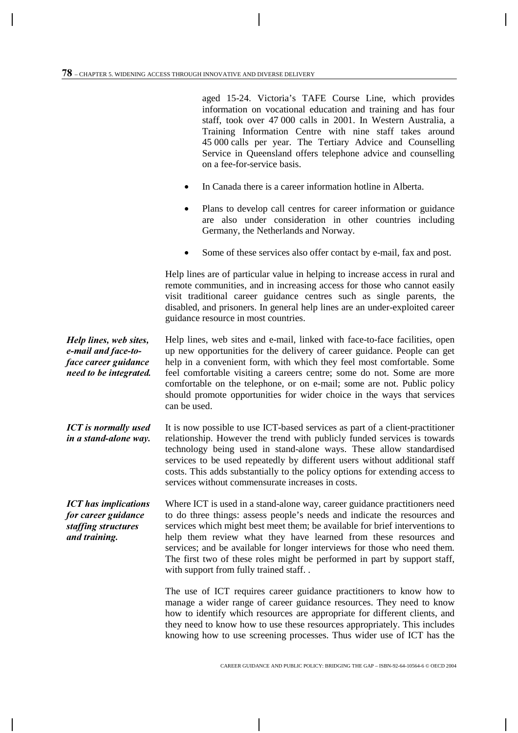aged 15-24. Victoria's TAFE Course Line, which provides information on vocational education and training and has four staff, took over 47 000 calls in 2001. In Western Australia, a Training Information Centre with nine staff takes around 45 000 calls per year. The Tertiary Advice and Counselling Service in Queensland offers telephone advice and counselling on a fee-for-service basis.

- In Canada there is a career information hotline in Alberta.
- Plans to develop call centres for career information or guidance are also under consideration in other countries including Germany, the Netherlands and Norway.
- Some of these services also offer contact by e-mail, fax and post.

Help lines are of particular value in helping to increase access in rural and remote communities, and in increasing access for those who cannot easily visit traditional career guidance centres such as single parents, the disabled, and prisoners. In general help lines are an under-exploited career guidance resource in most countries.

***Help lines, web sites, e-mail and face-to-face career guidance need to be integrated.***

Help lines, web sites and e-mail, linked with face-to-face facilities, open up new opportunities for the delivery of career guidance. People can get help in a convenient form, with which they feel most comfortable. Some feel comfortable visiting a careers centre; some do not. Some are more comfortable on the telephone, or on e-mail; some are not. Public policy should promote opportunities for wider choice in the ways that services can be used.

***ICT is normally used in a stand-alone way.***

It is now possible to use ICT-based services as part of a client-practitioner relationship. However the trend with publicly funded services is towards technology being used in stand-alone ways. These allow standardised services to be used repeatedly by different users without additional staff costs. This adds substantially to the policy options for extending access to services without commensurate increases in costs.

***ICT has implications for career guidance staffing structures and training.***

Where ICT is used in a stand-alone way, career guidance practitioners need to do three things: assess people's needs and indicate the resources and services which might best meet them; be available for brief interventions to help them review what they have learned from these resources and services; and be available for longer interviews for those who need them. The first two of these roles might be performed in part by support staff, with support from fully trained staff. .

The use of ICT requires career guidance practitioners to know how to manage a wider range of career guidance resources. They need to know how to identify which resources are appropriate for different clients, and they need to know how to use these resources appropriately. This includes knowing how to use screening processes. Thus wider use of ICT has the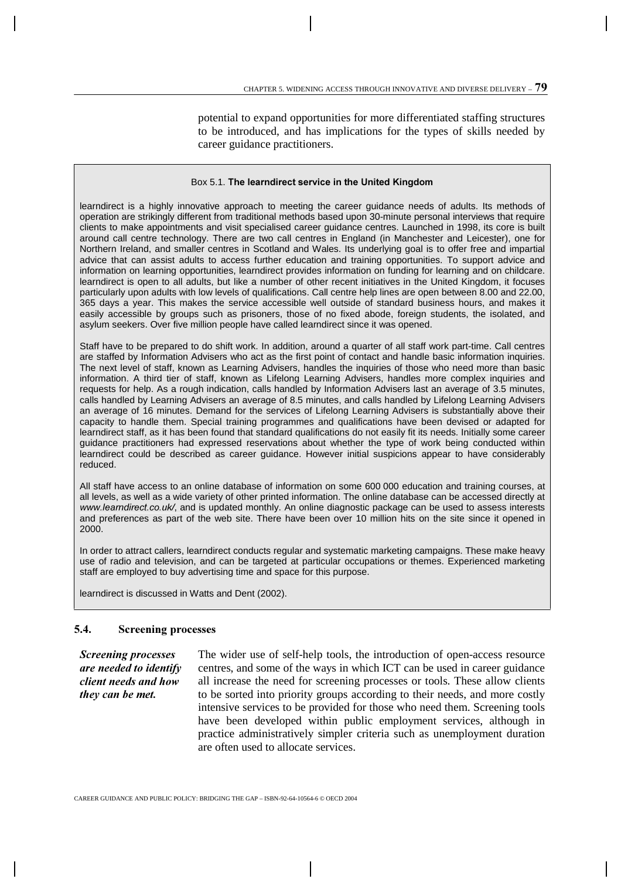potential to expand opportunities for more differentiated staffing structures to be introduced, and has implications for the types of skills needed by career guidance practitioners.

> Box 5.1. **The learndirect service in the United Kingdom**
>
> learndirect is a highly innovative approach to meeting the career guidance needs of adults. Its methods of operation are strikingly different from traditional methods based upon 30-minute personal interviews that require clients to make appointments and visit specialised career guidance centres. Launched in 1998, its core is built around call centre technology. There are two call centres in England (in Manchester and Leicester), one for Northern Ireland, and smaller centres in Scotland and Wales. Its underlying goal is to offer free and impartial advice that can assist adults to access further education and training opportunities. To support advice and information on learning opportunities, learndirect provides information on funding for learning and on childcare. learndirect is open to all adults, but like a number of other recent initiatives in the United Kingdom, it focuses particularly upon adults with low levels of qualifications. Call centre help lines are open between 8.00 and 22.00, 365 days a year. This makes the service accessible well outside of standard business hours, and makes it easily accessible by groups such as prisoners, those of no fixed abode, foreign students, the isolated, and asylum seekers. Over five million people have called learndirect since it was opened.
>
> Staff have to be prepared to do shift work. In addition, around a quarter of all staff work part-time. Call centres are staffed by Information Advisers who act as the first point of contact and handle basic information inquiries. The next level of staff, known as Learning Advisers, handles the inquiries of those who need more than basic information. A third tier of staff, known as Lifelong Learning Advisers, handles more complex inquiries and requests for help. As a rough indication, calls handled by Information Advisers last an average of 3.5 minutes, calls handled by Learning Advisers an average of 8.5 minutes, and calls handled by Lifelong Learning Advisers an average of 16 minutes. Demand for the services of Lifelong Learning Advisers is substantially above their capacity to handle them. Special training programmes and qualifications have been devised or adapted for learndirect staff, as it has been found that standard qualifications do not easily fit its needs. Initially some career guidance practitioners had expressed reservations about whether the type of work being conducted within learndirect could be described as career guidance. However initial suspicions appear to have considerably reduced.
>
> All staff have access to an online database of information on some 600 000 education and training courses, at all levels, as well as a wide variety of other printed information. The online database can be accessed directly at *www.learndirect.co.uk/*, and is updated monthly. An online diagnostic package can be used to assess interests and preferences as part of the web site. There have been over 10 million hits on the site since it opened in 2000.
>
> In order to attract callers, learndirect conducts regular and systematic marketing campaigns. These make heavy use of radio and television, and can be targeted at particular occupations or themes. Experienced marketing staff are employed to buy advertising time and space for this purpose.
>
> learndirect is discussed in Watts and Dent (2002).

## 5.4. Screening processes

***Screening processes are needed to identify client needs and how they can be met.***

The wider use of self-help tools, the introduction of open-access resource centres, and some of the ways in which ICT can be used in career guidance all increase the need for screening processes or tools. These allow clients to be sorted into priority groups according to their needs, and more costly intensive services to be provided for those who need them. Screening tools have been developed within public employment services, although in practice administratively simpler criteria such as unemployment duration are often used to allocate services.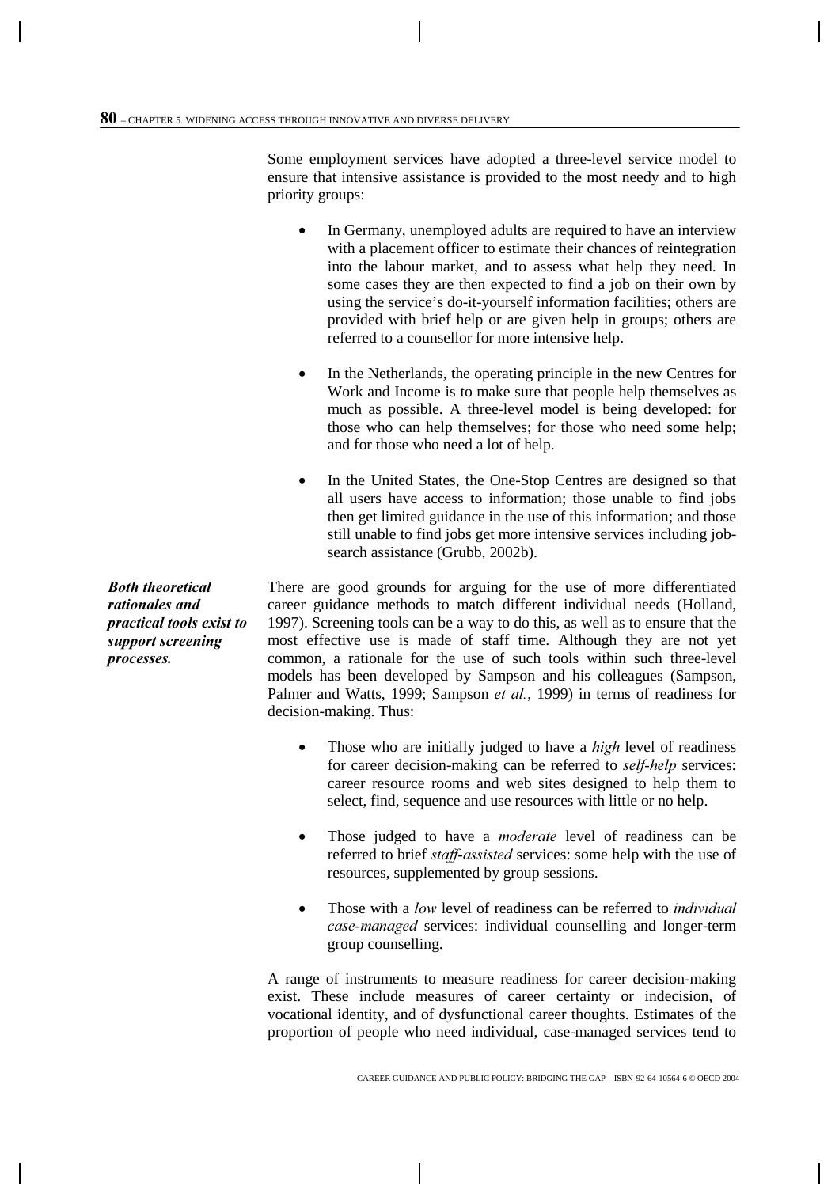Some employment services have adopted a three-level service model to ensure that intensive assistance is provided to the most needy and to high priority groups:

- In Germany, unemployed adults are required to have an interview with a placement officer to estimate their chances of reintegration into the labour market, and to assess what help they need. In some cases they are then expected to find a job on their own by using the service's do-it-yourself information facilities; others are provided with brief help or are given help in groups; others are referred to a counsellor for more intensive help.

- In the Netherlands, the operating principle in the new Centres for Work and Income is to make sure that people help themselves as much as possible. A three-level model is being developed: for those who can help themselves; for those who need some help; and for those who need a lot of help.

- In the United States, the One-Stop Centres are designed so that all users have access to information; those unable to find jobs then get limited guidance in the use of this information; and those still unable to find jobs get more intensive services including job-search assistance (Grubb, 2002b).

***Both theoretical rationales and practical tools exist to support screening processes.***

There are good grounds for arguing for the use of more differentiated career guidance methods to match different individual needs (Holland, 1997). Screening tools can be a way to do this, as well as to ensure that the most effective use is made of staff time. Although they are not yet common, a rationale for the use of such tools within such three-level models has been developed by Sampson and his colleagues (Sampson, Palmer and Watts, 1999; Sampson *et al.*, 1999) in terms of readiness for decision-making. Thus:

- Those who are initially judged to have a *high* level of readiness for career decision-making can be referred to *self-help* services: career resource rooms and web sites designed to help them to select, find, sequence and use resources with little or no help.

- Those judged to have a *moderate* level of readiness can be referred to brief *staff-assisted* services: some help with the use of resources, supplemented by group sessions.

- Those with a *low* level of readiness can be referred to *individual case-managed* services: individual counselling and longer-term group counselling.

A range of instruments to measure readiness for career decision-making exist. These include measures of career certainty or indecision, of vocational identity, and of dysfunctional career thoughts. Estimates of the proportion of people who need individual, case-managed services tend to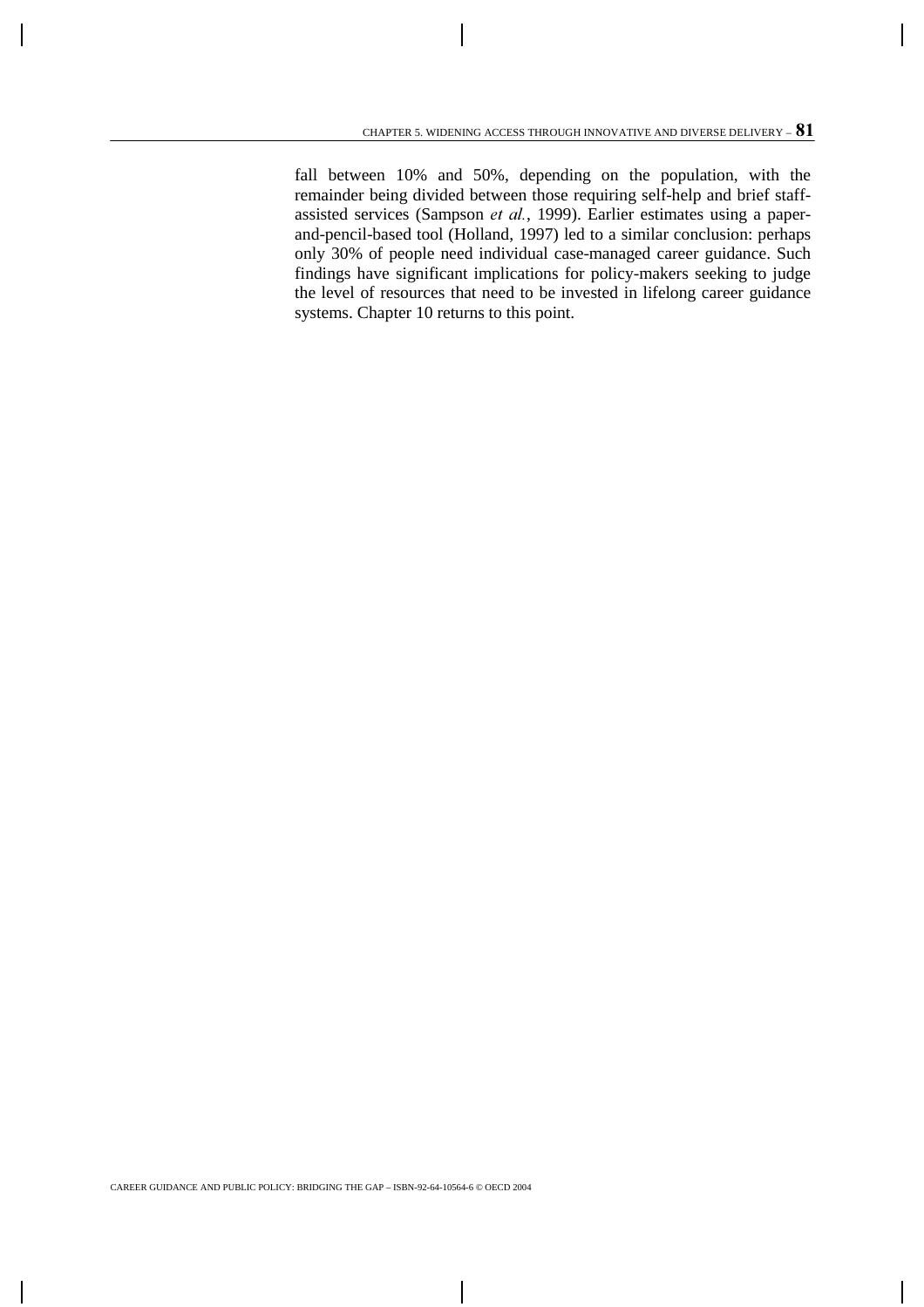fall between 10% and 50%, depending on the population, with the remainder being divided between those requiring self-help and brief staff-assisted services (Sampson *et al.*, 1999). Earlier estimates using a paper-and-pencil-based tool (Holland, 1997) led to a similar conclusion: perhaps only 30% of people need individual case-managed career guidance. Such findings have significant implications for policy-makers seeking to judge the level of resources that need to be invested in lifelong career guidance systems. Chapter 10 returns to this point.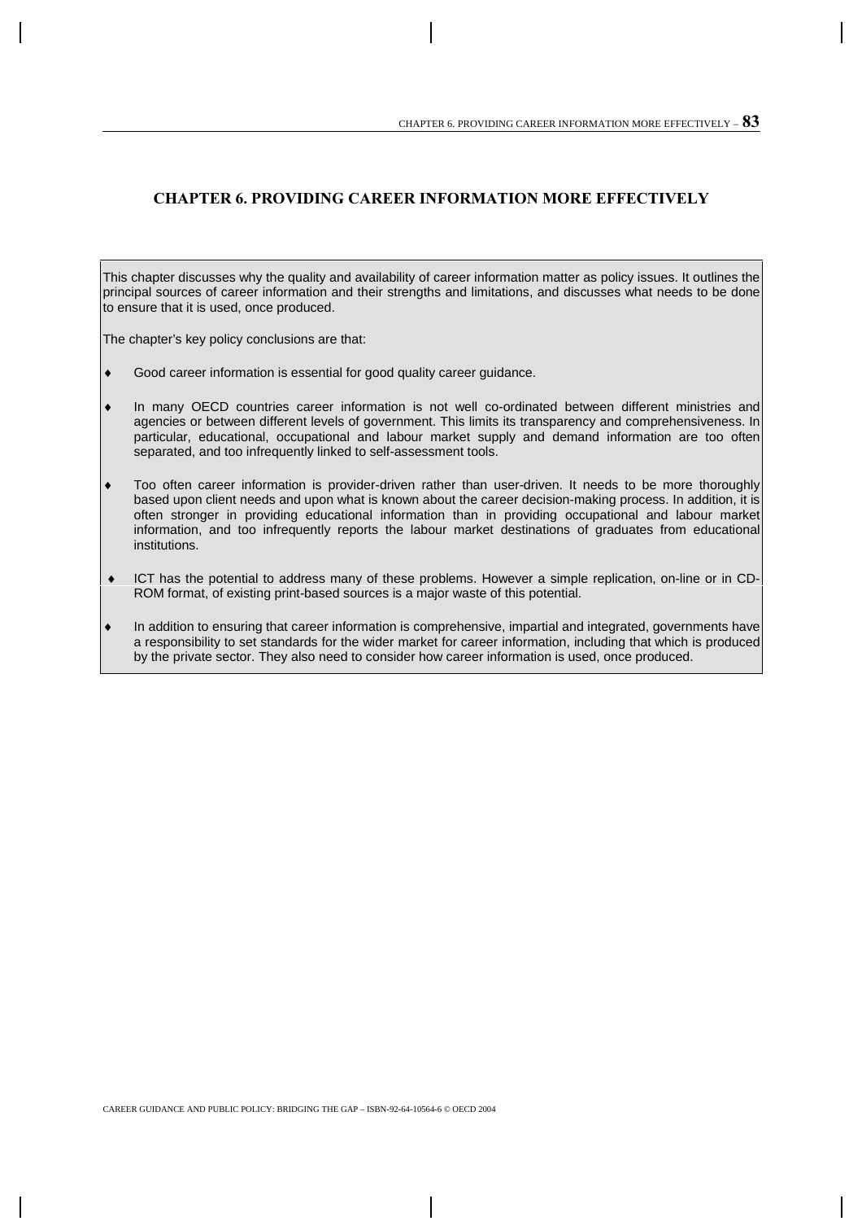# CHAPTER 6. PROVIDING CAREER INFORMATION MORE EFFECTIVELY

This chapter discusses why the quality and availability of career information matter as policy issues. It outlines the principal sources of career information and their strengths and limitations, and discusses what needs to be done to ensure that it is used, once produced.

The chapter's key policy conclusions are that:

- Good career information is essential for good quality career guidance.
- In many OECD countries career information is not well co-ordinated between different ministries and agencies or between different levels of government. This limits its transparency and comprehensiveness. In particular, educational, occupational and labour market supply and demand information are too often separated, and too infrequently linked to self-assessment tools.
- Too often career information is provider-driven rather than user-driven. It needs to be more thoroughly based upon client needs and upon what is known about the career decision-making process. In addition, it is often stronger in providing educational information than in providing occupational and labour market information, and too infrequently reports the labour market destinations of graduates from educational institutions.
- ICT has the potential to address many of these problems. However a simple replication, on-line or in CD-ROM format, of existing print-based sources is a major waste of this potential.
- In addition to ensuring that career information is comprehensive, impartial and integrated, governments have a responsibility to set standards for the wider market for career information, including that which is produced by the private sector. They also need to consider how career information is used, once produced.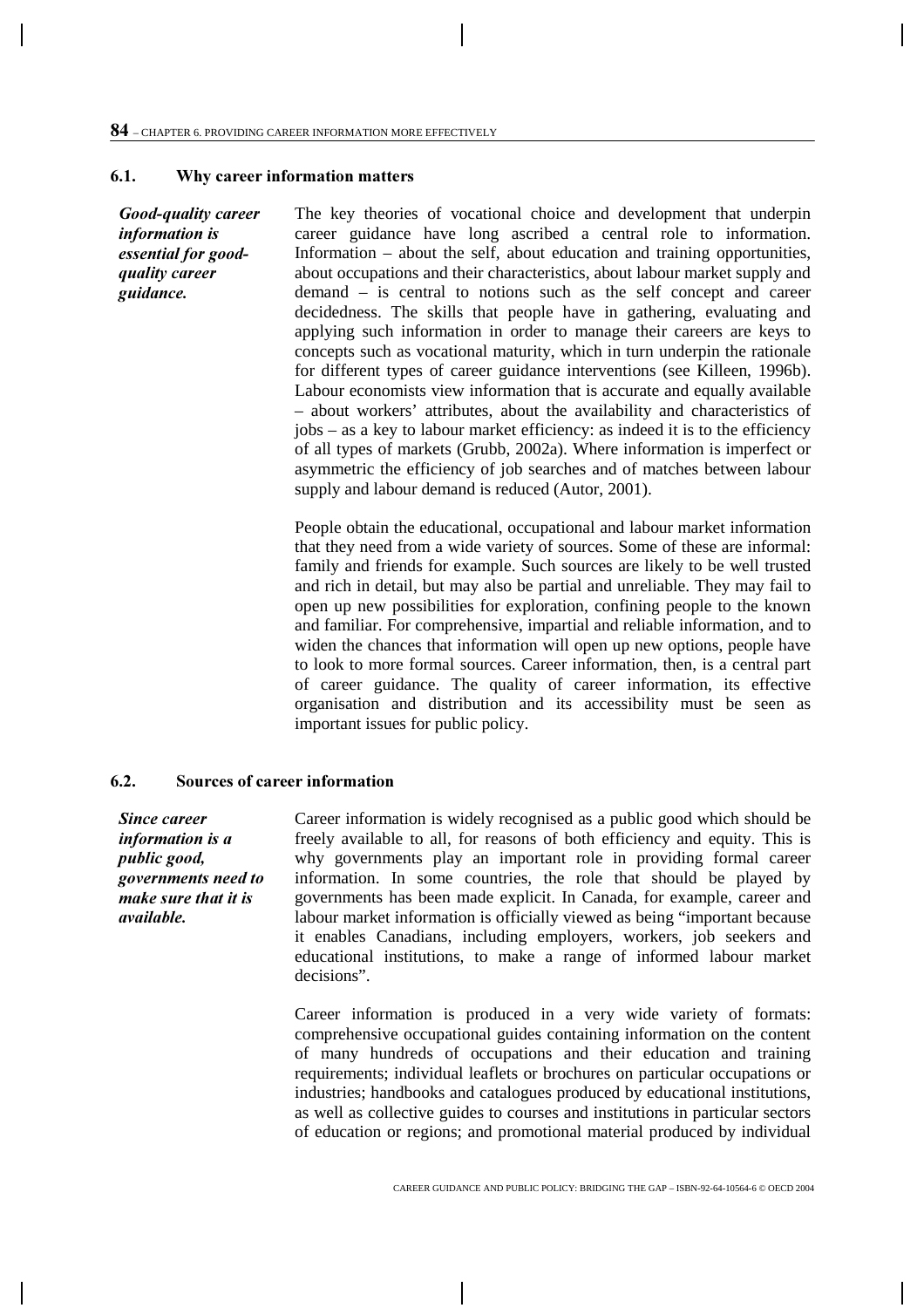## 6.1. Why career information matters

***Good-quality career information is essential for good-quality career guidance.***

The key theories of vocational choice and development that underpin career guidance have long ascribed a central role to information. Information – about the self, about education and training opportunities, about occupations and their characteristics, about labour market supply and demand – is central to notions such as the self concept and career decidedness. The skills that people have in gathering, evaluating and applying such information in order to manage their careers are keys to concepts such as vocational maturity, which in turn underpin the rationale for different types of career guidance interventions (see Killeen, 1996b). Labour economists view information that is accurate and equally available – about workers' attributes, about the availability and characteristics of jobs – as a key to labour market efficiency: as indeed it is to the efficiency of all types of markets (Grubb, 2002a). Where information is imperfect or asymmetric the efficiency of job searches and of matches between labour supply and labour demand is reduced (Autor, 2001).

People obtain the educational, occupational and labour market information that they need from a wide variety of sources. Some of these are informal: family and friends for example. Such sources are likely to be well trusted and rich in detail, but may also be partial and unreliable. They may fail to open up new possibilities for exploration, confining people to the known and familiar. For comprehensive, impartial and reliable information, and to widen the chances that information will open up new options, people have to look to more formal sources. Career information, then, is a central part of career guidance. The quality of career information, its effective organisation and distribution and its accessibility must be seen as important issues for public policy.

## 6.2. Sources of career information

***Since career information is a public good, governments need to make sure that it is available.***

Career information is widely recognised as a public good which should be freely available to all, for reasons of both efficiency and equity. This is why governments play an important role in providing formal career information. In some countries, the role that should be played by governments has been made explicit. In Canada, for example, career and labour market information is officially viewed as being "important because it enables Canadians, including employers, workers, job seekers and educational institutions, to make a range of informed labour market decisions".

Career information is produced in a very wide variety of formats: comprehensive occupational guides containing information on the content of many hundreds of occupations and their education and training requirements; individual leaflets or brochures on particular occupations or industries; handbooks and catalogues produced by educational institutions, as well as collective guides to courses and institutions in particular sectors of education or regions; and promotional material produced by individual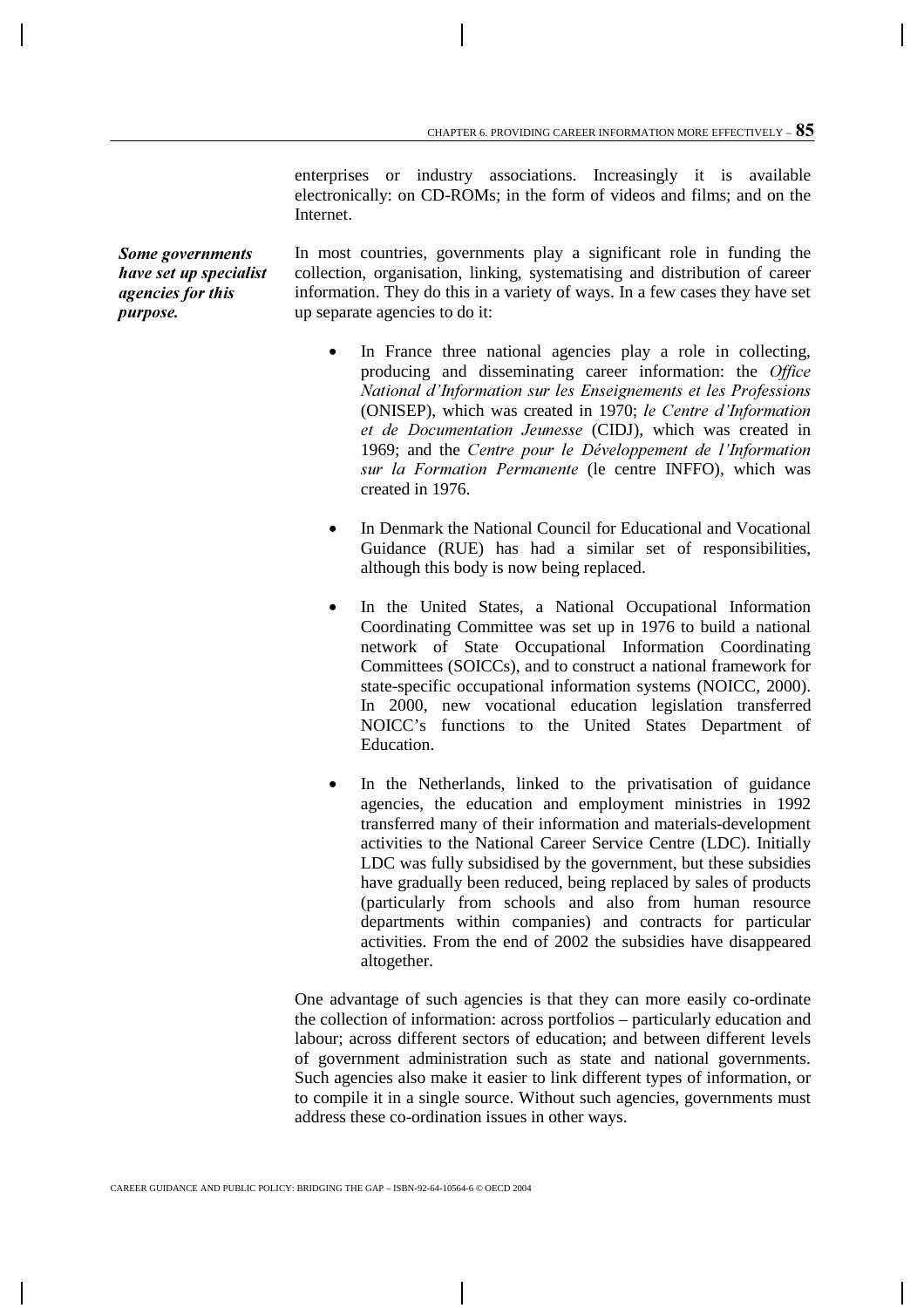enterprises or industry associations. Increasingly it is available electronically: on CD-ROMs; in the form of videos and films; and on the Internet.

***Some governments have set up specialist agencies for this purpose.***

In most countries, governments play a significant role in funding the collection, organisation, linking, systematising and distribution of career information. They do this in a variety of ways. In a few cases they have set up separate agencies to do it:

- In France three national agencies play a role in collecting, producing and disseminating career information: the *Office National d'Information sur les Enseignements et les Professions* (ONISEP), which was created in 1970; *le Centre d'Information et de Documentation Jeunesse* (CIDJ), which was created in 1969; and the *Centre pour le Développement de l'Information sur la Formation Permanente* (le centre INFFO), which was created in 1976.

- In Denmark the National Council for Educational and Vocational Guidance (RUE) has had a similar set of responsibilities, although this body is now being replaced.

- In the United States, a National Occupational Information Coordinating Committee was set up in 1976 to build a national network of State Occupational Information Coordinating Committees (SOICCs), and to construct a national framework for state-specific occupational information systems (NOICC, 2000). In 2000, new vocational education legislation transferred NOICC's functions to the United States Department of Education.

- In the Netherlands, linked to the privatisation of guidance agencies, the education and employment ministries in 1992 transferred many of their information and materials-development activities to the National Career Service Centre (LDC). Initially LDC was fully subsidised by the government, but these subsidies have gradually been reduced, being replaced by sales of products (particularly from schools and also from human resource departments within companies) and contracts for particular activities. From the end of 2002 the subsidies have disappeared altogether.

One advantage of such agencies is that they can more easily co-ordinate the collection of information: across portfolios – particularly education and labour; across different sectors of education; and between different levels of government administration such as state and national governments. Such agencies also make it easier to link different types of information, or to compile it in a single source. Without such agencies, governments must address these co-ordination issues in other ways.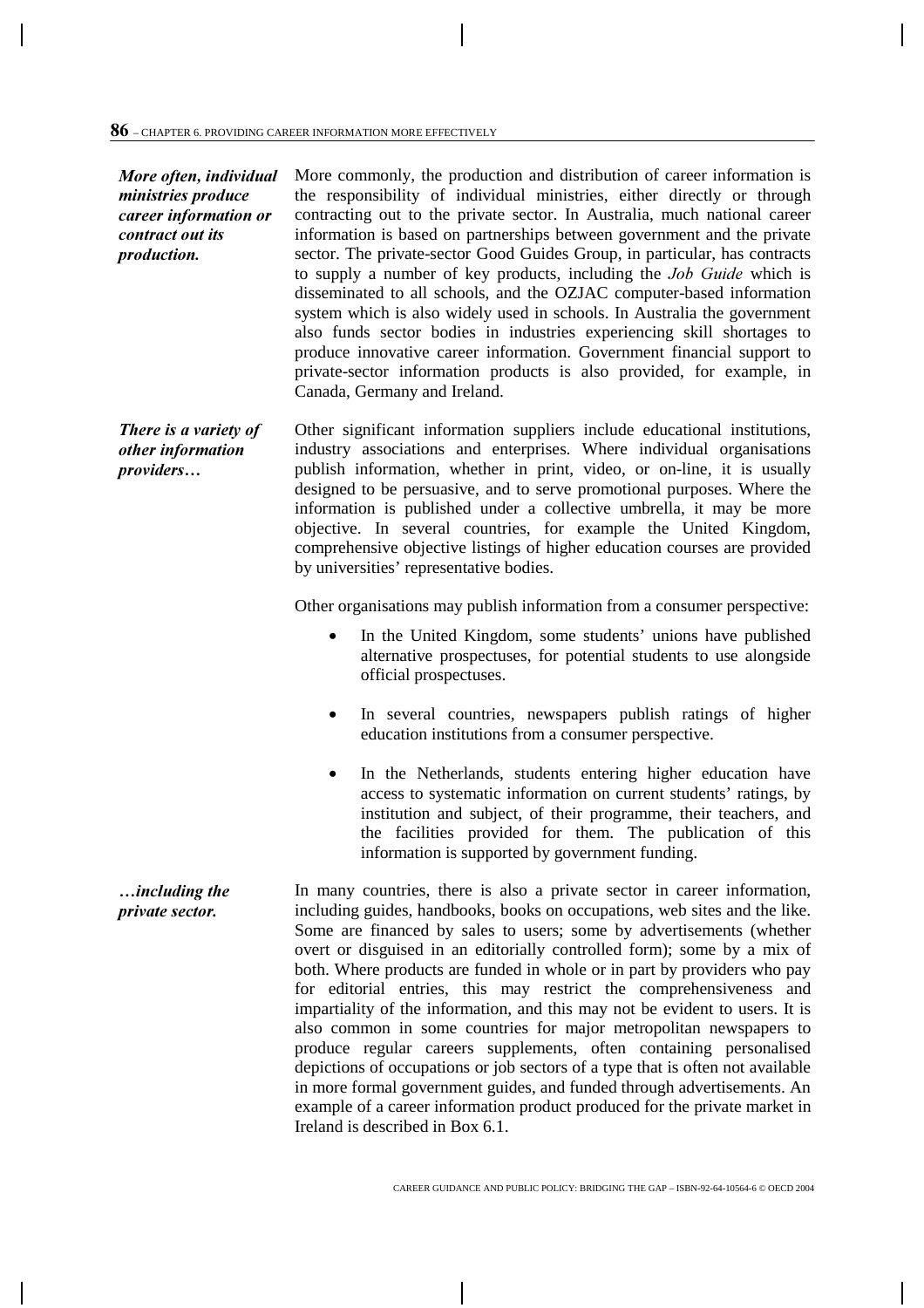*More often, individual ministries produce career information or contract out its production.*

More commonly, the production and distribution of career information is the responsibility of individual ministries, either directly or through contracting out to the private sector. In Australia, much national career information is based on partnerships between government and the private sector. The private-sector Good Guides Group, in particular, has contracts to supply a number of key products, including the *Job Guide* which is disseminated to all schools, and the OZJAC computer-based information system which is also widely used in schools. In Australia the government also funds sector bodies in industries experiencing skill shortages to produce innovative career information. Government financial support to private-sector information products is also provided, for example, in Canada, Germany and Ireland.

*There is a variety of other information providers…*

Other significant information suppliers include educational institutions, industry associations and enterprises. Where individual organisations publish information, whether in print, video, or on-line, it is usually designed to be persuasive, and to serve promotional purposes. Where the information is published under a collective umbrella, it may be more objective. In several countries, for example the United Kingdom, comprehensive objective listings of higher education courses are provided by universities' representative bodies.

Other organisations may publish information from a consumer perspective:

- In the United Kingdom, some students' unions have published alternative prospectuses, for potential students to use alongside official prospectuses.
- In several countries, newspapers publish ratings of higher education institutions from a consumer perspective.
- In the Netherlands, students entering higher education have access to systematic information on current students' ratings, by institution and subject, of their programme, their teachers, and the facilities provided for them. The publication of this information is supported by government funding.

*…including the private sector.*

In many countries, there is also a private sector in career information, including guides, handbooks, books on occupations, web sites and the like. Some are financed by sales to users; some by advertisements (whether overt or disguised in an editorially controlled form); some by a mix of both. Where products are funded in whole or in part by providers who pay for editorial entries, this may restrict the comprehensiveness and impartiality of the information, and this may not be evident to users. It is also common in some countries for major metropolitan newspapers to produce regular careers supplements, often containing personalised depictions of occupations or job sectors of a type that is often not available in more formal government guides, and funded through advertisements. An example of a career information product produced for the private market in Ireland is described in Box 6.1.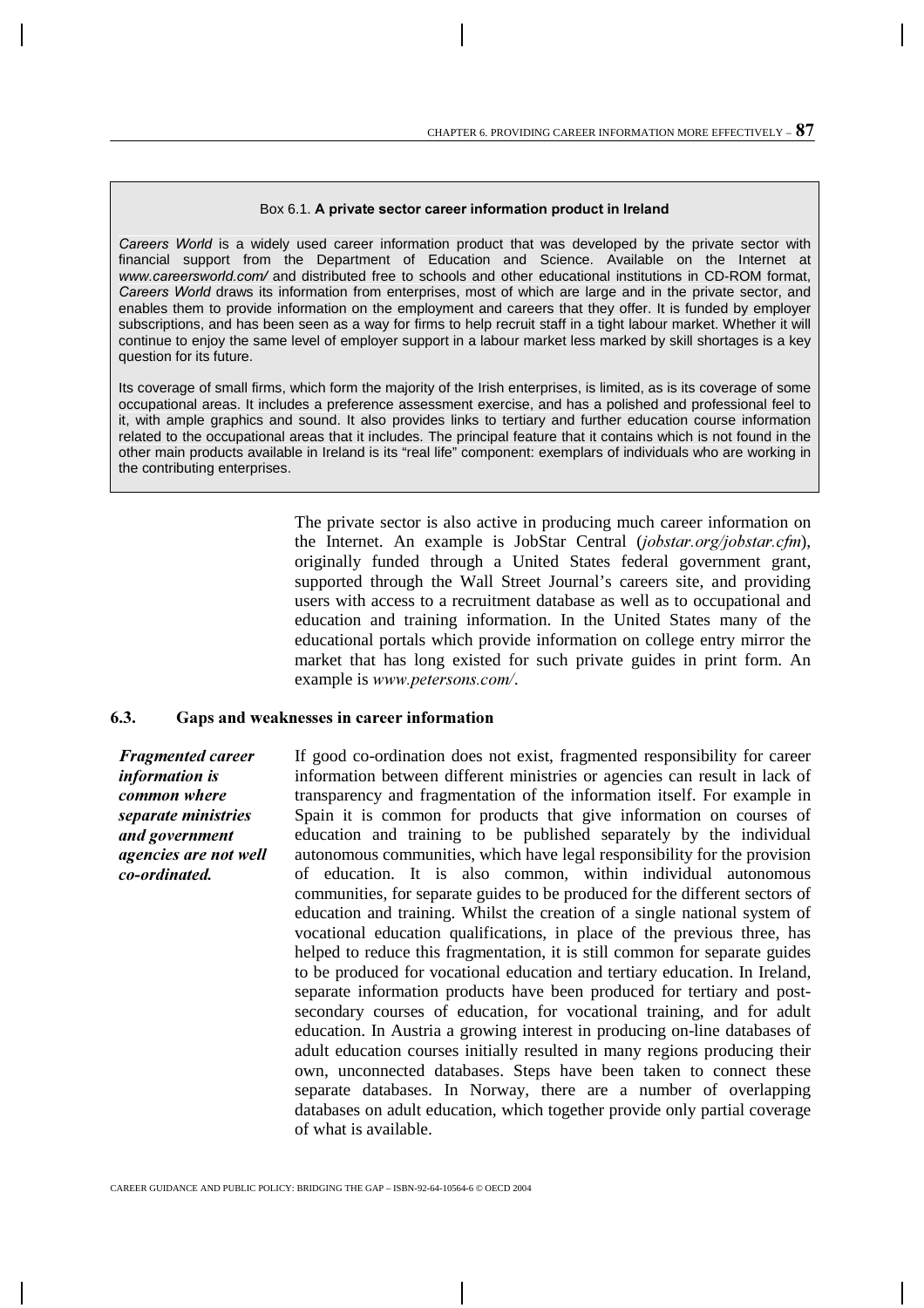> **Box 6.1. A private sector career information product in Ireland**
>
> *Careers World* is a widely used career information product that was developed by the private sector with financial support from the Department of Education and Science. Available on the Internet at *www.careersworld.com/* and distributed free to schools and other educational institutions in CD-ROM format, *Careers World* draws its information from enterprises, most of which are large and in the private sector, and enables them to provide information on the employment and careers that they offer. It is funded by employer subscriptions, and has been seen as a way for firms to help recruit staff in a tight labour market. Whether it will continue to enjoy the same level of employer support in a labour market less marked by skill shortages is a key question for its future.
>
> Its coverage of small firms, which form the majority of the Irish enterprises, is limited, as is its coverage of some occupational areas. It includes a preference assessment exercise, and has a polished and professional feel to it, with ample graphics and sound. It also provides links to tertiary and further education course information related to the occupational areas that it includes. The principal feature that it contains which is not found in the other main products available in Ireland is its "real life" component: exemplars of individuals who are working in the contributing enterprises.

The private sector is also active in producing much career information on the Internet. An example is JobStar Central (*jobstar.org/jobstar.cfm*), originally funded through a United States federal government grant, supported through the Wall Street Journal's careers site, and providing users with access to a recruitment database as well as to occupational and education and training information. In the United States many of the educational portals which provide information on college entry mirror the market that has long existed for such private guides in print form. An example is *www.petersons.com/*.

## 6.3. Gaps and weaknesses in career information

***Fragmented career information is common where separate ministries and government agencies are not well co-ordinated.***

If good co-ordination does not exist, fragmented responsibility for career information between different ministries or agencies can result in lack of transparency and fragmentation of the information itself. For example in Spain it is common for products that give information on courses of education and training to be published separately by the individual autonomous communities, which have legal responsibility for the provision of education. It is also common, within individual autonomous communities, for separate guides to be produced for the different sectors of education and training. Whilst the creation of a single national system of vocational education qualifications, in place of the previous three, has helped to reduce this fragmentation, it is still common for separate guides to be produced for vocational education and tertiary education. In Ireland, separate information products have been produced for tertiary and post-secondary courses of education, for vocational training, and for adult education. In Austria a growing interest in producing on-line databases of adult education courses initially resulted in many regions producing their own, unconnected databases. Steps have been taken to connect these separate databases. In Norway, there are a number of overlapping databases on adult education, which together provide only partial coverage of what is available.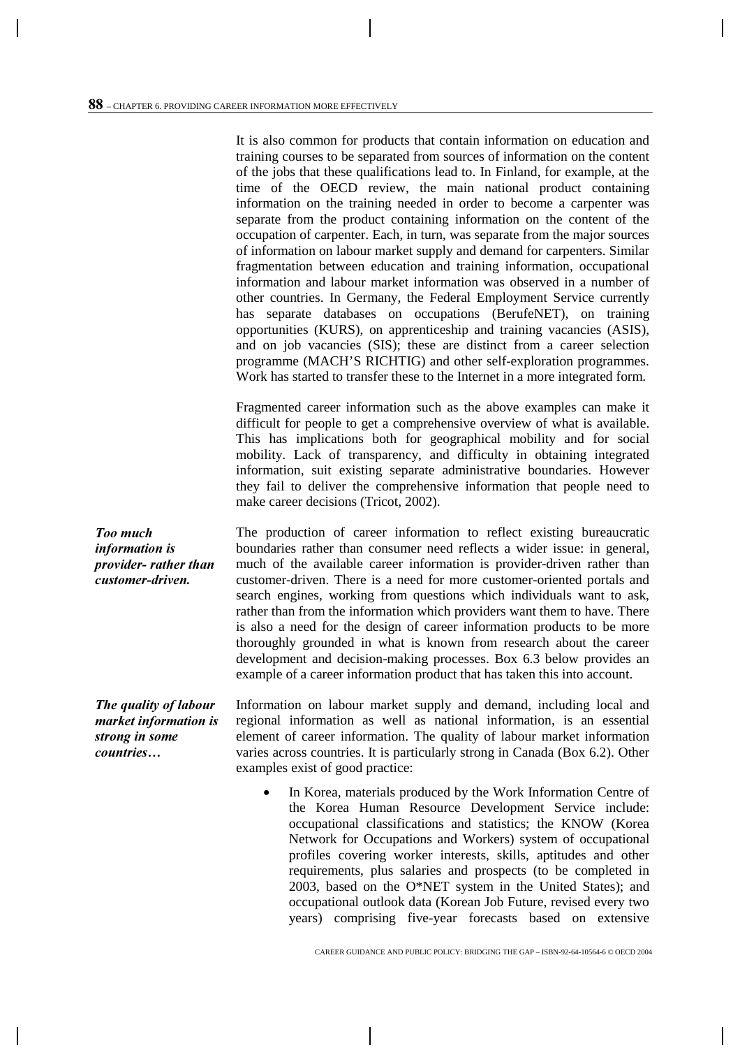It is also common for products that contain information on education and training courses to be separated from sources of information on the content of the jobs that these qualifications lead to. In Finland, for example, at the time of the OECD review, the main national product containing information on the training needed in order to become a carpenter was separate from the product containing information on the content of the occupation of carpenter. Each, in turn, was separate from the major sources of information on labour market supply and demand for carpenters. Similar fragmentation between education and training information, occupational information and labour market information was observed in a number of other countries. In Germany, the Federal Employment Service currently has separate databases on occupations (BerufeNET), on training opportunities (KURS), on apprenticeship and training vacancies (ASIS), and on job vacancies (SIS); these are distinct from a career selection programme (MACH'S RICHTIG) and other self-exploration programmes. Work has started to transfer these to the Internet in a more integrated form.

Fragmented career information such as the above examples can make it difficult for people to get a comprehensive overview of what is available. This has implications both for geographical mobility and for social mobility. Lack of transparency, and difficulty in obtaining integrated information, suit existing separate administrative boundaries. However they fail to deliver the comprehensive information that people need to make career decisions (Tricot, 2002).

***Too much information is provider- rather than customer-driven.***

The production of career information to reflect existing bureaucratic boundaries rather than consumer need reflects a wider issue: in general, much of the available career information is provider-driven rather than customer-driven. There is a need for more customer-oriented portals and search engines, working from questions which individuals want to ask, rather than from the information which providers want them to have. There is also a need for the design of career information products to be more thoroughly grounded in what is known from research about the career development and decision-making processes. Box 6.3 below provides an example of a career information product that has taken this into account.

***The quality of labour market information is strong in some countries…***

Information on labour market supply and demand, including local and regional information as well as national information, is an essential element of career information. The quality of labour market information varies across countries. It is particularly strong in Canada (Box 6.2). Other examples exist of good practice:

- In Korea, materials produced by the Work Information Centre of the Korea Human Resource Development Service include: occupational classifications and statistics; the KNOW (Korea Network for Occupations and Workers) system of occupational profiles covering worker interests, skills, aptitudes and other requirements, plus salaries and prospects (to be completed in 2003, based on the O*NET system in the United States); and occupational outlook data (Korean Job Future, revised every two years) comprising five-year forecasts based on extensive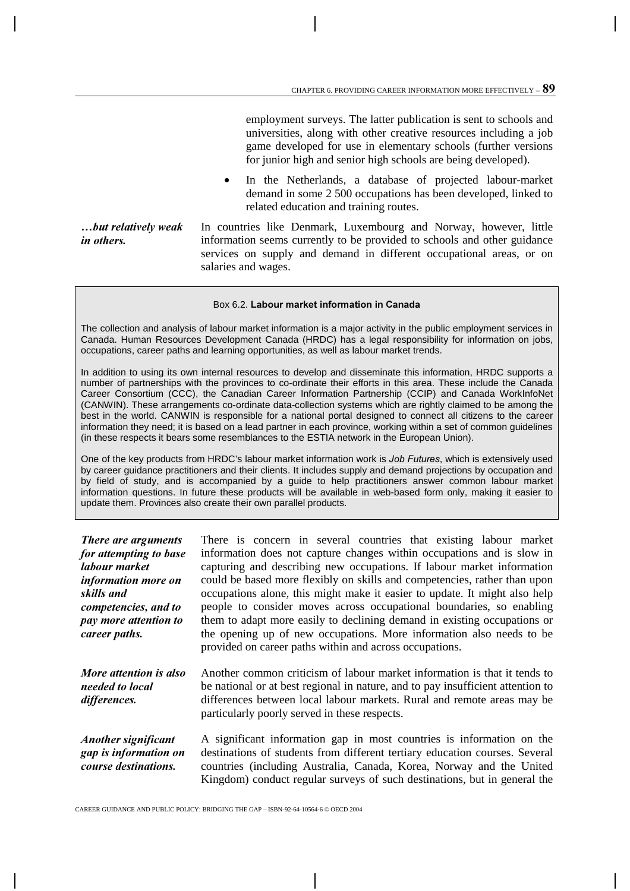employment surveys. The latter publication is sent to schools and universities, along with other creative resources including a job game developed for use in elementary schools (further versions for junior high and senior high schools are being developed).

- In the Netherlands, a database of projected labour-market demand in some 2 500 occupations has been developed, linked to related education and training routes.

***…but relatively weak in others.***

In countries like Denmark, Luxembourg and Norway, however, little information seems currently to be provided to schools and other guidance services on supply and demand in different occupational areas, or on salaries and wages.

> Box 6.2. **Labour market information in Canada**
>
> The collection and analysis of labour market information is a major activity in the public employment services in Canada. Human Resources Development Canada (HRDC) has a legal responsibility for information on jobs, occupations, career paths and learning opportunities, as well as labour market trends.
>
> In addition to using its own internal resources to develop and disseminate this information, HRDC supports a number of partnerships with the provinces to co-ordinate their efforts in this area. These include the Canada Career Consortium (CCC), the Canadian Career Information Partnership (CCIP) and Canada WorkInfoNet (CANWIN). These arrangements co-ordinate data-collection systems which are rightly claimed to be among the best in the world. CANWIN is responsible for a national portal designed to connect all citizens to the career information they need; it is based on a lead partner in each province, working within a set of common guidelines (in these respects it bears some resemblances to the ESTIA network in the European Union).
>
> One of the key products from HRDC's labour market information work is *Job Futures*, which is extensively used by career guidance practitioners and their clients. It includes supply and demand projections by occupation and by field of study, and is accompanied by a guide to help practitioners answer common labour market information questions. In future these products will be available in web-based form only, making it easier to update them. Provinces also create their own parallel products.

***There are arguments for attempting to base labour market information more on skills and competencies, and to pay more attention to career paths.***

There is concern in several countries that existing labour market information does not capture changes within occupations and is slow in capturing and describing new occupations. If labour market information could be based more flexibly on skills and competencies, rather than upon occupations alone, this might make it easier to update. It might also help people to consider moves across occupational boundaries, so enabling them to adapt more easily to declining demand in existing occupations or the opening up of new occupations. More information also needs to be provided on career paths within and across occupations.

***More attention is also needed to local differences.***

Another common criticism of labour market information is that it tends to be national or at best regional in nature, and to pay insufficient attention to differences between local labour markets. Rural and remote areas may be particularly poorly served in these respects.

***Another significant gap is information on course destinations.***

A significant information gap in most countries is information on the destinations of students from different tertiary education courses. Several countries (including Australia, Canada, Korea, Norway and the United Kingdom) conduct regular surveys of such destinations, but in general the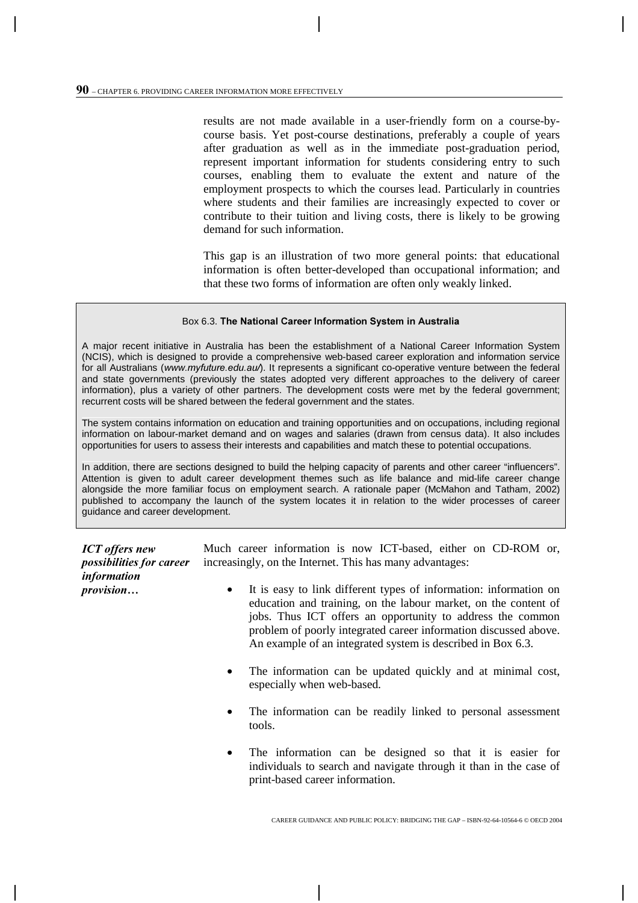results are not made available in a user-friendly form on a course-by-course basis. Yet post-course destinations, preferably a couple of years after graduation as well as in the immediate post-graduation period, represent important information for students considering entry to such courses, enabling them to evaluate the extent and nature of the employment prospects to which the courses lead. Particularly in countries where students and their families are increasingly expected to cover or contribute to their tuition and living costs, there is likely to be growing demand for such information.

This gap is an illustration of two more general points: that educational information is often better-developed than occupational information; and that these two forms of information are often only weakly linked.

> Box 6.3. **The National Career Information System in Australia**
>
> A major recent initiative in Australia has been the establishment of a National Career Information System (NCIS), which is designed to provide a comprehensive web-based career exploration and information service for all Australians (*www.myfuture.edu.au/*). It represents a significant co-operative venture between the federal and state governments (previously the states adopted very different approaches to the delivery of career information), plus a variety of other partners. The development costs were met by the federal government; recurrent costs will be shared between the federal government and the states.
>
> The system contains information on education and training opportunities and on occupations, including regional information on labour-market demand and on wages and salaries (drawn from census data). It also includes opportunities for users to assess their interests and capabilities and match these to potential occupations.
>
> In addition, there are sections designed to build the helping capacity of parents and other career "influencers". Attention is given to adult career development themes such as life balance and mid-life career change alongside the more familiar focus on employment search. A rationale paper (McMahon and Tatham, 2002) published to accompany the launch of the system locates it in relation to the wider processes of career guidance and career development.

***ICT offers new possibilities for career information provision…***

Much career information is now ICT-based, either on CD-ROM or, increasingly, on the Internet. This has many advantages:

- It is easy to link different types of information: information on education and training, on the labour market, on the content of jobs. Thus ICT offers an opportunity to address the common problem of poorly integrated career information discussed above. An example of an integrated system is described in Box 6.3.
- The information can be updated quickly and at minimal cost, especially when web-based.
- The information can be readily linked to personal assessment tools.
- The information can be designed so that it is easier for individuals to search and navigate through it than in the case of print-based career information.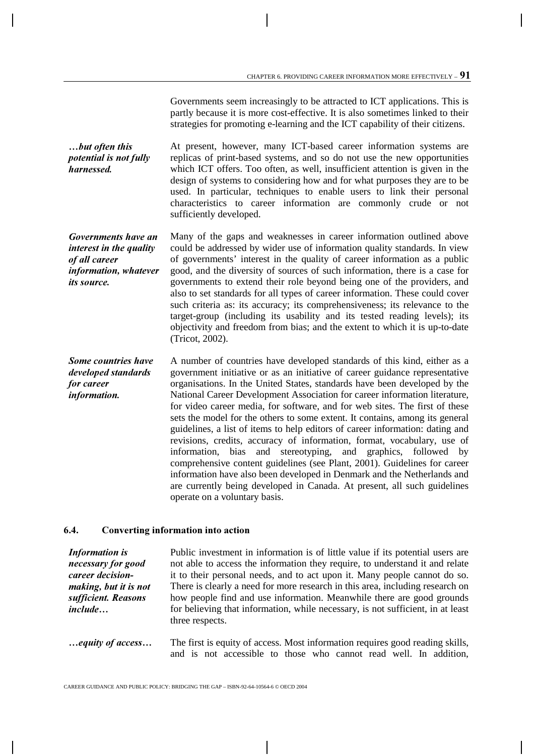Governments seem increasingly to be attracted to ICT applications. This is partly because it is more cost-effective. It is also sometimes linked to their strategies for promoting e-learning and the ICT capability of their citizens.

***…but often this potential is not fully harnessed.***

At present, however, many ICT-based career information systems are replicas of print-based systems, and so do not use the new opportunities which ICT offers. Too often, as well, insufficient attention is given in the design of systems to considering how and for what purposes they are to be used. In particular, techniques to enable users to link their personal characteristics to career information are commonly crude or not sufficiently developed.

***Governments have an interest in the quality of all career information, whatever its source.***

Many of the gaps and weaknesses in career information outlined above could be addressed by wider use of information quality standards. In view of governments' interest in the quality of career information as a public good, and the diversity of sources of such information, there is a case for governments to extend their role beyond being one of the providers, and also to set standards for all types of career information. These could cover such criteria as: its accuracy; its comprehensiveness; its relevance to the target-group (including its usability and its tested reading levels); its objectivity and freedom from bias; and the extent to which it is up-to-date (Tricot, 2002).

***Some countries have developed standards for career information.***

A number of countries have developed standards of this kind, either as a government initiative or as an initiative of career guidance representative organisations. In the United States, standards have been developed by the National Career Development Association for career information literature, for video career media, for software, and for web sites. The first of these sets the model for the others to some extent. It contains, among its general guidelines, a list of items to help editors of career information: dating and revisions, credits, accuracy of information, format, vocabulary, use of information, bias and stereotyping, and graphics, followed by comprehensive content guidelines (see Plant, 2001). Guidelines for career information have also been developed in Denmark and the Netherlands and are currently being developed in Canada. At present, all such guidelines operate on a voluntary basis.

## 6.4. Converting information into action

***Information is necessary for good career decision-making, but it is not sufficient. Reasons include…***

Public investment in information is of little value if its potential users are not able to access the information they require, to understand it and relate it to their personal needs, and to act upon it. Many people cannot do so. There is clearly a need for more research in this area, including research on how people find and use information. Meanwhile there are good grounds for believing that information, while necessary, is not sufficient, in at least three respects.

***…equity of access…***

The first is equity of access. Most information requires good reading skills, and is not accessible to those who cannot read well. In addition,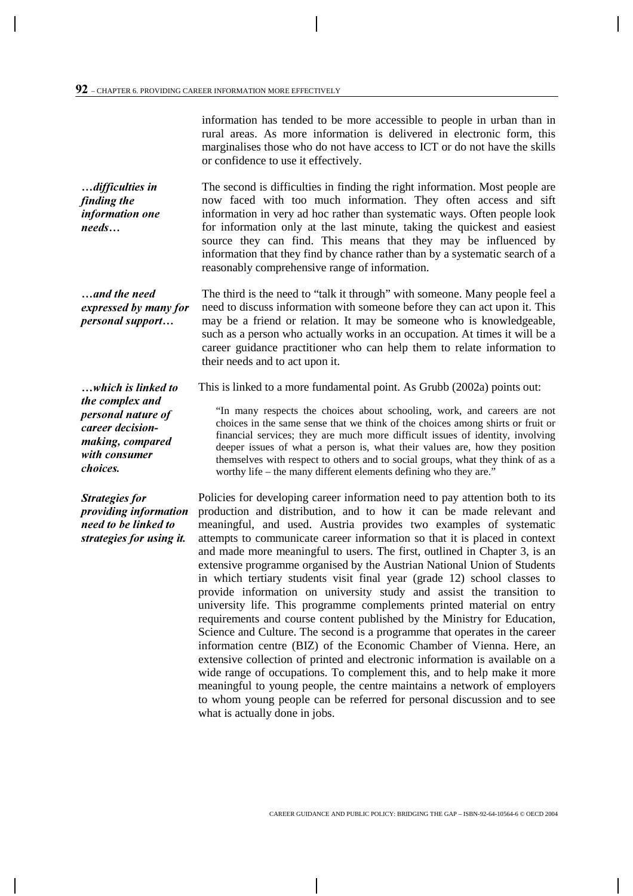information has tended to be more accessible to people in urban than in rural areas. As more information is delivered in electronic form, this marginalises those who do not have access to ICT or do not have the skills or confidence to use it effectively.

***…difficulties in finding the information one needs…***

The second is difficulties in finding the right information. Most people are now faced with too much information. They often access and sift information in very ad hoc rather than systematic ways. Often people look for information only at the last minute, taking the quickest and easiest source they can find. This means that they may be influenced by information that they find by chance rather than by a systematic search of a reasonably comprehensive range of information.

***…and the need expressed by many for personal support…***

The third is the need to "talk it through" with someone. Many people feel a need to discuss information with someone before they can act upon it. This may be a friend or relation. It may be someone who is knowledgeable, such as a person who actually works in an occupation. At times it will be a career guidance practitioner who can help them to relate information to their needs and to act upon it.

***…which is linked to the complex and personal nature of career decision-making, compared with consumer choices.***

This is linked to a more fundamental point. As Grubb (2002a) points out:

> "In many respects the choices about schooling, work, and careers are not choices in the same sense that we think of the choices among shirts or fruit or financial services; they are much more difficult issues of identity, involving deeper issues of what a person is, what their values are, how they position themselves with respect to others and to social groups, what they think of as a worthy life – the many different elements defining who they are."

***Strategies for providing information need to be linked to strategies for using it.***

Policies for developing career information need to pay attention both to its production and distribution, and to how it can be made relevant and meaningful, and used. Austria provides two examples of systematic attempts to communicate career information so that it is placed in context and made more meaningful to users. The first, outlined in Chapter 3, is an extensive programme organised by the Austrian National Union of Students in which tertiary students visit final year (grade 12) school classes to provide information on university study and assist the transition to university life. This programme complements printed material on entry requirements and course content published by the Ministry for Education, Science and Culture. The second is a programme that operates in the career information centre (BIZ) of the Economic Chamber of Vienna. Here, an extensive collection of printed and electronic information is available on a wide range of occupations. To complement this, and to help make it more meaningful to young people, the centre maintains a network of employers to whom young people can be referred for personal discussion and to see what is actually done in jobs.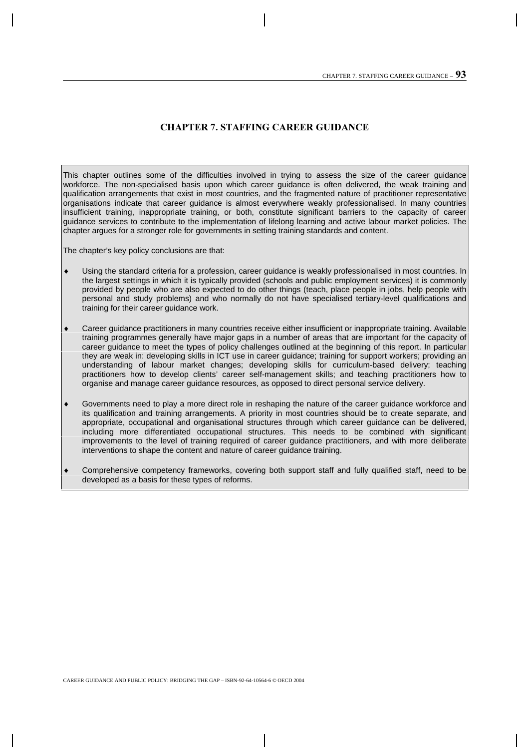# CHAPTER 7. STAFFING CAREER GUIDANCE

This chapter outlines some of the difficulties involved in trying to assess the size of the career guidance workforce. The non-specialised basis upon which career guidance is often delivered, the weak training and qualification arrangements that exist in most countries, and the fragmented nature of practitioner representative organisations indicate that career guidance is almost everywhere weakly professionalised. In many countries insufficient training, inappropriate training, or both, constitute significant barriers to the capacity of career guidance services to contribute to the implementation of lifelong learning and active labour market policies. The chapter argues for a stronger role for governments in setting training standards and content.

The chapter's key policy conclusions are that:

- Using the standard criteria for a profession, career guidance is weakly professionalised in most countries. In the largest settings in which it is typically provided (schools and public employment services) it is commonly provided by people who are also expected to do other things (teach, place people in jobs, help people with personal and study problems) and who normally do not have specialised tertiary-level qualifications and training for their career guidance work.
- Career guidance practitioners in many countries receive either insufficient or inappropriate training. Available training programmes generally have major gaps in a number of areas that are important for the capacity of career guidance to meet the types of policy challenges outlined at the beginning of this report. In particular they are weak in: developing skills in ICT use in career guidance; training for support workers; providing an understanding of labour market changes; developing skills for curriculum-based delivery; teaching practitioners how to develop clients' career self-management skills; and teaching practitioners how to organise and manage career guidance resources, as opposed to direct personal service delivery.
- Governments need to play a more direct role in reshaping the nature of the career guidance workforce and its qualification and training arrangements. A priority in most countries should be to create separate, and appropriate, occupational and organisational structures through which career guidance can be delivered, including more differentiated occupational structures. This needs to be combined with significant improvements to the level of training required of career guidance practitioners, and with more deliberate interventions to shape the content and nature of career guidance training.
- Comprehensive competency frameworks, covering both support staff and fully qualified staff, need to be developed as a basis for these types of reforms.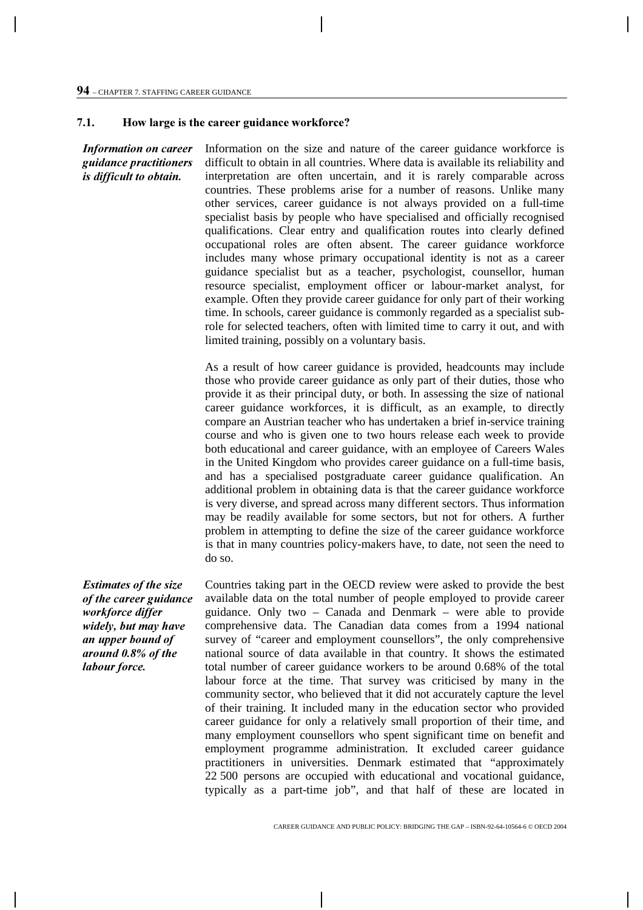## 7.1. How large is the career guidance workforce?

***Information on career guidance practitioners is difficult to obtain.***

Information on the size and nature of the career guidance workforce is difficult to obtain in all countries. Where data is available its reliability and interpretation are often uncertain, and it is rarely comparable across countries. These problems arise for a number of reasons. Unlike many other services, career guidance is not always provided on a full-time specialist basis by people who have specialised and officially recognised qualifications. Clear entry and qualification routes into clearly defined occupational roles are often absent. The career guidance workforce includes many whose primary occupational identity is not as a career guidance specialist but as a teacher, psychologist, counsellor, human resource specialist, employment officer or labour-market analyst, for example. Often they provide career guidance for only part of their working time. In schools, career guidance is commonly regarded as a specialist sub-role for selected teachers, often with limited time to carry it out, and with limited training, possibly on a voluntary basis.

As a result of how career guidance is provided, headcounts may include those who provide career guidance as only part of their duties, those who provide it as their principal duty, or both. In assessing the size of national career guidance workforces, it is difficult, as an example, to directly compare an Austrian teacher who has undertaken a brief in-service training course and who is given one to two hours release each week to provide both educational and career guidance, with an employee of Careers Wales in the United Kingdom who provides career guidance on a full-time basis, and has a specialised postgraduate career guidance qualification. An additional problem in obtaining data is that the career guidance workforce is very diverse, and spread across many different sectors. Thus information may be readily available for some sectors, but not for others. A further problem in attempting to define the size of the career guidance workforce is that in many countries policy-makers have, to date, not seen the need to do so.

***Estimates of the size of the career guidance workforce differ widely, but may have an upper bound of around 0.8% of the labour force.***

Countries taking part in the OECD review were asked to provide the best available data on the total number of people employed to provide career guidance. Only two – Canada and Denmark – were able to provide comprehensive data. The Canadian data comes from a 1994 national survey of "career and employment counsellors", the only comprehensive national source of data available in that country. It shows the estimated total number of career guidance workers to be around 0.68% of the total labour force at the time. That survey was criticised by many in the community sector, who believed that it did not accurately capture the level of their training. It included many in the education sector who provided career guidance for only a relatively small proportion of their time, and many employment counsellors who spent significant time on benefit and employment programme administration. It excluded career guidance practitioners in universities. Denmark estimated that "approximately 22 500 persons are occupied with educational and vocational guidance, typically as a part-time job", and that half of these are located in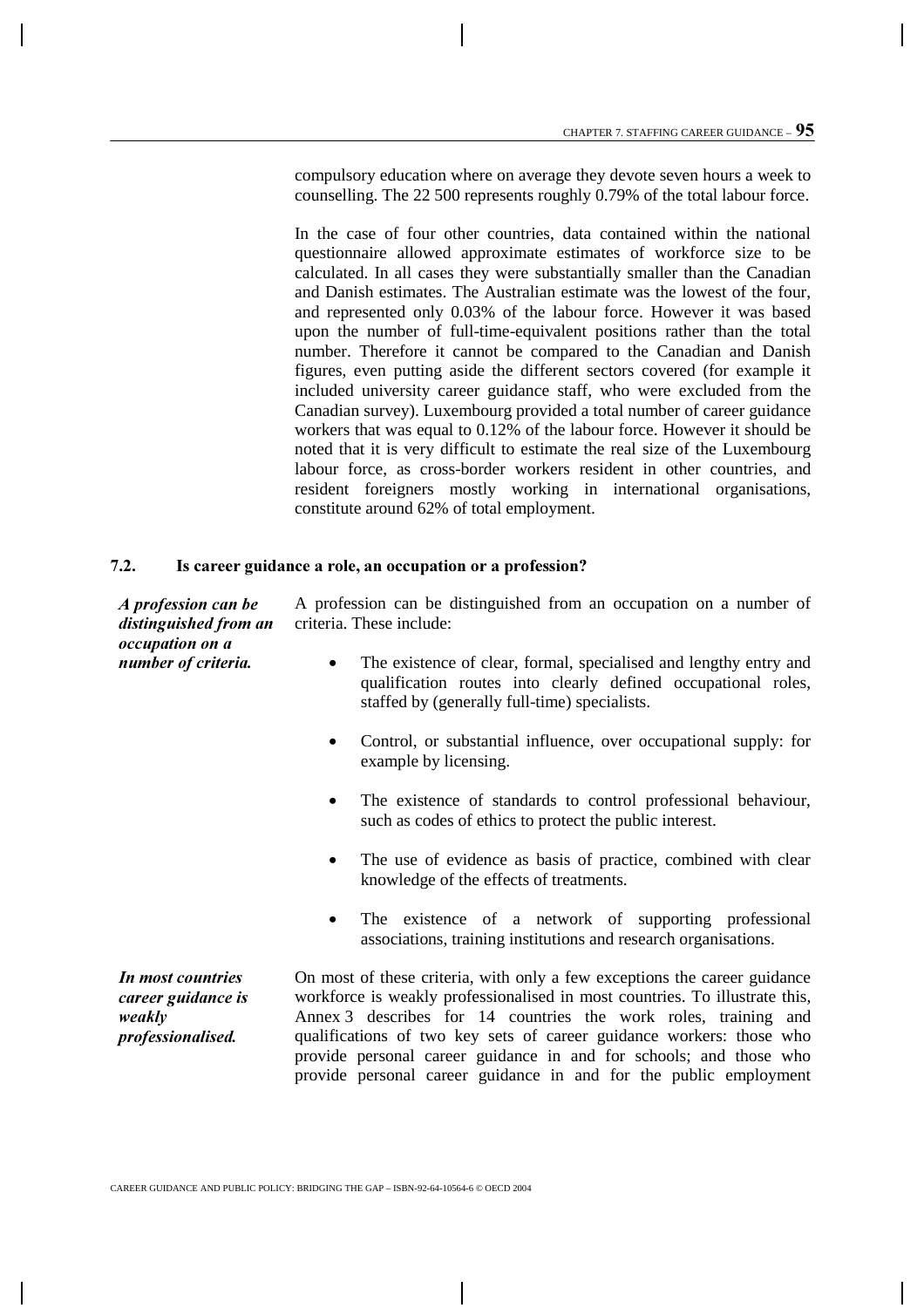compulsory education where on average they devote seven hours a week to counselling. The 22 500 represents roughly 0.79% of the total labour force.

In the case of four other countries, data contained within the national questionnaire allowed approximate estimates of workforce size to be calculated. In all cases they were substantially smaller than the Canadian and Danish estimates. The Australian estimate was the lowest of the four, and represented only 0.03% of the labour force. However it was based upon the number of full-time-equivalent positions rather than the total number. Therefore it cannot be compared to the Canadian and Danish figures, even putting aside the different sectors covered (for example it included university career guidance staff, who were excluded from the Canadian survey). Luxembourg provided a total number of career guidance workers that was equal to 0.12% of the labour force. However it should be noted that it is very difficult to estimate the real size of the Luxembourg labour force, as cross-border workers resident in other countries, and resident foreigners mostly working in international organisations, constitute around 62% of total employment.

## 7.2. Is career guidance a role, an occupation or a profession?

***A profession can be distinguished from an occupation on a number of criteria.***

A profession can be distinguished from an occupation on a number of criteria. These include:

- The existence of clear, formal, specialised and lengthy entry and qualification routes into clearly defined occupational roles, staffed by (generally full-time) specialists.
- Control, or substantial influence, over occupational supply: for example by licensing.
- The existence of standards to control professional behaviour, such as codes of ethics to protect the public interest.
- The use of evidence as basis of practice, combined with clear knowledge of the effects of treatments.
- The existence of a network of supporting professional associations, training institutions and research organisations.

***In most countries career guidance is weakly professionalised.***

On most of these criteria, with only a few exceptions the career guidance workforce is weakly professionalised in most countries. To illustrate this, Annex 3 describes for 14 countries the work roles, training and qualifications of two key sets of career guidance workers: those who provide personal career guidance in and for schools; and those who provide personal career guidance in and for the public employment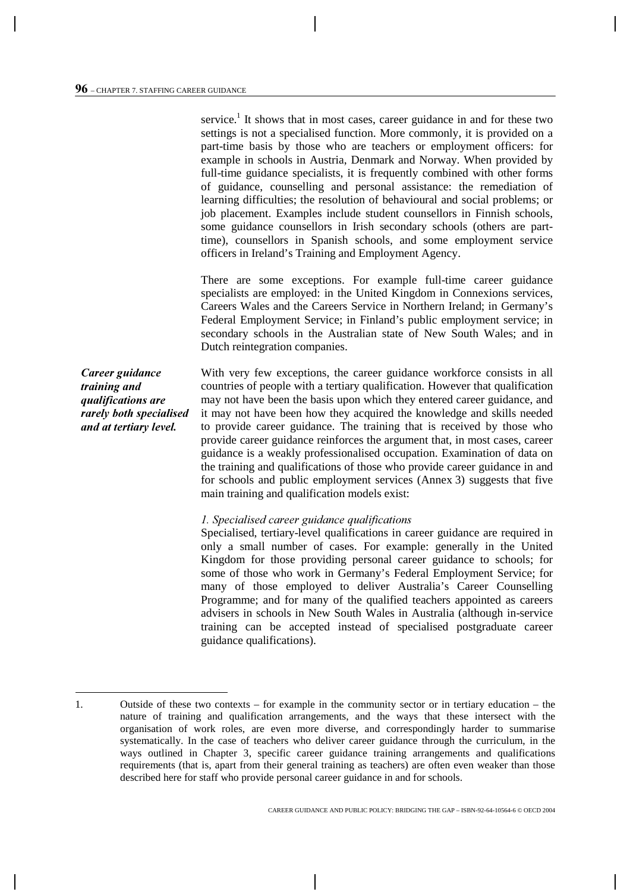service.[1] It shows that in most cases, career guidance in and for these two settings is not a specialised function. More commonly, it is provided on a part-time basis by those who are teachers or employment officers: for example in schools in Austria, Denmark and Norway. When provided by full-time guidance specialists, it is frequently combined with other forms of guidance, counselling and personal assistance: the remediation of learning difficulties; the resolution of behavioural and social problems; or job placement. Examples include student counsellors in Finnish schools, some guidance counsellors in Irish secondary schools (others are part-time), counsellors in Spanish schools, and some employment service officers in Ireland's Training and Employment Agency.

There are some exceptions. For example full-time career guidance specialists are employed: in the United Kingdom in Connexions services, Careers Wales and the Careers Service in Northern Ireland; in Germany's Federal Employment Service; in Finland's public employment service; in secondary schools in the Australian state of New South Wales; and in Dutch reintegration companies.

***Career guidance training and qualifications are rarely both specialised and at tertiary level.***

With very few exceptions, the career guidance workforce consists in all countries of people with a tertiary qualification. However that qualification may not have been the basis upon which they entered career guidance, and it may not have been how they acquired the knowledge and skills needed to provide career guidance. The training that is received by those who provide career guidance reinforces the argument that, in most cases, career guidance is a weakly professionalised occupation. Examination of data on the training and qualifications of those who provide career guidance in and for schools and public employment services (Annex 3) suggests that five main training and qualification models exist:

*1. Specialised career guidance qualifications*

Specialised, tertiary-level qualifications in career guidance are required in only a small number of cases. For example: generally in the United Kingdom for those providing personal career guidance to schools; for some of those who work in Germany's Federal Employment Service; for many of those employed to deliver Australia's Career Counselling Programme; and for many of the qualified teachers appointed as careers advisers in schools in New South Wales in Australia (although in-service training can be accepted instead of specialised postgraduate career guidance qualifications).

1. Outside of these two contexts – for example in the community sector or in tertiary education – the nature of training and qualification arrangements, and the ways that these intersect with the organisation of work roles, are even more diverse, and correspondingly harder to summarise systematically. In the case of teachers who deliver career guidance through the curriculum, in the ways outlined in Chapter 3, specific career guidance training arrangements and qualifications requirements (that is, apart from their general training as teachers) are often even weaker than those described here for staff who provide personal career guidance in and for schools.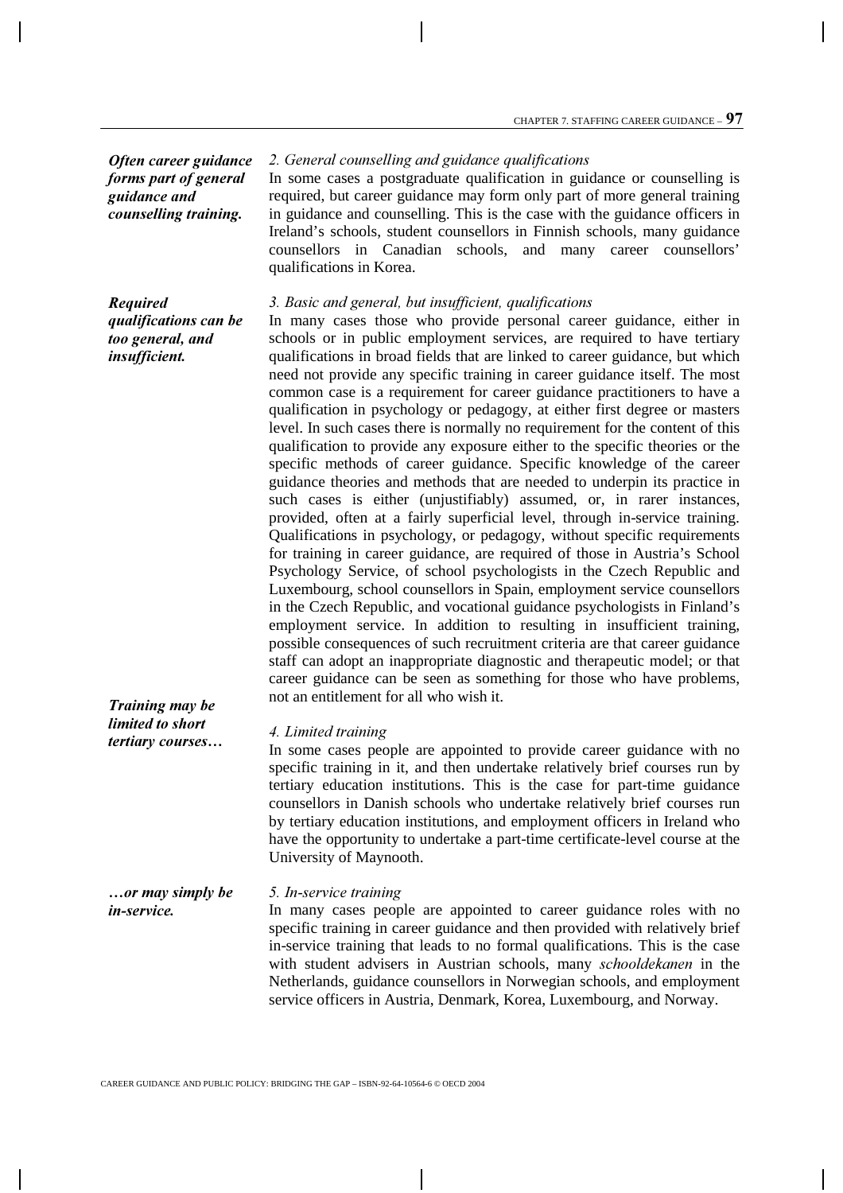*Often career guidance forms part of general guidance and counselling training.*

*2. General counselling and guidance qualifications*

In some cases a postgraduate qualification in guidance or counselling is required, but career guidance may form only part of more general training in guidance and counselling. This is the case with the guidance officers in Ireland's schools, student counsellors in Finnish schools, many guidance counsellors in Canadian schools, and many career counsellors' qualifications in Korea.

*Required qualifications can be too general, and insufficient.*

*3. Basic and general, but insufficient, qualifications*

In many cases those who provide personal career guidance, either in schools or in public employment services, are required to have tertiary qualifications in broad fields that are linked to career guidance, but which need not provide any specific training in career guidance itself. The most common case is a requirement for career guidance practitioners to have a qualification in psychology or pedagogy, at either first degree or masters level. In such cases there is normally no requirement for the content of this qualification to provide any exposure either to the specific theories or the specific methods of career guidance. Specific knowledge of the career guidance theories and methods that are needed to underpin its practice in such cases is either (unjustifiably) assumed, or, in rarer instances, provided, often at a fairly superficial level, through in-service training. Qualifications in psychology, or pedagogy, without specific requirements for training in career guidance, are required of those in Austria's School Psychology Service, of school psychologists in the Czech Republic and Luxembourg, school counsellors in Spain, employment service counsellors in the Czech Republic, and vocational guidance psychologists in Finland's employment service. In addition to resulting in insufficient training, possible consequences of such recruitment criteria are that career guidance staff can adopt an inappropriate diagnostic and therapeutic model; or that career guidance can be seen as something for those who have problems, not an entitlement for all who wish it.

*Training may be limited to short tertiary courses…*

*4. Limited training*

In some cases people are appointed to provide career guidance with no specific training in it, and then undertake relatively brief courses run by tertiary education institutions. This is the case for part-time guidance counsellors in Danish schools who undertake relatively brief courses run by tertiary education institutions, and employment officers in Ireland who have the opportunity to undertake a part-time certificate-level course at the University of Maynooth.

*…or may simply be in-service.*

*5. In-service training*

In many cases people are appointed to career guidance roles with no specific training in career guidance and then provided with relatively brief in-service training that leads to no formal qualifications. This is the case with student advisers in Austrian schools, many *schooldekanen* in the Netherlands, guidance counsellors in Norwegian schools, and employment service officers in Austria, Denmark, Korea, Luxembourg, and Norway.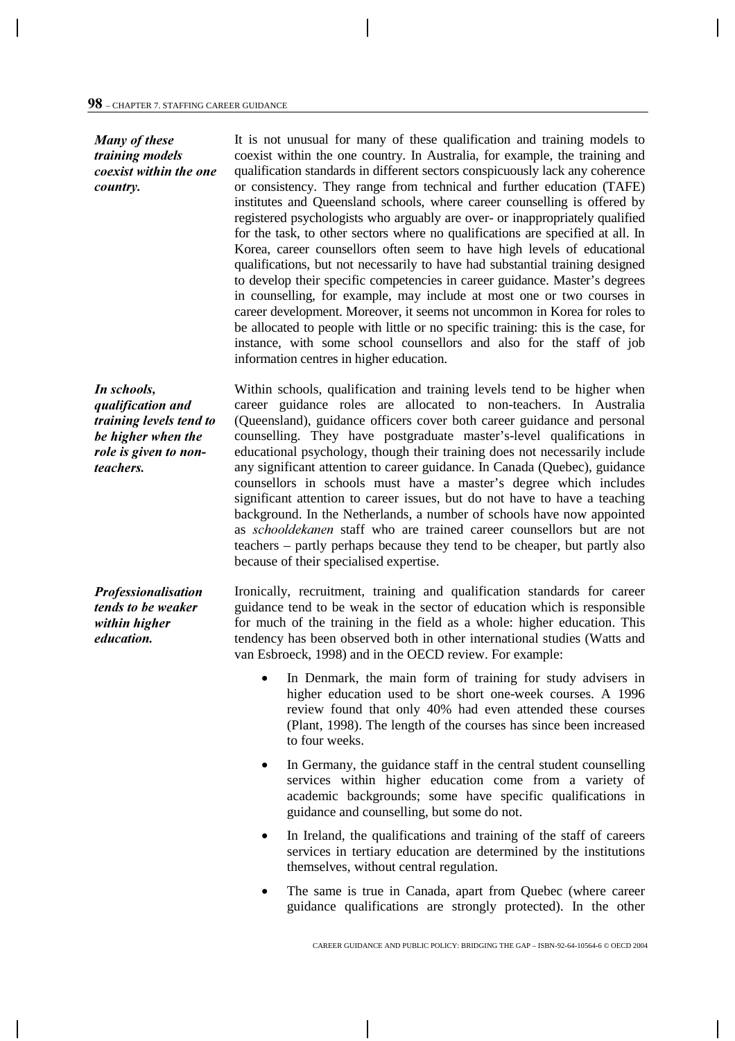*Many of these training models coexist within the one country.*

It is not unusual for many of these qualification and training models to coexist within the one country. In Australia, for example, the training and qualification standards in different sectors conspicuously lack any coherence or consistency. They range from technical and further education (TAFE) institutes and Queensland schools, where career counselling is offered by registered psychologists who arguably are over- or inappropriately qualified for the task, to other sectors where no qualifications are specified at all. In Korea, career counsellors often seem to have high levels of educational qualifications, but not necessarily to have had substantial training designed to develop their specific competencies in career guidance. Master's degrees in counselling, for example, may include at most one or two courses in career development. Moreover, it seems not uncommon in Korea for roles to be allocated to people with little or no specific training: this is the case, for instance, with some school counsellors and also for the staff of job information centres in higher education.

*In schools, qualification and training levels tend to be higher when the role is given to non-teachers.*

Within schools, qualification and training levels tend to be higher when career guidance roles are allocated to non-teachers. In Australia (Queensland), guidance officers cover both career guidance and personal counselling. They have postgraduate master's-level qualifications in educational psychology, though their training does not necessarily include any significant attention to career guidance. In Canada (Quebec), guidance counsellors in schools must have a master's degree which includes significant attention to career issues, but do not have to have a teaching background. In the Netherlands, a number of schools have now appointed as *schooldekanen* staff who are trained career counsellors but are not teachers – partly perhaps because they tend to be cheaper, but partly also because of their specialised expertise.

*Professionalisation tends to be weaker within higher education.*

Ironically, recruitment, training and qualification standards for career guidance tend to be weak in the sector of education which is responsible for much of the training in the field as a whole: higher education. This tendency has been observed both in other international studies (Watts and van Esbroeck, 1998) and in the OECD review. For example:

- In Denmark, the main form of training for study advisers in higher education used to be short one-week courses. A 1996 review found that only 40% had even attended these courses (Plant, 1998). The length of the courses has since been increased to four weeks.
- In Germany, the guidance staff in the central student counselling services within higher education come from a variety of academic backgrounds; some have specific qualifications in guidance and counselling, but some do not.
- In Ireland, the qualifications and training of the staff of careers services in tertiary education are determined by the institutions themselves, without central regulation.
- The same is true in Canada, apart from Quebec (where career guidance qualifications are strongly protected). In the other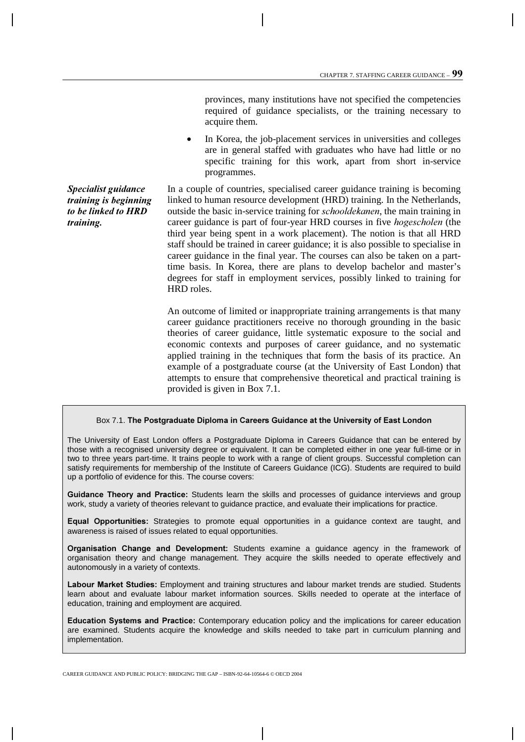provinces, many institutions have not specified the competencies required of guidance specialists, or the training necessary to acquire them.

- In Korea, the job-placement services in universities and colleges are in general staffed with graduates who have had little or no specific training for this work, apart from short in-service programmes.

***Specialist guidance training is beginning to be linked to HRD training.***

In a couple of countries, specialised career guidance training is becoming linked to human resource development (HRD) training. In the Netherlands, outside the basic in-service training for *schooldekanen*, the main training in career guidance is part of four-year HRD courses in five *hogescholen* (the third year being spent in a work placement). The notion is that all HRD staff should be trained in career guidance; it is also possible to specialise in career guidance in the final year. The courses can also be taken on a part-time basis. In Korea, there are plans to develop bachelor and master's degrees for staff in employment services, possibly linked to training for HRD roles.

An outcome of limited or inappropriate training arrangements is that many career guidance practitioners receive no thorough grounding in the basic theories of career guidance, little systematic exposure to the social and economic contexts and purposes of career guidance, and no systematic applied training in the techniques that form the basis of its practice. An example of a postgraduate course (at the University of East London) that attempts to ensure that comprehensive theoretical and practical training is provided is given in Box 7.1.

Box 7.1. **The Postgraduate Diploma in Careers Guidance at the University of East London**

The University of East London offers a Postgraduate Diploma in Careers Guidance that can be entered by those with a recognised university degree or equivalent. It can be completed either in one year full-time or in two to three years part-time. It trains people to work with a range of client groups. Successful completion can satisfy requirements for membership of the Institute of Careers Guidance (ICG). Students are required to build up a portfolio of evidence for this. The course covers:

**Guidance Theory and Practice:** Students learn the skills and processes of guidance interviews and group work, study a variety of theories relevant to guidance practice, and evaluate their implications for practice.

**Equal Opportunities:** Strategies to promote equal opportunities in a guidance context are taught, and awareness is raised of issues related to equal opportunities.

**Organisation Change and Development:** Students examine a guidance agency in the framework of organisation theory and change management. They acquire the skills needed to operate effectively and autonomously in a variety of contexts.

**Labour Market Studies:** Employment and training structures and labour market trends are studied. Students learn about and evaluate labour market information sources. Skills needed to operate at the interface of education, training and employment are acquired.

**Education Systems and Practice:** Contemporary education policy and the implications for career education are examined. Students acquire the knowledge and skills needed to take part in curriculum planning and implementation.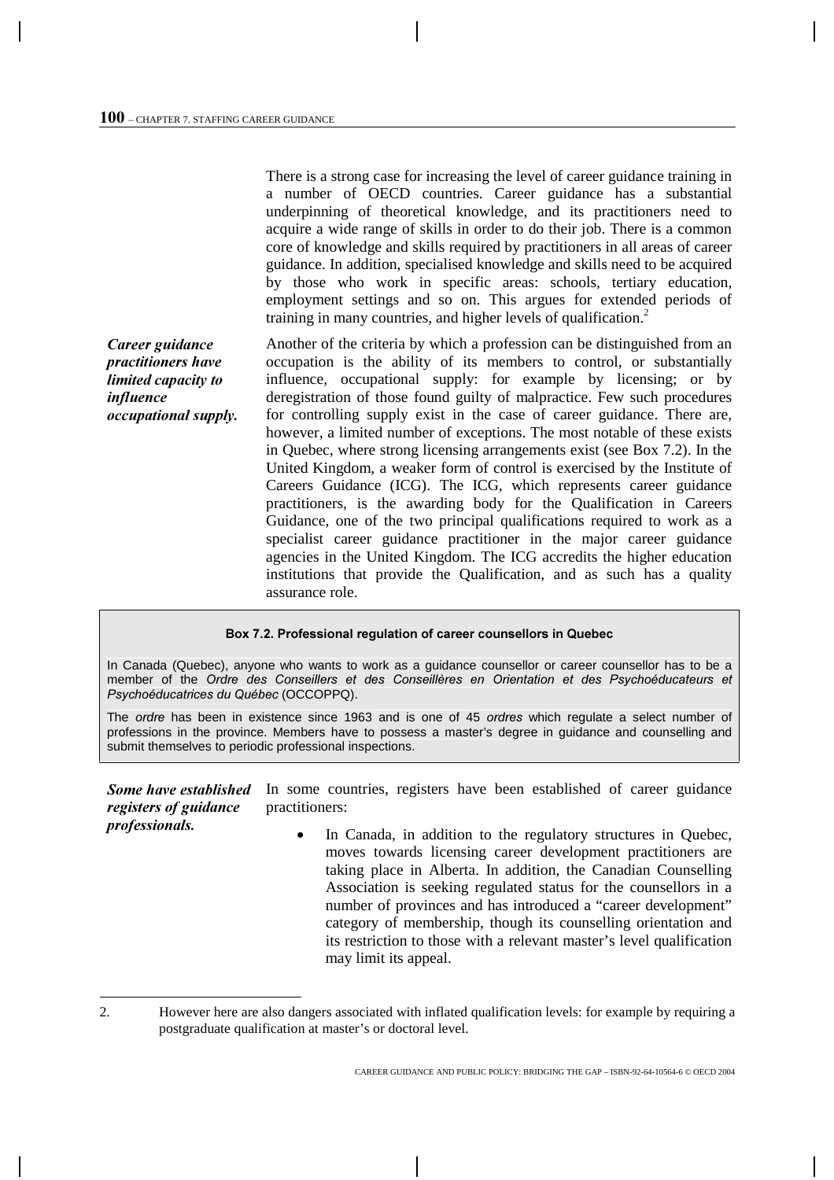There is a strong case for increasing the level of career guidance training in a number of OECD countries. Career guidance has a substantial underpinning of theoretical knowledge, and its practitioners need to acquire a wide range of skills in order to do their job. There is a common core of knowledge and skills required by practitioners in all areas of career guidance. In addition, specialised knowledge and skills need to be acquired by those who work in specific areas: schools, tertiary education, employment settings and so on. This argues for extended periods of training in many countries, and higher levels of qualification.[2]

***Career guidance practitioners have limited capacity to influence occupational supply.***

Another of the criteria by which a profession can be distinguished from an occupation is the ability of its members to control, or substantially influence, occupational supply: for example by licensing; or by deregistration of those found guilty of malpractice. Few such procedures for controlling supply exist in the case of career guidance. There are, however, a limited number of exceptions. The most notable of these exists in Quebec, where strong licensing arrangements exist (see Box 7.2). In the United Kingdom, a weaker form of control is exercised by the Institute of Careers Guidance (ICG). The ICG, which represents career guidance practitioners, is the awarding body for the Qualification in Careers Guidance, one of the two principal qualifications required to work as a specialist career guidance practitioner in the major career guidance agencies in the United Kingdom. The ICG accredits the higher education institutions that provide the Qualification, and as such has a quality assurance role.

**Box 7.2. Professional regulation of career counsellors in Quebec**

In Canada (Quebec), anyone who wants to work as a guidance counsellor or career counsellor has to be a member of the *Ordre des Conseillers et des Conseillères en Orientation et des Psychoéducateurs et Psychoéducatrices du Québec* (OCCOPPQ).

The *ordre* has been in existence since 1963 and is one of 45 *ordres* which regulate a select number of professions in the province. Members have to possess a master's degree in guidance and counselling and submit themselves to periodic professional inspections.

***Some have established registers of guidance professionals.***

In some countries, registers have been established of career guidance practitioners:

- In Canada, in addition to the regulatory structures in Quebec, moves towards licensing career development practitioners are taking place in Alberta. In addition, the Canadian Counselling Association is seeking regulated status for the counsellors in a number of provinces and has introduced a "career development" category of membership, though its counselling orientation and its restriction to those with a relevant master's level qualification may limit its appeal.

---

2. However here are also dangers associated with inflated qualification levels: for example by requiring a postgraduate qualification at master's or doctoral level.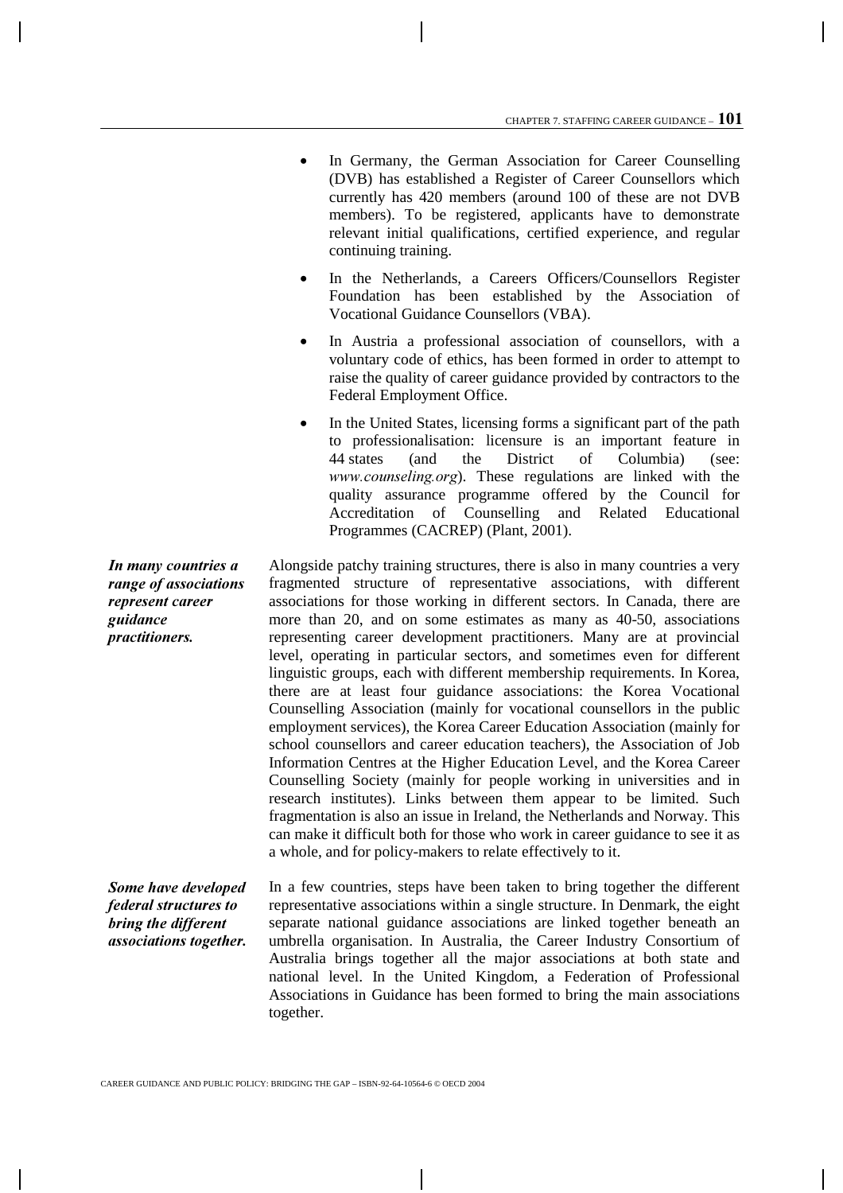- In Germany, the German Association for Career Counselling (DVB) has established a Register of Career Counsellors which currently has 420 members (around 100 of these are not DVB members). To be registered, applicants have to demonstrate relevant initial qualifications, certified experience, and regular continuing training.
- In the Netherlands, a Careers Officers/Counsellors Register Foundation has been established by the Association of Vocational Guidance Counsellors (VBA).
- In Austria a professional association of counsellors, with a voluntary code of ethics, has been formed in order to attempt to raise the quality of career guidance provided by contractors to the Federal Employment Office.
- In the United States, licensing forms a significant part of the path to professionalisation: licensure is an important feature in 44 states (and the District of Columbia) (see: *www.counseling.org*). These regulations are linked with the quality assurance programme offered by the Council for Accreditation of Counselling and Related Educational Programmes (CACREP) (Plant, 2001).

***In many countries a range of associations represent career guidance practitioners.***

Alongside patchy training structures, there is also in many countries a very fragmented structure of representative associations, with different associations for those working in different sectors. In Canada, there are more than 20, and on some estimates as many as 40-50, associations representing career development practitioners. Many are at provincial level, operating in particular sectors, and sometimes even for different linguistic groups, each with different membership requirements. In Korea, there are at least four guidance associations: the Korea Vocational Counselling Association (mainly for vocational counsellors in the public employment services), the Korea Career Education Association (mainly for school counsellors and career education teachers), the Association of Job Information Centres at the Higher Education Level, and the Korea Career Counselling Society (mainly for people working in universities and in research institutes). Links between them appear to be limited. Such fragmentation is also an issue in Ireland, the Netherlands and Norway. This can make it difficult both for those who work in career guidance to see it as a whole, and for policy-makers to relate effectively to it.

***Some have developed federal structures to bring the different associations together.***

In a few countries, steps have been taken to bring together the different representative associations within a single structure. In Denmark, the eight separate national guidance associations are linked together beneath an umbrella organisation. In Australia, the Career Industry Consortium of Australia brings together all the major associations at both state and national level. In the United Kingdom, a Federation of Professional Associations in Guidance has been formed to bring the main associations together.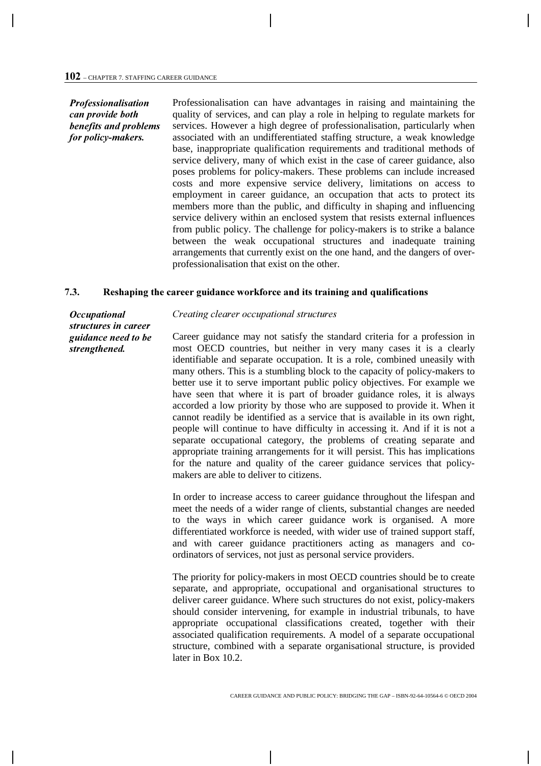***Professionalisation can provide both benefits and problems for policy-makers.***

Professionalisation can have advantages in raising and maintaining the quality of services, and can play a role in helping to regulate markets for services. However a high degree of professionalisation, particularly when associated with an undifferentiated staffing structure, a weak knowledge base, inappropriate qualification requirements and traditional methods of service delivery, many of which exist in the case of career guidance, also poses problems for policy-makers. These problems can include increased costs and more expensive service delivery, limitations on access to employment in career guidance, an occupation that acts to protect its members more than the public, and difficulty in shaping and influencing service delivery within an enclosed system that resists external influences from public policy. The challenge for policy-makers is to strike a balance between the weak occupational structures and inadequate training arrangements that currently exist on the one hand, and the dangers of over-professionalisation that exist on the other.

## 7.3. Reshaping the career guidance workforce and its training and qualifications

***Occupational structures in career guidance need to be strengthened.***

*Creating clearer occupational structures*

Career guidance may not satisfy the standard criteria for a profession in most OECD countries, but neither in very many cases it is a clearly identifiable and separate occupation. It is a role, combined uneasily with many others. This is a stumbling block to the capacity of policy-makers to better use it to serve important public policy objectives. For example we have seen that where it is part of broader guidance roles, it is always accorded a low priority by those who are supposed to provide it. When it cannot readily be identified as a service that is available in its own right, people will continue to have difficulty in accessing it. And if it is not a separate occupational category, the problems of creating separate and appropriate training arrangements for it will persist. This has implications for the nature and quality of the career guidance services that policy-makers are able to deliver to citizens.

In order to increase access to career guidance throughout the lifespan and meet the needs of a wider range of clients, substantial changes are needed to the ways in which career guidance work is organised. A more differentiated workforce is needed, with wider use of trained support staff, and with career guidance practitioners acting as managers and co-ordinators of services, not just as personal service providers.

The priority for policy-makers in most OECD countries should be to create separate, and appropriate, occupational and organisational structures to deliver career guidance. Where such structures do not exist, policy-makers should consider intervening, for example in industrial tribunals, to have appropriate occupational classifications created, together with their associated qualification requirements. A model of a separate occupational structure, combined with a separate organisational structure, is provided later in Box 10.2.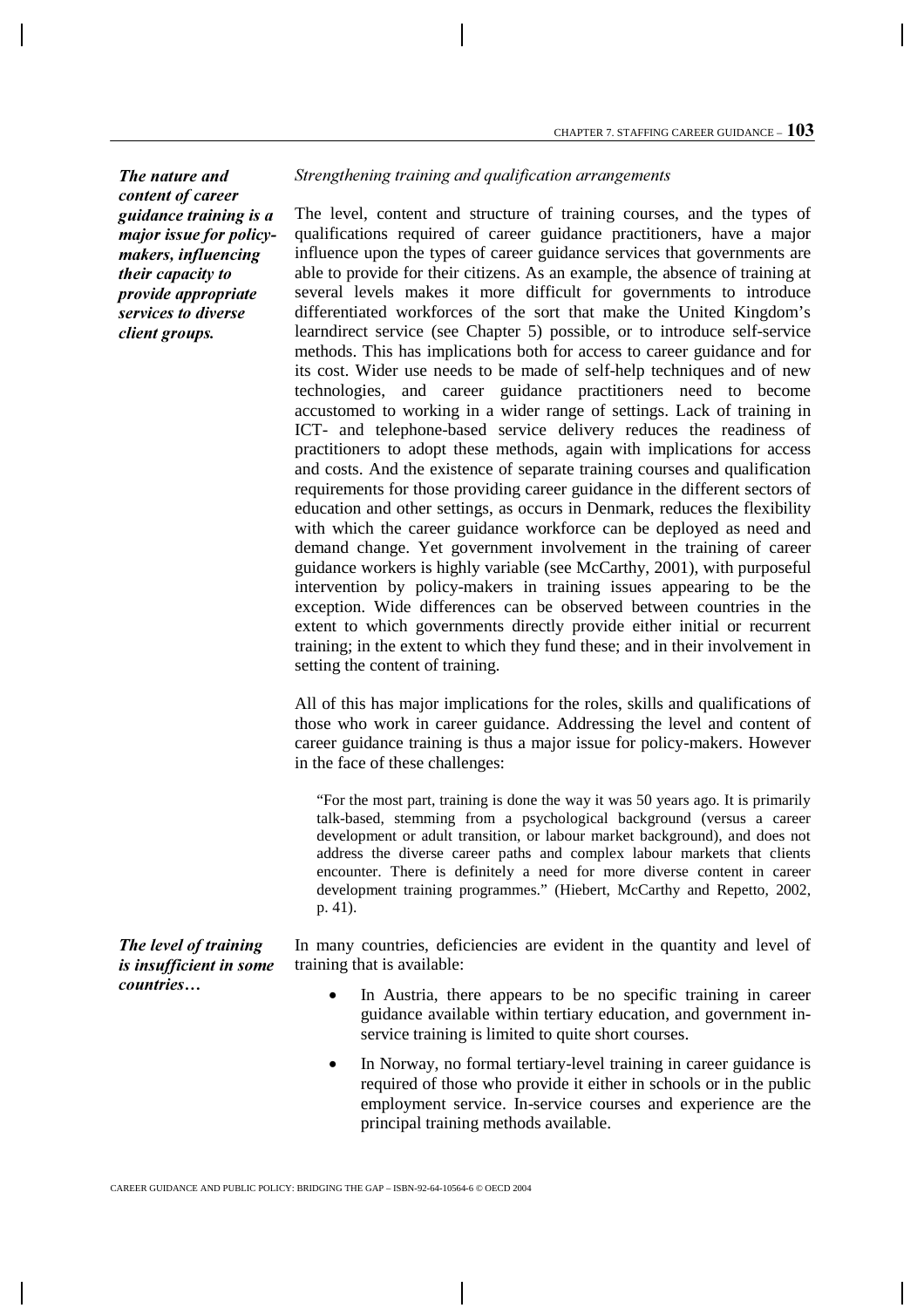*Strengthening training and qualification arrangements*

***The nature and content of career guidance training is a major issue for policy-makers, influencing their capacity to provide appropriate services to diverse client groups.***

The level, content and structure of training courses, and the types of qualifications required of career guidance practitioners, have a major influence upon the types of career guidance services that governments are able to provide for their citizens. As an example, the absence of training at several levels makes it more difficult for governments to introduce differentiated workforces of the sort that make the United Kingdom's learndirect service (see Chapter 5) possible, or to introduce self-service methods. This has implications both for access to career guidance and for its cost. Wider use needs to be made of self-help techniques and of new technologies, and career guidance practitioners need to become accustomed to working in a wider range of settings. Lack of training in ICT- and telephone-based service delivery reduces the readiness of practitioners to adopt these methods, again with implications for access and costs. And the existence of separate training courses and qualification requirements for those providing career guidance in the different sectors of education and other settings, as occurs in Denmark, reduces the flexibility with which the career guidance workforce can be deployed as need and demand change. Yet government involvement in the training of career guidance workers is highly variable (see McCarthy, 2001), with purposeful intervention by policy-makers in training issues appearing to be the exception. Wide differences can be observed between countries in the extent to which governments directly provide either initial or recurrent training; in the extent to which they fund these; and in their involvement in setting the content of training.

All of this has major implications for the roles, skills and qualifications of those who work in career guidance. Addressing the level and content of career guidance training is thus a major issue for policy-makers. However in the face of these challenges:

> "For the most part, training is done the way it was 50 years ago. It is primarily talk-based, stemming from a psychological background (versus a career development or adult transition, or labour market background), and does not address the diverse career paths and complex labour markets that clients encounter. There is definitely a need for more diverse content in career development training programmes." (Hiebert, McCarthy and Repetto, 2002, p. 41).

***The level of training is insufficient in some countries…***

In many countries, deficiencies are evident in the quantity and level of training that is available:

- In Austria, there appears to be no specific training in career guidance available within tertiary education, and government in-service training is limited to quite short courses.
- In Norway, no formal tertiary-level training in career guidance is required of those who provide it either in schools or in the public employment service. In-service courses and experience are the principal training methods available.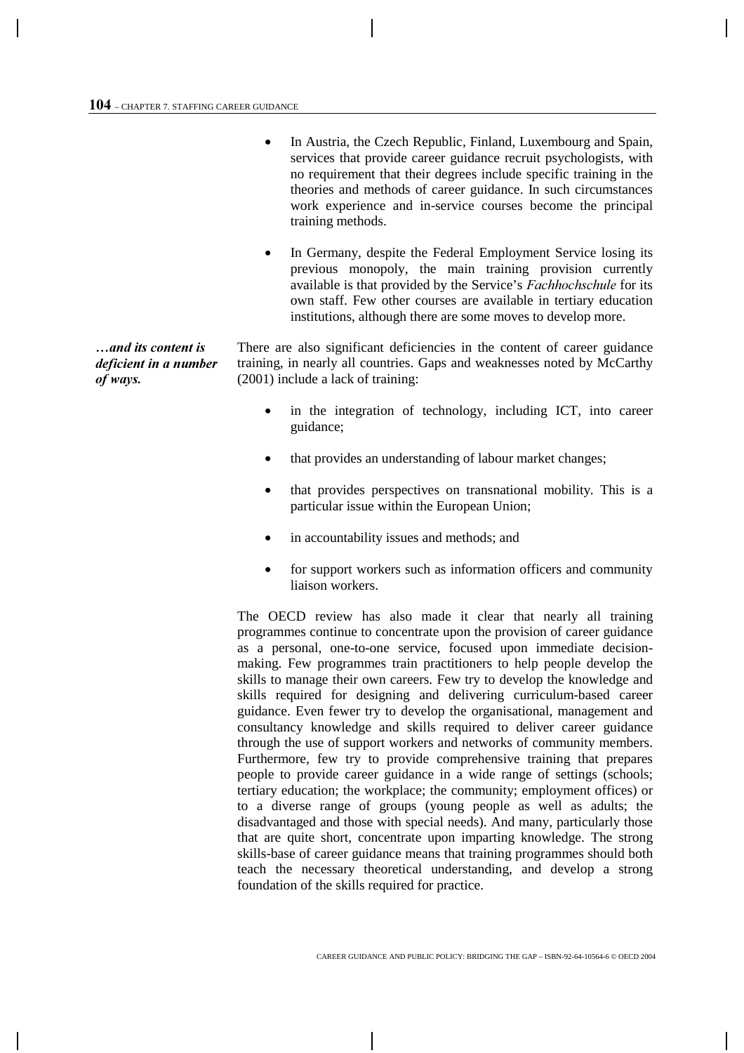- In Austria, the Czech Republic, Finland, Luxembourg and Spain, services that provide career guidance recruit psychologists, with no requirement that their degrees include specific training in the theories and methods of career guidance. In such circumstances work experience and in-service courses become the principal training methods.

- In Germany, despite the Federal Employment Service losing its previous monopoly, the main training provision currently available is that provided by the Service's *Fachhochschule* for its own staff. Few other courses are available in tertiary education institutions, although there are some moves to develop more.

***…and its content is deficient in a number of ways.***

There are also significant deficiencies in the content of career guidance training, in nearly all countries. Gaps and weaknesses noted by McCarthy (2001) include a lack of training:

- in the integration of technology, including ICT, into career guidance;

- that provides an understanding of labour market changes;

- that provides perspectives on transnational mobility. This is a particular issue within the European Union;

- in accountability issues and methods; and

- for support workers such as information officers and community liaison workers.

The OECD review has also made it clear that nearly all training programmes continue to concentrate upon the provision of career guidance as a personal, one-to-one service, focused upon immediate decision-making. Few programmes train practitioners to help people develop the skills to manage their own careers. Few try to develop the knowledge and skills required for designing and delivering curriculum-based career guidance. Even fewer try to develop the organisational, management and consultancy knowledge and skills required to deliver career guidance through the use of support workers and networks of community members. Furthermore, few try to provide comprehensive training that prepares people to provide career guidance in a wide range of settings (schools; tertiary education; the workplace; the community; employment offices) or to a diverse range of groups (young people as well as adults; the disadvantaged and those with special needs). And many, particularly those that are quite short, concentrate upon imparting knowledge. The strong skills-base of career guidance means that training programmes should both teach the necessary theoretical understanding, and develop a strong foundation of the skills required for practice.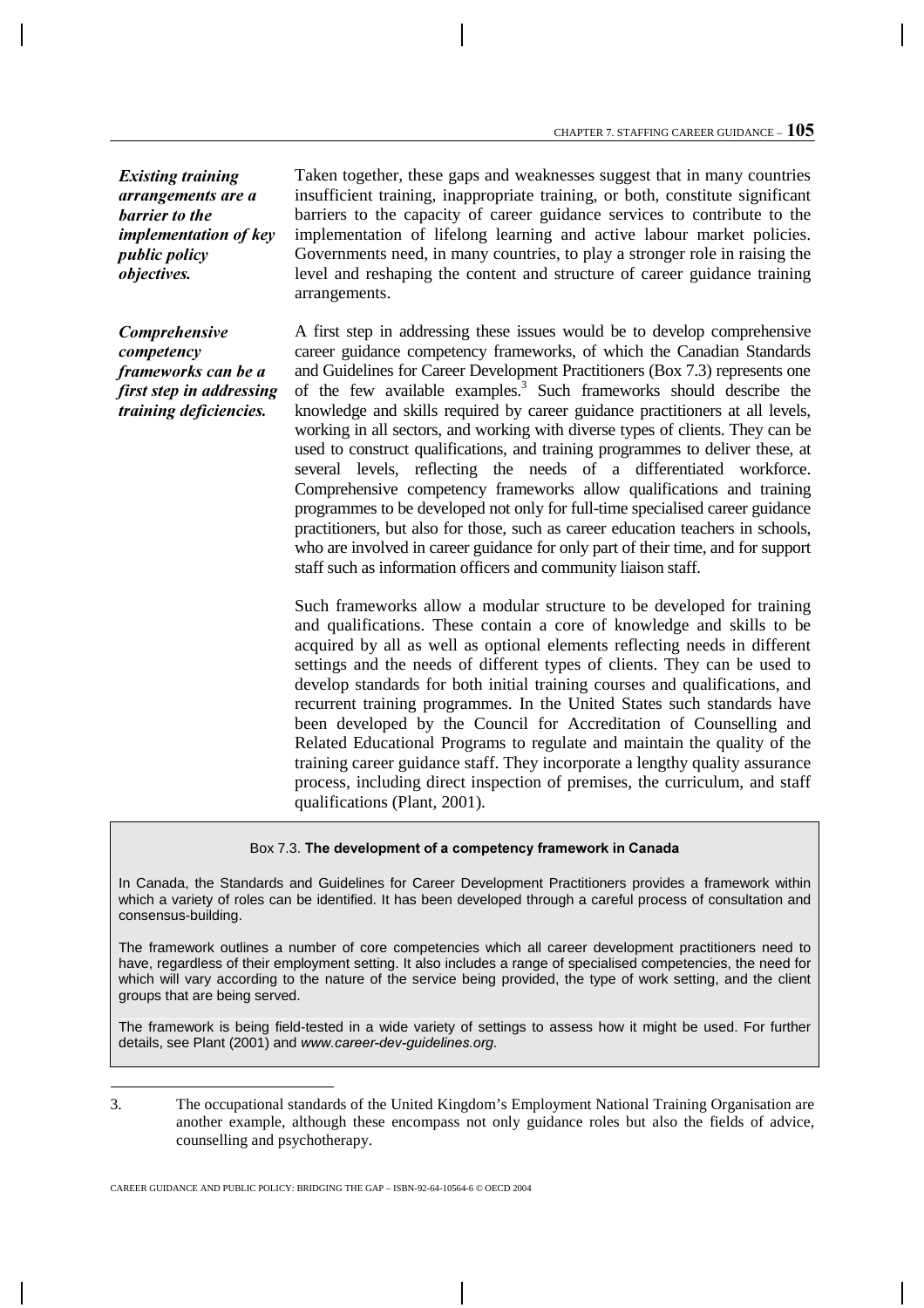*Existing training arrangements are a barrier to the implementation of key public policy objectives.*

Taken together, these gaps and weaknesses suggest that in many countries insufficient training, inappropriate training, or both, constitute significant barriers to the capacity of career guidance services to contribute to the implementation of lifelong learning and active labour market policies. Governments need, in many countries, to play a stronger role in raising the level and reshaping the content and structure of career guidance training arrangements.

*Comprehensive competency frameworks can be a first step in addressing training deficiencies.*

A first step in addressing these issues would be to develop comprehensive career guidance competency frameworks, of which the Canadian Standards and Guidelines for Career Development Practitioners (Box 7.3) represents one of the few available examples.[3] Such frameworks should describe the knowledge and skills required by career guidance practitioners at all levels, working in all sectors, and working with diverse types of clients. They can be used to construct qualifications, and training programmes to deliver these, at several levels, reflecting the needs of a differentiated workforce. Comprehensive competency frameworks allow qualifications and training programmes to be developed not only for full-time specialised career guidance practitioners, but also for those, such as career education teachers in schools, who are involved in career guidance for only part of their time, and for support staff such as information officers and community liaison staff.

Such frameworks allow a modular structure to be developed for training and qualifications. These contain a core of knowledge and skills to be acquired by all as well as optional elements reflecting needs in different settings and the needs of different types of clients. They can be used to develop standards for both initial training courses and qualifications, and recurrent training programmes. In the United States such standards have been developed by the Council for Accreditation of Counselling and Related Educational Programs to regulate and maintain the quality of the training career guidance staff. They incorporate a lengthy quality assurance process, including direct inspection of premises, the curriculum, and staff qualifications (Plant, 2001).

> Box 7.3. **The development of a competency framework in Canada**
>
> In Canada, the Standards and Guidelines for Career Development Practitioners provides a framework within which a variety of roles can be identified. It has been developed through a careful process of consultation and consensus-building.
>
> The framework outlines a number of core competencies which all career development practitioners need to have, regardless of their employment setting. It also includes a range of specialised competencies, the need for which will vary according to the nature of the service being provided, the type of work setting, and the client groups that are being served.
>
> The framework is being field-tested in a wide variety of settings to assess how it might be used. For further details, see Plant (2001) and *www.career-dev-guidelines.org*.

---

3. The occupational standards of the United Kingdom's Employment National Training Organisation are another example, although these encompass not only guidance roles but also the fields of advice, counselling and psychotherapy.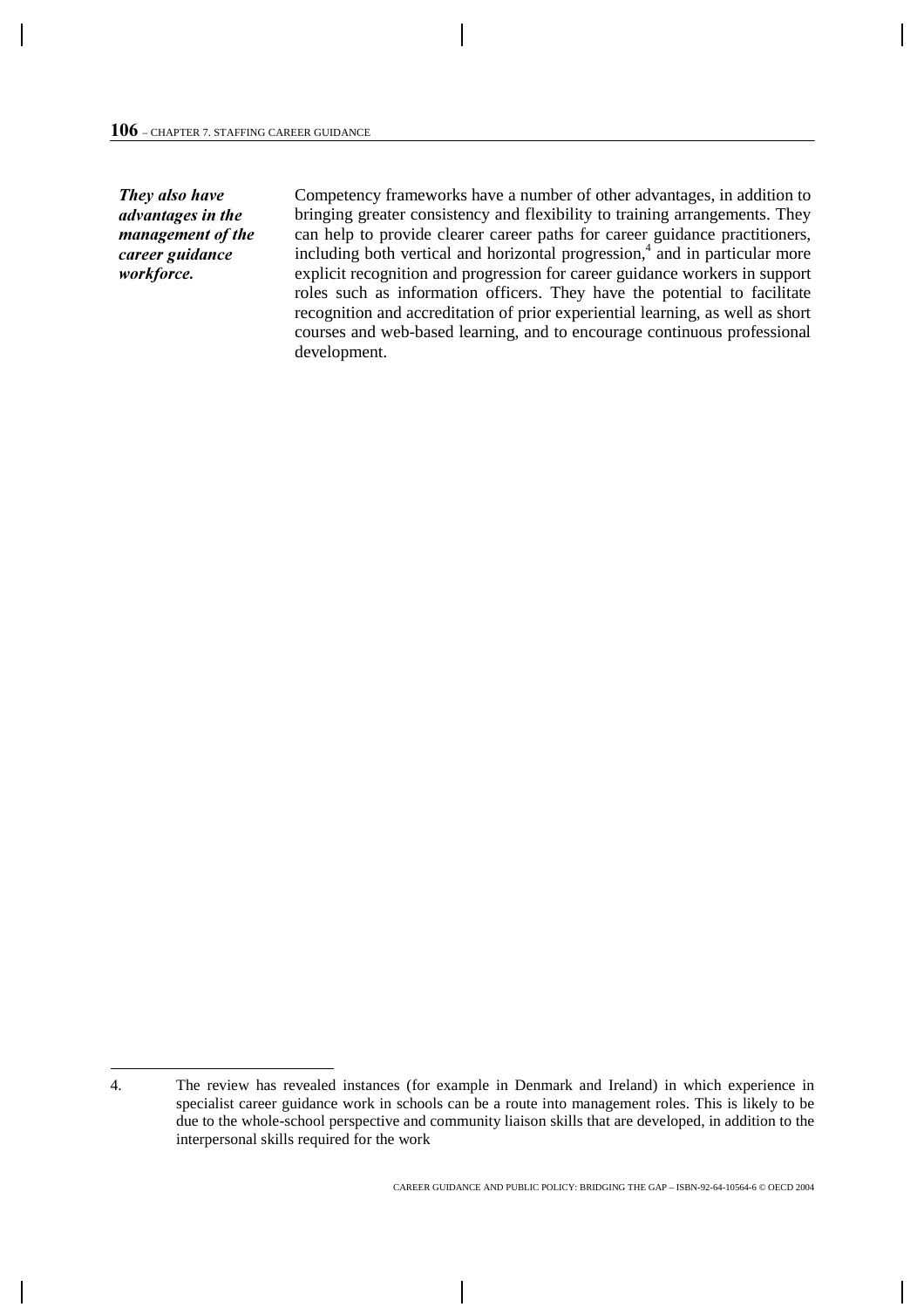*They also have advantages in the management of the career guidance workforce.*

Competency frameworks have a number of other advantages, in addition to bringing greater consistency and flexibility to training arrangements. They can help to provide clearer career paths for career guidance practitioners, including both vertical and horizontal progression,[4] and in particular more explicit recognition and progression for career guidance workers in support roles such as information officers. They have the potential to facilitate recognition and accreditation of prior experiential learning, as well as short courses and web-based learning, and to encourage continuous professional development.

---

4. The review has revealed instances (for example in Denmark and Ireland) in which experience in specialist career guidance work in schools can be a route into management roles. This is likely to be due to the whole-school perspective and community liaison skills that are developed, in addition to the interpersonal skills required for the work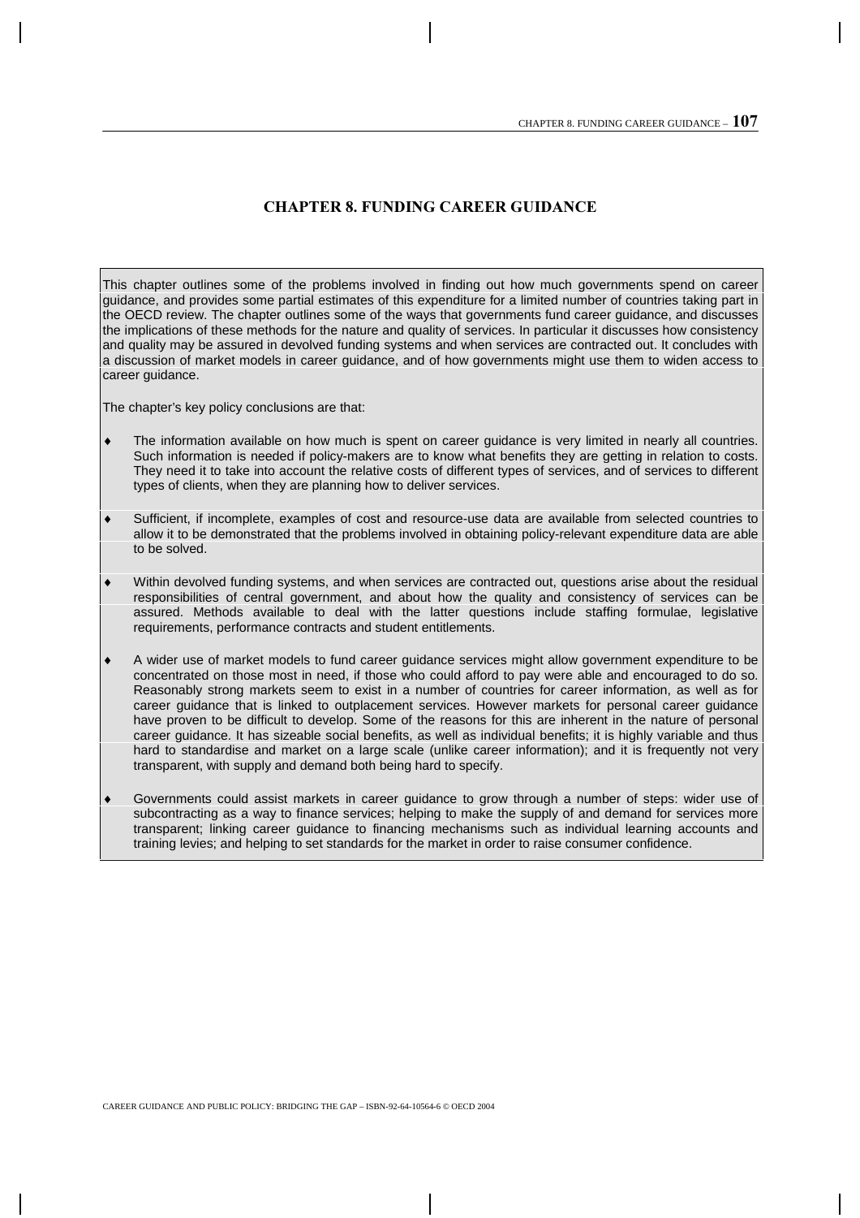# CHAPTER 8. FUNDING CAREER GUIDANCE

This chapter outlines some of the problems involved in finding out how much governments spend on career guidance, and provides some partial estimates of this expenditure for a limited number of countries taking part in the OECD review. The chapter outlines some of the ways that governments fund career guidance, and discusses the implications of these methods for the nature and quality of services. In particular it discusses how consistency and quality may be assured in devolved funding systems and when services are contracted out. It concludes with a discussion of market models in career guidance, and of how governments might use them to widen access to career guidance.

The chapter's key policy conclusions are that:

- The information available on how much is spent on career guidance is very limited in nearly all countries. Such information is needed if policy-makers are to know what benefits they are getting in relation to costs. They need it to take into account the relative costs of different types of services, and of services to different types of clients, when they are planning how to deliver services.
- Sufficient, if incomplete, examples of cost and resource-use data are available from selected countries to allow it to be demonstrated that the problems involved in obtaining policy-relevant expenditure data are able to be solved.
- Within devolved funding systems, and when services are contracted out, questions arise about the residual responsibilities of central government, and about how the quality and consistency of services can be assured. Methods available to deal with the latter questions include staffing formulae, legislative requirements, performance contracts and student entitlements.
- A wider use of market models to fund career guidance services might allow government expenditure to be concentrated on those most in need, if those who could afford to pay were able and encouraged to do so. Reasonably strong markets seem to exist in a number of countries for career information, as well as for career guidance that is linked to outplacement services. However markets for personal career guidance have proven to be difficult to develop. Some of the reasons for this are inherent in the nature of personal career guidance. It has sizeable social benefits, as well as individual benefits; it is highly variable and thus hard to standardise and market on a large scale (unlike career information); and it is frequently not very transparent, with supply and demand both being hard to specify.
- Governments could assist markets in career guidance to grow through a number of steps: wider use of subcontracting as a way to finance services; helping to make the supply of and demand for services more transparent; linking career guidance to financing mechanisms such as individual learning accounts and training levies; and helping to set standards for the market in order to raise consumer confidence.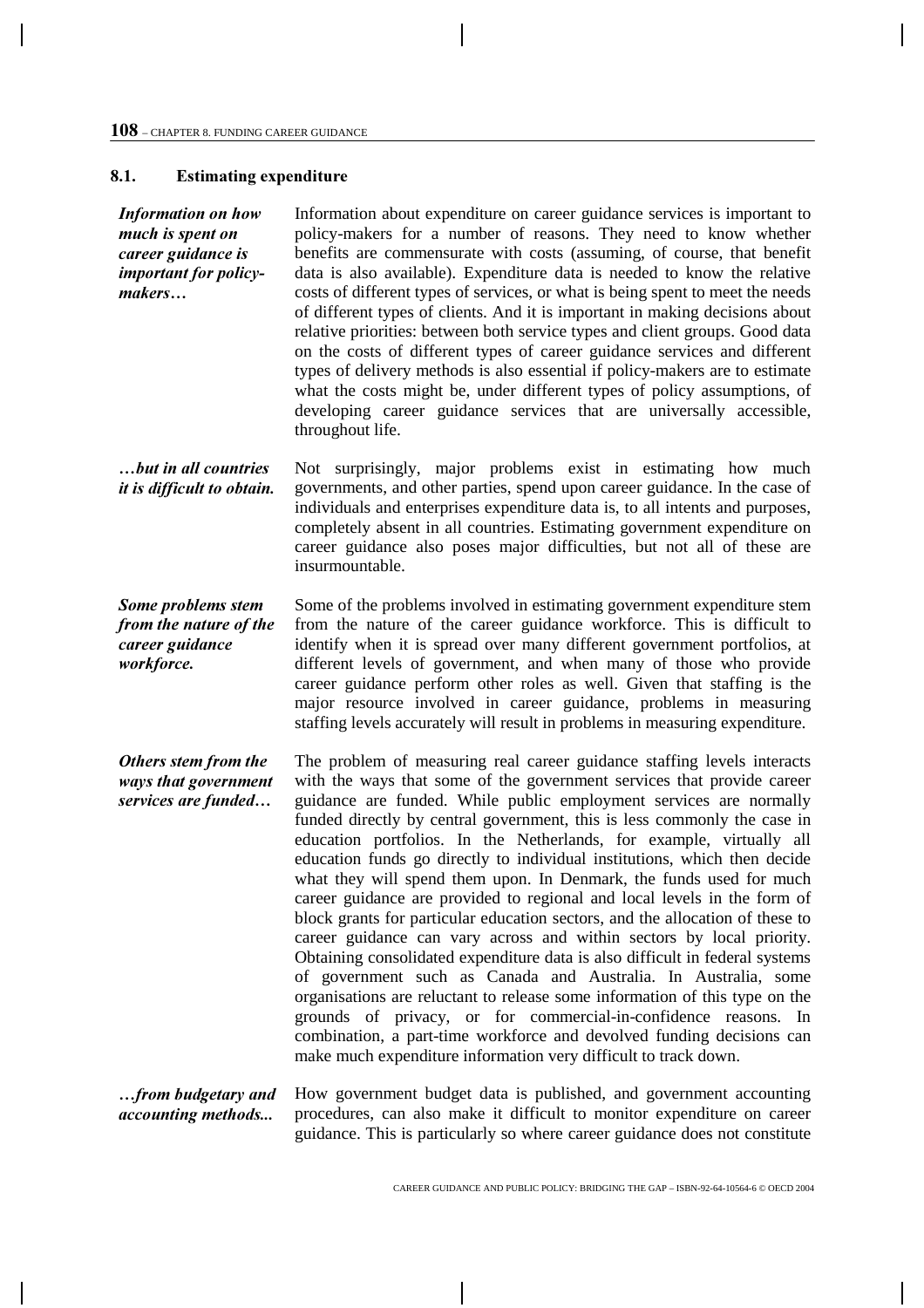## 8.1. Estimating expenditure

*Information on how much is spent on career guidance is important for policy-makers…*

Information about expenditure on career guidance services is important to policy-makers for a number of reasons. They need to know whether benefits are commensurate with costs (assuming, of course, that benefit data is also available). Expenditure data is needed to know the relative costs of different types of services, or what is being spent to meet the needs of different types of clients. And it is important in making decisions about relative priorities: between both service types and client groups. Good data on the costs of different types of career guidance services and different types of delivery methods is also essential if policy-makers are to estimate what the costs might be, under different types of policy assumptions, of developing career guidance services that are universally accessible, throughout life.

*…but in all countries it is difficult to obtain.*

Not surprisingly, major problems exist in estimating how much governments, and other parties, spend upon career guidance. In the case of individuals and enterprises expenditure data is, to all intents and purposes, completely absent in all countries. Estimating government expenditure on career guidance also poses major difficulties, but not all of these are insurmountable.

*Some problems stem from the nature of the career guidance workforce.*

Some of the problems involved in estimating government expenditure stem from the nature of the career guidance workforce. This is difficult to identify when it is spread over many different government portfolios, at different levels of government, and when many of those who provide career guidance perform other roles as well. Given that staffing is the major resource involved in career guidance, problems in measuring staffing levels accurately will result in problems in measuring expenditure.

*Others stem from the ways that government services are funded…*

The problem of measuring real career guidance staffing levels interacts with the ways that some of the government services that provide career guidance are funded. While public employment services are normally funded directly by central government, this is less commonly the case in education portfolios. In the Netherlands, for example, virtually all education funds go directly to individual institutions, which then decide what they will spend them upon. In Denmark, the funds used for much career guidance are provided to regional and local levels in the form of block grants for particular education sectors, and the allocation of these to career guidance can vary across and within sectors by local priority. Obtaining consolidated expenditure data is also difficult in federal systems of government such as Canada and Australia. In Australia, some organisations are reluctant to release some information of this type on the grounds of privacy, or for commercial-in-confidence reasons. In combination, a part-time workforce and devolved funding decisions can make much expenditure information very difficult to track down.

*…from budgetary and accounting methods...*

How government budget data is published, and government accounting procedures, can also make it difficult to monitor expenditure on career guidance. This is particularly so where career guidance does not constitute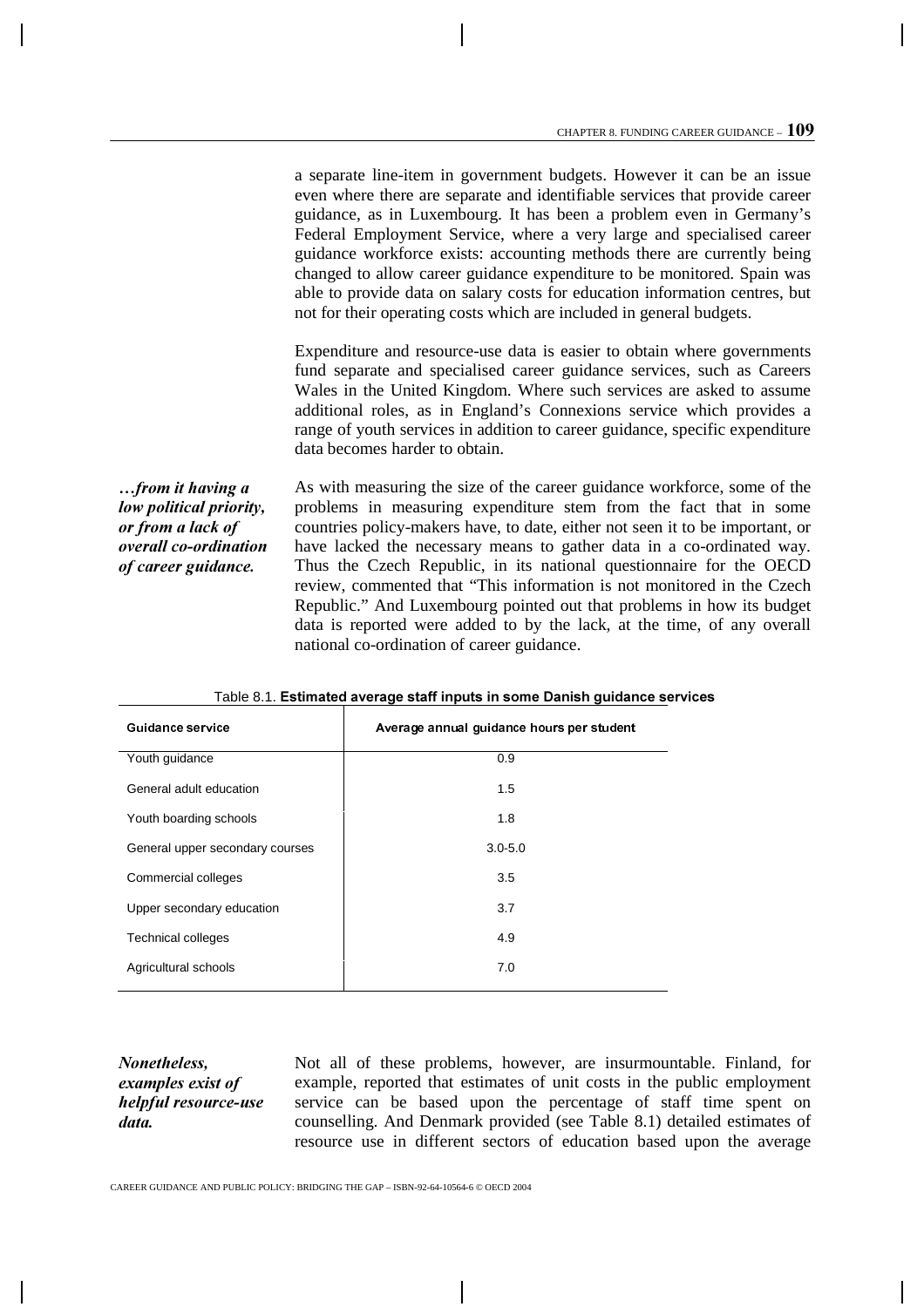a separate line-item in government budgets. However it can be an issue even where there are separate and identifiable services that provide career guidance, as in Luxembourg. It has been a problem even in Germany's Federal Employment Service, where a very large and specialised career guidance workforce exists: accounting methods there are currently being changed to allow career guidance expenditure to be monitored. Spain was able to provide data on salary costs for education information centres, but not for their operating costs which are included in general budgets.

Expenditure and resource-use data is easier to obtain where governments fund separate and specialised career guidance services, such as Careers Wales in the United Kingdom. Where such services are asked to assume additional roles, as in England's Connexions service which provides a range of youth services in addition to career guidance, specific expenditure data becomes harder to obtain.

***…from it having a low political priority, or from a lack of overall co-ordination of career guidance.***

As with measuring the size of the career guidance workforce, some of the problems in measuring expenditure stem from the fact that in some countries policy-makers have, to date, either not seen it to be important, or have lacked the necessary means to gather data in a co-ordinated way. Thus the Czech Republic, in its national questionnaire for the OECD review, commented that "This information is not monitored in the Czech Republic." And Luxembourg pointed out that problems in how its budget data is reported were added to by the lack, at the time, of any overall national co-ordination of career guidance.

Table 8.1. **Estimated average staff inputs in some Danish guidance services**

| Guidance service | Average annual guidance hours per student |
|---|---|
| Youth guidance | 0.9 |
| General adult education | 1.5 |
| Youth boarding schools | 1.8 |
| General upper secondary courses | 3.0-5.0 |
| Commercial colleges | 3.5 |
| Upper secondary education | 3.7 |
| Technical colleges | 4.9 |
| Agricultural schools | 7.0 |

***Nonetheless, examples exist of helpful resource-use data.***

Not all of these problems, however, are insurmountable. Finland, for example, reported that estimates of unit costs in the public employment service can be based upon the percentage of staff time spent on counselling. And Denmark provided (see Table 8.1) detailed estimates of resource use in different sectors of education based upon the average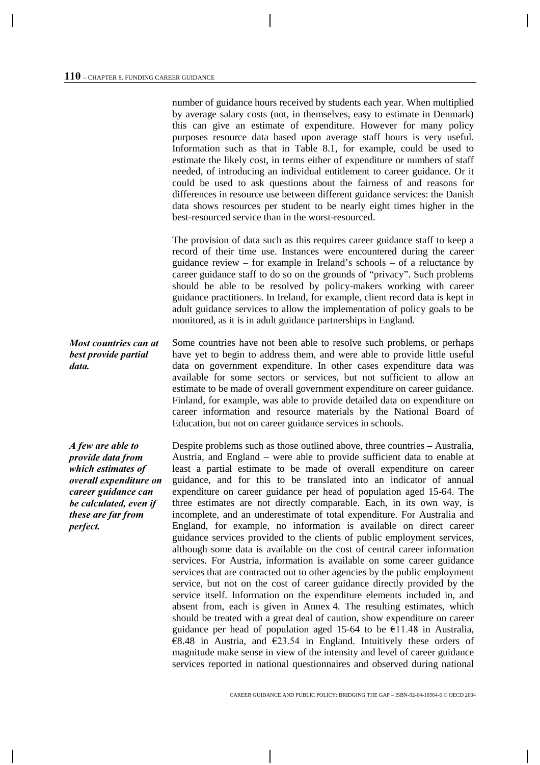number of guidance hours received by students each year. When multiplied by average salary costs (not, in themselves, easy to estimate in Denmark) this can give an estimate of expenditure. However for many policy purposes resource data based upon average staff hours is very useful. Information such as that in Table 8.1, for example, could be used to estimate the likely cost, in terms either of expenditure or numbers of staff needed, of introducing an individual entitlement to career guidance. Or it could be used to ask questions about the fairness of and reasons for differences in resource use between different guidance services: the Danish data shows resources per student to be nearly eight times higher in the best-resourced service than in the worst-resourced.

The provision of data such as this requires career guidance staff to keep a record of their time use. Instances were encountered during the career guidance review – for example in Ireland's schools – of a reluctance by career guidance staff to do so on the grounds of "privacy". Such problems should be able to be resolved by policy-makers working with career guidance practitioners. In Ireland, for example, client record data is kept in adult guidance services to allow the implementation of policy goals to be monitored, as it is in adult guidance partnerships in England.

***Most countries can at best provide partial data.***

Some countries have not been able to resolve such problems, or perhaps have yet to begin to address them, and were able to provide little useful data on government expenditure. In other cases expenditure data was available for some sectors or services, but not sufficient to allow an estimate to be made of overall government expenditure on career guidance. Finland, for example, was able to provide detailed data on expenditure on career information and resource materials by the National Board of Education, but not on career guidance services in schools.

***A few are able to provide data from which estimates of overall expenditure on career guidance can be calculated, even if these are far from perfect.***

Despite problems such as those outlined above, three countries – Australia, Austria, and England – were able to provide sufficient data to enable at least a partial estimate to be made of overall expenditure on career guidance, and for this to be translated into an indicator of annual expenditure on career guidance per head of population aged 15-64. The three estimates are not directly comparable. Each, in its own way, is incomplete, and an underestimate of total expenditure. For Australia and England, for example, no information is available on direct career guidance services provided to the clients of public employment services, although some data is available on the cost of central career information services. For Austria, information is available on some career guidance services that are contracted out to other agencies by the public employment service, but not on the cost of career guidance directly provided by the service itself. Information on the expenditure elements included in, and absent from, each is given in Annex 4. The resulting estimates, which should be treated with a great deal of caution, show expenditure on career guidance per head of population aged 15-64 to be €11.48 in Australia, €8.48 in Austria, and €23.54 in England. Intuitively these orders of magnitude make sense in view of the intensity and level of career guidance services reported in national questionnaires and observed during national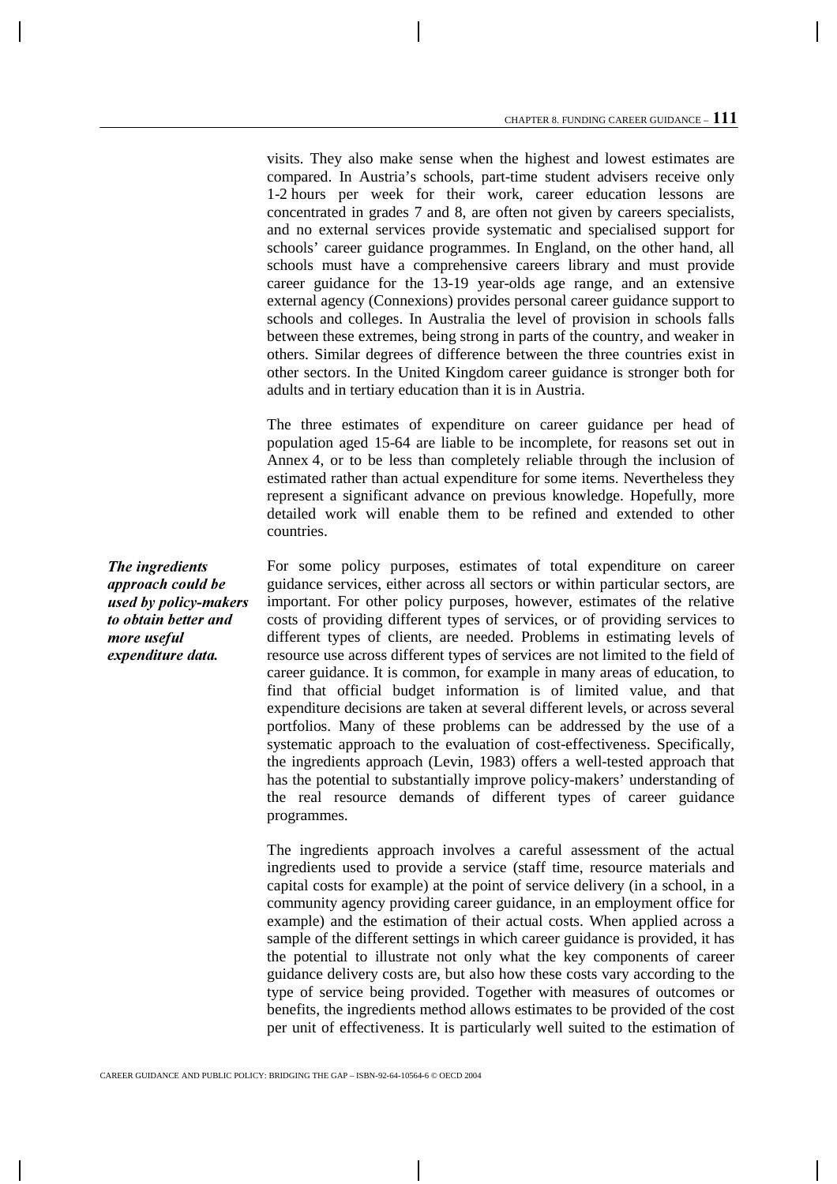visits. They also make sense when the highest and lowest estimates are compared. In Austria's schools, part-time student advisers receive only 1-2 hours per week for their work, career education lessons are concentrated in grades 7 and 8, are often not given by careers specialists, and no external services provide systematic and specialised support for schools' career guidance programmes. In England, on the other hand, all schools must have a comprehensive careers library and must provide career guidance for the 13-19 year-olds age range, and an extensive external agency (Connexions) provides personal career guidance support to schools and colleges. In Australia the level of provision in schools falls between these extremes, being strong in parts of the country, and weaker in others. Similar degrees of difference between the three countries exist in other sectors. In the United Kingdom career guidance is stronger both for adults and in tertiary education than it is in Austria.

The three estimates of expenditure on career guidance per head of population aged 15-64 are liable to be incomplete, for reasons set out in Annex 4, or to be less than completely reliable through the inclusion of estimated rather than actual expenditure for some items. Nevertheless they represent a significant advance on previous knowledge. Hopefully, more detailed work will enable them to be refined and extended to other countries.

***The ingredients approach could be used by policy-makers to obtain better and more useful expenditure data.***

For some policy purposes, estimates of total expenditure on career guidance services, either across all sectors or within particular sectors, are important. For other policy purposes, however, estimates of the relative costs of providing different types of services, or of providing services to different types of clients, are needed. Problems in estimating levels of resource use across different types of services are not limited to the field of career guidance. It is common, for example in many areas of education, to find that official budget information is of limited value, and that expenditure decisions are taken at several different levels, or across several portfolios. Many of these problems can be addressed by the use of a systematic approach to the evaluation of cost-effectiveness. Specifically, the ingredients approach (Levin, 1983) offers a well-tested approach that has the potential to substantially improve policy-makers' understanding of the real resource demands of different types of career guidance programmes.

The ingredients approach involves a careful assessment of the actual ingredients used to provide a service (staff time, resource materials and capital costs for example) at the point of service delivery (in a school, in a community agency providing career guidance, in an employment office for example) and the estimation of their actual costs. When applied across a sample of the different settings in which career guidance is provided, it has the potential to illustrate not only what the key components of career guidance delivery costs are, but also how these costs vary according to the type of service being provided. Together with measures of outcomes or benefits, the ingredients method allows estimates to be provided of the cost per unit of effectiveness. It is particularly well suited to the estimation of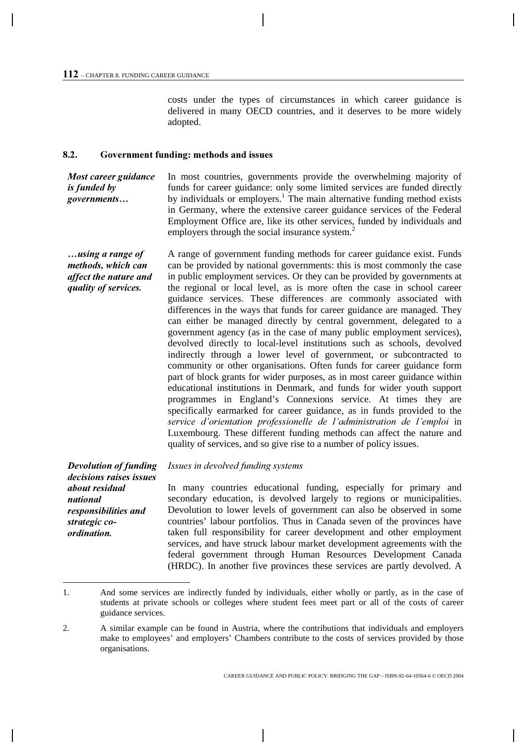costs under the types of circumstances in which career guidance is delivered in many OECD countries, and it deserves to be more widely adopted.

## 8.2. Government funding: methods and issues

***Most career guidance is funded by governments…***

In most countries, governments provide the overwhelming majority of funds for career guidance: only some limited services are funded directly by individuals or employers.[1] The main alternative funding method exists in Germany, where the extensive career guidance services of the Federal Employment Office are, like its other services, funded by individuals and employers through the social insurance system.[2]

***…using a range of methods, which can affect the nature and quality of services.***

A range of government funding methods for career guidance exist. Funds can be provided by national governments: this is most commonly the case in public employment services. Or they can be provided by governments at the regional or local level, as is more often the case in school career guidance services. These differences are commonly associated with differences in the ways that funds for career guidance are managed. They can either be managed directly by central government, delegated to a government agency (as in the case of many public employment services), devolved directly to local-level institutions such as schools, devolved indirectly through a lower level of government, or subcontracted to community or other organisations. Often funds for career guidance form part of block grants for wider purposes, as in most career guidance within educational institutions in Denmark, and funds for wider youth support programmes in England's Connexions service. At times they are specifically earmarked for career guidance, as in funds provided to the *service d'orientation professionelle de l'administration de l'emploi* in Luxembourg. These different funding methods can affect the nature and quality of services, and so give rise to a number of policy issues.

***Devolution of funding decisions raises issues about residual national responsibilities and strategic co-ordination.***

*Issues in devolved funding systems*

In many countries educational funding, especially for primary and secondary education, is devolved largely to regions or municipalities. Devolution to lower levels of government can also be observed in some countries' labour portfolios. Thus in Canada seven of the provinces have taken full responsibility for career development and other employment services, and have struck labour market development agreements with the federal government through Human Resources Development Canada (HRDC). In another five provinces these services are partly devolved. A

---

1. And some services are indirectly funded by individuals, either wholly or partly, as in the case of students at private schools or colleges where student fees meet part or all of the costs of career guidance services.

2. A similar example can be found in Austria, where the contributions that individuals and employers make to employees' and employers' Chambers contribute to the costs of services provided by those organisations.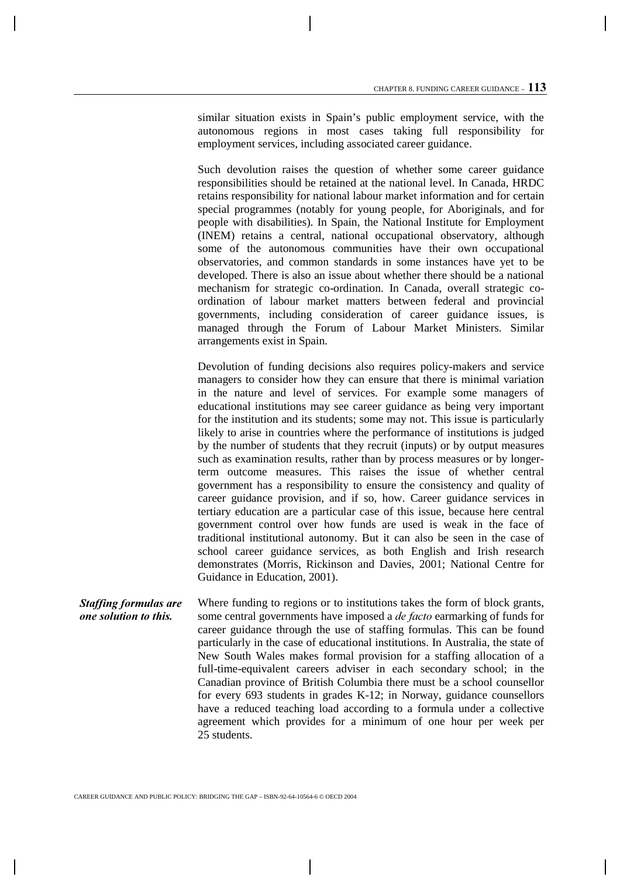similar situation exists in Spain's public employment service, with the autonomous regions in most cases taking full responsibility for employment services, including associated career guidance.

Such devolution raises the question of whether some career guidance responsibilities should be retained at the national level. In Canada, HRDC retains responsibility for national labour market information and for certain special programmes (notably for young people, for Aboriginals, and for people with disabilities). In Spain, the National Institute for Employment (INEM) retains a central, national occupational observatory, although some of the autonomous communities have their own occupational observatories, and common standards in some instances have yet to be developed. There is also an issue about whether there should be a national mechanism for strategic co-ordination. In Canada, overall strategic co-ordination of labour market matters between federal and provincial governments, including consideration of career guidance issues, is managed through the Forum of Labour Market Ministers. Similar arrangements exist in Spain.

Devolution of funding decisions also requires policy-makers and service managers to consider how they can ensure that there is minimal variation in the nature and level of services. For example some managers of educational institutions may see career guidance as being very important for the institution and its students; some may not. This issue is particularly likely to arise in countries where the performance of institutions is judged by the number of students that they recruit (inputs) or by output measures such as examination results, rather than by process measures or by longer-term outcome measures. This raises the issue of whether central government has a responsibility to ensure the consistency and quality of career guidance provision, and if so, how. Career guidance services in tertiary education are a particular case of this issue, because here central government control over how funds are used is weak in the face of traditional institutional autonomy. But it can also be seen in the case of school career guidance services, as both English and Irish research demonstrates (Morris, Rickinson and Davies, 2001; National Centre for Guidance in Education, 2001).

***Staffing formulas are one solution to this.***

Where funding to regions or to institutions takes the form of block grants, some central governments have imposed a *de facto* earmarking of funds for career guidance through the use of staffing formulas. This can be found particularly in the case of educational institutions. In Australia, the state of New South Wales makes formal provision for a staffing allocation of a full-time-equivalent careers adviser in each secondary school; in the Canadian province of British Columbia there must be a school counsellor for every 693 students in grades K-12; in Norway, guidance counsellors have a reduced teaching load according to a formula under a collective agreement which provides for a minimum of one hour per week per 25 students.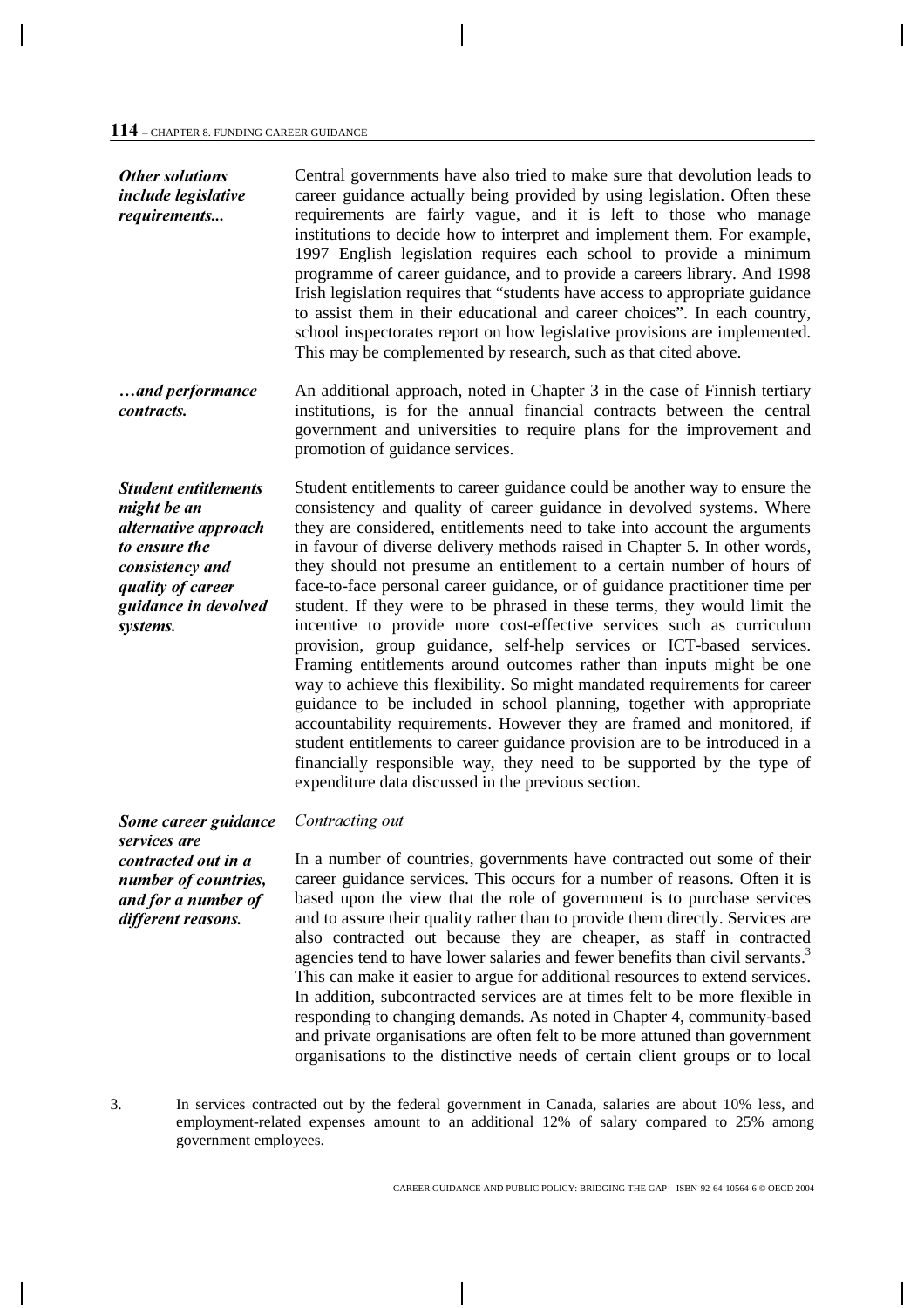***Other solutions include legislative requirements...***

Central governments have also tried to make sure that devolution leads to career guidance actually being provided by using legislation. Often these requirements are fairly vague, and it is left to those who manage institutions to decide how to interpret and implement them. For example, 1997 English legislation requires each school to provide a minimum programme of career guidance, and to provide a careers library. And 1998 Irish legislation requires that "students have access to appropriate guidance to assist them in their educational and career choices". In each country, school inspectorates report on how legislative provisions are implemented. This may be complemented by research, such as that cited above.

***…and performance contracts.***

An additional approach, noted in Chapter 3 in the case of Finnish tertiary institutions, is for the annual financial contracts between the central government and universities to require plans for the improvement and promotion of guidance services.

***Student entitlements might be an alternative approach to ensure the consistency and quality of career guidance in devolved systems.***

Student entitlements to career guidance could be another way to ensure the consistency and quality of career guidance in devolved systems. Where they are considered, entitlements need to take into account the arguments in favour of diverse delivery methods raised in Chapter 5. In other words, they should not presume an entitlement to a certain number of hours of face-to-face personal career guidance, or of guidance practitioner time per student. If they were to be phrased in these terms, they would limit the incentive to provide more cost-effective services such as curriculum provision, group guidance, self-help services or ICT-based services. Framing entitlements around outcomes rather than inputs might be one way to achieve this flexibility. So might mandated requirements for career guidance to be included in school planning, together with appropriate accountability requirements. However they are framed and monitored, if student entitlements to career guidance provision are to be introduced in a financially responsible way, they need to be supported by the type of expenditure data discussed in the previous section.

***Some career guidance services are contracted out in a number of countries, and for a number of different reasons.***

*Contracting out*

In a number of countries, governments have contracted out some of their career guidance services. This occurs for a number of reasons. Often it is based upon the view that the role of government is to purchase services and to assure their quality rather than to provide them directly. Services are also contracted out because they are cheaper, as staff in contracted agencies tend to have lower salaries and fewer benefits than civil servants.[3] This can make it easier to argue for additional resources to extend services. In addition, subcontracted services are at times felt to be more flexible in responding to changing demands. As noted in Chapter 4, community-based and private organisations are often felt to be more attuned than government organisations to the distinctive needs of certain client groups or to local

3. In services contracted out by the federal government in Canada, salaries are about 10% less, and employment-related expenses amount to an additional 12% of salary compared to 25% among government employees.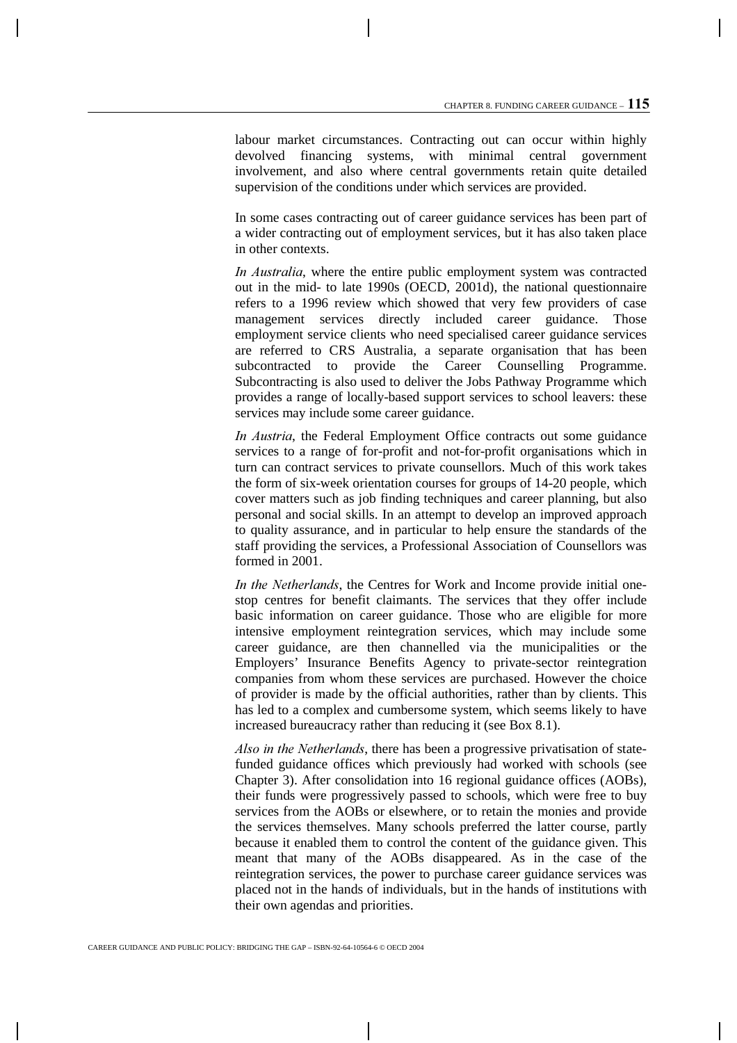labour market circumstances. Contracting out can occur within highly devolved financing systems, with minimal central government involvement, and also where central governments retain quite detailed supervision of the conditions under which services are provided.

In some cases contracting out of career guidance services has been part of a wider contracting out of employment services, but it has also taken place in other contexts.

*In Australia*, where the entire public employment system was contracted out in the mid- to late 1990s (OECD, 2001d), the national questionnaire refers to a 1996 review which showed that very few providers of case management services directly included career guidance. Those employment service clients who need specialised career guidance services are referred to CRS Australia, a separate organisation that has been subcontracted to provide the Career Counselling Programme. Subcontracting is also used to deliver the Jobs Pathway Programme which provides a range of locally-based support services to school leavers: these services may include some career guidance.

*In Austria*, the Federal Employment Office contracts out some guidance services to a range of for-profit and not-for-profit organisations which in turn can contract services to private counsellors. Much of this work takes the form of six-week orientation courses for groups of 14-20 people, which cover matters such as job finding techniques and career planning, but also personal and social skills. In an attempt to develop an improved approach to quality assurance, and in particular to help ensure the standards of the staff providing the services, a Professional Association of Counsellors was formed in 2001.

*In the Netherlands*, the Centres for Work and Income provide initial one-stop centres for benefit claimants. The services that they offer include basic information on career guidance. Those who are eligible for more intensive employment reintegration services, which may include some career guidance, are then channelled via the municipalities or the Employers' Insurance Benefits Agency to private-sector reintegration companies from whom these services are purchased. However the choice of provider is made by the official authorities, rather than by clients. This has led to a complex and cumbersome system, which seems likely to have increased bureaucracy rather than reducing it (see Box 8.1).

*Also in the Netherlands*, there has been a progressive privatisation of state-funded guidance offices which previously had worked with schools (see Chapter 3). After consolidation into 16 regional guidance offices (AOBs), their funds were progressively passed to schools, which were free to buy services from the AOBs or elsewhere, or to retain the monies and provide the services themselves. Many schools preferred the latter course, partly because it enabled them to control the content of the guidance given. This meant that many of the AOBs disappeared. As in the case of the reintegration services, the power to purchase career guidance services was placed not in the hands of individuals, but in the hands of institutions with their own agendas and priorities.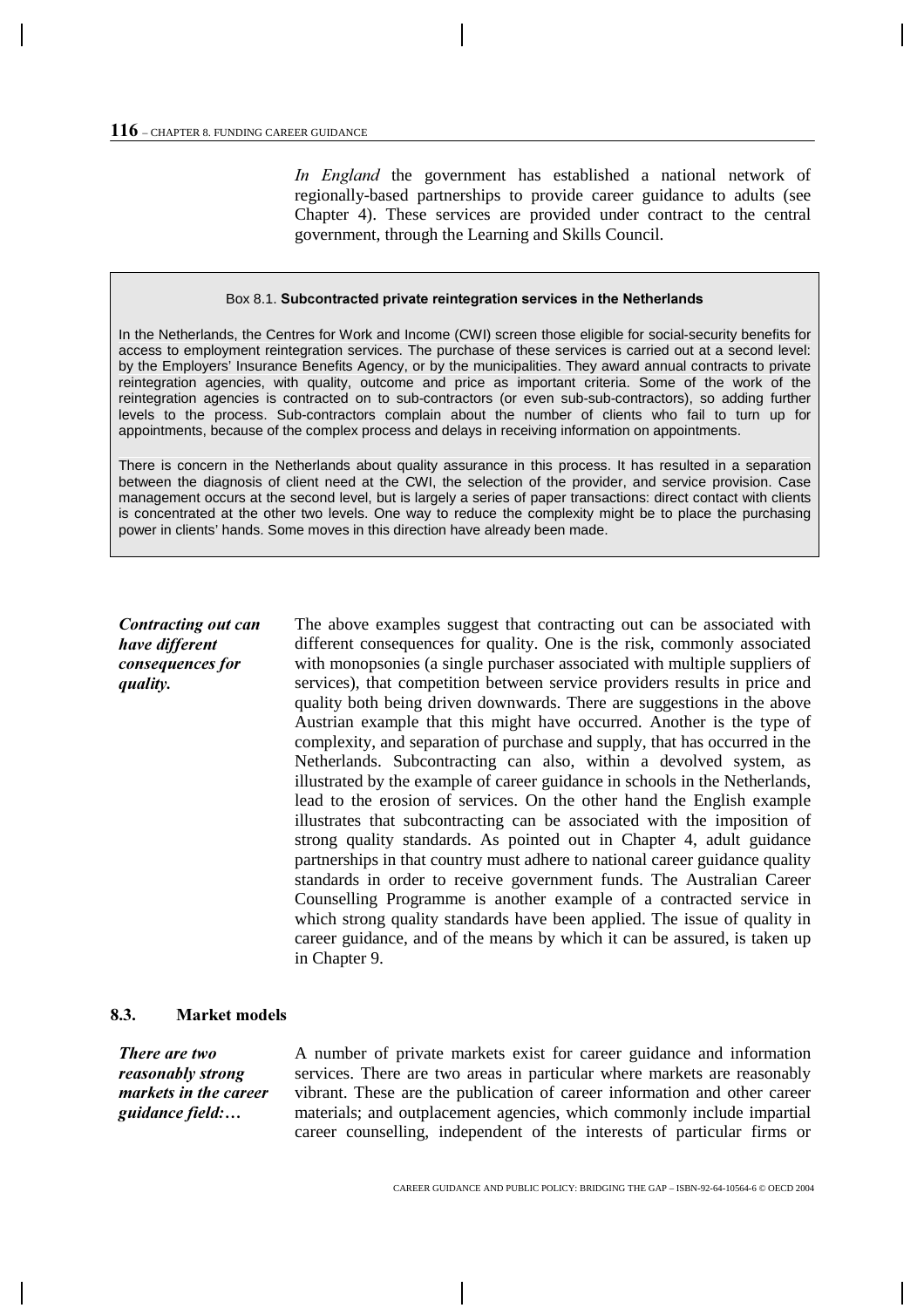*In England* the government has established a national network of regionally-based partnerships to provide career guidance to adults (see Chapter 4). These services are provided under contract to the central government, through the Learning and Skills Council.

> Box 8.1. **Subcontracted private reintegration services in the Netherlands**
>
> In the Netherlands, the Centres for Work and Income (CWI) screen those eligible for social-security benefits for access to employment reintegration services. The purchase of these services is carried out at a second level: by the Employers' Insurance Benefits Agency, or by the municipalities. They award annual contracts to private reintegration agencies, with quality, outcome and price as important criteria. Some of the work of the reintegration agencies is contracted on to sub-contractors (or even sub-sub-contractors), so adding further levels to the process. Sub-contractors complain about the number of clients who fail to turn up for appointments, because of the complex process and delays in receiving information on appointments.
>
> There is concern in the Netherlands about quality assurance in this process. It has resulted in a separation between the diagnosis of client need at the CWI, the selection of the provider, and service provision. Case management occurs at the second level, but is largely a series of paper transactions: direct contact with clients is concentrated at the other two levels. One way to reduce the complexity might be to place the purchasing power in clients' hands. Some moves in this direction have already been made.

***Contracting out can have different consequences for quality.***

The above examples suggest that contracting out can be associated with different consequences for quality. One is the risk, commonly associated with monopsonies (a single purchaser associated with multiple suppliers of services), that competition between service providers results in price and quality both being driven downwards. There are suggestions in the above Austrian example that this might have occurred. Another is the type of complexity, and separation of purchase and supply, that has occurred in the Netherlands. Subcontracting can also, within a devolved system, as illustrated by the example of career guidance in schools in the Netherlands, lead to the erosion of services. On the other hand the English example illustrates that subcontracting can be associated with the imposition of strong quality standards. As pointed out in Chapter 4, adult guidance partnerships in that country must adhere to national career guidance quality standards in order to receive government funds. The Australian Career Counselling Programme is another example of a contracted service in which strong quality standards have been applied. The issue of quality in career guidance, and of the means by which it can be assured, is taken up in Chapter 9.

## 8.3. Market models

***There are two reasonably strong markets in the career guidance field:…***

A number of private markets exist for career guidance and information services. There are two areas in particular where markets are reasonably vibrant. These are the publication of career information and other career materials; and outplacement agencies, which commonly include impartial career counselling, independent of the interests of particular firms or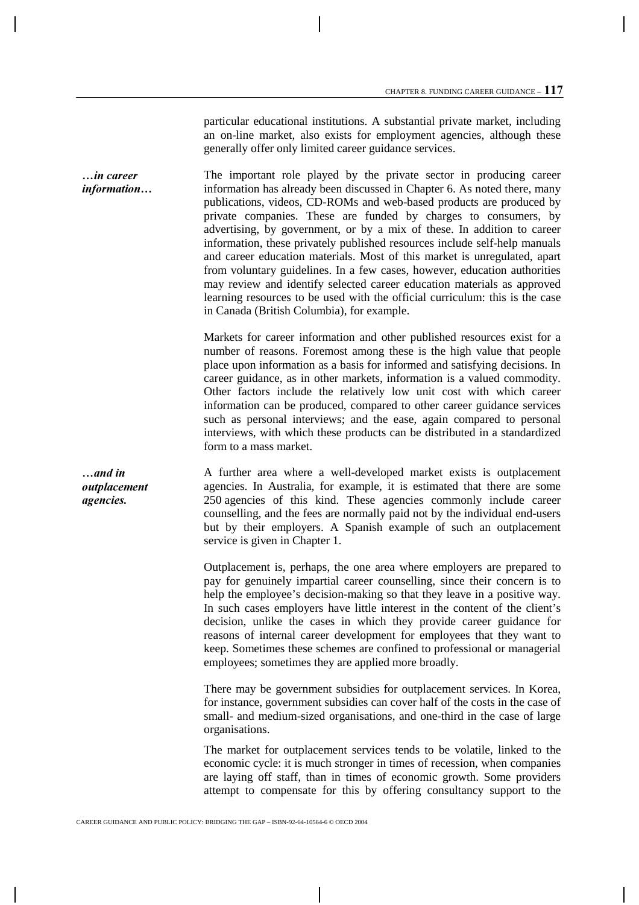particular educational institutions. A substantial private market, including an on-line market, also exists for employment agencies, although these generally offer only limited career guidance services.

***…in career information…***

The important role played by the private sector in producing career information has already been discussed in Chapter 6. As noted there, many publications, videos, CD-ROMs and web-based products are produced by private companies. These are funded by charges to consumers, by advertising, by government, or by a mix of these. In addition to career information, these privately published resources include self-help manuals and career education materials. Most of this market is unregulated, apart from voluntary guidelines. In a few cases, however, education authorities may review and identify selected career education materials as approved learning resources to be used with the official curriculum: this is the case in Canada (British Columbia), for example.

Markets for career information and other published resources exist for a number of reasons. Foremost among these is the high value that people place upon information as a basis for informed and satisfying decisions. In career guidance, as in other markets, information is a valued commodity. Other factors include the relatively low unit cost with which career information can be produced, compared to other career guidance services such as personal interviews; and the ease, again compared to personal interviews, with which these products can be distributed in a standardized form to a mass market.

***…and in outplacement agencies.***

A further area where a well-developed market exists is outplacement agencies. In Australia, for example, it is estimated that there are some 250 agencies of this kind. These agencies commonly include career counselling, and the fees are normally paid not by the individual end-users but by their employers. A Spanish example of such an outplacement service is given in Chapter 1.

Outplacement is, perhaps, the one area where employers are prepared to pay for genuinely impartial career counselling, since their concern is to help the employee's decision-making so that they leave in a positive way. In such cases employers have little interest in the content of the client's decision, unlike the cases in which they provide career guidance for reasons of internal career development for employees that they want to keep. Sometimes these schemes are confined to professional or managerial employees; sometimes they are applied more broadly.

There may be government subsidies for outplacement services. In Korea, for instance, government subsidies can cover half of the costs in the case of small- and medium-sized organisations, and one-third in the case of large organisations.

The market for outplacement services tends to be volatile, linked to the economic cycle: it is much stronger in times of recession, when companies are laying off staff, than in times of economic growth. Some providers attempt to compensate for this by offering consultancy support to the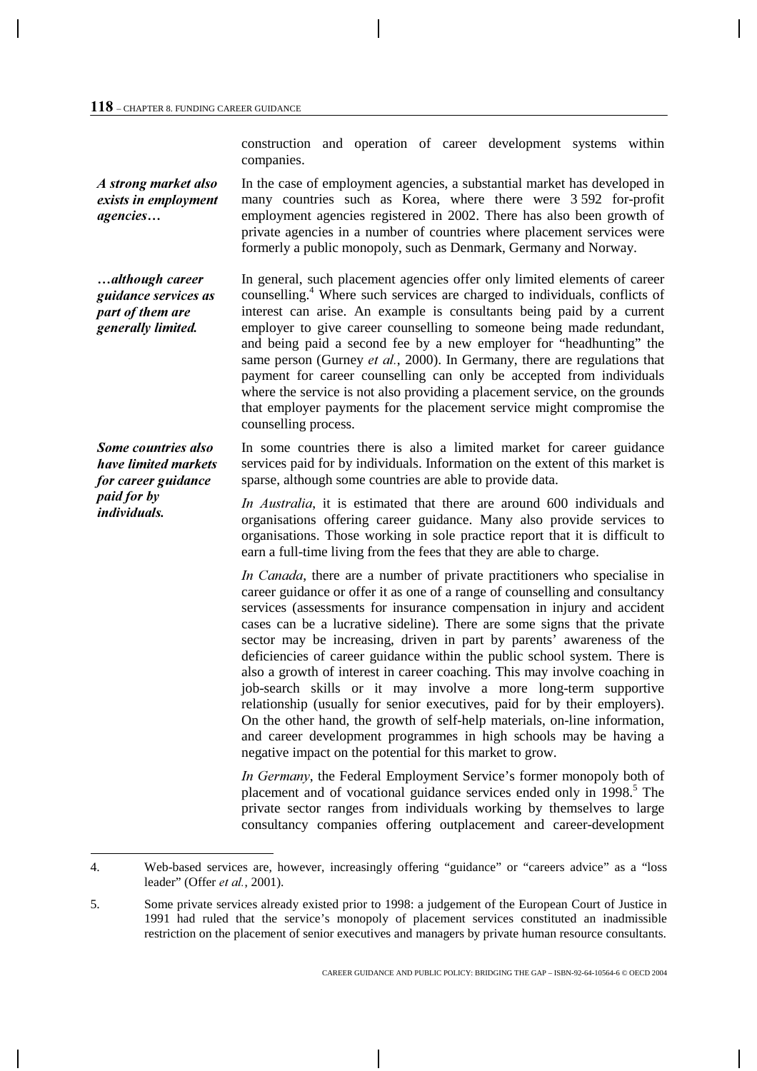construction and operation of career development systems within companies.

***A strong market also exists in employment agencies…***

In the case of employment agencies, a substantial market has developed in many countries such as Korea, where there were 3 592 for-profit employment agencies registered in 2002. There has also been growth of private agencies in a number of countries where placement services were formerly a public monopoly, such as Denmark, Germany and Norway.

***…although career guidance services as part of them are generally limited.***

In general, such placement agencies offer only limited elements of career counselling.[4] Where such services are charged to individuals, conflicts of interest can arise. An example is consultants being paid by a current employer to give career counselling to someone being made redundant, and being paid a second fee by a new employer for "headhunting" the same person (Gurney *et al.*, 2000). In Germany, there are regulations that payment for career counselling can only be accepted from individuals where the service is not also providing a placement service, on the grounds that employer payments for the placement service might compromise the counselling process.

***Some countries also have limited markets for career guidance paid for by individuals.***

In some countries there is also a limited market for career guidance services paid for by individuals. Information on the extent of this market is sparse, although some countries are able to provide data.

*In Australia*, it is estimated that there are around 600 individuals and organisations offering career guidance. Many also provide services to organisations. Those working in sole practice report that it is difficult to earn a full-time living from the fees that they are able to charge.

*In Canada*, there are a number of private practitioners who specialise in career guidance or offer it as one of a range of counselling and consultancy services (assessments for insurance compensation in injury and accident cases can be a lucrative sideline). There are some signs that the private sector may be increasing, driven in part by parents' awareness of the deficiencies of career guidance within the public school system. There is also a growth of interest in career coaching. This may involve coaching in job-search skills or it may involve a more long-term supportive relationship (usually for senior executives, paid for by their employers). On the other hand, the growth of self-help materials, on-line information, and career development programmes in high schools may be having a negative impact on the potential for this market to grow.

*In Germany*, the Federal Employment Service's former monopoly both of placement and of vocational guidance services ended only in 1998.[5] The private sector ranges from individuals working by themselves to large consultancy companies offering outplacement and career-development

---

4. Web-based services are, however, increasingly offering "guidance" or "careers advice" as a "loss leader" (Offer *et al.*, 2001).

5. Some private services already existed prior to 1998: a judgement of the European Court of Justice in 1991 had ruled that the service's monopoly of placement services constituted an inadmissible restriction on the placement of senior executives and managers by private human resource consultants.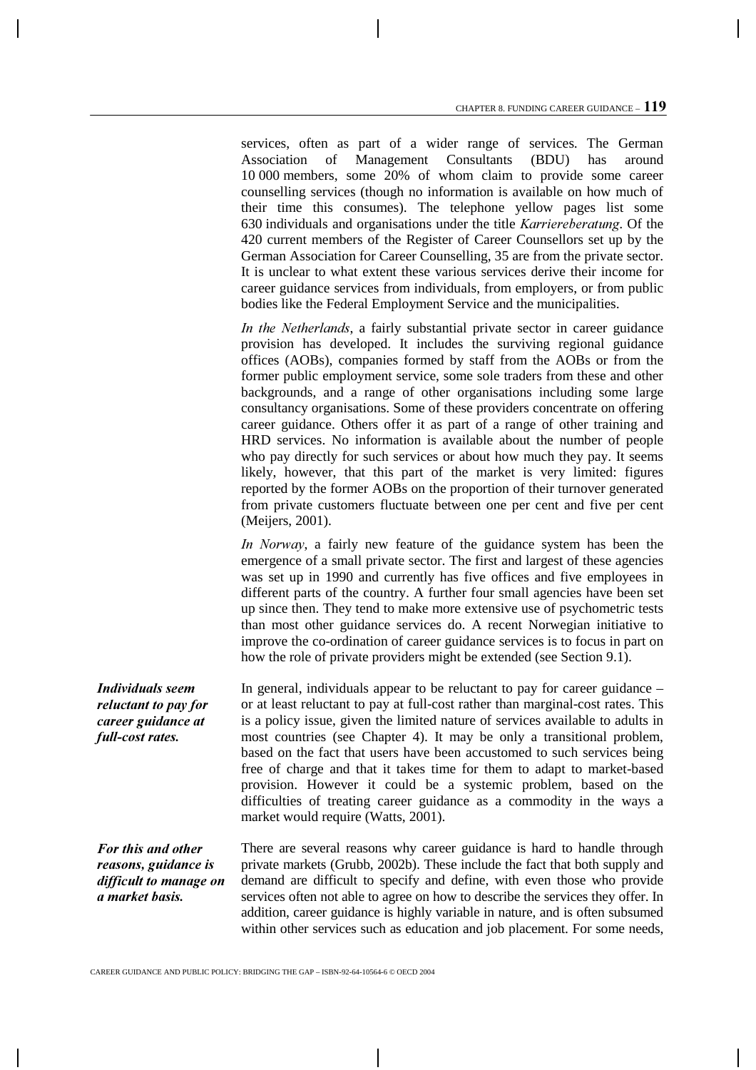services, often as part of a wider range of services. The German Association of Management Consultants (BDU) has around 10 000 members, some 20% of whom claim to provide some career counselling services (though no information is available on how much of their time this consumes). The telephone yellow pages list some 630 individuals and organisations under the title *Karriereberatung*. Of the 420 current members of the Register of Career Counsellors set up by the German Association for Career Counselling, 35 are from the private sector. It is unclear to what extent these various services derive their income for career guidance services from individuals, from employers, or from public bodies like the Federal Employment Service and the municipalities.

*In the Netherlands*, a fairly substantial private sector in career guidance provision has developed. It includes the surviving regional guidance offices (AOBs), companies formed by staff from the AOBs or from the former public employment service, some sole traders from these and other backgrounds, and a range of other organisations including some large consultancy organisations. Some of these providers concentrate on offering career guidance. Others offer it as part of a range of other training and HRD services. No information is available about the number of people who pay directly for such services or about how much they pay. It seems likely, however, that this part of the market is very limited: figures reported by the former AOBs on the proportion of their turnover generated from private customers fluctuate between one per cent and five per cent (Meijers, 2001).

*In Norway*, a fairly new feature of the guidance system has been the emergence of a small private sector. The first and largest of these agencies was set up in 1990 and currently has five offices and five employees in different parts of the country. A further four small agencies have been set up since then. They tend to make more extensive use of psychometric tests than most other guidance services do. A recent Norwegian initiative to improve the co-ordination of career guidance services is to focus in part on how the role of private providers might be extended (see Section 9.1).

***Individuals seem reluctant to pay for career guidance at full-cost rates.***

In general, individuals appear to be reluctant to pay for career guidance – or at least reluctant to pay at full-cost rather than marginal-cost rates. This is a policy issue, given the limited nature of services available to adults in most countries (see Chapter 4). It may be only a transitional problem, based on the fact that users have been accustomed to such services being free of charge and that it takes time for them to adapt to market-based provision. However it could be a systemic problem, based on the difficulties of treating career guidance as a commodity in the ways a market would require (Watts, 2001).

***For this and other reasons, guidance is difficult to manage on a market basis.***

There are several reasons why career guidance is hard to handle through private markets (Grubb, 2002b). These include the fact that both supply and demand are difficult to specify and define, with even those who provide services often not able to agree on how to describe the services they offer. In addition, career guidance is highly variable in nature, and is often subsumed within other services such as education and job placement. For some needs,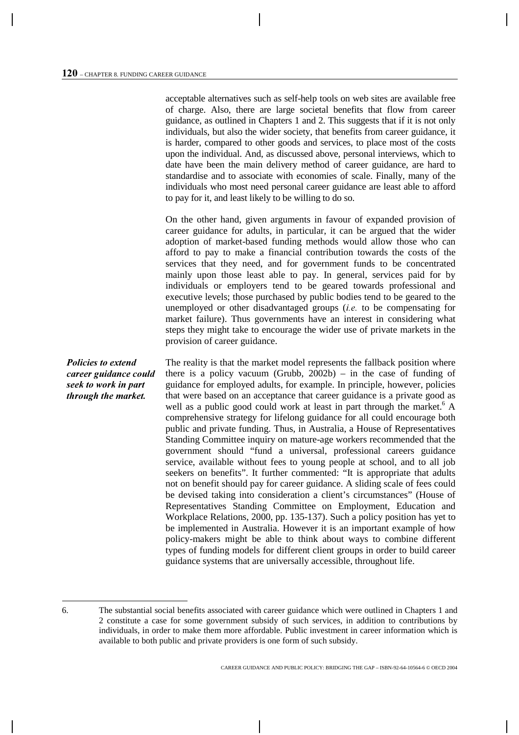acceptable alternatives such as self-help tools on web sites are available free of charge. Also, there are large societal benefits that flow from career guidance, as outlined in Chapters 1 and 2. This suggests that if it is not only individuals, but also the wider society, that benefits from career guidance, it is harder, compared to other goods and services, to place most of the costs upon the individual. And, as discussed above, personal interviews, which to date have been the main delivery method of career guidance, are hard to standardise and to associate with economies of scale. Finally, many of the individuals who most need personal career guidance are least able to afford to pay for it, and least likely to be willing to do so.

On the other hand, given arguments in favour of expanded provision of career guidance for adults, in particular, it can be argued that the wider adoption of market-based funding methods would allow those who can afford to pay to make a financial contribution towards the costs of the services that they need, and for government funds to be concentrated mainly upon those least able to pay. In general, services paid for by individuals or employers tend to be geared towards professional and executive levels; those purchased by public bodies tend to be geared to the unemployed or other disadvantaged groups (*i.e.* to be compensating for market failure). Thus governments have an interest in considering what steps they might take to encourage the wider use of private markets in the provision of career guidance.

***Policies to extend career guidance could seek to work in part through the market.***

The reality is that the market model represents the fallback position where there is a policy vacuum (Grubb, 2002b) – in the case of funding of guidance for employed adults, for example. In principle, however, policies that were based on an acceptance that career guidance is a private good as well as a public good could work at least in part through the market.[6] A comprehensive strategy for lifelong guidance for all could encourage both public and private funding. Thus, in Australia, a House of Representatives Standing Committee inquiry on mature-age workers recommended that the government should "fund a universal, professional careers guidance service, available without fees to young people at school, and to all job seekers on benefits". It further commented: "It is appropriate that adults not on benefit should pay for career guidance. A sliding scale of fees could be devised taking into consideration a client's circumstances" (House of Representatives Standing Committee on Employment, Education and Workplace Relations, 2000, pp. 135-137). Such a policy position has yet to be implemented in Australia. However it is an important example of how policy-makers might be able to think about ways to combine different types of funding models for different client groups in order to build career guidance systems that are universally accessible, throughout life.

---

6. The substantial social benefits associated with career guidance which were outlined in Chapters 1 and 2 constitute a case for some government subsidy of such services, in addition to contributions by individuals, in order to make them more affordable. Public investment in career information which is available to both public and private providers is one form of such subsidy.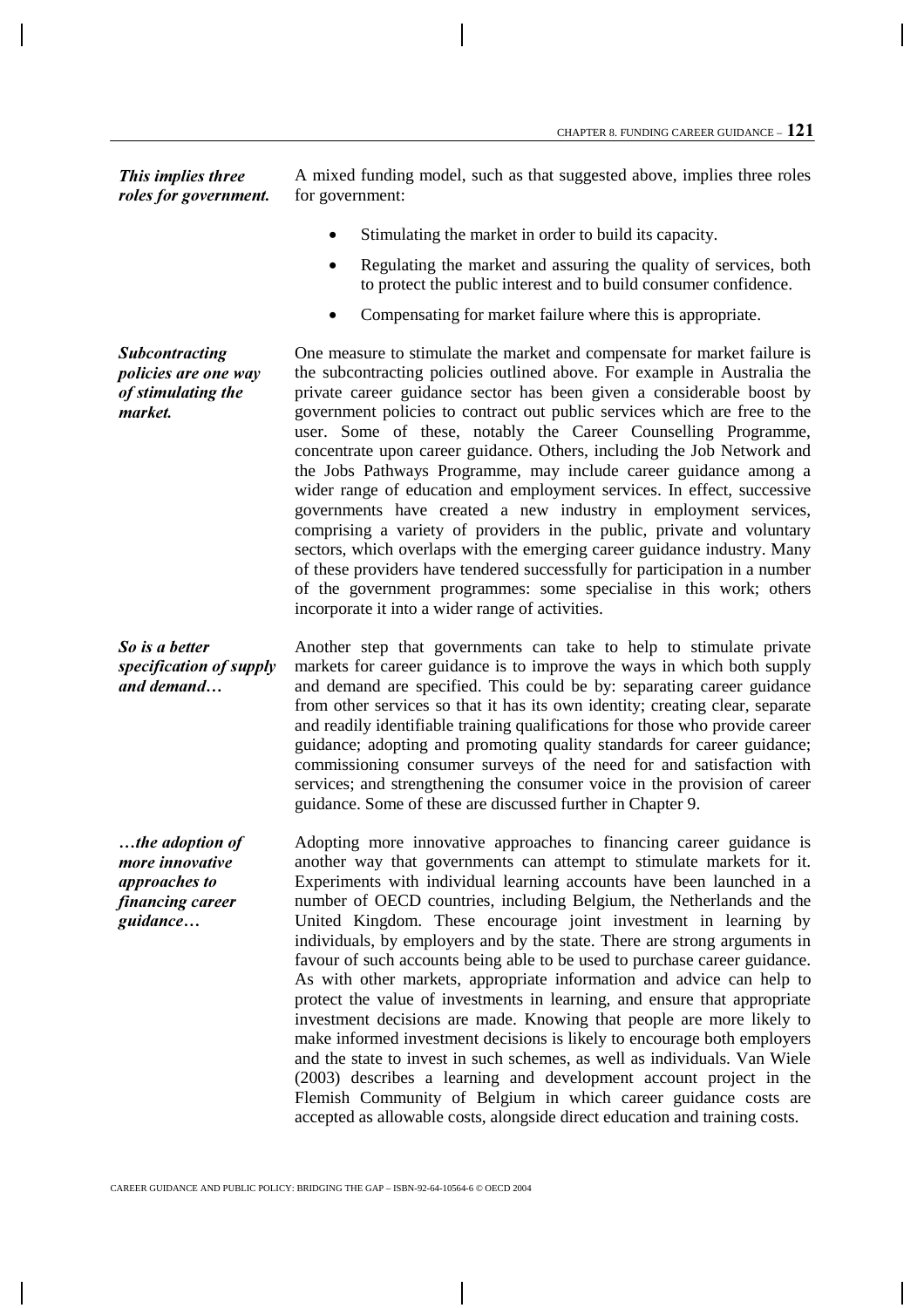*This implies three roles for government.*

A mixed funding model, such as that suggested above, implies three roles for government:

- Stimulating the market in order to build its capacity.
- Regulating the market and assuring the quality of services, both to protect the public interest and to build consumer confidence.
- Compensating for market failure where this is appropriate.

*Subcontracting policies are one way of stimulating the market.*

One measure to stimulate the market and compensate for market failure is the subcontracting policies outlined above. For example in Australia the private career guidance sector has been given a considerable boost by government policies to contract out public services which are free to the user. Some of these, notably the Career Counselling Programme, concentrate upon career guidance. Others, including the Job Network and the Jobs Pathways Programme, may include career guidance among a wider range of education and employment services. In effect, successive governments have created a new industry in employment services, comprising a variety of providers in the public, private and voluntary sectors, which overlaps with the emerging career guidance industry. Many of these providers have tendered successfully for participation in a number of the government programmes: some specialise in this work; others incorporate it into a wider range of activities.

*So is a better specification of supply and demand…*

Another step that governments can take to help to stimulate private markets for career guidance is to improve the ways in which both supply and demand are specified. This could be by: separating career guidance from other services so that it has its own identity; creating clear, separate and readily identifiable training qualifications for those who provide career guidance; adopting and promoting quality standards for career guidance; commissioning consumer surveys of the need for and satisfaction with services; and strengthening the consumer voice in the provision of career guidance. Some of these are discussed further in Chapter 9.

*…the adoption of more innovative approaches to financing career guidance…*

Adopting more innovative approaches to financing career guidance is another way that governments can attempt to stimulate markets for it. Experiments with individual learning accounts have been launched in a number of OECD countries, including Belgium, the Netherlands and the United Kingdom. These encourage joint investment in learning by individuals, by employers and by the state. There are strong arguments in favour of such accounts being able to be used to purchase career guidance. As with other markets, appropriate information and advice can help to protect the value of investments in learning, and ensure that appropriate investment decisions are made. Knowing that people are more likely to make informed investment decisions is likely to encourage both employers and the state to invest in such schemes, as well as individuals. Van Wiele (2003) describes a learning and development account project in the Flemish Community of Belgium in which career guidance costs are accepted as allowable costs, alongside direct education and training costs.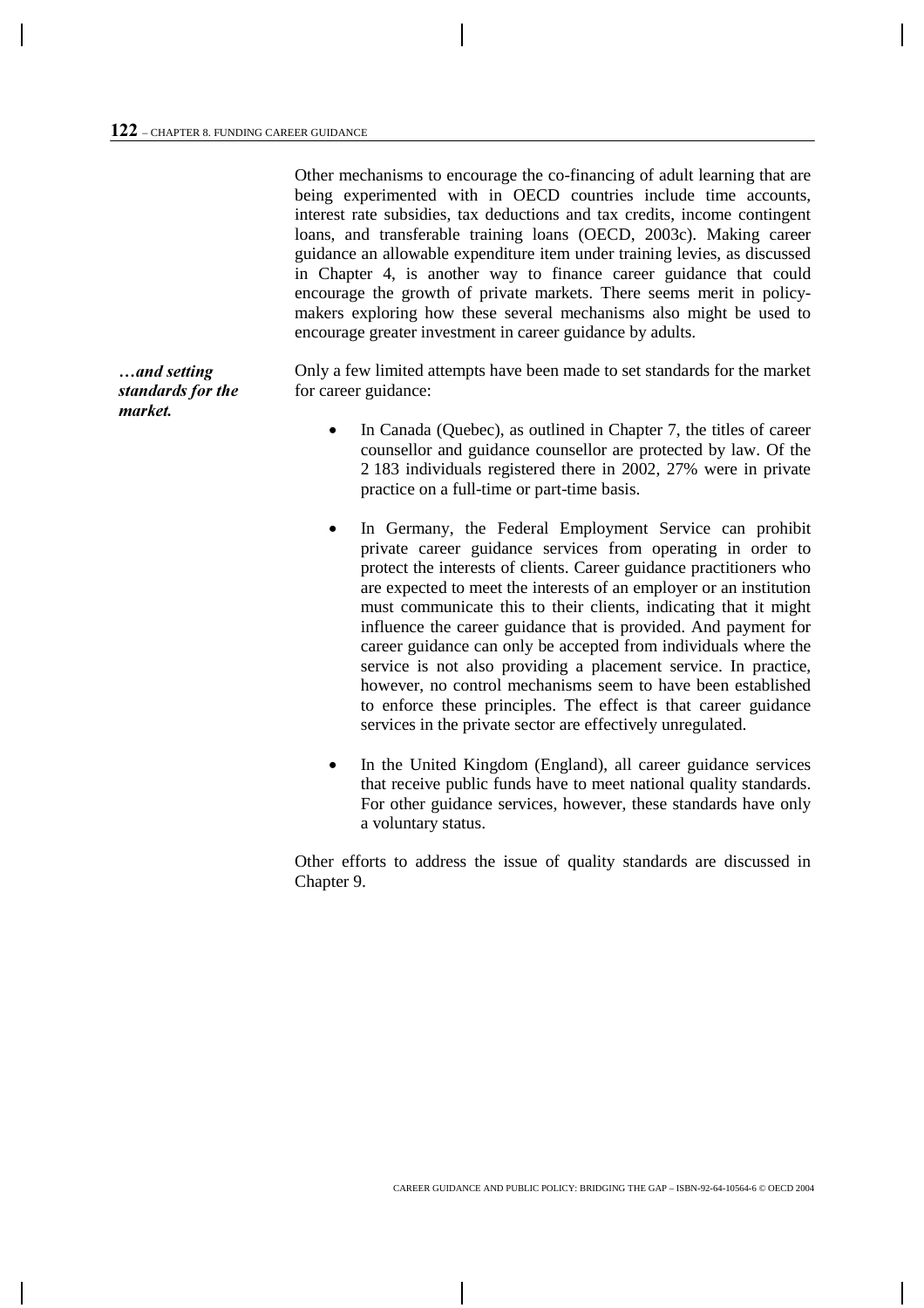Other mechanisms to encourage the co-financing of adult learning that are being experimented with in OECD countries include time accounts, interest rate subsidies, tax deductions and tax credits, income contingent loans, and transferable training loans (OECD, 2003c). Making career guidance an allowable expenditure item under training levies, as discussed in Chapter 4, is another way to finance career guidance that could encourage the growth of private markets. There seems merit in policy-makers exploring how these several mechanisms also might be used to encourage greater investment in career guidance by adults.

***…and setting standards for the market.***

Only a few limited attempts have been made to set standards for the market for career guidance:

- In Canada (Quebec), as outlined in Chapter 7, the titles of career counsellor and guidance counsellor are protected by law. Of the 2 183 individuals registered there in 2002, 27% were in private practice on a full-time or part-time basis.
- In Germany, the Federal Employment Service can prohibit private career guidance services from operating in order to protect the interests of clients. Career guidance practitioners who are expected to meet the interests of an employer or an institution must communicate this to their clients, indicating that it might influence the career guidance that is provided. And payment for career guidance can only be accepted from individuals where the service is not also providing a placement service. In practice, however, no control mechanisms seem to have been established to enforce these principles. The effect is that career guidance services in the private sector are effectively unregulated.
- In the United Kingdom (England), all career guidance services that receive public funds have to meet national quality standards. For other guidance services, however, these standards have only a voluntary status.

Other efforts to address the issue of quality standards are discussed in Chapter 9.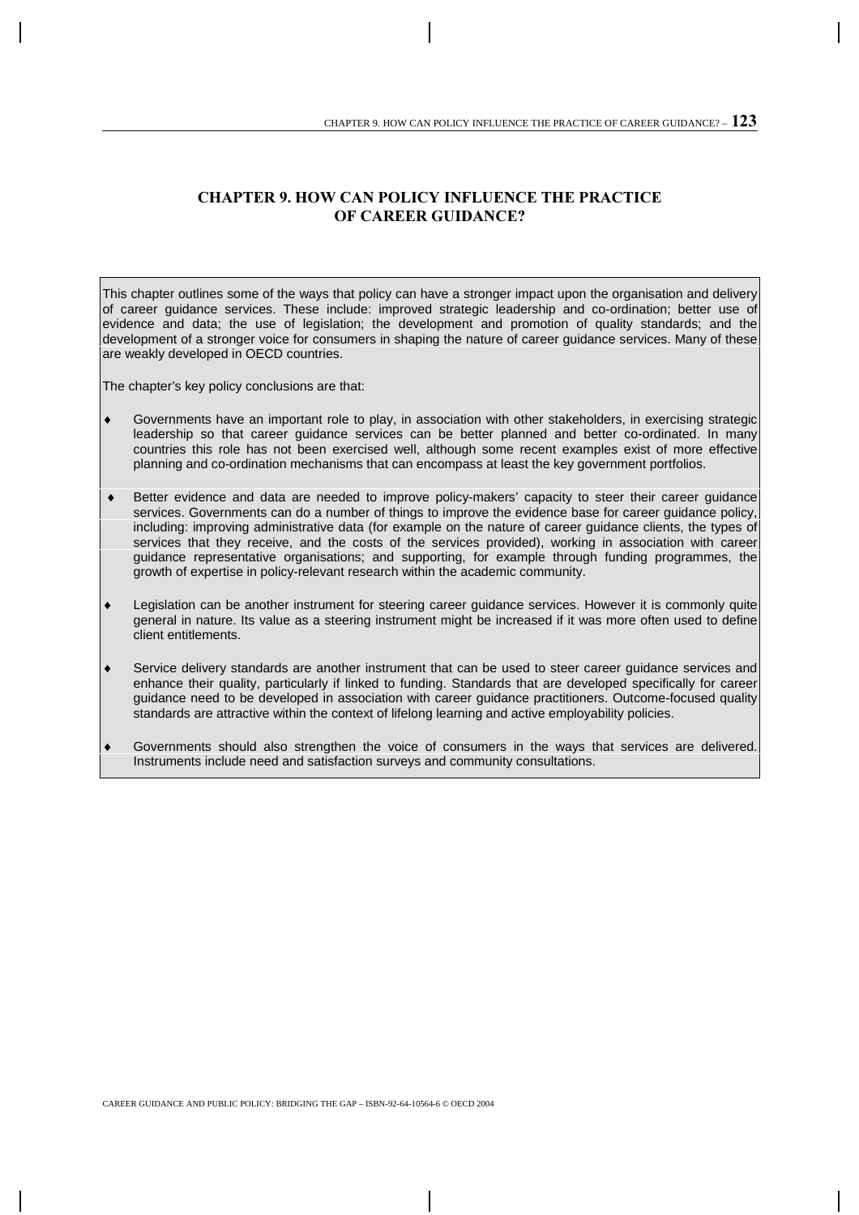# CHAPTER 9. HOW CAN POLICY INFLUENCE THE PRACTICE OF CAREER GUIDANCE?

This chapter outlines some of the ways that policy can have a stronger impact upon the organisation and delivery of career guidance services. These include: improved strategic leadership and co-ordination; better use of evidence and data; the use of legislation; the development and promotion of quality standards; and the development of a stronger voice for consumers in shaping the nature of career guidance services. Many of these are weakly developed in OECD countries.

The chapter's key policy conclusions are that:

- Governments have an important role to play, in association with other stakeholders, in exercising strategic leadership so that career guidance services can be better planned and better co-ordinated. In many countries this role has not been exercised well, although some recent examples exist of more effective planning and co-ordination mechanisms that can encompass at least the key government portfolios.
- Better evidence and data are needed to improve policy-makers' capacity to steer their career guidance services. Governments can do a number of things to improve the evidence base for career guidance policy, including: improving administrative data (for example on the nature of career guidance clients, the types of services that they receive, and the costs of the services provided), working in association with career guidance representative organisations; and supporting, for example through funding programmes, the growth of expertise in policy-relevant research within the academic community.
- Legislation can be another instrument for steering career guidance services. However it is commonly quite general in nature. Its value as a steering instrument might be increased if it was more often used to define client entitlements.
- Service delivery standards are another instrument that can be used to steer career guidance services and enhance their quality, particularly if linked to funding. Standards that are developed specifically for career guidance need to be developed in association with career guidance practitioners. Outcome-focused quality standards are attractive within the context of lifelong learning and active employability policies.
- Governments should also strengthen the voice of consumers in the ways that services are delivered. Instruments include need and satisfaction surveys and community consultations.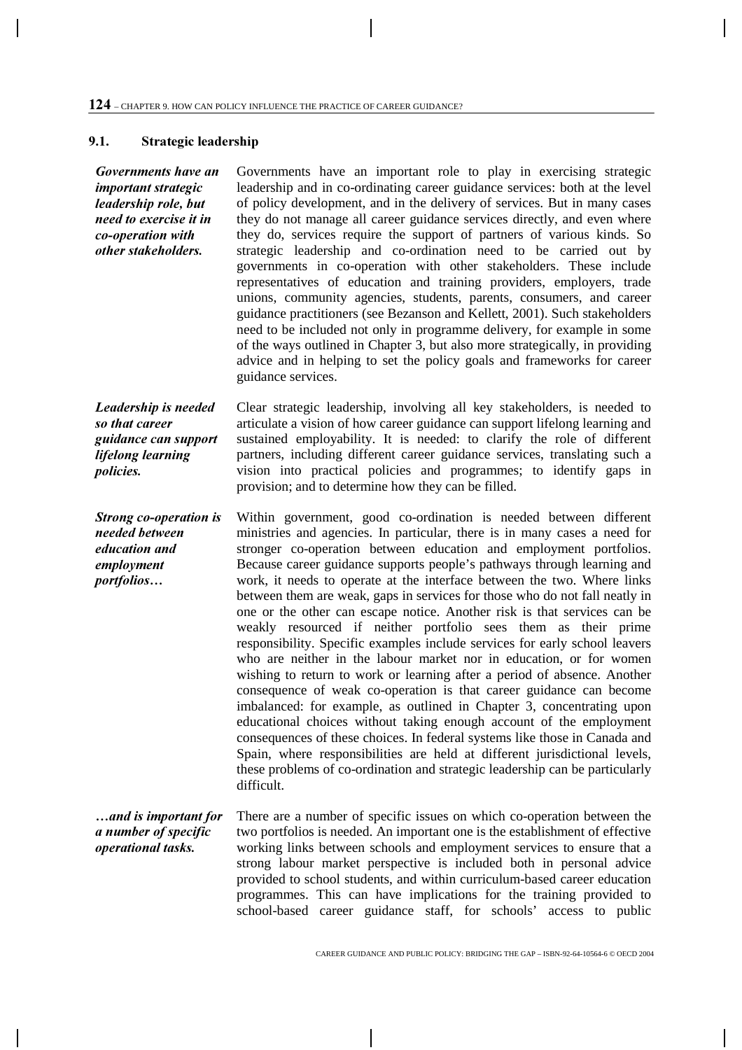## 9.1. Strategic leadership

***Governments have an important strategic leadership role, but need to exercise it in co-operation with other stakeholders.***

Governments have an important role to play in exercising strategic leadership and in co-ordinating career guidance services: both at the level of policy development, and in the delivery of services. But in many cases they do not manage all career guidance services directly, and even where they do, services require the support of partners of various kinds. So strategic leadership and co-ordination need to be carried out by governments in co-operation with other stakeholders. These include representatives of education and training providers, employers, trade unions, community agencies, students, parents, consumers, and career guidance practitioners (see Bezanson and Kellett, 2001). Such stakeholders need to be included not only in programme delivery, for example in some of the ways outlined in Chapter 3, but also more strategically, in providing advice and in helping to set the policy goals and frameworks for career guidance services.

***Leadership is needed so that career guidance can support lifelong learning policies.***

Clear strategic leadership, involving all key stakeholders, is needed to articulate a vision of how career guidance can support lifelong learning and sustained employability. It is needed: to clarify the role of different partners, including different career guidance services, translating such a vision into practical policies and programmes; to identify gaps in provision; and to determine how they can be filled.

***Strong co-operation is needed between education and employment portfolios…***

Within government, good co-ordination is needed between different ministries and agencies. In particular, there is in many cases a need for stronger co-operation between education and employment portfolios. Because career guidance supports people's pathways through learning and work, it needs to operate at the interface between the two. Where links between them are weak, gaps in services for those who do not fall neatly in one or the other can escape notice. Another risk is that services can be weakly resourced if neither portfolio sees them as their prime responsibility. Specific examples include services for early school leavers who are neither in the labour market nor in education, or for women wishing to return to work or learning after a period of absence. Another consequence of weak co-operation is that career guidance can become imbalanced: for example, as outlined in Chapter 3, concentrating upon educational choices without taking enough account of the employment consequences of these choices. In federal systems like those in Canada and Spain, where responsibilities are held at different jurisdictional levels, these problems of co-ordination and strategic leadership can be particularly difficult.

***…and is important for a number of specific operational tasks.***

There are a number of specific issues on which co-operation between the two portfolios is needed. An important one is the establishment of effective working links between schools and employment services to ensure that a strong labour market perspective is included both in personal advice provided to school students, and within curriculum-based career education programmes. This can have implications for the training provided to school-based career guidance staff, for schools' access to public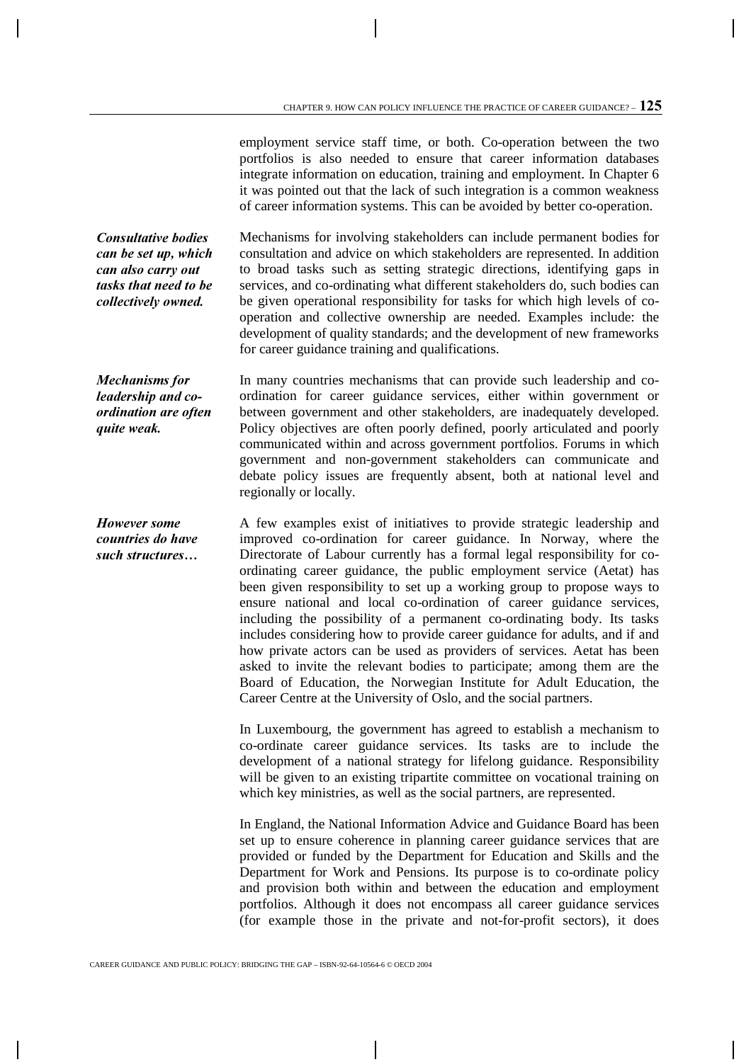employment service staff time, or both. Co-operation between the two portfolios is also needed to ensure that career information databases integrate information on education, training and employment. In Chapter 6 it was pointed out that the lack of such integration is a common weakness of career information systems. This can be avoided by better co-operation.

***Consultative bodies can be set up, which can also carry out tasks that need to be collectively owned.***

Mechanisms for involving stakeholders can include permanent bodies for consultation and advice on which stakeholders are represented. In addition to broad tasks such as setting strategic directions, identifying gaps in services, and co-ordinating what different stakeholders do, such bodies can be given operational responsibility for tasks for which high levels of co-operation and collective ownership are needed. Examples include: the development of quality standards; and the development of new frameworks for career guidance training and qualifications.

***Mechanisms for leadership and co-ordination are often quite weak.***

In many countries mechanisms that can provide such leadership and co-ordination for career guidance services, either within government or between government and other stakeholders, are inadequately developed. Policy objectives are often poorly defined, poorly articulated and poorly communicated within and across government portfolios. Forums in which government and non-government stakeholders can communicate and debate policy issues are frequently absent, both at national level and regionally or locally.

***However some countries do have such structures…***

A few examples exist of initiatives to provide strategic leadership and improved co-ordination for career guidance. In Norway, where the Directorate of Labour currently has a formal legal responsibility for co-ordinating career guidance, the public employment service (Aetat) has been given responsibility to set up a working group to propose ways to ensure national and local co-ordination of career guidance services, including the possibility of a permanent co-ordinating body. Its tasks includes considering how to provide career guidance for adults, and if and how private actors can be used as providers of services. Aetat has been asked to invite the relevant bodies to participate; among them are the Board of Education, the Norwegian Institute for Adult Education, the Career Centre at the University of Oslo, and the social partners.

In Luxembourg, the government has agreed to establish a mechanism to co-ordinate career guidance services. Its tasks are to include the development of a national strategy for lifelong guidance. Responsibility will be given to an existing tripartite committee on vocational training on which key ministries, as well as the social partners, are represented.

In England, the National Information Advice and Guidance Board has been set up to ensure coherence in planning career guidance services that are provided or funded by the Department for Education and Skills and the Department for Work and Pensions. Its purpose is to co-ordinate policy and provision both within and between the education and employment portfolios. Although it does not encompass all career guidance services (for example those in the private and not-for-profit sectors), it does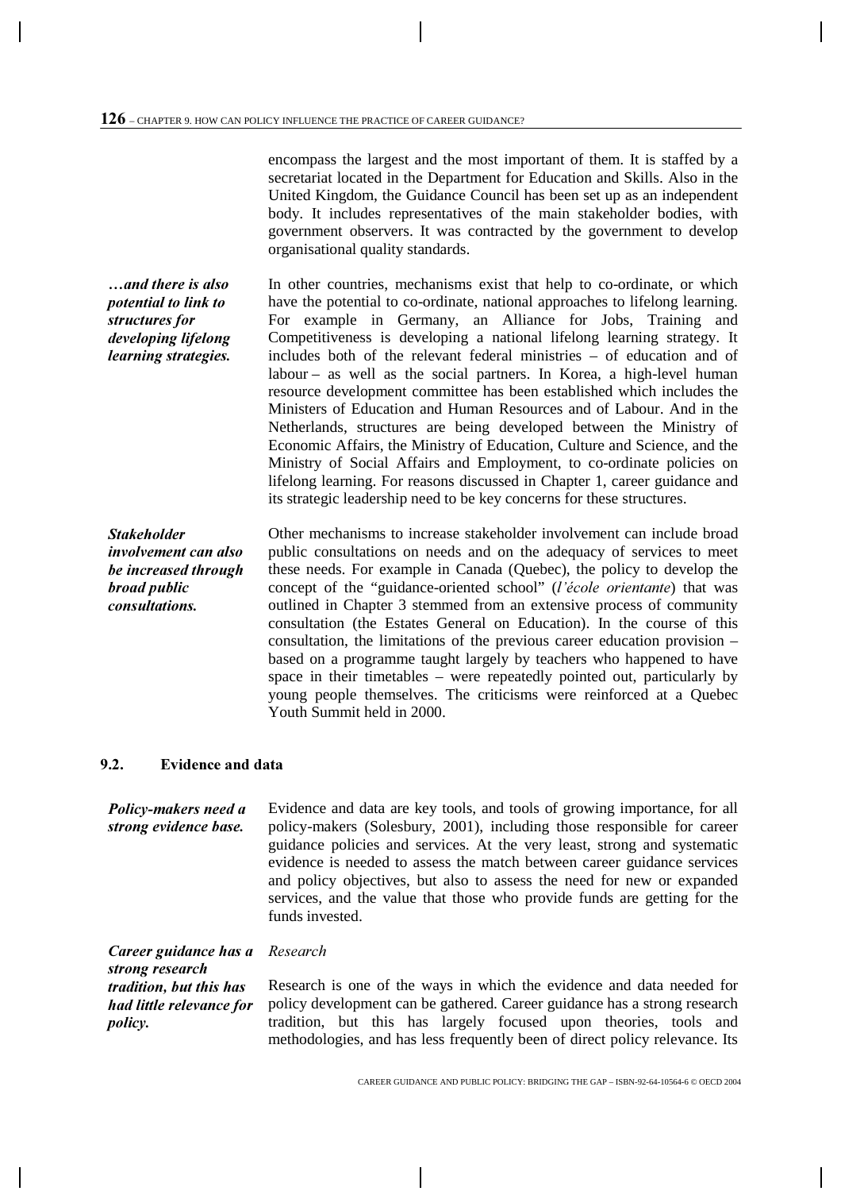encompass the largest and the most important of them. It is staffed by a secretariat located in the Department for Education and Skills. Also in the United Kingdom, the Guidance Council has been set up as an independent body. It includes representatives of the main stakeholder bodies, with government observers. It was contracted by the government to develop organisational quality standards.

***…and there is also potential to link to structures for developing lifelong learning strategies.***

In other countries, mechanisms exist that help to co-ordinate, or which have the potential to co-ordinate, national approaches to lifelong learning. For example in Germany, an Alliance for Jobs, Training and Competitiveness is developing a national lifelong learning strategy. It includes both of the relevant federal ministries – of education and of labour – as well as the social partners. In Korea, a high-level human resource development committee has been established which includes the Ministers of Education and Human Resources and of Labour. And in the Netherlands, structures are being developed between the Ministry of Economic Affairs, the Ministry of Education, Culture and Science, and the Ministry of Social Affairs and Employment, to co-ordinate policies on lifelong learning. For reasons discussed in Chapter 1, career guidance and its strategic leadership need to be key concerns for these structures.

***Stakeholder involvement can also be increased through broad public consultations.***

Other mechanisms to increase stakeholder involvement can include broad public consultations on needs and on the adequacy of services to meet these needs. For example in Canada (Quebec), the policy to develop the concept of the "guidance-oriented school" (*l'école orientante*) that was outlined in Chapter 3 stemmed from an extensive process of community consultation (the Estates General on Education). In the course of this consultation, the limitations of the previous career education provision – based on a programme taught largely by teachers who happened to have space in their timetables – were repeatedly pointed out, particularly by young people themselves. The criticisms were reinforced at a Quebec Youth Summit held in 2000.

## 9.2. Evidence and data

***Policy-makers need a strong evidence base.***

Evidence and data are key tools, and tools of growing importance, for all policy-makers (Solesbury, 2001), including those responsible for career guidance policies and services. At the very least, strong and systematic evidence is needed to assess the match between career guidance services and policy objectives, but also to assess the need for new or expanded services, and the value that those who provide funds are getting for the funds invested.

***Career guidance has a strong research tradition, but this has had little relevance for policy.***

*Research*

Research is one of the ways in which the evidence and data needed for policy development can be gathered. Career guidance has a strong research tradition, but this has largely focused upon theories, tools and methodologies, and has less frequently been of direct policy relevance. Its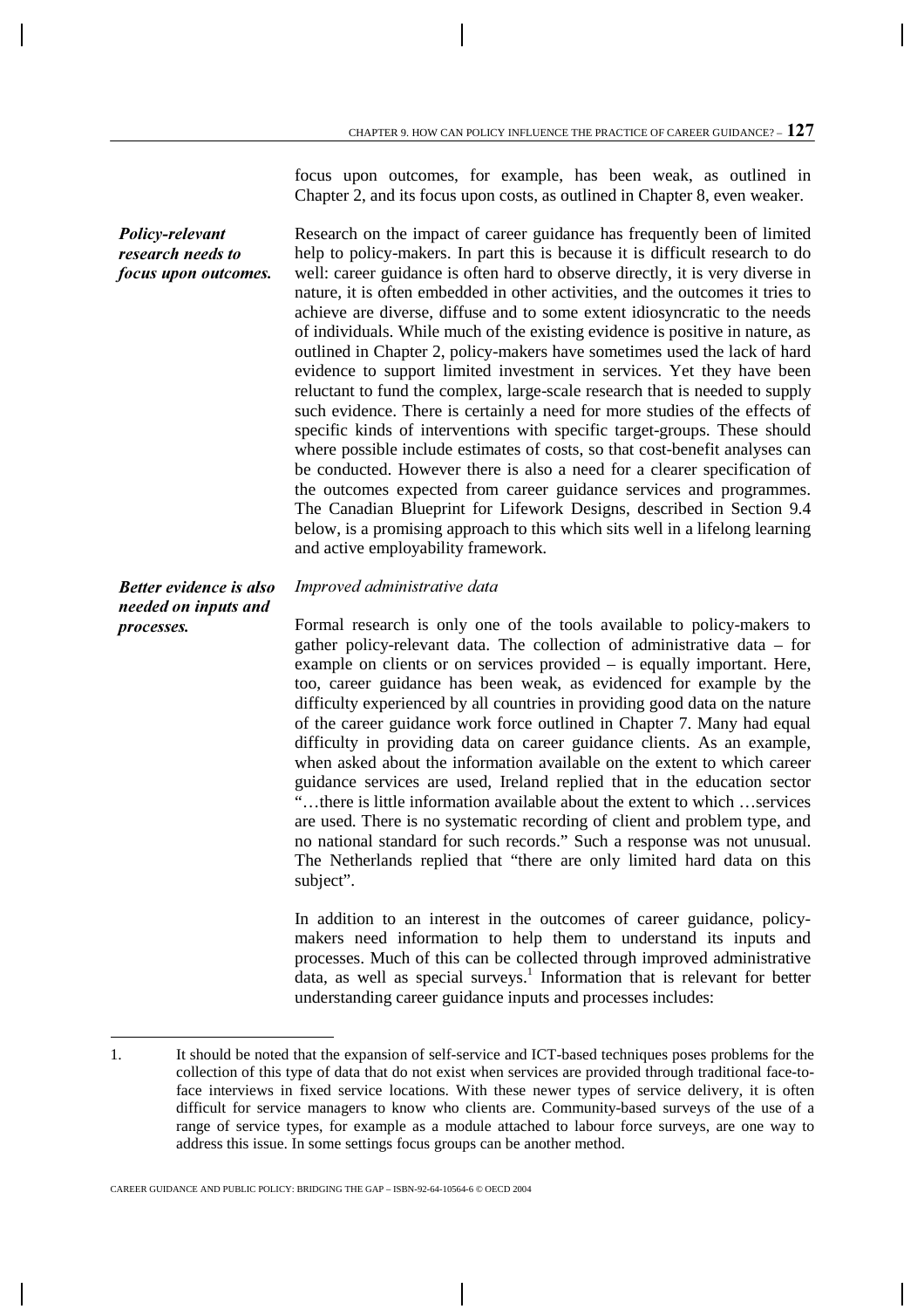focus upon outcomes, for example, has been weak, as outlined in Chapter 2, and its focus upon costs, as outlined in Chapter 8, even weaker.

***Policy-relevant research needs to focus upon outcomes.***

Research on the impact of career guidance has frequently been of limited help to policy-makers. In part this is because it is difficult research to do well: career guidance is often hard to observe directly, it is very diverse in nature, it is often embedded in other activities, and the outcomes it tries to achieve are diverse, diffuse and to some extent idiosyncratic to the needs of individuals. While much of the existing evidence is positive in nature, as outlined in Chapter 2, policy-makers have sometimes used the lack of hard evidence to support limited investment in services. Yet they have been reluctant to fund the complex, large-scale research that is needed to supply such evidence. There is certainly a need for more studies of the effects of specific kinds of interventions with specific target-groups. These should where possible include estimates of costs, so that cost-benefit analyses can be conducted. However there is also a need for a clearer specification of the outcomes expected from career guidance services and programmes. The Canadian Blueprint for Lifework Designs, described in Section 9.4 below, is a promising approach to this which sits well in a lifelong learning and active employability framework.

***Better evidence is also needed on inputs and processes.***

*Improved administrative data*

Formal research is only one of the tools available to policy-makers to gather policy-relevant data. The collection of administrative data – for example on clients or on services provided – is equally important. Here, too, career guidance has been weak, as evidenced for example by the difficulty experienced by all countries in providing good data on the nature of the career guidance work force outlined in Chapter 7. Many had equal difficulty in providing data on career guidance clients. As an example, when asked about the information available on the extent to which career guidance services are used, Ireland replied that in the education sector "…there is little information available about the extent to which …services are used. There is no systematic recording of client and problem type, and no national standard for such records." Such a response was not unusual. The Netherlands replied that "there are only limited hard data on this subject".

In addition to an interest in the outcomes of career guidance, policy-makers need information to help them to understand its inputs and processes. Much of this can be collected through improved administrative data, as well as special surveys.[1] Information that is relevant for better understanding career guidance inputs and processes includes:

1. It should be noted that the expansion of self-service and ICT-based techniques poses problems for the collection of this type of data that do not exist when services are provided through traditional face-to-face interviews in fixed service locations. With these newer types of service delivery, it is often difficult for service managers to know who clients are. Community-based surveys of the use of a range of service types, for example as a module attached to labour force surveys, are one way to address this issue. In some settings focus groups can be another method.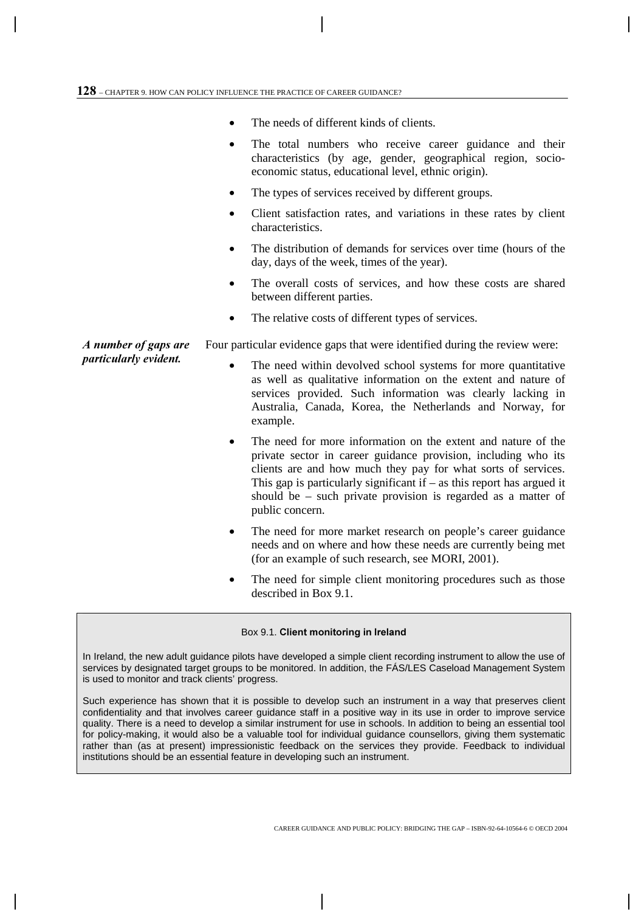- The needs of different kinds of clients.
- The total numbers who receive career guidance and their characteristics (by age, gender, geographical region, socio-economic status, educational level, ethnic origin).
- The types of services received by different groups.
- Client satisfaction rates, and variations in these rates by client characteristics.
- The distribution of demands for services over time (hours of the day, days of the week, times of the year).
- The overall costs of services, and how these costs are shared between different parties.
- The relative costs of different types of services.

***A number of gaps are particularly evident.***

Four particular evidence gaps that were identified during the review were:

- The need within devolved school systems for more quantitative as well as qualitative information on the extent and nature of services provided. Such information was clearly lacking in Australia, Canada, Korea, the Netherlands and Norway, for example.
- The need for more information on the extent and nature of the private sector in career guidance provision, including who its clients are and how much they pay for what sorts of services. This gap is particularly significant if – as this report has argued it should be – such private provision is regarded as a matter of public concern.
- The need for more market research on people's career guidance needs and on where and how these needs are currently being met (for an example of such research, see MORI, 2001).
- The need for simple client monitoring procedures such as those described in Box 9.1.

Box 9.1. **Client monitoring in Ireland**

In Ireland, the new adult guidance pilots have developed a simple client recording instrument to allow the use of services by designated target groups to be monitored. In addition, the FÁS/LES Caseload Management System is used to monitor and track clients' progress.

Such experience has shown that it is possible to develop such an instrument in a way that preserves client confidentiality and that involves career guidance staff in a positive way in its use in order to improve service quality. There is a need to develop a similar instrument for use in schools. In addition to being an essential tool for policy-making, it would also be a valuable tool for individual guidance counsellors, giving them systematic rather than (as at present) impressionistic feedback on the services they provide. Feedback to individual institutions should be an essential feature in developing such an instrument.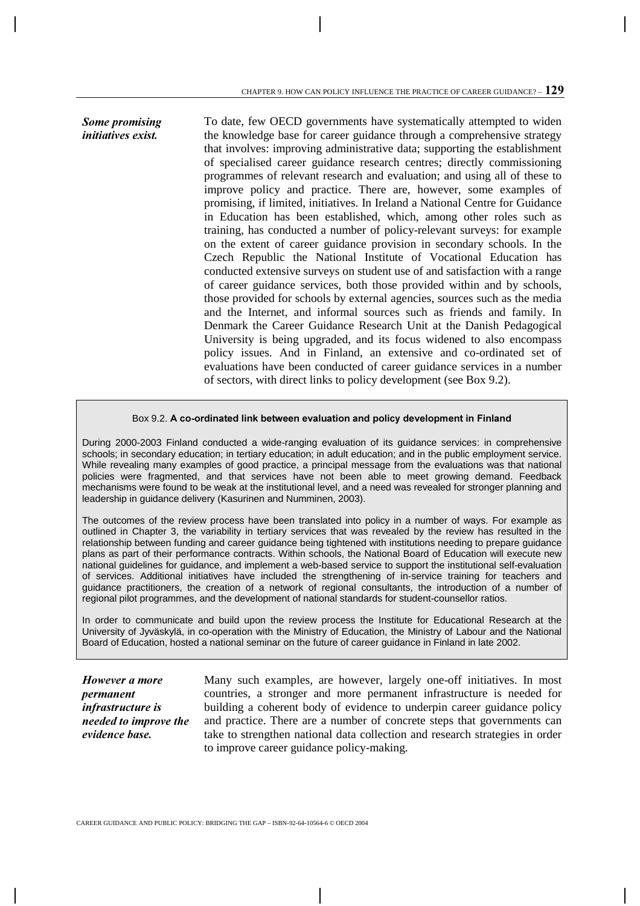*Some promising initiatives exist.*

To date, few OECD governments have systematically attempted to widen the knowledge base for career guidance through a comprehensive strategy that involves: improving administrative data; supporting the establishment of specialised career guidance research centres; directly commissioning programmes of relevant research and evaluation; and using all of these to improve policy and practice. There are, however, some examples of promising, if limited, initiatives. In Ireland a National Centre for Guidance in Education has been established, which, among other roles such as training, has conducted a number of policy-relevant surveys: for example on the extent of career guidance provision in secondary schools. In the Czech Republic the National Institute of Vocational Education has conducted extensive surveys on student use of and satisfaction with a range of career guidance services, both those provided within and by schools, those provided for schools by external agencies, sources such as the media and the Internet, and informal sources such as friends and family. In Denmark the Career Guidance Research Unit at the Danish Pedagogical University is being upgraded, and its focus widened to also encompass policy issues. And in Finland, an extensive and co-ordinated set of evaluations have been conducted of career guidance services in a number of sectors, with direct links to policy development (see Box 9.2).

Box 9.2. **A co-ordinated link between evaluation and policy development in Finland**

During 2000-2003 Finland conducted a wide-ranging evaluation of its guidance services: in comprehensive schools; in secondary education; in tertiary education; in adult education; and in the public employment service. While revealing many examples of good practice, a principal message from the evaluations was that national policies were fragmented, and that services have not been able to meet growing demand. Feedback mechanisms were found to be weak at the institutional level, and a need was revealed for stronger planning and leadership in guidance delivery (Kasurinen and Numminen, 2003).

The outcomes of the review process have been translated into policy in a number of ways. For example as outlined in Chapter 3, the variability in tertiary services that was revealed by the review has resulted in the relationship between funding and career guidance being tightened with institutions needing to prepare guidance plans as part of their performance contracts. Within schools, the National Board of Education will execute new national guidelines for guidance, and implement a web-based service to support the institutional self-evaluation of services. Additional initiatives have included the strengthening of in-service training for teachers and guidance practitioners, the creation of a network of regional consultants, the introduction of a number of regional pilot programmes, and the development of national standards for student-counsellor ratios.

In order to communicate and build upon the review process the Institute for Educational Research at the University of Jyväskylä, in co-operation with the Ministry of Education, the Ministry of Labour and the National Board of Education, hosted a national seminar on the future of career guidance in Finland in late 2002.

*However a more permanent infrastructure is needed to improve the evidence base.*

Many such examples, are however, largely one-off initiatives. In most countries, a stronger and more permanent infrastructure is needed for building a coherent body of evidence to underpin career guidance policy and practice. There are a number of concrete steps that governments can take to strengthen national data collection and research strategies in order to improve career guidance policy-making.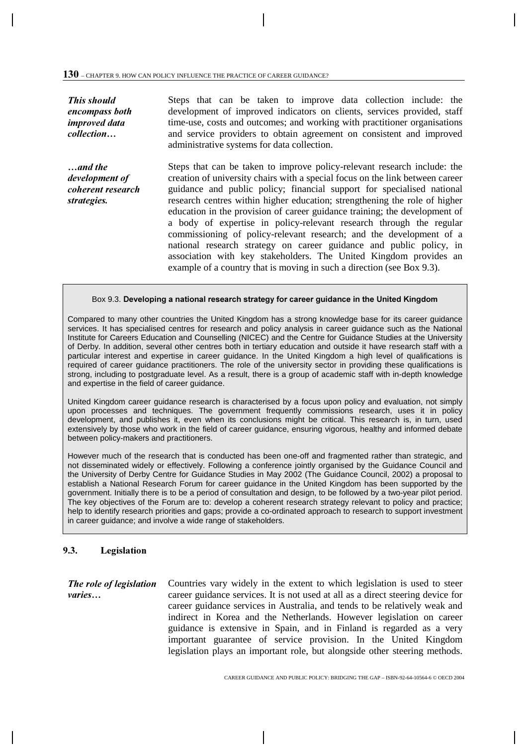*This should encompass both improved data collection…*

Steps that can be taken to improve data collection include: the development of improved indicators on clients, services provided, staff time-use, costs and outcomes; and working with practitioner organisations and service providers to obtain agreement on consistent and improved administrative systems for data collection.

*…and the development of coherent research strategies.*

Steps that can be taken to improve policy-relevant research include: the creation of university chairs with a special focus on the link between career guidance and public policy; financial support for specialised national research centres within higher education; strengthening the role of higher education in the provision of career guidance training; the development of a body of expertise in policy-relevant research through the regular commissioning of policy-relevant research; and the development of a national research strategy on career guidance and public policy, in association with key stakeholders. The United Kingdom provides an example of a country that is moving in such a direction (see Box 9.3).

Box 9.3. **Developing a national research strategy for career guidance in the United Kingdom**

Compared to many other countries the United Kingdom has a strong knowledge base for its career guidance services. It has specialised centres for research and policy analysis in career guidance such as the National Institute for Careers Education and Counselling (NICEC) and the Centre for Guidance Studies at the University of Derby. In addition, several other centres both in tertiary education and outside it have research staff with a particular interest and expertise in career guidance. In the United Kingdom a high level of qualifications is required of career guidance practitioners. The role of the university sector in providing these qualifications is strong, including to postgraduate level. As a result, there is a group of academic staff with in-depth knowledge and expertise in the field of career guidance.

United Kingdom career guidance research is characterised by a focus upon policy and evaluation, not simply upon processes and techniques. The government frequently commissions research, uses it in policy development, and publishes it, even when its conclusions might be critical. This research is, in turn, used extensively by those who work in the field of career guidance, ensuring vigorous, healthy and informed debate between policy-makers and practitioners.

However much of the research that is conducted has been one-off and fragmented rather than strategic, and not disseminated widely or effectively. Following a conference jointly organised by the Guidance Council and the University of Derby Centre for Guidance Studies in May 2002 (The Guidance Council, 2002) a proposal to establish a National Research Forum for career guidance in the United Kingdom has been supported by the government. Initially there is to be a period of consultation and design, to be followed by a two-year pilot period. The key objectives of the Forum are to: develop a coherent research strategy relevant to policy and practice; help to identify research priorities and gaps; provide a co-ordinated approach to research to support investment in career guidance; and involve a wide range of stakeholders.

## 9.3. Legislation

*The role of legislation varies…*

Countries vary widely in the extent to which legislation is used to steer career guidance services. It is not used at all as a direct steering device for career guidance services in Australia, and tends to be relatively weak and indirect in Korea and the Netherlands. However legislation on career guidance is extensive in Spain, and in Finland is regarded as a very important guarantee of service provision. In the United Kingdom legislation plays an important role, but alongside other steering methods.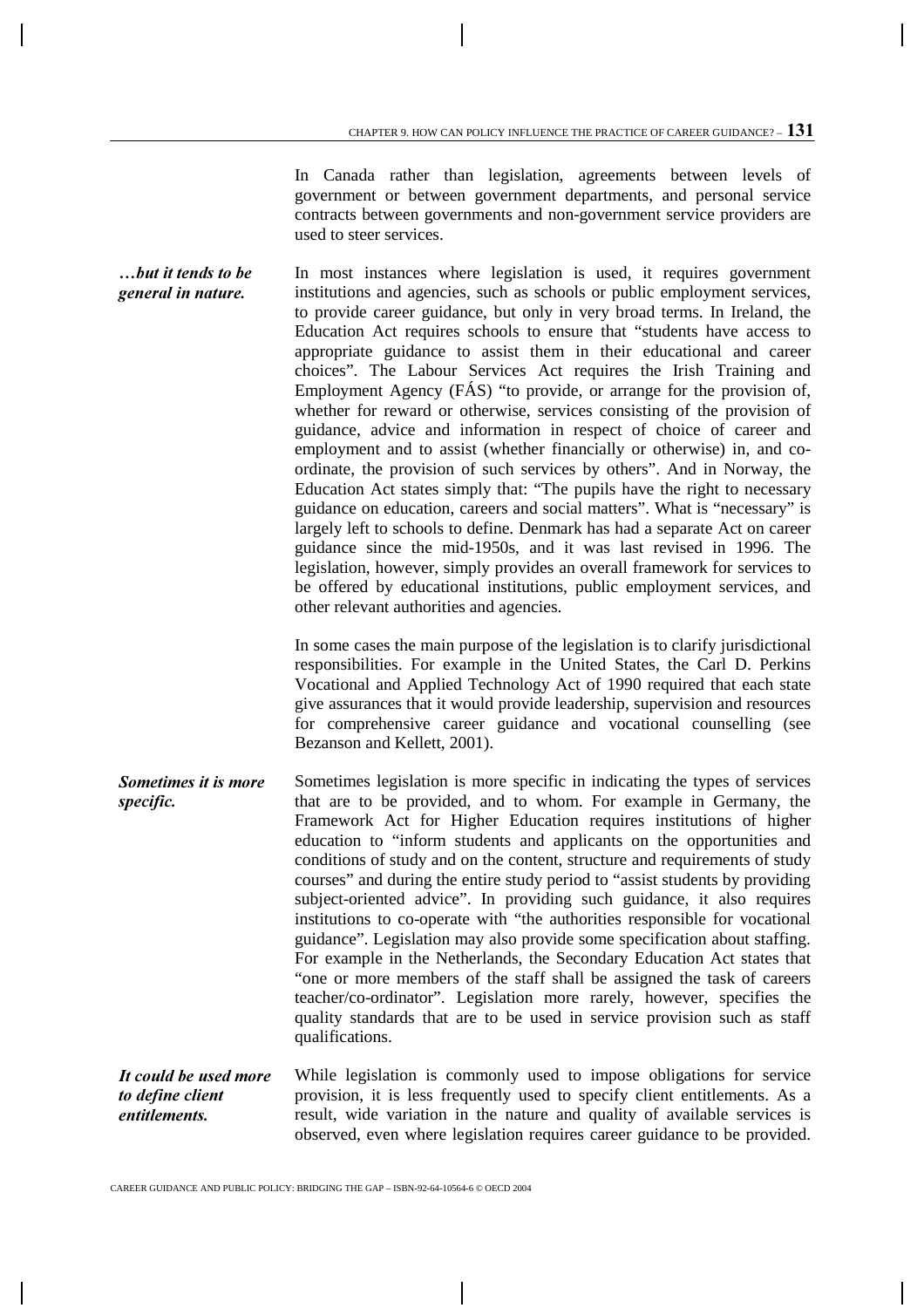In Canada rather than legislation, agreements between levels of government or between government departments, and personal service contracts between governments and non-government service providers are used to steer services.

***…but it tends to be general in nature.***

In most instances where legislation is used, it requires government institutions and agencies, such as schools or public employment services, to provide career guidance, but only in very broad terms. In Ireland, the Education Act requires schools to ensure that "students have access to appropriate guidance to assist them in their educational and career choices". The Labour Services Act requires the Irish Training and Employment Agency (FÁS) "to provide, or arrange for the provision of, whether for reward or otherwise, services consisting of the provision of guidance, advice and information in respect of choice of career and employment and to assist (whether financially or otherwise) in, and co-ordinate, the provision of such services by others". And in Norway, the Education Act states simply that: "The pupils have the right to necessary guidance on education, careers and social matters". What is "necessary" is largely left to schools to define. Denmark has had a separate Act on career guidance since the mid-1950s, and it was last revised in 1996. The legislation, however, simply provides an overall framework for services to be offered by educational institutions, public employment services, and other relevant authorities and agencies.

In some cases the main purpose of the legislation is to clarify jurisdictional responsibilities. For example in the United States, the Carl D. Perkins Vocational and Applied Technology Act of 1990 required that each state give assurances that it would provide leadership, supervision and resources for comprehensive career guidance and vocational counselling (see Bezanson and Kellett, 2001).

***Sometimes it is more specific.***

Sometimes legislation is more specific in indicating the types of services that are to be provided, and to whom. For example in Germany, the Framework Act for Higher Education requires institutions of higher education to "inform students and applicants on the opportunities and conditions of study and on the content, structure and requirements of study courses" and during the entire study period to "assist students by providing subject-oriented advice". In providing such guidance, it also requires institutions to co-operate with "the authorities responsible for vocational guidance". Legislation may also provide some specification about staffing. For example in the Netherlands, the Secondary Education Act states that "one or more members of the staff shall be assigned the task of careers teacher/co-ordinator". Legislation more rarely, however, specifies the quality standards that are to be used in service provision such as staff qualifications.

***It could be used more to define client entitlements.***

While legislation is commonly used to impose obligations for service provision, it is less frequently used to specify client entitlements. As a result, wide variation in the nature and quality of available services is observed, even where legislation requires career guidance to be provided.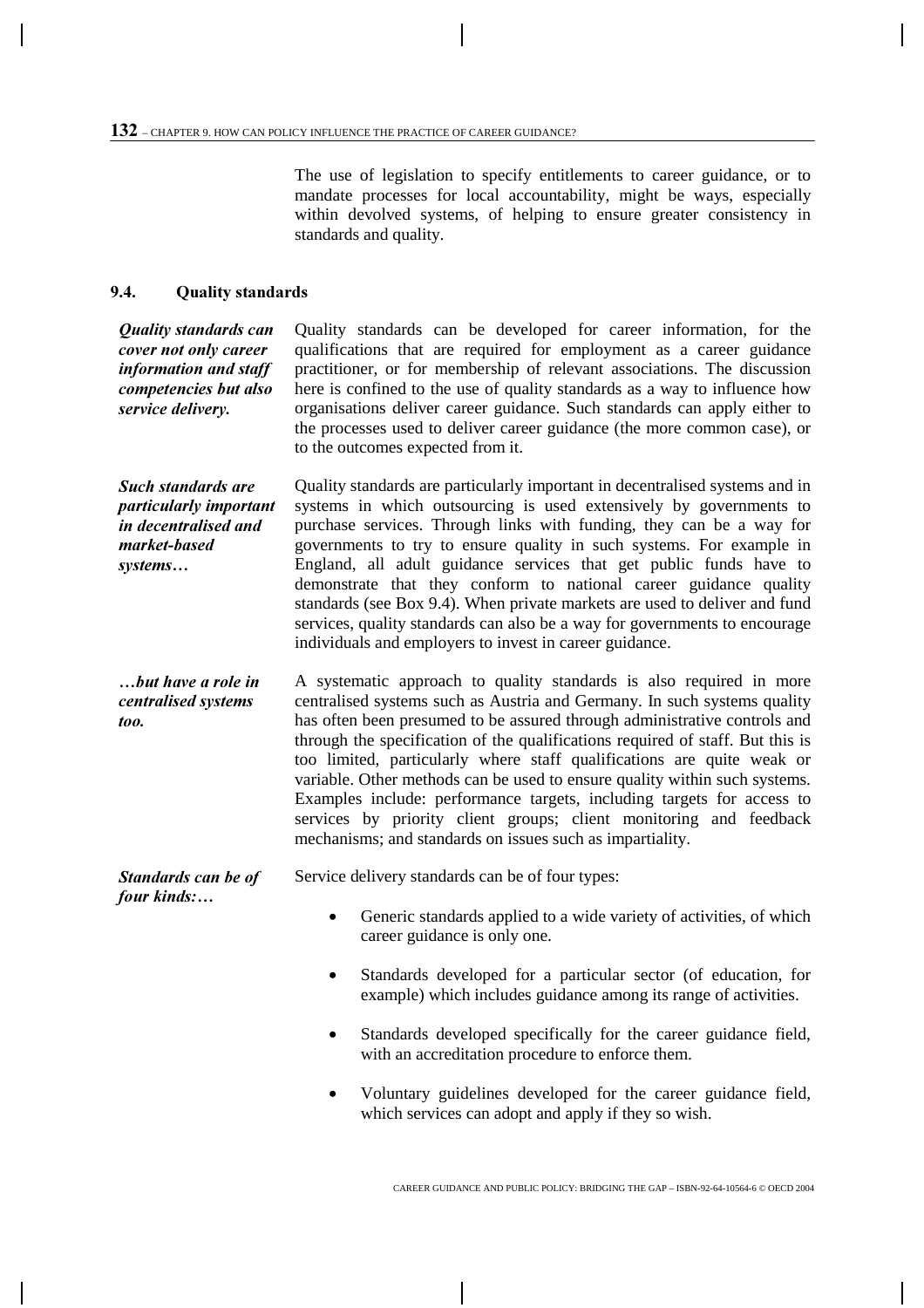The use of legislation to specify entitlements to career guidance, or to mandate processes for local accountability, might be ways, especially within devolved systems, of helping to ensure greater consistency in standards and quality.

## 9.4. Quality standards

***Quality standards can cover not only career information and staff competencies but also service delivery.***

Quality standards can be developed for career information, for the qualifications that are required for employment as a career guidance practitioner, or for membership of relevant associations. The discussion here is confined to the use of quality standards as a way to influence how organisations deliver career guidance. Such standards can apply either to the processes used to deliver career guidance (the more common case), or to the outcomes expected from it.

***Such standards are particularly important in decentralised and market-based systems…***

Quality standards are particularly important in decentralised systems and in systems in which outsourcing is used extensively by governments to purchase services. Through links with funding, they can be a way for governments to try to ensure quality in such systems. For example in England, all adult guidance services that get public funds have to demonstrate that they conform to national career guidance quality standards (see Box 9.4). When private markets are used to deliver and fund services, quality standards can also be a way for governments to encourage individuals and employers to invest in career guidance.

***…but have a role in centralised systems too.***

A systematic approach to quality standards is also required in more centralised systems such as Austria and Germany. In such systems quality has often been presumed to be assured through administrative controls and through the specification of the qualifications required of staff. But this is too limited, particularly where staff qualifications are quite weak or variable. Other methods can be used to ensure quality within such systems. Examples include: performance targets, including targets for access to services by priority client groups; client monitoring and feedback mechanisms; and standards on issues such as impartiality.

***Standards can be of four kinds:…***

Service delivery standards can be of four types:

- Generic standards applied to a wide variety of activities, of which career guidance is only one.
- Standards developed for a particular sector (of education, for example) which includes guidance among its range of activities.
- Standards developed specifically for the career guidance field, with an accreditation procedure to enforce them.
- Voluntary guidelines developed for the career guidance field, which services can adopt and apply if they so wish.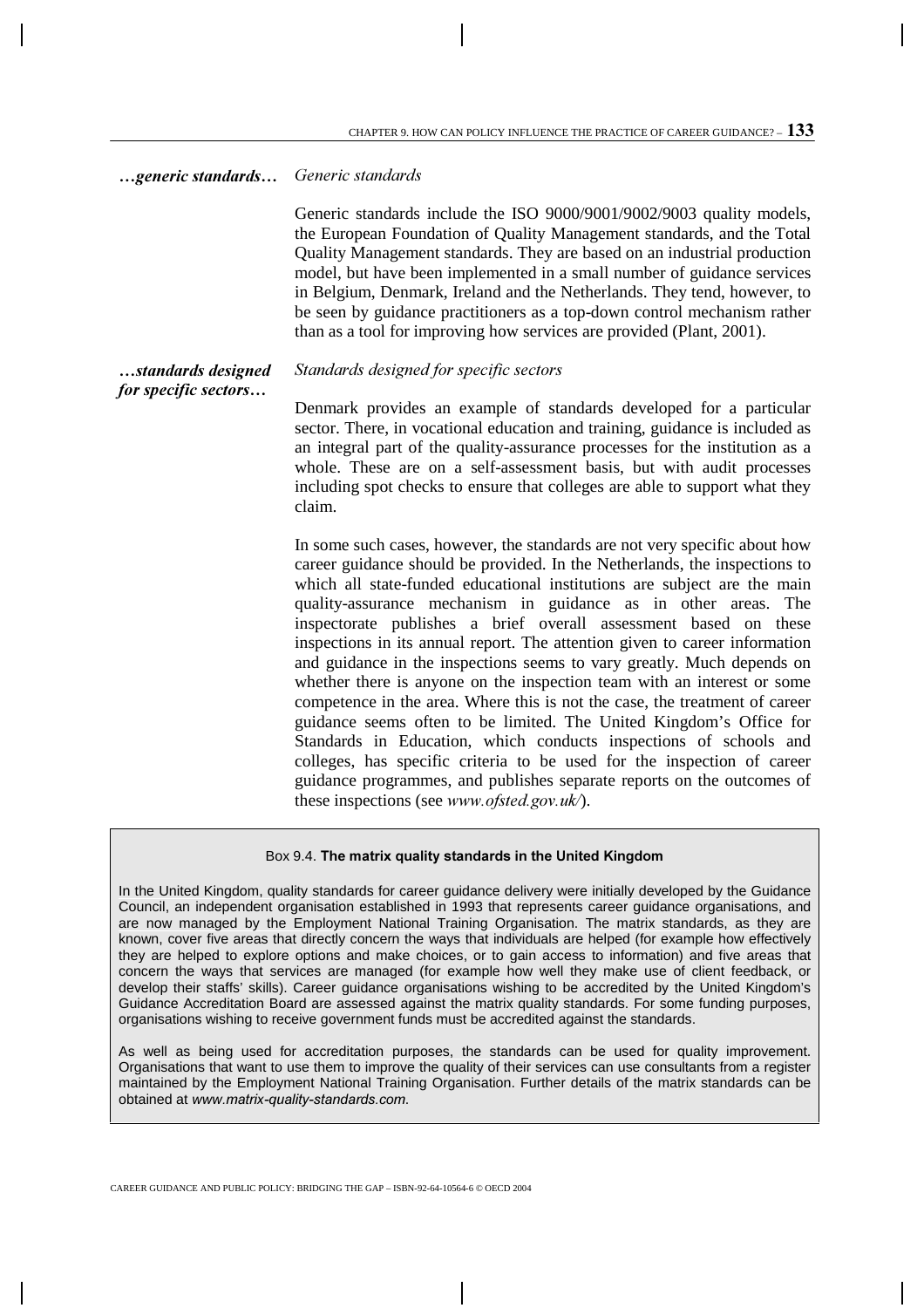*…generic standards…*

### *Generic standards*

Generic standards include the ISO 9000/9001/9002/9003 quality models, the European Foundation of Quality Management standards, and the Total Quality Management standards. They are based on an industrial production model, but have been implemented in a small number of guidance services in Belgium, Denmark, Ireland and the Netherlands. They tend, however, to be seen by guidance practitioners as a top-down control mechanism rather than as a tool for improving how services are provided (Plant, 2001).

*…standards designed for specific sectors…*

### *Standards designed for specific sectors*

Denmark provides an example of standards developed for a particular sector. There, in vocational education and training, guidance is included as an integral part of the quality-assurance processes for the institution as a whole. These are on a self-assessment basis, but with audit processes including spot checks to ensure that colleges are able to support what they claim.

In some such cases, however, the standards are not very specific about how career guidance should be provided. In the Netherlands, the inspections to which all state-funded educational institutions are subject are the main quality-assurance mechanism in guidance as in other areas. The inspectorate publishes a brief overall assessment based on these inspections in its annual report. The attention given to career information and guidance in the inspections seems to vary greatly. Much depends on whether there is anyone on the inspection team with an interest or some competence in the area. Where this is not the case, the treatment of career guidance seems often to be limited. The United Kingdom's Office for Standards in Education, which conducts inspections of schools and colleges, has specific criteria to be used for the inspection of career guidance programmes, and publishes separate reports on the outcomes of these inspections (see *www.ofsted.gov.uk/*).

---

Box 9.4. **The matrix quality standards in the United Kingdom**

In the United Kingdom, quality standards for career guidance delivery were initially developed by the Guidance Council, an independent organisation established in 1993 that represents career guidance organisations, and are now managed by the Employment National Training Organisation. The matrix standards, as they are known, cover five areas that directly concern the ways that individuals are helped (for example how effectively they are helped to explore options and make choices, or to gain access to information) and five areas that concern the ways that services are managed (for example how well they make use of client feedback, or develop their staffs' skills). Career guidance organisations wishing to be accredited by the United Kingdom's Guidance Accreditation Board are assessed against the matrix quality standards. For some funding purposes, organisations wishing to receive government funds must be accredited against the standards.

As well as being used for accreditation purposes, the standards can be used for quality improvement. Organisations that want to use them to improve the quality of their services can use consultants from a register maintained by the Employment National Training Organisation. Further details of the matrix standards can be obtained at *www.matrix-quality-standards.com*.

---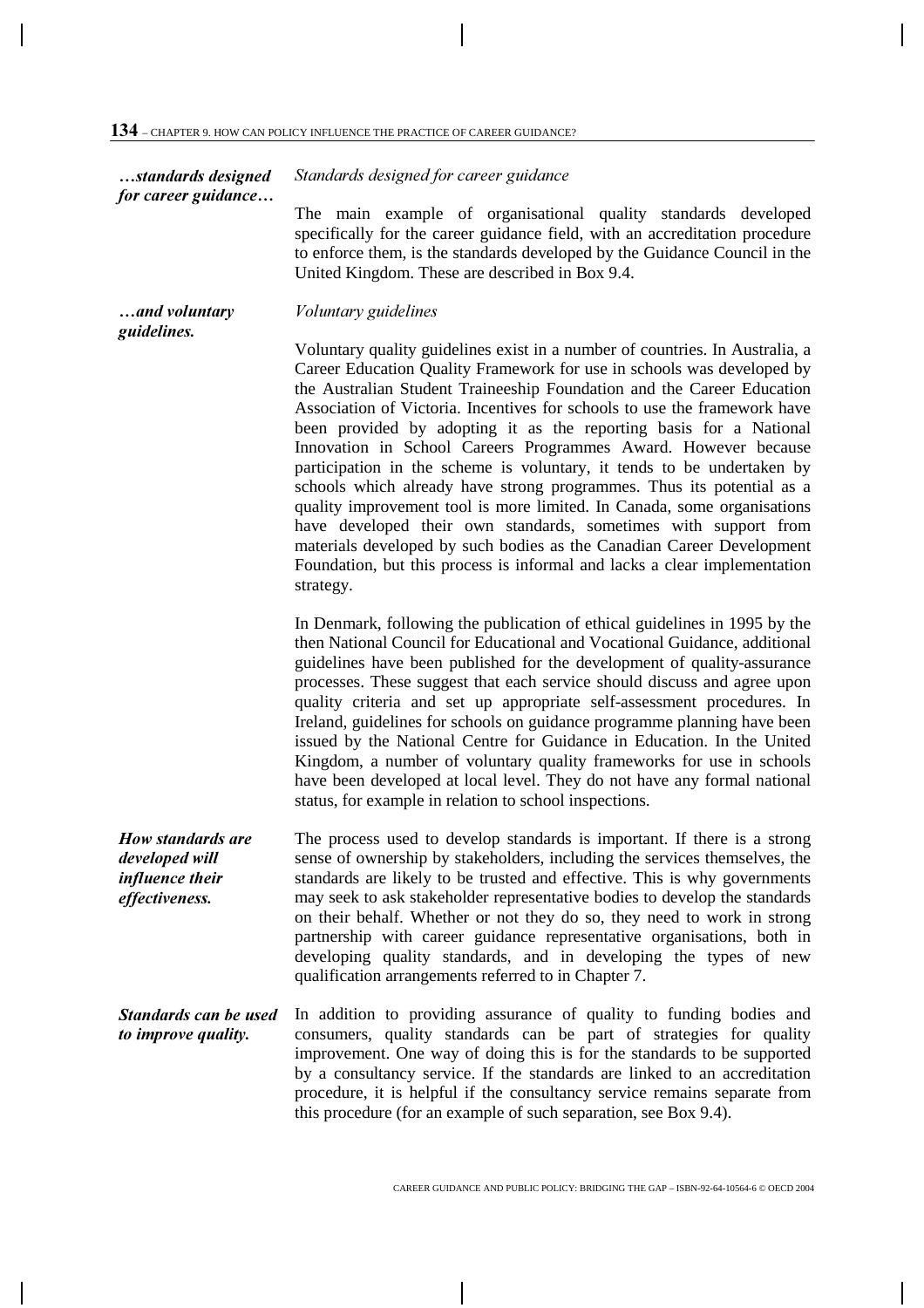*…standards designed for career guidance…*

*Standards designed for career guidance*

The main example of organisational quality standards developed specifically for the career guidance field, with an accreditation procedure to enforce them, is the standards developed by the Guidance Council in the United Kingdom. These are described in Box 9.4.

*…and voluntary guidelines.*

*Voluntary guidelines*

Voluntary quality guidelines exist in a number of countries. In Australia, a Career Education Quality Framework for use in schools was developed by the Australian Student Traineeship Foundation and the Career Education Association of Victoria. Incentives for schools to use the framework have been provided by adopting it as the reporting basis for a National Innovation in School Careers Programmes Award. However because participation in the scheme is voluntary, it tends to be undertaken by schools which already have strong programmes. Thus its potential as a quality improvement tool is more limited. In Canada, some organisations have developed their own standards, sometimes with support from materials developed by such bodies as the Canadian Career Development Foundation, but this process is informal and lacks a clear implementation strategy.

In Denmark, following the publication of ethical guidelines in 1995 by the then National Council for Educational and Vocational Guidance, additional guidelines have been published for the development of quality-assurance processes. These suggest that each service should discuss and agree upon quality criteria and set up appropriate self-assessment procedures. In Ireland, guidelines for schools on guidance programme planning have been issued by the National Centre for Guidance in Education. In the United Kingdom, a number of voluntary quality frameworks for use in schools have been developed at local level. They do not have any formal national status, for example in relation to school inspections.

***How standards are developed will influence their effectiveness.***

The process used to develop standards is important. If there is a strong sense of ownership by stakeholders, including the services themselves, the standards are likely to be trusted and effective. This is why governments may seek to ask stakeholder representative bodies to develop the standards on their behalf. Whether or not they do so, they need to work in strong partnership with career guidance representative organisations, both in developing quality standards, and in developing the types of new qualification arrangements referred to in Chapter 7.

***Standards can be used to improve quality.***

In addition to providing assurance of quality to funding bodies and consumers, quality standards can be part of strategies for quality improvement. One way of doing this is for the standards to be supported by a consultancy service. If the standards are linked to an accreditation procedure, it is helpful if the consultancy service remains separate from this procedure (for an example of such separation, see Box 9.4).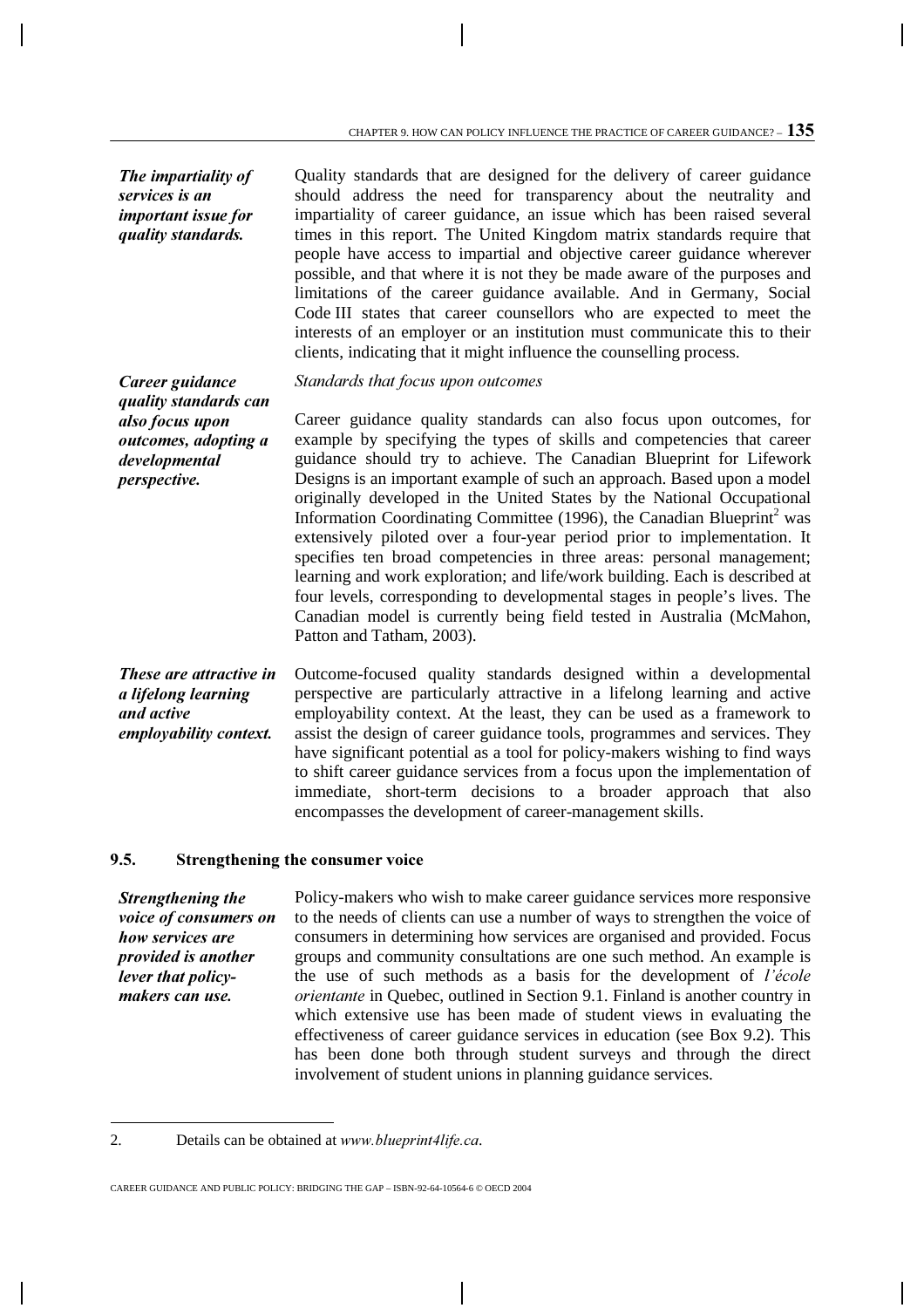*The impartiality of services is an important issue for quality standards.*

Quality standards that are designed for the delivery of career guidance should address the need for transparency about the neutrality and impartiality of career guidance, an issue which has been raised several times in this report. The United Kingdom matrix standards require that people have access to impartial and objective career guidance wherever possible, and that where it is not they be made aware of the purposes and limitations of the career guidance available. And in Germany, Social Code III states that career counsellors who are expected to meet the interests of an employer or an institution must communicate this to their clients, indicating that it might influence the counselling process.

*Career guidance quality standards can also focus upon outcomes, adopting a developmental perspective.*

*Standards that focus upon outcomes*

Career guidance quality standards can also focus upon outcomes, for example by specifying the types of skills and competencies that career guidance should try to achieve. The Canadian Blueprint for Lifework Designs is an important example of such an approach. Based upon a model originally developed in the United States by the National Occupational Information Coordinating Committee (1996), the Canadian Blueprint[2] was extensively piloted over a four-year period prior to implementation. It specifies ten broad competencies in three areas: personal management; learning and work exploration; and life/work building. Each is described at four levels, corresponding to developmental stages in people's lives. The Canadian model is currently being field tested in Australia (McMahon, Patton and Tatham, 2003).

*These are attractive in a lifelong learning and active employability context.*

Outcome-focused quality standards designed within a developmental perspective are particularly attractive in a lifelong learning and active employability context. At the least, they can be used as a framework to assist the design of career guidance tools, programmes and services. They have significant potential as a tool for policy-makers wishing to find ways to shift career guidance services from a focus upon the implementation of immediate, short-term decisions to a broader approach that also encompasses the development of career-management skills.

## 9.5. Strengthening the consumer voice

*Strengthening the voice of consumers on how services are provided is another lever that policy-makers can use.*

Policy-makers who wish to make career guidance services more responsive to the needs of clients can use a number of ways to strengthen the voice of consumers in determining how services are organised and provided. Focus groups and community consultations are one such method. An example is the use of such methods as a basis for the development of *l'école orientante* in Quebec, outlined in Section 9.1. Finland is another country in which extensive use has been made of student views in evaluating the effectiveness of career guidance services in education (see Box 9.2). This has been done both through student surveys and through the direct involvement of student unions in planning guidance services.

2. Details can be obtained at *www.blueprint4life.ca*.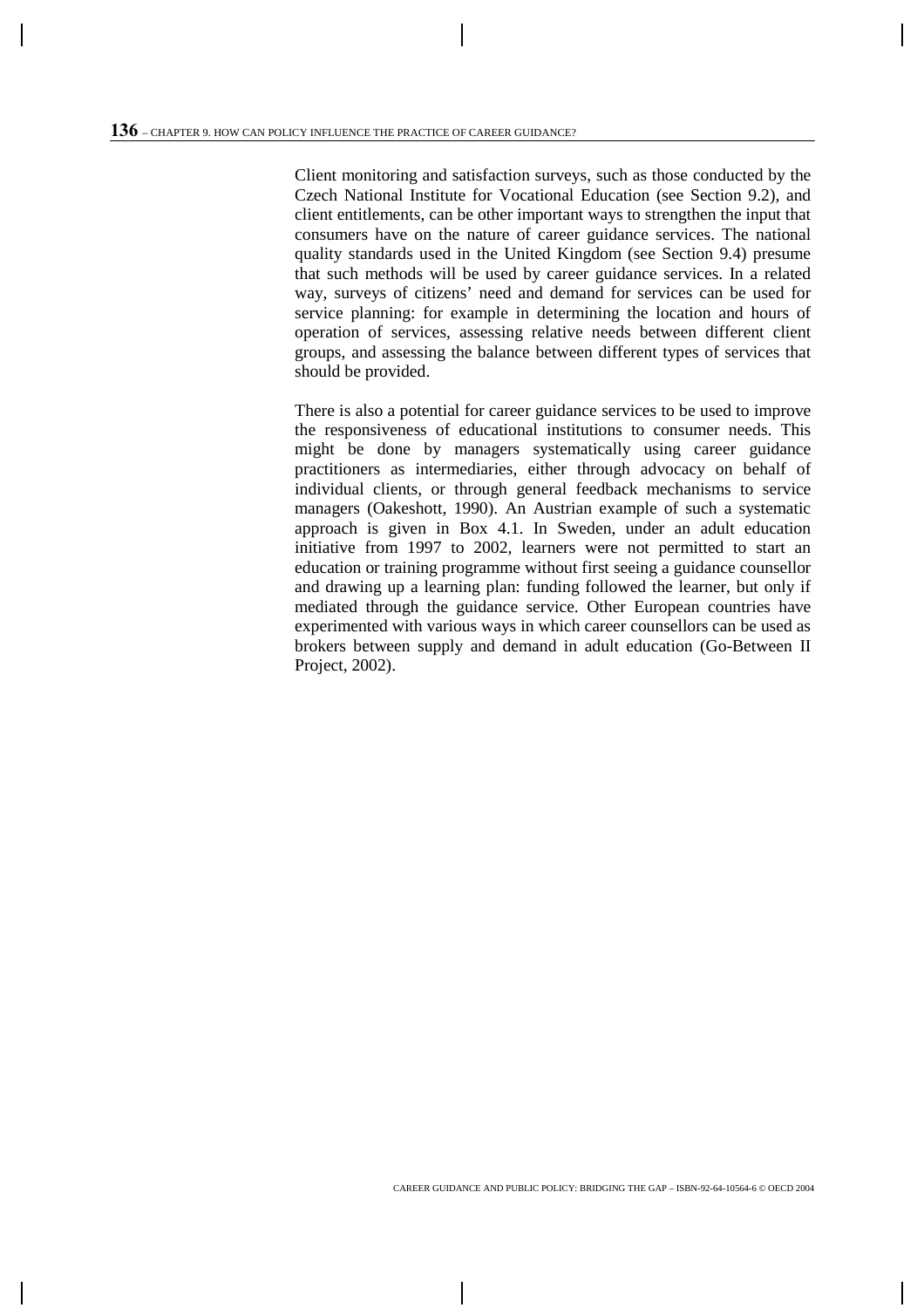Client monitoring and satisfaction surveys, such as those conducted by the Czech National Institute for Vocational Education (see Section 9.2), and client entitlements, can be other important ways to strengthen the input that consumers have on the nature of career guidance services. The national quality standards used in the United Kingdom (see Section 9.4) presume that such methods will be used by career guidance services. In a related way, surveys of citizens' need and demand for services can be used for service planning: for example in determining the location and hours of operation of services, assessing relative needs between different client groups, and assessing the balance between different types of services that should be provided.

There is also a potential for career guidance services to be used to improve the responsiveness of educational institutions to consumer needs. This might be done by managers systematically using career guidance practitioners as intermediaries, either through advocacy on behalf of individual clients, or through general feedback mechanisms to service managers (Oakeshott, 1990). An Austrian example of such a systematic approach is given in Box 4.1. In Sweden, under an adult education initiative from 1997 to 2002, learners were not permitted to start an education or training programme without first seeing a guidance counsellor and drawing up a learning plan: funding followed the learner, but only if mediated through the guidance service. Other European countries have experimented with various ways in which career counsellors can be used as brokers between supply and demand in adult education (Go-Between II Project, 2002).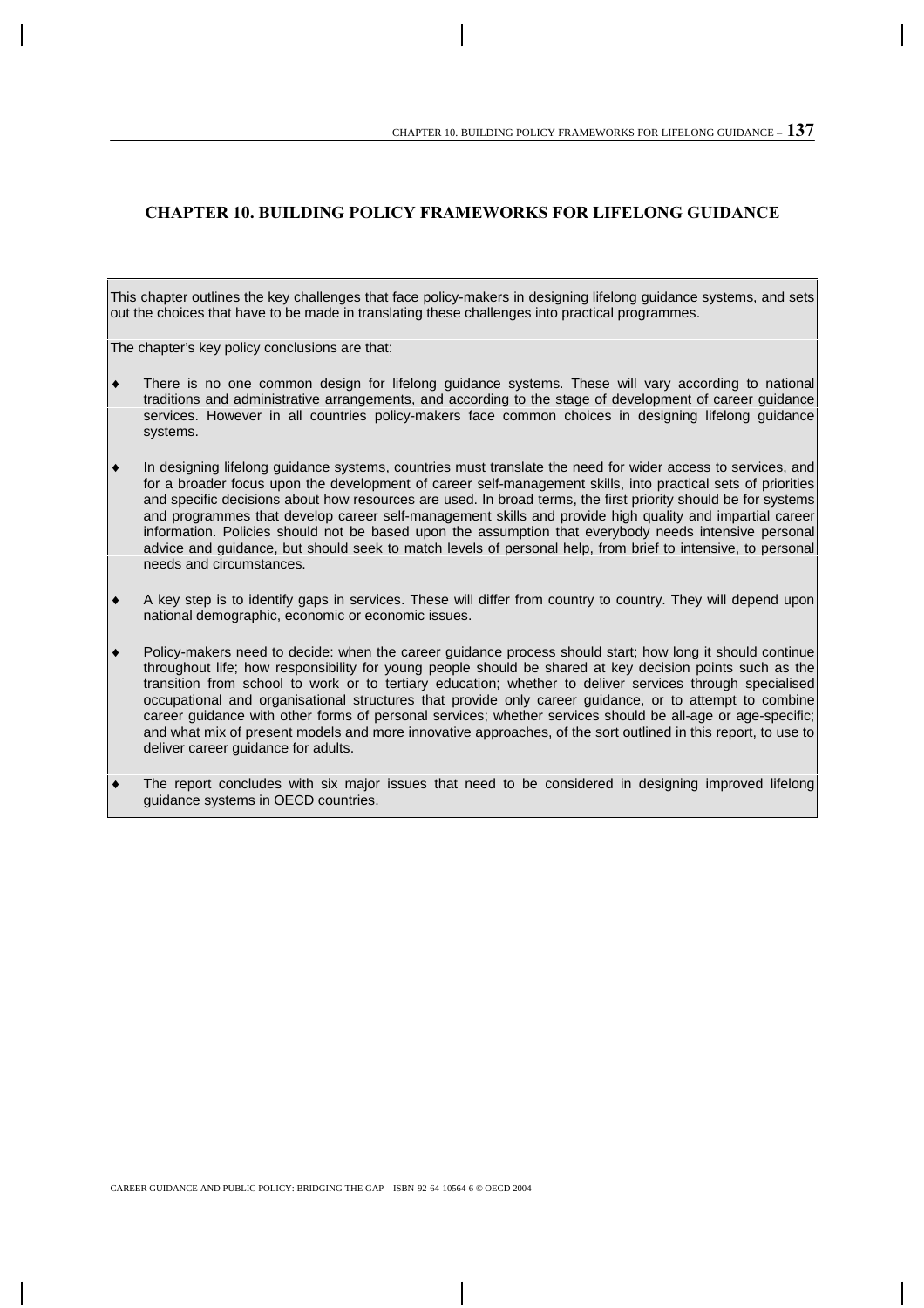# CHAPTER 10. BUILDING POLICY FRAMEWORKS FOR LIFELONG GUIDANCE

This chapter outlines the key challenges that face policy-makers in designing lifelong guidance systems, and sets out the choices that have to be made in translating these challenges into practical programmes.

The chapter's key policy conclusions are that:

- There is no one common design for lifelong guidance systems. These will vary according to national traditions and administrative arrangements, and according to the stage of development of career guidance services. However in all countries policy-makers face common choices in designing lifelong guidance systems.
- In designing lifelong guidance systems, countries must translate the need for wider access to services, and for a broader focus upon the development of career self-management skills, into practical sets of priorities and specific decisions about how resources are used. In broad terms, the first priority should be for systems and programmes that develop career self-management skills and provide high quality and impartial career information. Policies should not be based upon the assumption that everybody needs intensive personal advice and guidance, but should seek to match levels of personal help, from brief to intensive, to personal needs and circumstances.
- A key step is to identify gaps in services. These will differ from country to country. They will depend upon national demographic, economic or economic issues.
- Policy-makers need to decide: when the career guidance process should start; how long it should continue throughout life; how responsibility for young people should be shared at key decision points such as the transition from school to work or to tertiary education; whether to deliver services through specialised occupational and organisational structures that provide only career guidance, or to attempt to combine career guidance with other forms of personal services; whether services should be all-age or age-specific; and what mix of present models and more innovative approaches, of the sort outlined in this report, to use to deliver career guidance for adults.
- The report concludes with six major issues that need to be considered in designing improved lifelong guidance systems in OECD countries.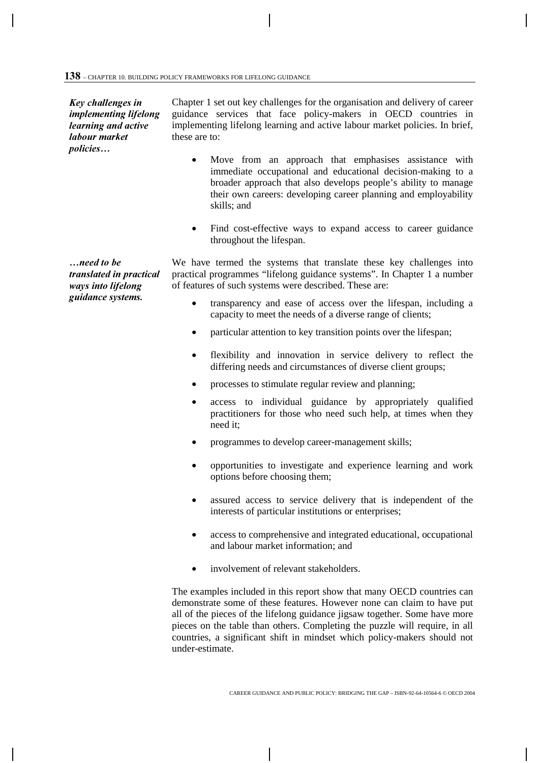*Key challenges in implementing lifelong learning and active labour market policies…*

Chapter 1 set out key challenges for the organisation and delivery of career guidance services that face policy-makers in OECD countries in implementing lifelong learning and active labour market policies. In brief, these are to:

- Move from an approach that emphasises assistance with immediate occupational and educational decision-making to a broader approach that also develops people's ability to manage their own careers: developing career planning and employability skills; and
- Find cost-effective ways to expand access to career guidance throughout the lifespan.

*…need to be translated in practical ways into lifelong guidance systems.*

We have termed the systems that translate these key challenges into practical programmes "lifelong guidance systems". In Chapter 1 a number of features of such systems were described. These are:

- transparency and ease of access over the lifespan, including a capacity to meet the needs of a diverse range of clients;
- particular attention to key transition points over the lifespan;
- flexibility and innovation in service delivery to reflect the differing needs and circumstances of diverse client groups;
- processes to stimulate regular review and planning;
- access to individual guidance by appropriately qualified practitioners for those who need such help, at times when they need it;
- programmes to develop career-management skills;
- opportunities to investigate and experience learning and work options before choosing them;
- assured access to service delivery that is independent of the interests of particular institutions or enterprises;
- access to comprehensive and integrated educational, occupational and labour market information; and
- involvement of relevant stakeholders.

The examples included in this report show that many OECD countries can demonstrate some of these features. However none can claim to have put all of the pieces of the lifelong guidance jigsaw together. Some have more pieces on the table than others. Completing the puzzle will require, in all countries, a significant shift in mindset which policy-makers should not under-estimate.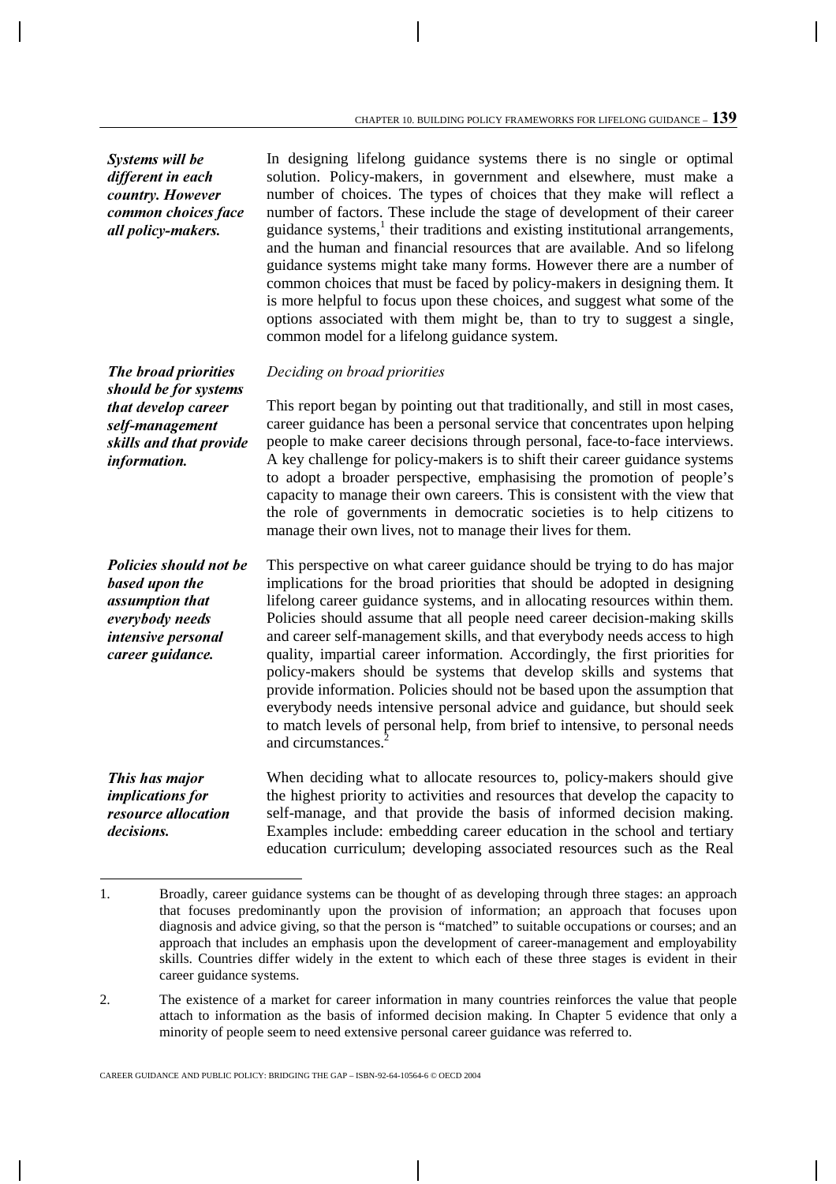***Systems will be different in each country. However common choices face all policy-makers.***

In designing lifelong guidance systems there is no single or optimal solution. Policy-makers, in government and elsewhere, must make a number of choices. The types of choices that they make will reflect a number of factors. These include the stage of development of their career guidance systems,[1] their traditions and existing institutional arrangements, and the human and financial resources that are available. And so lifelong guidance systems might take many forms. However there are a number of common choices that must be faced by policy-makers in designing them. It is more helpful to focus upon these choices, and suggest what some of the options associated with them might be, than to try to suggest a single, common model for a lifelong guidance system.

***The broad priorities should be for systems that develop career self-management skills and that provide information.***

*Deciding on broad priorities*

This report began by pointing out that traditionally, and still in most cases, career guidance has been a personal service that concentrates upon helping people to make career decisions through personal, face-to-face interviews. A key challenge for policy-makers is to shift their career guidance systems to adopt a broader perspective, emphasising the promotion of people's capacity to manage their own careers. This is consistent with the view that the role of governments in democratic societies is to help citizens to manage their own lives, not to manage their lives for them.

***Policies should not be based upon the assumption that everybody needs intensive personal career guidance.***

This perspective on what career guidance should be trying to do has major implications for the broad priorities that should be adopted in designing lifelong career guidance systems, and in allocating resources within them. Policies should assume that all people need career decision-making skills and career self-management skills, and that everybody needs access to high quality, impartial career information. Accordingly, the first priorities for policy-makers should be systems that develop skills and systems that provide information. Policies should not be based upon the assumption that everybody needs intensive personal advice and guidance, but should seek to match levels of personal help, from brief to intensive, to personal needs and circumstances.[2]

***This has major implications for resource allocation decisions.***

When deciding what to allocate resources to, policy-makers should give the highest priority to activities and resources that develop the capacity to self-manage, and that provide the basis of informed decision making. Examples include: embedding career education in the school and tertiary education curriculum; developing associated resources such as the Real

---

1. Broadly, career guidance systems can be thought of as developing through three stages: an approach that focuses predominantly upon the provision of information; an approach that focuses upon diagnosis and advice giving, so that the person is "matched" to suitable occupations or courses; and an approach that includes an emphasis upon the development of career-management and employability skills. Countries differ widely in the extent to which each of these three stages is evident in their career guidance systems.

2. The existence of a market for career information in many countries reinforces the value that people attach to information as the basis of informed decision making. In Chapter 5 evidence that only a minority of people seem to need extensive personal career guidance was referred to.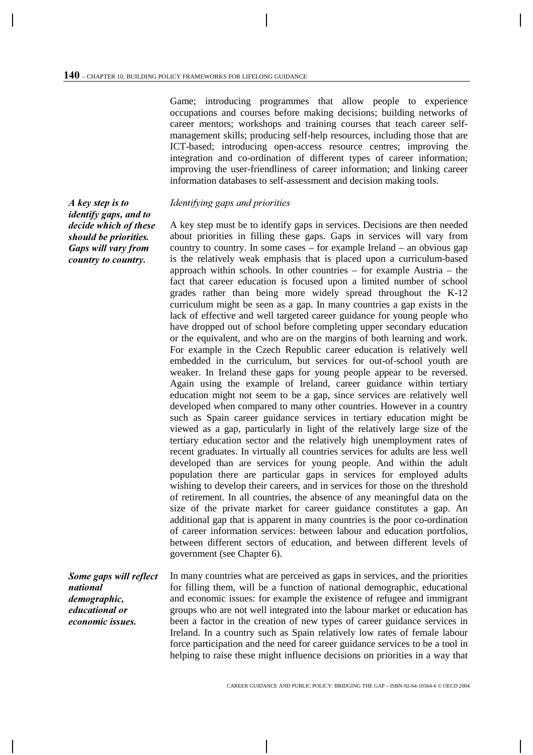Game; introducing programmes that allow people to experience occupations and courses before making decisions; building networks of career mentors; workshops and training courses that teach career self-management skills; producing self-help resources, including those that are ICT-based; introducing open-access resource centres; improving the integration and co-ordination of different types of career information; improving the user-friendliness of career information; and linking career information databases to self-assessment and decision making tools.

*Identifying gaps and priorities*

***A key step is to identify gaps, and to decide which of these should be priorities. Gaps will vary from country to country.***

A key step must be to identify gaps in services. Decisions are then needed about priorities in filling these gaps. Gaps in services will vary from country to country. In some cases – for example Ireland – an obvious gap is the relatively weak emphasis that is placed upon a curriculum-based approach within schools. In other countries – for example Austria – the fact that career education is focused upon a limited number of school grades rather than being more widely spread throughout the K-12 curriculum might be seen as a gap. In many countries a gap exists in the lack of effective and well targeted career guidance for young people who have dropped out of school before completing upper secondary education or the equivalent, and who are on the margins of both learning and work. For example in the Czech Republic career education is relatively well embedded in the curriculum, but services for out-of-school youth are weaker. In Ireland these gaps for young people appear to be reversed. Again using the example of Ireland, career guidance within tertiary education might not seem to be a gap, since services are relatively well developed when compared to many other countries. However in a country such as Spain career guidance services in tertiary education might be viewed as a gap, particularly in light of the relatively large size of the tertiary education sector and the relatively high unemployment rates of recent graduates. In virtually all countries services for adults are less well developed than are services for young people. And within the adult population there are particular gaps in services for employed adults wishing to develop their careers, and in services for those on the threshold of retirement. In all countries, the absence of any meaningful data on the size of the private market for career guidance constitutes a gap. An additional gap that is apparent in many countries is the poor co-ordination of career information services: between labour and education portfolios, between different sectors of education, and between different levels of government (see Chapter 6).

***Some gaps will reflect national demographic, educational or economic issues.***

In many countries what are perceived as gaps in services, and the priorities for filling them, will be a function of national demographic, educational and economic issues: for example the existence of refugee and immigrant groups who are not well integrated into the labour market or education has been a factor in the creation of new types of career guidance services in Ireland. In a country such as Spain relatively low rates of female labour force participation and the need for career guidance services to be a tool in helping to raise these might influence decisions on priorities in a way that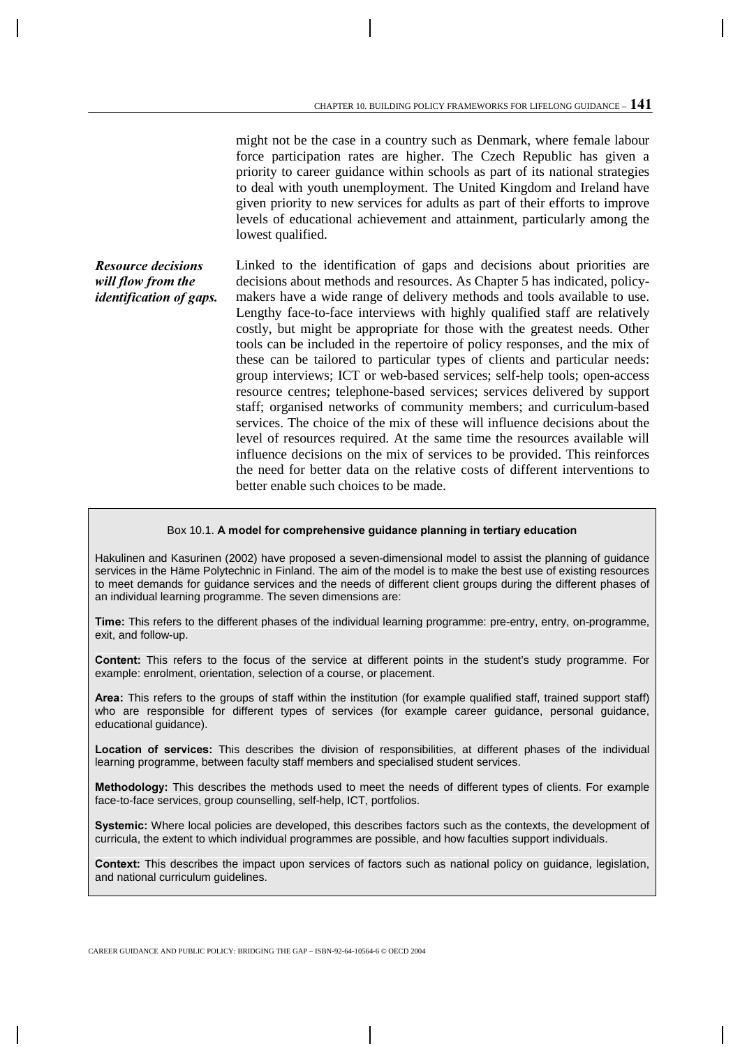might not be the case in a country such as Denmark, where female labour force participation rates are higher. The Czech Republic has given a priority to career guidance within schools as part of its national strategies to deal with youth unemployment. The United Kingdom and Ireland have given priority to new services for adults as part of their efforts to improve levels of educational achievement and attainment, particularly among the lowest qualified.

***Resource decisions will flow from the identification of gaps.***

Linked to the identification of gaps and decisions about priorities are decisions about methods and resources. As Chapter 5 has indicated, policy-makers have a wide range of delivery methods and tools available to use. Lengthy face-to-face interviews with highly qualified staff are relatively costly, but might be appropriate for those with the greatest needs. Other tools can be included in the repertoire of policy responses, and the mix of these can be tailored to particular types of clients and particular needs: group interviews; ICT or web-based services; self-help tools; open-access resource centres; telephone-based services; services delivered by support staff; organised networks of community members; and curriculum-based services. The choice of the mix of these will influence decisions about the level of resources required. At the same time the resources available will influence decisions on the mix of services to be provided. This reinforces the need for better data on the relative costs of different interventions to better enable such choices to be made.

Box 10.1. **A model for comprehensive guidance planning in tertiary education**

Hakulinen and Kasurinen (2002) have proposed a seven-dimensional model to assist the planning of guidance services in the Häme Polytechnic in Finland. The aim of the model is to make the best use of existing resources to meet demands for guidance services and the needs of different client groups during the different phases of an individual learning programme. The seven dimensions are:

**Time:** This refers to the different phases of the individual learning programme: pre-entry, entry, on-programme, exit, and follow-up.

**Content:** This refers to the focus of the service at different points in the student's study programme. For example: enrolment, orientation, selection of a course, or placement.

**Area:** This refers to the groups of staff within the institution (for example qualified staff, trained support staff) who are responsible for different types of services (for example career guidance, personal guidance, educational guidance).

**Location of services:** This describes the division of responsibilities, at different phases of the individual learning programme, between faculty staff members and specialised student services.

**Methodology:** This describes the methods used to meet the needs of different types of clients. For example face-to-face services, group counselling, self-help, ICT, portfolios.

**Systemic:** Where local policies are developed, this describes factors such as the contexts, the development of curricula, the extent to which individual programmes are possible, and how faculties support individuals.

**Context:** This describes the impact upon services of factors such as national policy on guidance, legislation, and national curriculum guidelines.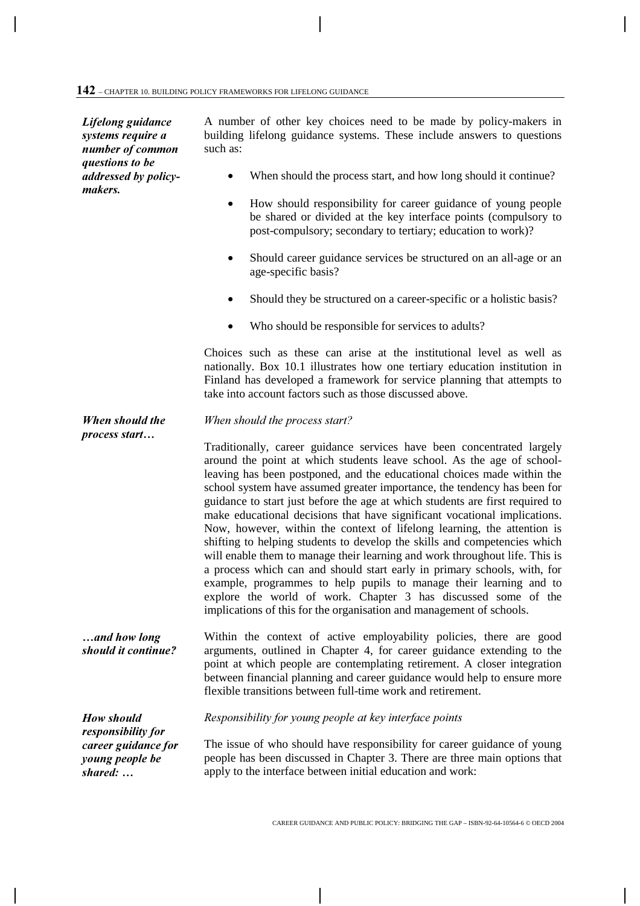***Lifelong guidance systems require a number of common questions to be addressed by policy-makers.***

A number of other key choices need to be made by policy-makers in building lifelong guidance systems. These include answers to questions such as:

- When should the process start, and how long should it continue?
- How should responsibility for career guidance of young people be shared or divided at the key interface points (compulsory to post-compulsory; secondary to tertiary; education to work)?
- Should career guidance services be structured on an all-age or an age-specific basis?
- Should they be structured on a career-specific or a holistic basis?
- Who should be responsible for services to adults?

Choices such as these can arise at the institutional level as well as nationally. Box 10.1 illustrates how one tertiary education institution in Finland has developed a framework for service planning that attempts to take into account factors such as those discussed above.

***When should the process start…***

*When should the process start?*

Traditionally, career guidance services have been concentrated largely around the point at which students leave school. As the age of school-leaving has been postponed, and the educational choices made within the school system have assumed greater importance, the tendency has been for guidance to start just before the age at which students are first required to make educational decisions that have significant vocational implications. Now, however, within the context of lifelong learning, the attention is shifting to helping students to develop the skills and competencies which will enable them to manage their learning and work throughout life. This is a process which can and should start early in primary schools, with, for example, programmes to help pupils to manage their learning and to explore the world of work. Chapter 3 has discussed some of the implications of this for the organisation and management of schools.

***…and how long should it continue?***

Within the context of active employability policies, there are good arguments, outlined in Chapter 4, for career guidance extending to the point at which people are contemplating retirement. A closer integration between financial planning and career guidance would help to ensure more flexible transitions between full-time work and retirement.

***How should responsibility for career guidance for young people be shared: …***

*Responsibility for young people at key interface points*

The issue of who should have responsibility for career guidance of young people has been discussed in Chapter 3. There are three main options that apply to the interface between initial education and work: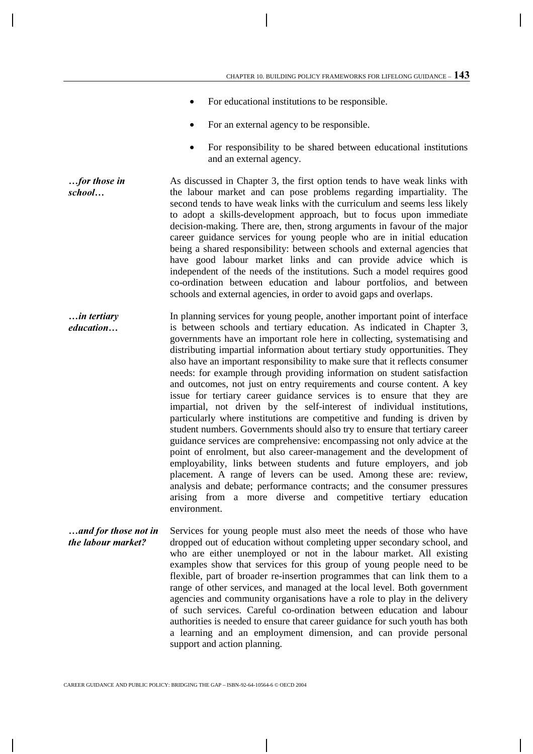- For educational institutions to be responsible.
- For an external agency to be responsible.
- For responsibility to be shared between educational institutions and an external agency.

***…for those in school…***

As discussed in Chapter 3, the first option tends to have weak links with the labour market and can pose problems regarding impartiality. The second tends to have weak links with the curriculum and seems less likely to adopt a skills-development approach, but to focus upon immediate decision-making. There are, then, strong arguments in favour of the major career guidance services for young people who are in initial education being a shared responsibility: between schools and external agencies that have good labour market links and can provide advice which is independent of the needs of the institutions. Such a model requires good co-ordination between education and labour portfolios, and between schools and external agencies, in order to avoid gaps and overlaps.

***…in tertiary education…***

In planning services for young people, another important point of interface is between schools and tertiary education. As indicated in Chapter 3, governments have an important role here in collecting, systematising and distributing impartial information about tertiary study opportunities. They also have an important responsibility to make sure that it reflects consumer needs: for example through providing information on student satisfaction and outcomes, not just on entry requirements and course content. A key issue for tertiary career guidance services is to ensure that they are impartial, not driven by the self-interest of individual institutions, particularly where institutions are competitive and funding is driven by student numbers. Governments should also try to ensure that tertiary career guidance services are comprehensive: encompassing not only advice at the point of enrolment, but also career-management and the development of employability, links between students and future employers, and job placement. A range of levers can be used. Among these are: review, analysis and debate; performance contracts; and the consumer pressures arising from a more diverse and competitive tertiary education environment.

***…and for those not in the labour market?***

Services for young people must also meet the needs of those who have dropped out of education without completing upper secondary school, and who are either unemployed or not in the labour market. All existing examples show that services for this group of young people need to be flexible, part of broader re-insertion programmes that can link them to a range of other services, and managed at the local level. Both government agencies and community organisations have a role to play in the delivery of such services. Careful co-ordination between education and labour authorities is needed to ensure that career guidance for such youth has both a learning and an employment dimension, and can provide personal support and action planning.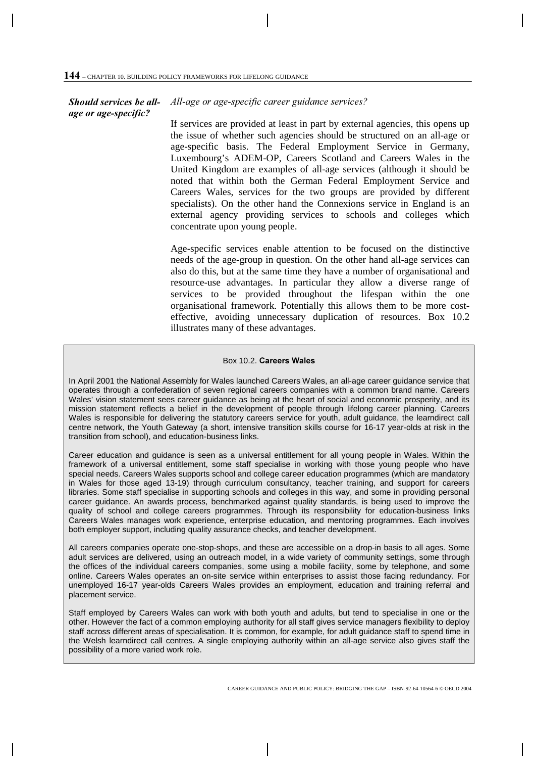***Should services be all-age or age-specific?***

*All-age or age-specific career guidance services?*

If services are provided at least in part by external agencies, this opens up the issue of whether such agencies should be structured on an all-age or age-specific basis. The Federal Employment Service in Germany, Luxembourg's ADEM-OP, Careers Scotland and Careers Wales in the United Kingdom are examples of all-age services (although it should be noted that within both the German Federal Employment Service and Careers Wales, services for the two groups are provided by different specialists). On the other hand the Connexions service in England is an external agency providing services to schools and colleges which concentrate upon young people.

Age-specific services enable attention to be focused on the distinctive needs of the age-group in question. On the other hand all-age services can also do this, but at the same time they have a number of organisational and resource-use advantages. In particular they allow a diverse range of services to be provided throughout the lifespan within the one organisational framework. Potentially this allows them to be more cost-effective, avoiding unnecessary duplication of resources. Box 10.2 illustrates many of these advantages.

Box 10.2. **Careers Wales**

In April 2001 the National Assembly for Wales launched Careers Wales, an all-age career guidance service that operates through a confederation of seven regional careers companies with a common brand name. Careers Wales' vision statement sees career guidance as being at the heart of social and economic prosperity, and its mission statement reflects a belief in the development of people through lifelong career planning. Careers Wales is responsible for delivering the statutory careers service for youth, adult guidance, the learndirect call centre network, the Youth Gateway (a short, intensive transition skills course for 16-17 year-olds at risk in the transition from school), and education-business links.

Career education and guidance is seen as a universal entitlement for all young people in Wales. Within the framework of a universal entitlement, some staff specialise in working with those young people who have special needs. Careers Wales supports school and college career education programmes (which are mandatory in Wales for those aged 13-19) through curriculum consultancy, teacher training, and support for careers libraries. Some staff specialise in supporting schools and colleges in this way, and some in providing personal career guidance. An awards process, benchmarked against quality standards, is being used to improve the quality of school and college careers programmes. Through its responsibility for education-business links Careers Wales manages work experience, enterprise education, and mentoring programmes. Each involves both employer support, including quality assurance checks, and teacher development.

All careers companies operate one-stop-shops, and these are accessible on a drop-in basis to all ages. Some adult services are delivered, using an outreach model, in a wide variety of community settings, some through the offices of the individual careers companies, some using a mobile facility, some by telephone, and some online. Careers Wales operates an on-site service within enterprises to assist those facing redundancy. For unemployed 16-17 year-olds Careers Wales provides an employment, education and training referral and placement service.

Staff employed by Careers Wales can work with both youth and adults, but tend to specialise in one or the other. However the fact of a common employing authority for all staff gives service managers flexibility to deploy staff across different areas of specialisation. It is common, for example, for adult guidance staff to spend time in the Welsh learndirect call centres. A single employing authority within an all-age service also gives staff the possibility of a more varied work role.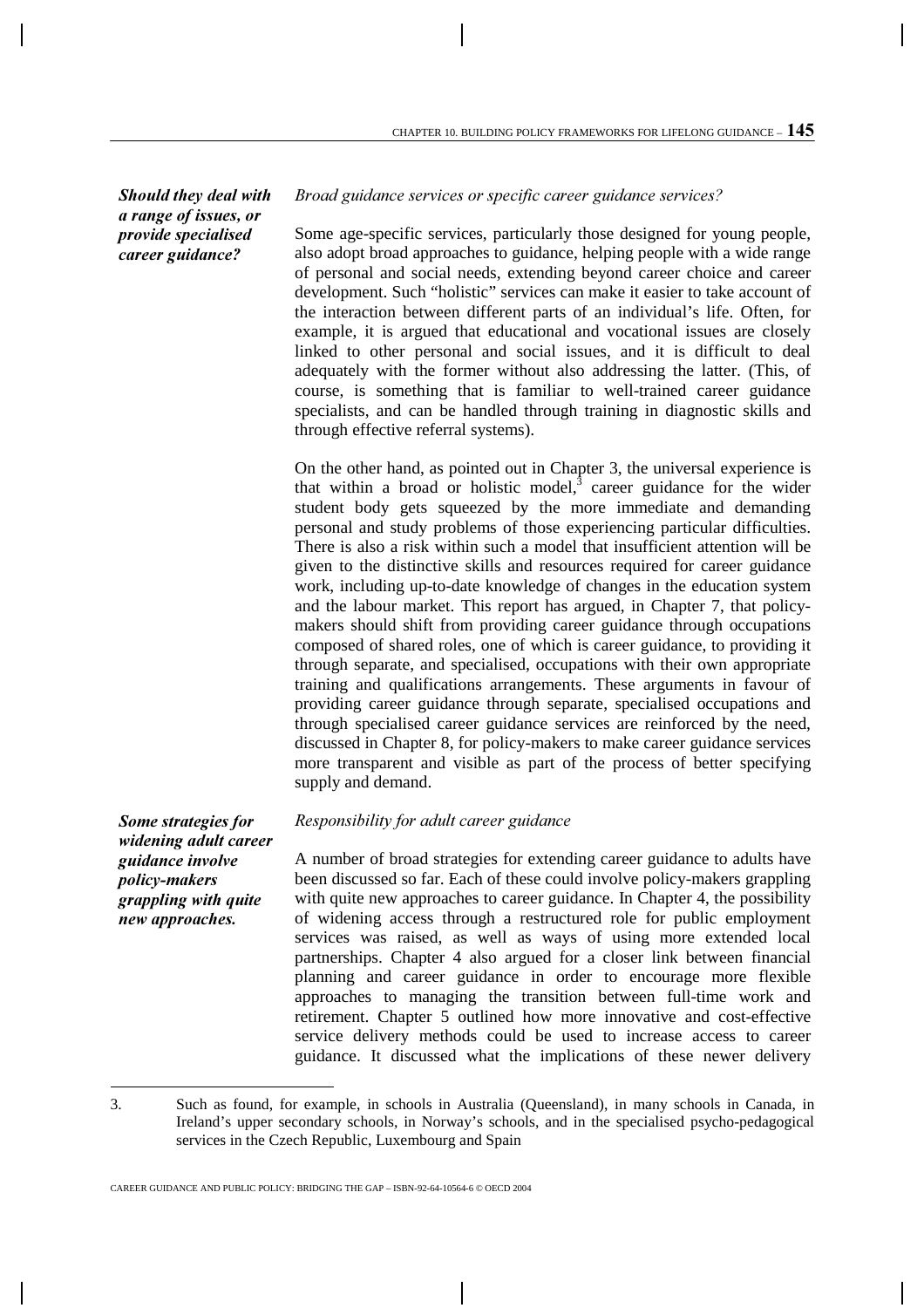*Should they deal with a range of issues, or provide specialised career guidance?*

*Broad guidance services or specific career guidance services?*

Some age-specific services, particularly those designed for young people, also adopt broad approaches to guidance, helping people with a wide range of personal and social needs, extending beyond career choice and career development. Such "holistic" services can make it easier to take account of the interaction between different parts of an individual's life. Often, for example, it is argued that educational and vocational issues are closely linked to other personal and social issues, and it is difficult to deal adequately with the former without also addressing the latter. (This, of course, is something that is familiar to well-trained career guidance specialists, and can be handled through training in diagnostic skills and through effective referral systems).

On the other hand, as pointed out in Chapter 3, the universal experience is that within a broad or holistic model,[3] career guidance for the wider student body gets squeezed by the more immediate and demanding personal and study problems of those experiencing particular difficulties. There is also a risk within such a model that insufficient attention will be given to the distinctive skills and resources required for career guidance work, including up-to-date knowledge of changes in the education system and the labour market. This report has argued, in Chapter 7, that policy-makers should shift from providing career guidance through occupations composed of shared roles, one of which is career guidance, to providing it through separate, and specialised, occupations with their own appropriate training and qualifications arrangements. These arguments in favour of providing career guidance through separate, specialised occupations and through specialised career guidance services are reinforced by the need, discussed in Chapter 8, for policy-makers to make career guidance services more transparent and visible as part of the process of better specifying supply and demand.

*Some strategies for widening adult career guidance involve policy-makers grappling with quite new approaches.*

*Responsibility for adult career guidance*

A number of broad strategies for extending career guidance to adults have been discussed so far. Each of these could involve policy-makers grappling with quite new approaches to career guidance. In Chapter 4, the possibility of widening access through a restructured role for public employment services was raised, as well as ways of using more extended local partnerships. Chapter 4 also argued for a closer link between financial planning and career guidance in order to encourage more flexible approaches to managing the transition between full-time work and retirement. Chapter 5 outlined how more innovative and cost-effective service delivery methods could be used to increase access to career guidance. It discussed what the implications of these newer delivery

3. Such as found, for example, in schools in Australia (Queensland), in many schools in Canada, in Ireland's upper secondary schools, in Norway's schools, and in the specialised psycho-pedagogical services in the Czech Republic, Luxembourg and Spain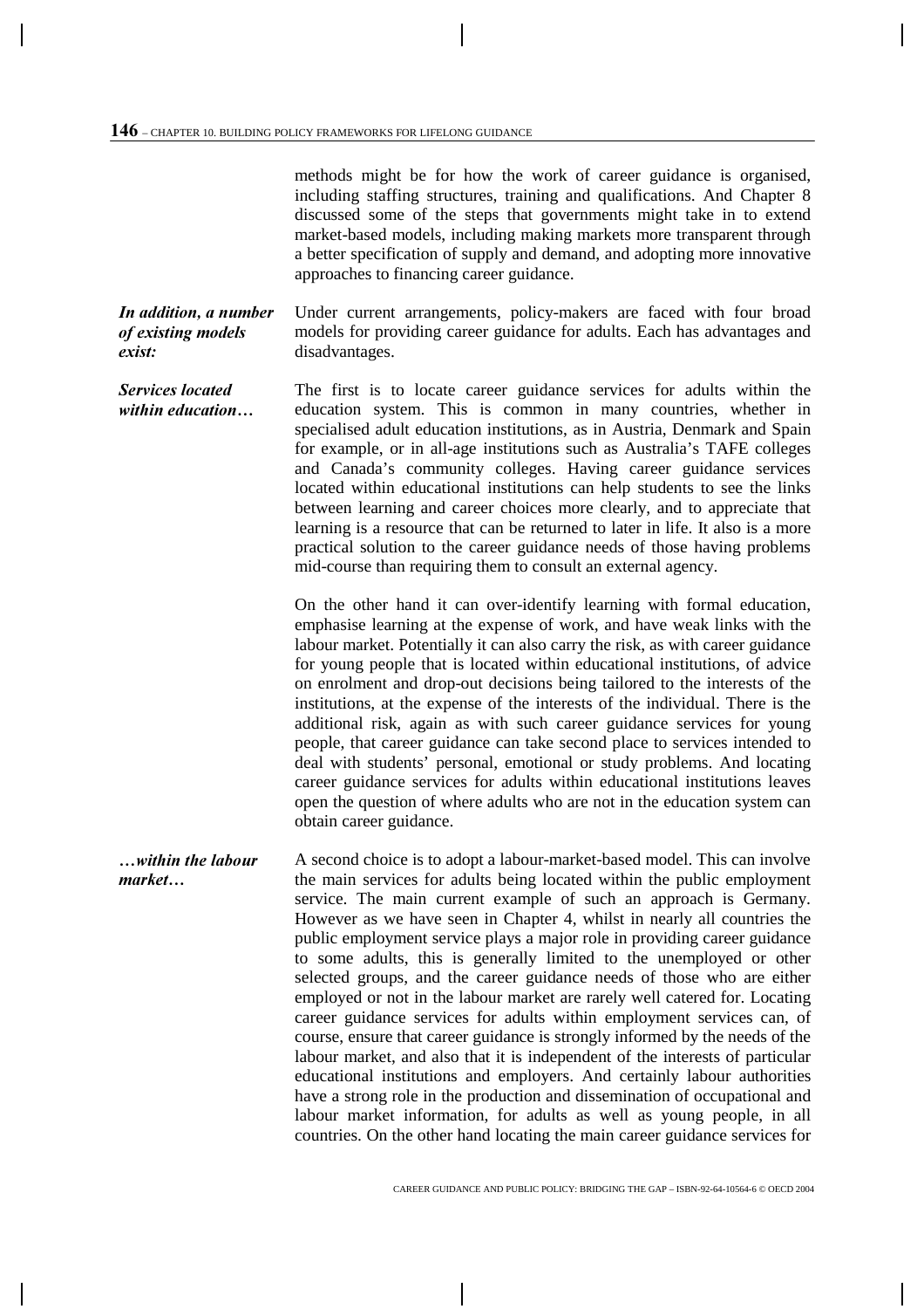methods might be for how the work of career guidance is organised, including staffing structures, training and qualifications. And Chapter 8 discussed some of the steps that governments might take in to extend market-based models, including making markets more transparent through a better specification of supply and demand, and adopting more innovative approaches to financing career guidance.

***In addition, a number of existing models exist:***

Under current arrangements, policy-makers are faced with four broad models for providing career guidance for adults. Each has advantages and disadvantages.

***Services located within education…***

The first is to locate career guidance services for adults within the education system. This is common in many countries, whether in specialised adult education institutions, as in Austria, Denmark and Spain for example, or in all-age institutions such as Australia's TAFE colleges and Canada's community colleges. Having career guidance services located within educational institutions can help students to see the links between learning and career choices more clearly, and to appreciate that learning is a resource that can be returned to later in life. It also is a more practical solution to the career guidance needs of those having problems mid-course than requiring them to consult an external agency.

On the other hand it can over-identify learning with formal education, emphasise learning at the expense of work, and have weak links with the labour market. Potentially it can also carry the risk, as with career guidance for young people that is located within educational institutions, of advice on enrolment and drop-out decisions being tailored to the interests of the institutions, at the expense of the interests of the individual. There is the additional risk, again as with such career guidance services for young people, that career guidance can take second place to services intended to deal with students' personal, emotional or study problems. And locating career guidance services for adults within educational institutions leaves open the question of where adults who are not in the education system can obtain career guidance.

***…within the labour market…***

A second choice is to adopt a labour-market-based model. This can involve the main services for adults being located within the public employment service. The main current example of such an approach is Germany. However as we have seen in Chapter 4, whilst in nearly all countries the public employment service plays a major role in providing career guidance to some adults, this is generally limited to the unemployed or other selected groups, and the career guidance needs of those who are either employed or not in the labour market are rarely well catered for. Locating career guidance services for adults within employment services can, of course, ensure that career guidance is strongly informed by the needs of the labour market, and also that it is independent of the interests of particular educational institutions and employers. And certainly labour authorities have a strong role in the production and dissemination of occupational and labour market information, for adults as well as young people, in all countries. On the other hand locating the main career guidance services for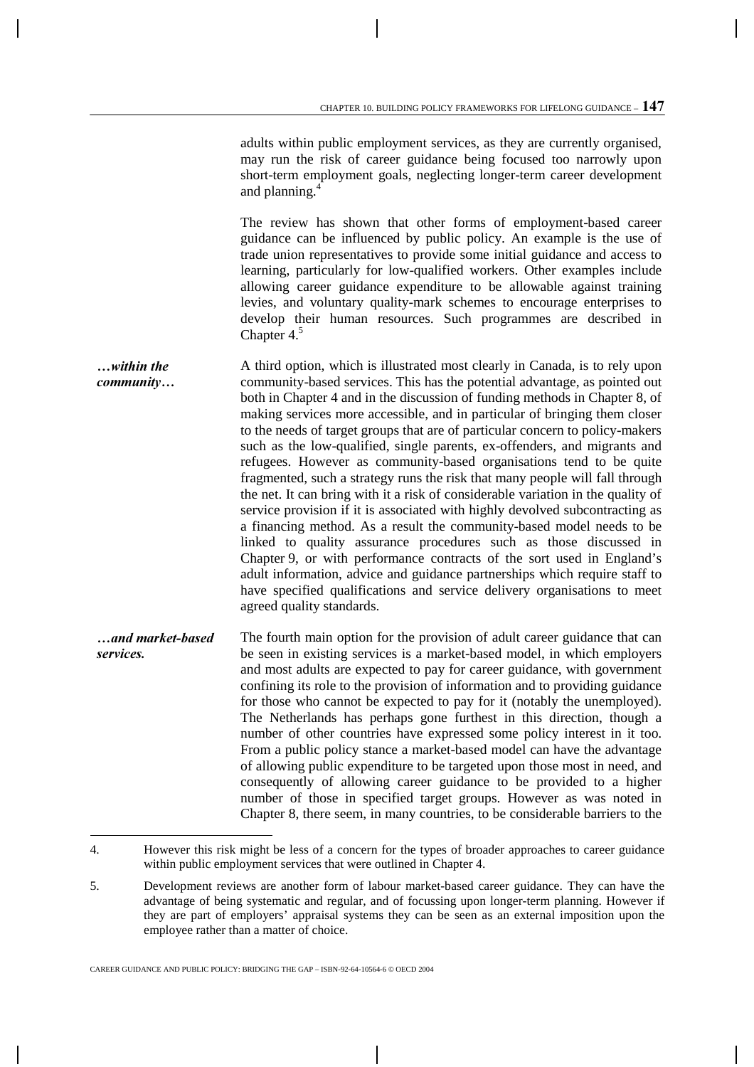adults within public employment services, as they are currently organised, may run the risk of career guidance being focused too narrowly upon short-term employment goals, neglecting longer-term career development and planning.[4]

The review has shown that other forms of employment-based career guidance can be influenced by public policy. An example is the use of trade union representatives to provide some initial guidance and access to learning, particularly for low-qualified workers. Other examples include allowing career guidance expenditure to be allowable against training levies, and voluntary quality-mark schemes to encourage enterprises to develop their human resources. Such programmes are described in Chapter 4.[5]

***…within the community…***

A third option, which is illustrated most clearly in Canada, is to rely upon community-based services. This has the potential advantage, as pointed out both in Chapter 4 and in the discussion of funding methods in Chapter 8, of making services more accessible, and in particular of bringing them closer to the needs of target groups that are of particular concern to policy-makers such as the low-qualified, single parents, ex-offenders, and migrants and refugees. However as community-based organisations tend to be quite fragmented, such a strategy runs the risk that many people will fall through the net. It can bring with it a risk of considerable variation in the quality of service provision if it is associated with highly devolved subcontracting as a financing method. As a result the community-based model needs to be linked to quality assurance procedures such as those discussed in Chapter 9, or with performance contracts of the sort used in England's adult information, advice and guidance partnerships which require staff to have specified qualifications and service delivery organisations to meet agreed quality standards.

***…and market-based services.***

The fourth main option for the provision of adult career guidance that can be seen in existing services is a market-based model, in which employers and most adults are expected to pay for career guidance, with government confining its role to the provision of information and to providing guidance for those who cannot be expected to pay for it (notably the unemployed). The Netherlands has perhaps gone furthest in this direction, though a number of other countries have expressed some policy interest in it too. From a public policy stance a market-based model can have the advantage of allowing public expenditure to be targeted upon those most in need, and consequently of allowing career guidance to be provided to a higher number of those in specified target groups. However as was noted in Chapter 8, there seem, in many countries, to be considerable barriers to the

4. However this risk might be less of a concern for the types of broader approaches to career guidance within public employment services that were outlined in Chapter 4.

5. Development reviews are another form of labour market-based career guidance. They can have the advantage of being systematic and regular, and of focussing upon longer-term planning. However if they are part of employers' appraisal systems they can be seen as an external imposition upon the employee rather than a matter of choice.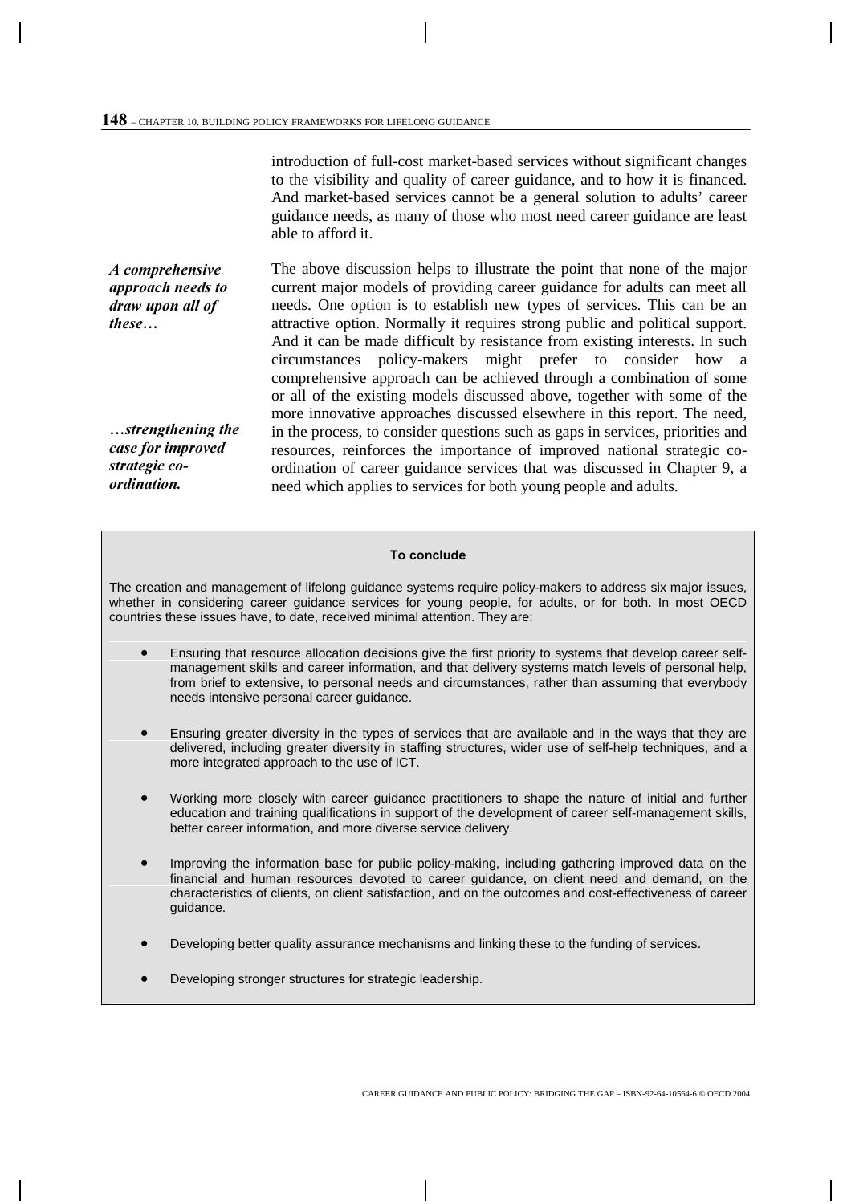introduction of full-cost market-based services without significant changes to the visibility and quality of career guidance, and to how it is financed. And market-based services cannot be a general solution to adults' career guidance needs, as many of those who most need career guidance are least able to afford it.

***A comprehensive approach needs to draw upon all of these…***

The above discussion helps to illustrate the point that none of the major current major models of providing career guidance for adults can meet all needs. One option is to establish new types of services. This can be an attractive option. Normally it requires strong public and political support. And it can be made difficult by resistance from existing interests. In such circumstances policy-makers might prefer to consider how a comprehensive approach can be achieved through a combination of some or all of the existing models discussed above, together with some of the more innovative approaches discussed elsewhere in this report. The need, in the process, to consider questions such as gaps in services, priorities and resources, reinforces the importance of improved national strategic co-ordination of career guidance services that was discussed in Chapter 9, a need which applies to services for both young people and adults.

***…strengthening the case for improved strategic co-ordination.***

**To conclude**

The creation and management of lifelong guidance systems require policy-makers to address six major issues, whether in considering career guidance services for young people, for adults, or for both. In most OECD countries these issues have, to date, received minimal attention. They are:

- Ensuring that resource allocation decisions give the first priority to systems that develop career self-management skills and career information, and that delivery systems match levels of personal help, from brief to extensive, to personal needs and circumstances, rather than assuming that everybody needs intensive personal career guidance.
- Ensuring greater diversity in the types of services that are available and in the ways that they are delivered, including greater diversity in staffing structures, wider use of self-help techniques, and a more integrated approach to the use of ICT.
- Working more closely with career guidance practitioners to shape the nature of initial and further education and training qualifications in support of the development of career self-management skills, better career information, and more diverse service delivery.
- Improving the information base for public policy-making, including gathering improved data on the financial and human resources devoted to career guidance, on client need and demand, on the characteristics of clients, on client satisfaction, and on the outcomes and cost-effectiveness of career guidance.
- Developing better quality assurance mechanisms and linking these to the funding of services.
- Developing stronger structures for strategic leadership.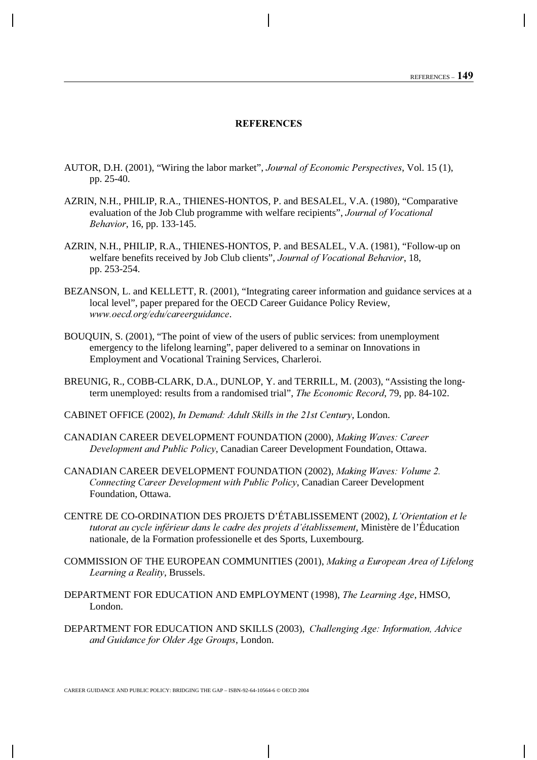## REFERENCES

AUTOR, D.H. (2001), "Wiring the labor market", *Journal of Economic Perspectives*, Vol. 15 (1), pp. 25-40.

AZRIN, N.H., PHILIP, R.A., THIENES-HONTOS, P. and BESALEL, V.A. (1980), "Comparative evaluation of the Job Club programme with welfare recipients", *Journal of Vocational Behavior*, 16, pp. 133-145.

AZRIN, N.H., PHILIP, R.A., THIENES-HONTOS, P. and BESALEL, V.A. (1981), "Follow-up on welfare benefits received by Job Club clients", *Journal of Vocational Behavior*, 18, pp. 253-254.

BEZANSON, L. and KELLETT, R. (2001), "Integrating career information and guidance services at a local level", paper prepared for the OECD Career Guidance Policy Review, *www.oecd.org/edu/careerguidance*.

BOUQUIN, S. (2001), "The point of view of the users of public services: from unemployment emergency to the lifelong learning", paper delivered to a seminar on Innovations in Employment and Vocational Training Services, Charleroi.

BREUNIG, R., COBB-CLARK, D.A., DUNLOP, Y. and TERRILL, M. (2003), "Assisting the long-term unemployed: results from a randomised trial", *The Economic Record*, 79, pp. 84-102.

CABINET OFFICE (2002), *In Demand: Adult Skills in the 21st Century*, London.

CANADIAN CAREER DEVELOPMENT FOUNDATION (2000), *Making Waves: Career Development and Public Policy*, Canadian Career Development Foundation, Ottawa.

CANADIAN CAREER DEVELOPMENT FOUNDATION (2002), *Making Waves: Volume 2. Connecting Career Development with Public Policy*, Canadian Career Development Foundation, Ottawa.

CENTRE DE CO-ORDINATION DES PROJETS D'ÉTABLISSEMENT (2002), *L'Orientation et le tutorat au cycle inférieur dans le cadre des projets d'établissement*, Ministère de l'Éducation nationale, de la Formation professionelle et des Sports, Luxembourg.

COMMISSION OF THE EUROPEAN COMMUNITIES (2001), *Making a European Area of Lifelong Learning a Reality*, Brussels.

DEPARTMENT FOR EDUCATION AND EMPLOYMENT (1998), *The Learning Age*, HMSO, London.

DEPARTMENT FOR EDUCATION AND SKILLS (2003), *Challenging Age: Information, Advice and Guidance for Older Age Groups*, London.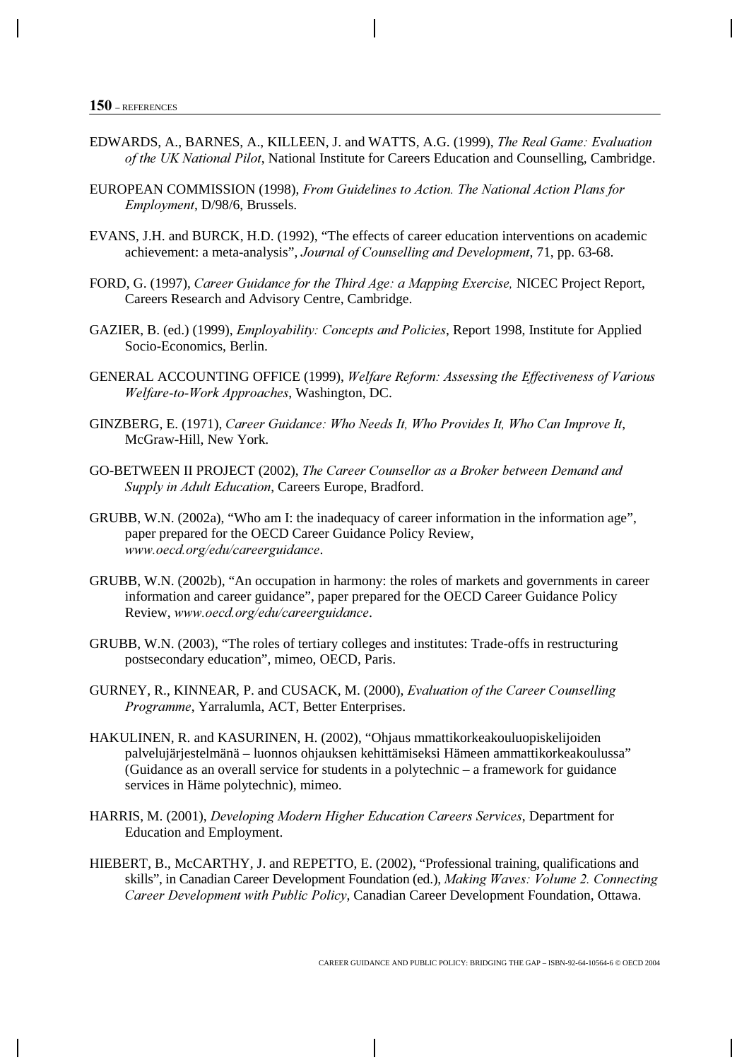EDWARDS, A., BARNES, A., KILLEEN, J. and WATTS, A.G. (1999), *The Real Game: Evaluation of the UK National Pilot*, National Institute for Careers Education and Counselling, Cambridge.

EUROPEAN COMMISSION (1998), *From Guidelines to Action. The National Action Plans for Employment*, D/98/6, Brussels.

EVANS, J.H. and BURCK, H.D. (1992), "The effects of career education interventions on academic achievement: a meta-analysis", *Journal of Counselling and Development*, 71, pp. 63-68.

FORD, G. (1997), *Career Guidance for the Third Age: a Mapping Exercise,* NICEC Project Report, Careers Research and Advisory Centre, Cambridge.

GAZIER, B. (ed.) (1999), *Employability: Concepts and Policies*, Report 1998, Institute for Applied Socio-Economics, Berlin.

GENERAL ACCOUNTING OFFICE (1999), *Welfare Reform: Assessing the Effectiveness of Various Welfare-to-Work Approaches*, Washington, DC.

GINZBERG, E. (1971), *Career Guidance: Who Needs It, Who Provides It, Who Can Improve It*, McGraw-Hill, New York.

GO-BETWEEN II PROJECT (2002), *The Career Counsellor as a Broker between Demand and Supply in Adult Education*, Careers Europe, Bradford.

GRUBB, W.N. (2002a), "Who am I: the inadequacy of career information in the information age", paper prepared for the OECD Career Guidance Policy Review, *www.oecd.org/edu/careerguidance*.

GRUBB, W.N. (2002b), "An occupation in harmony: the roles of markets and governments in career information and career guidance", paper prepared for the OECD Career Guidance Policy Review, *www.oecd.org/edu/careerguidance*.

GRUBB, W.N. (2003), "The roles of tertiary colleges and institutes: Trade-offs in restructuring postsecondary education", mimeo, OECD, Paris.

GURNEY, R., KINNEAR, P. and CUSACK, M. (2000), *Evaluation of the Career Counselling Programme*, Yarralumla, ACT, Better Enterprises.

HAKULINEN, R. and KASURINEN, H. (2002), "Ohjaus mmattikorkeakouluopiskelijoiden palvelujärjestelmänä – luonnos ohjauksen kehittämiseksi Hämeen ammattikorkeakoulussa" (Guidance as an overall service for students in a polytechnic – a framework for guidance services in Häme polytechnic), mimeo.

HARRIS, M. (2001), *Developing Modern Higher Education Careers Services*, Department for Education and Employment.

HIEBERT, B., McCARTHY, J. and REPETTO, E. (2002), "Professional training, qualifications and skills", in Canadian Career Development Foundation (ed.), *Making Waves: Volume 2. Connecting Career Development with Public Policy*, Canadian Career Development Foundation, Ottawa.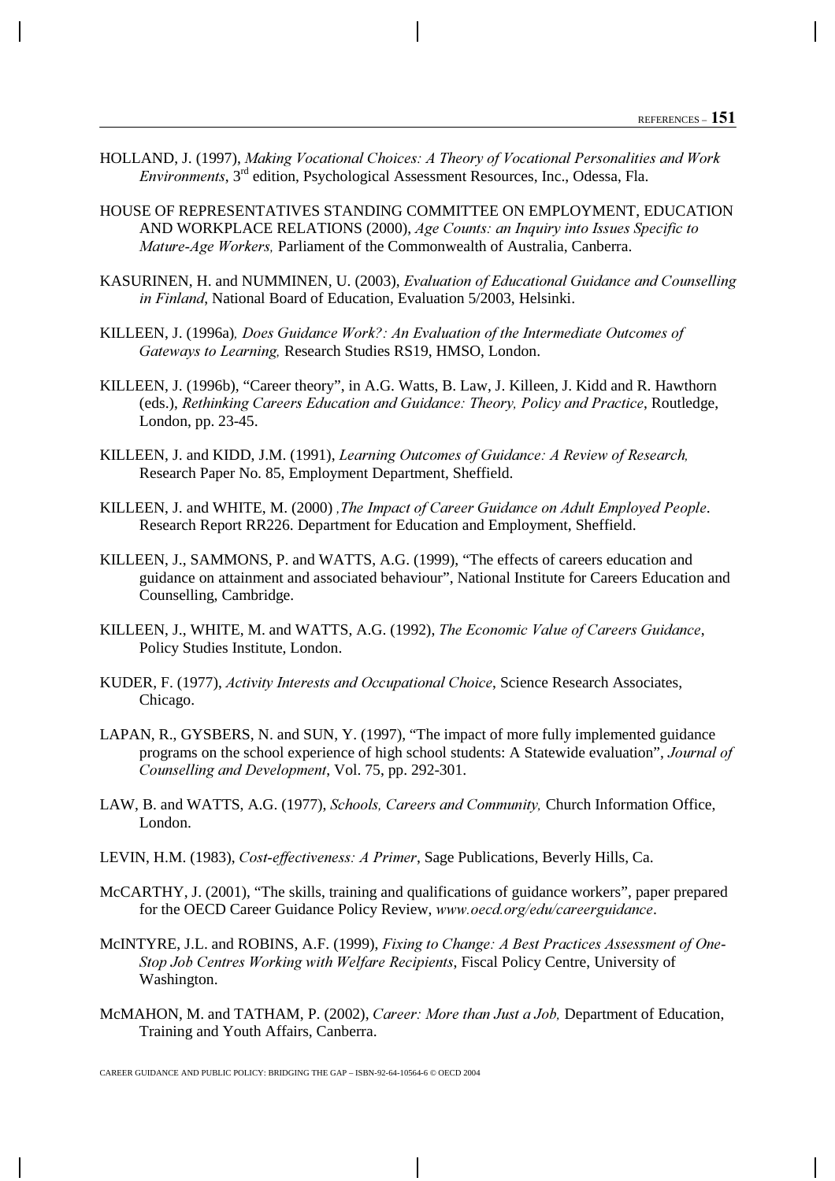HOLLAND, J. (1997), *Making Vocational Choices: A Theory of Vocational Personalities and Work Environments*, 3rd edition, Psychological Assessment Resources, Inc., Odessa, Fla.

HOUSE OF REPRESENTATIVES STANDING COMMITTEE ON EMPLOYMENT, EDUCATION AND WORKPLACE RELATIONS (2000), *Age Counts: an Inquiry into Issues Specific to Mature-Age Workers,* Parliament of the Commonwealth of Australia, Canberra.

KASURINEN, H. and NUMMINEN, U. (2003), *Evaluation of Educational Guidance and Counselling in Finland*, National Board of Education, Evaluation 5/2003, Helsinki.

KILLEEN, J. (1996a)*, Does Guidance Work?: An Evaluation of the Intermediate Outcomes of Gateways to Learning,* Research Studies RS19, HMSO, London.

KILLEEN, J. (1996b), "Career theory", in A.G. Watts, B. Law, J. Killeen, J. Kidd and R. Hawthorn (eds.), *Rethinking Careers Education and Guidance: Theory, Policy and Practice*, Routledge, London, pp. 23-45.

KILLEEN, J. and KIDD, J.M. (1991), *Learning Outcomes of Guidance: A Review of Research,* Research Paper No. 85, Employment Department, Sheffield.

KILLEEN, J. and WHITE, M. (2000) *,The Impact of Career Guidance on Adult Employed People*. Research Report RR226. Department for Education and Employment, Sheffield.

KILLEEN, J., SAMMONS, P. and WATTS, A.G. (1999), "The effects of careers education and guidance on attainment and associated behaviour", National Institute for Careers Education and Counselling, Cambridge.

KILLEEN, J., WHITE, M. and WATTS, A.G. (1992), *The Economic Value of Careers Guidance*, Policy Studies Institute, London.

KUDER, F. (1977), *Activity Interests and Occupational Choice*, Science Research Associates, Chicago.

LAPAN, R., GYSBERS, N. and SUN, Y. (1997), "The impact of more fully implemented guidance programs on the school experience of high school students: A Statewide evaluation", *Journal of Counselling and Development*, Vol. 75, pp. 292-301.

LAW, B. and WATTS, A.G. (1977), *Schools, Careers and Community,* Church Information Office, London.

LEVIN, H.M. (1983), *Cost-effectiveness: A Primer*, Sage Publications, Beverly Hills, Ca.

McCARTHY, J. (2001), "The skills, training and qualifications of guidance workers", paper prepared for the OECD Career Guidance Policy Review, *www.oecd.org/edu/careerguidance*.

McINTYRE, J.L. and ROBINS, A.F. (1999), *Fixing to Change: A Best Practices Assessment of One-Stop Job Centres Working with Welfare Recipients*, Fiscal Policy Centre, University of Washington.

McMAHON, M. and TATHAM, P. (2002), *Career: More than Just a Job,* Department of Education, Training and Youth Affairs, Canberra.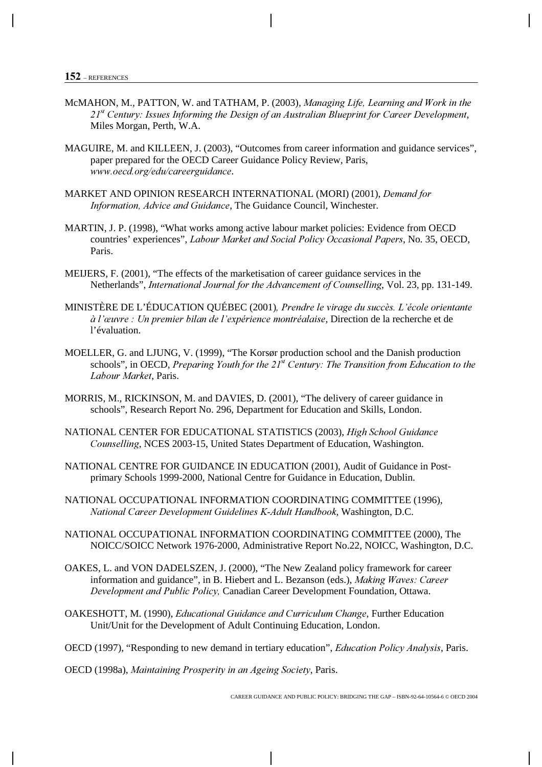McMAHON, M., PATTON, W. and TATHAM, P. (2003), *Managing Life, Learning and Work in the 21st Century: Issues Informing the Design of an Australian Blueprint for Career Development*, Miles Morgan, Perth, W.A.

MAGUIRE, M. and KILLEEN, J. (2003), "Outcomes from career information and guidance services", paper prepared for the OECD Career Guidance Policy Review, Paris, *www.oecd.org/edu/careerguidance*.

MARKET AND OPINION RESEARCH INTERNATIONAL (MORI) (2001), *Demand for Information, Advice and Guidance*, The Guidance Council, Winchester.

MARTIN, J. P. (1998), "What works among active labour market policies: Evidence from OECD countries' experiences", *Labour Market and Social Policy Occasional Papers*, No. 35, OECD, Paris.

MEIJERS, F. (2001), "The effects of the marketisation of career guidance services in the Netherlands", *International Journal for the Advancement of Counselling*, Vol. 23, pp. 131-149.

MINISTÈRE DE L'ÉDUCATION QUÉBEC (2001), *Prendre le virage du succès. L'école orientante à l'œuvre : Un premier bilan de l'expérience montréalaise*, Direction de la recherche et de l'évaluation.

MOELLER, G. and LJUNG, V. (1999), "The Korsør production school and the Danish production schools", in OECD, *Preparing Youth for the 21st Century: The Transition from Education to the Labour Market*, Paris.

MORRIS, M., RICKINSON, M. and DAVIES, D. (2001), "The delivery of career guidance in schools", Research Report No. 296, Department for Education and Skills, London.

NATIONAL CENTER FOR EDUCATIONAL STATISTICS (2003), *High School Guidance Counselling*, NCES 2003-15, United States Department of Education, Washington.

NATIONAL CENTRE FOR GUIDANCE IN EDUCATION (2001), Audit of Guidance in Post-primary Schools 1999-2000, National Centre for Guidance in Education, Dublin.

NATIONAL OCCUPATIONAL INFORMATION COORDINATING COMMITTEE (1996), *National Career Development Guidelines K-Adult Handbook*, Washington, D.C.

NATIONAL OCCUPATIONAL INFORMATION COORDINATING COMMITTEE (2000), The NOICC/SOICC Network 1976-2000, Administrative Report No.22, NOICC, Washington, D.C.

OAKES, L. and VON DADELSZEN, J. (2000), "The New Zealand policy framework for career information and guidance", in B. Hiebert and L. Bezanson (eds.), *Making Waves: Career Development and Public Policy,* Canadian Career Development Foundation, Ottawa.

OAKESHOTT, M. (1990), *Educational Guidance and Curriculum Change*, Further Education Unit/Unit for the Development of Adult Continuing Education, London.

OECD (1997), "Responding to new demand in tertiary education", *Education Policy Analysis*, Paris.

OECD (1998a), *Maintaining Prosperity in an Ageing Society*, Paris.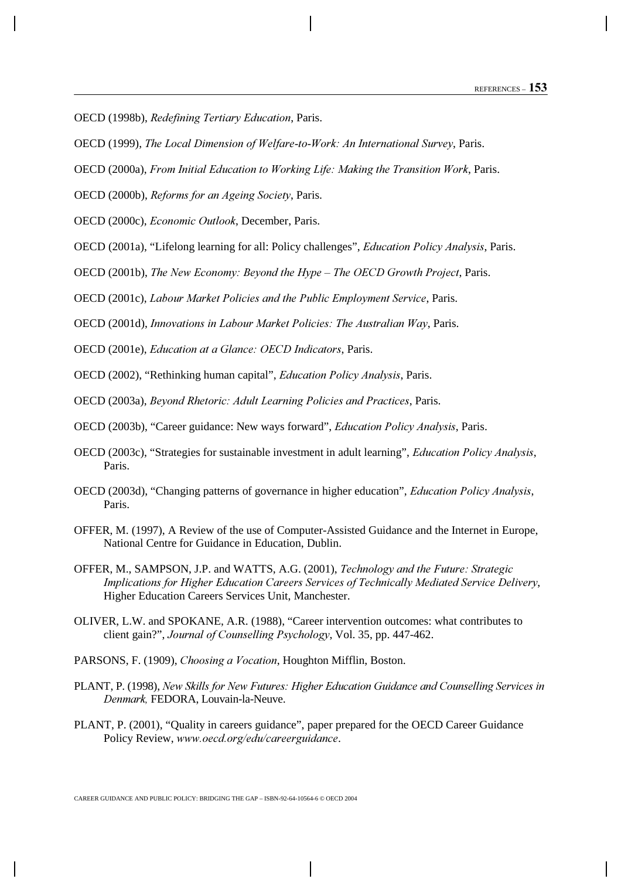OECD (1998b), *Redefining Tertiary Education*, Paris.

OECD (1999), *The Local Dimension of Welfare-to-Work: An International Survey*, Paris.

OECD (2000a), *From Initial Education to Working Life: Making the Transition Work*, Paris.

OECD (2000b), *Reforms for an Ageing Society*, Paris.

OECD (2000c), *Economic Outlook*, December, Paris.

OECD (2001a), "Lifelong learning for all: Policy challenges", *Education Policy Analysis*, Paris.

OECD (2001b), *The New Economy: Beyond the Hype – The OECD Growth Project*, Paris.

OECD (2001c), *Labour Market Policies and the Public Employment Service*, Paris.

OECD (2001d), *Innovations in Labour Market Policies: The Australian Way*, Paris.

OECD (2001e), *Education at a Glance: OECD Indicators*, Paris.

OECD (2002), "Rethinking human capital", *Education Policy Analysis*, Paris.

OECD (2003a), *Beyond Rhetoric: Adult Learning Policies and Practices*, Paris.

OECD (2003b), "Career guidance: New ways forward", *Education Policy Analysis*, Paris.

OECD (2003c), "Strategies for sustainable investment in adult learning", *Education Policy Analysis*, Paris.

OECD (2003d), "Changing patterns of governance in higher education", *Education Policy Analysis*, Paris.

OFFER, M. (1997), A Review of the use of Computer-Assisted Guidance and the Internet in Europe, National Centre for Guidance in Education, Dublin.

OFFER, M., SAMPSON, J.P. and WATTS, A.G. (2001), *Technology and the Future: Strategic Implications for Higher Education Careers Services of Technically Mediated Service Delivery*, Higher Education Careers Services Unit, Manchester.

OLIVER, L.W. and SPOKANE, A.R. (1988), "Career intervention outcomes: what contributes to client gain?", *Journal of Counselling Psychology*, Vol. 35, pp. 447-462.

PARSONS, F. (1909), *Choosing a Vocation*, Houghton Mifflin, Boston.

PLANT, P. (1998), *New Skills for New Futures: Higher Education Guidance and Counselling Services in Denmark,* FEDORA, Louvain-la-Neuve.

PLANT, P. (2001), "Quality in careers guidance", paper prepared for the OECD Career Guidance Policy Review, *www.oecd.org/edu/careerguidance*.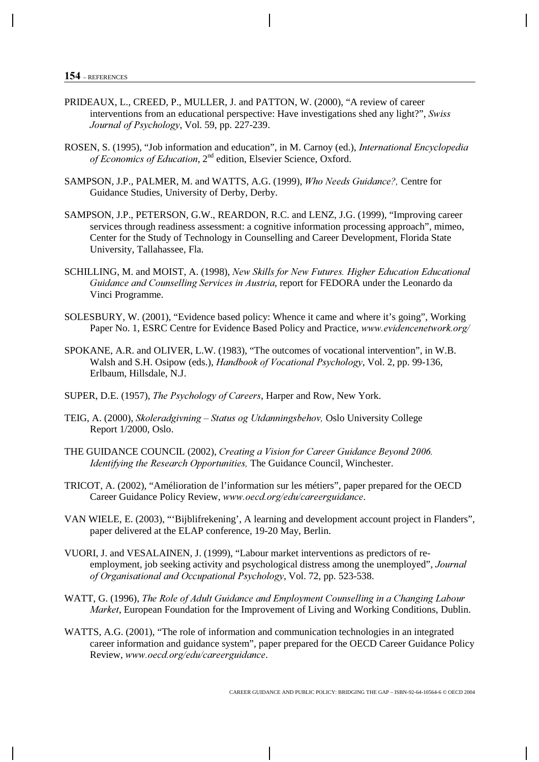PRIDEAUX, L., CREED, P., MULLER, J. and PATTON, W. (2000), "A review of career interventions from an educational perspective: Have investigations shed any light?", *Swiss Journal of Psychology*, Vol. 59, pp. 227-239.

ROSEN, S. (1995), "Job information and education", in M. Carnoy (ed.), *International Encyclopedia of Economics of Education*, 2nd edition, Elsevier Science, Oxford.

SAMPSON, J.P., PALMER, M. and WATTS, A.G. (1999), *Who Needs Guidance?,* Centre for Guidance Studies, University of Derby, Derby.

SAMPSON, J.P., PETERSON, G.W., REARDON, R.C. and LENZ, J.G. (1999), "Improving career services through readiness assessment: a cognitive information processing approach", mimeo, Center for the Study of Technology in Counselling and Career Development, Florida State University, Tallahassee, Fla.

SCHILLING, M. and MOIST, A. (1998), *New Skills for New Futures. Higher Education Educational Guidance and Counselling Services in Austria*, report for FEDORA under the Leonardo da Vinci Programme.

SOLESBURY, W. (2001), "Evidence based policy: Whence it came and where it's going", Working Paper No. 1, ESRC Centre for Evidence Based Policy and Practice, *www.evidencenetwork.org/*

SPOKANE, A.R. and OLIVER, L.W. (1983), "The outcomes of vocational intervention", in W.B. Walsh and S.H. Osipow (eds.), *Handbook of Vocational Psychology*, Vol. 2, pp. 99-136, Erlbaum, Hillsdale, N.J.

SUPER, D.E. (1957), *The Psychology of Careers*, Harper and Row, New York.

TEIG, A. (2000), *Skoleradgivning – Status og Utdanningsbehov,* Oslo University College Report 1/2000, Oslo.

THE GUIDANCE COUNCIL (2002), *Creating a Vision for Career Guidance Beyond 2006. Identifying the Research Opportunities,* The Guidance Council, Winchester.

TRICOT, A. (2002), "Amélioration de l'information sur les métiers", paper prepared for the OECD Career Guidance Policy Review, *www.oecd.org/edu/careerguidance*.

VAN WIELE, E. (2003), "'Bijblifrekening', A learning and development account project in Flanders", paper delivered at the ELAP conference, 19-20 May, Berlin.

VUORI, J. and VESALAINEN, J. (1999), "Labour market interventions as predictors of re-employment, job seeking activity and psychological distress among the unemployed", *Journal of Organisational and Occupational Psychology*, Vol. 72, pp. 523-538.

WATT, G. (1996), *The Role of Adult Guidance and Employment Counselling in a Changing Labour Market*, European Foundation for the Improvement of Living and Working Conditions, Dublin.

WATTS, A.G. (2001), "The role of information and communication technologies in an integrated career information and guidance system", paper prepared for the OECD Career Guidance Policy Review, *www.oecd.org/edu/careerguidance*.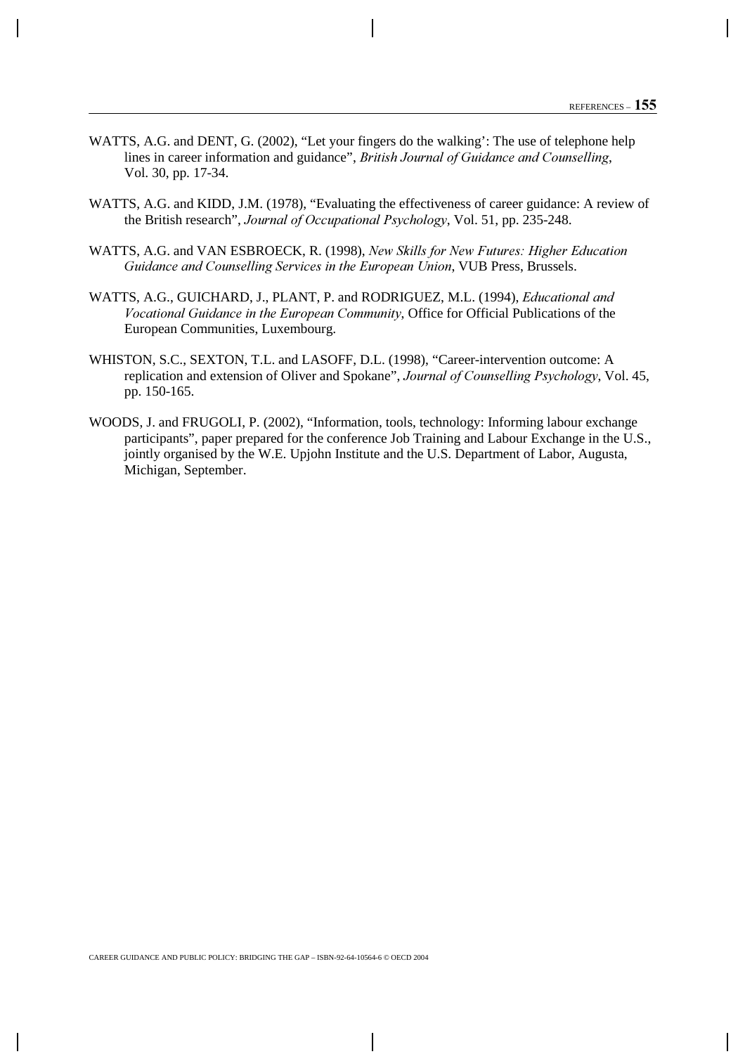WATTS, A.G. and DENT, G. (2002), "Let your fingers do the walking': The use of telephone help lines in career information and guidance", *British Journal of Guidance and Counselling*, Vol. 30, pp. 17-34.

WATTS, A.G. and KIDD, J.M. (1978), "Evaluating the effectiveness of career guidance: A review of the British research", *Journal of Occupational Psychology*, Vol. 51, pp. 235-248.

WATTS, A.G. and VAN ESBROECK, R. (1998), *New Skills for New Futures: Higher Education Guidance and Counselling Services in the European Union*, VUB Press, Brussels.

WATTS, A.G., GUICHARD, J., PLANT, P. and RODRIGUEZ, M.L. (1994), *Educational and Vocational Guidance in the European Community*, Office for Official Publications of the European Communities, Luxembourg.

WHISTON, S.C., SEXTON, T.L. and LASOFF, D.L. (1998), "Career-intervention outcome: A replication and extension of Oliver and Spokane", *Journal of Counselling Psychology*, Vol. 45, pp. 150-165.

WOODS, J. and FRUGOLI, P. (2002), "Information, tools, technology: Informing labour exchange participants", paper prepared for the conference Job Training and Labour Exchange in the U.S., jointly organised by the W.E. Upjohn Institute and the U.S. Department of Labor, Augusta, Michigan, September.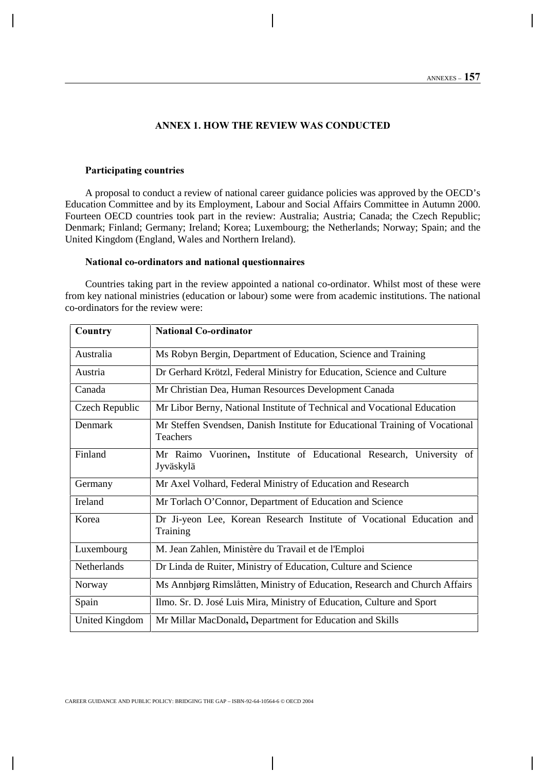# ANNEX 1. HOW THE REVIEW WAS CONDUCTED

### Participating countries

A proposal to conduct a review of national career guidance policies was approved by the OECD's Education Committee and by its Employment, Labour and Social Affairs Committee in Autumn 2000. Fourteen OECD countries took part in the review: Australia; Austria; Canada; the Czech Republic; Denmark; Finland; Germany; Ireland; Korea; Luxembourg; the Netherlands; Norway; Spain; and the United Kingdom (England, Wales and Northern Ireland).

### National co-ordinators and national questionnaires

Countries taking part in the review appointed a national co-ordinator. Whilst most of these were from key national ministries (education or labour) some were from academic institutions. The national co-ordinators for the review were:

| Country | National Co-ordinator |
|---|---|
| Australia | Ms Robyn Bergin, Department of Education, Science and Training |
| Austria | Dr Gerhard Krötzl, Federal Ministry for Education, Science and Culture |
| Canada | Mr Christian Dea, Human Resources Development Canada |
| Czech Republic | Mr Libor Berny, National Institute of Technical and Vocational Education |
| Denmark | Mr Steffen Svendsen, Danish Institute for Educational Training of Vocational Teachers |
| Finland | Mr Raimo Vuorinen, Institute of Educational Research, University of Jyväskylä |
| Germany | Mr Axel Volhard, Federal Ministry of Education and Research |
| Ireland | Mr Torlach O'Connor, Department of Education and Science |
| Korea | Dr Ji-yeon Lee, Korean Research Institute of Vocational Education and Training |
| Luxembourg | M. Jean Zahlen, Ministère du Travail et de l'Emploi |
| Netherlands | Dr Linda de Ruiter, Ministry of Education, Culture and Science |
| Norway | Ms Annbjørg Rimslåtten, Ministry of Education, Research and Church Affairs |
| Spain | Ilmo. Sr. D. José Luis Mira, Ministry of Education, Culture and Sport |
| United Kingdom | Mr Millar MacDonald, Department for Education and Skills |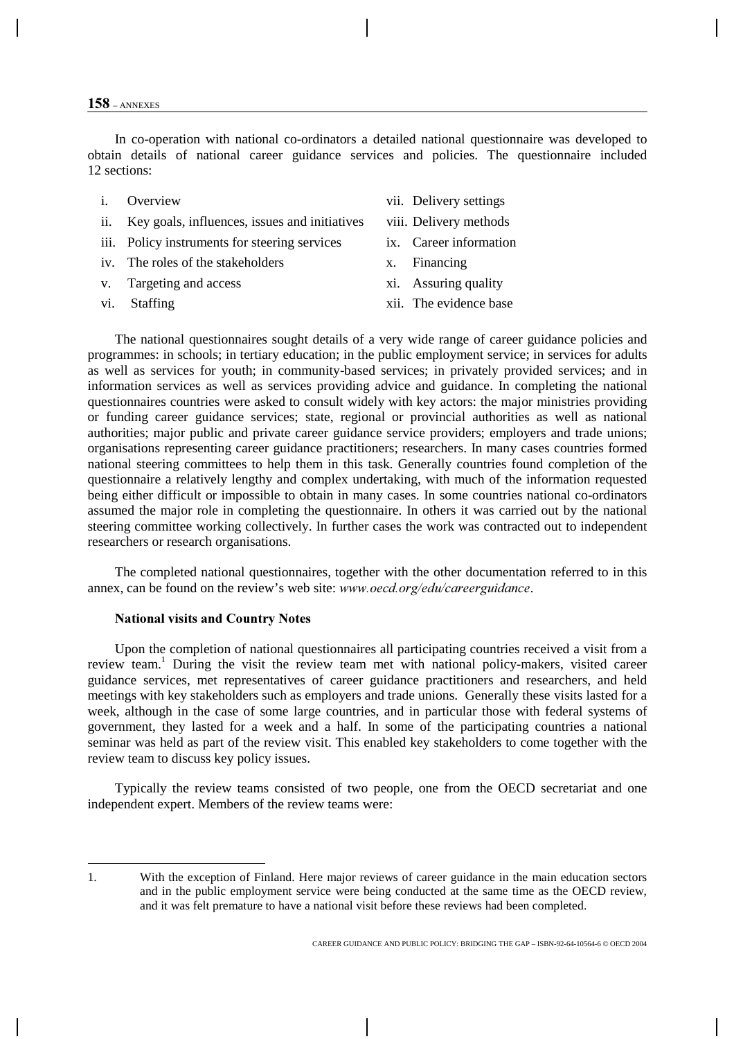In co-operation with national co-ordinators a detailed national questionnaire was developed to obtain details of national career guidance services and policies. The questionnaire included 12 sections:

- i. Overview
- ii. Key goals, influences, issues and initiatives
- iii. Policy instruments for steering services
- iv. The roles of the stakeholders
- v. Targeting and access
- vi. Staffing
- vii. Delivery settings
- viii. Delivery methods
- ix. Career information
- x. Financing
- xi. Assuring quality
- xii. The evidence base

The national questionnaires sought details of a very wide range of career guidance policies and programmes: in schools; in tertiary education; in the public employment service; in services for adults as well as services for youth; in community-based services; in privately provided services; and in information services as well as services providing advice and guidance. In completing the national questionnaires countries were asked to consult widely with key actors: the major ministries providing or funding career guidance services; state, regional or provincial authorities as well as national authorities; major public and private career guidance service providers; employers and trade unions; organisations representing career guidance practitioners; researchers. In many cases countries formed national steering committees to help them in this task. Generally countries found completion of the questionnaire a relatively lengthy and complex undertaking, with much of the information requested being either difficult or impossible to obtain in many cases. In some countries national co-ordinators assumed the major role in completing the questionnaire. In others it was carried out by the national steering committee working collectively. In further cases the work was contracted out to independent researchers or research organisations.

The completed national questionnaires, together with the other documentation referred to in this annex, can be found on the review's web site: *www.oecd.org/edu/careerguidance*.

### National visits and Country Notes

Upon the completion of national questionnaires all participating countries received a visit from a review team.[1] During the visit the review team met with national policy-makers, visited career guidance services, met representatives of career guidance practitioners and researchers, and held meetings with key stakeholders such as employers and trade unions. Generally these visits lasted for a week, although in the case of some large countries, and in particular those with federal systems of government, they lasted for a week and a half. In some of the participating countries a national seminar was held as part of the review visit. This enabled key stakeholders to come together with the review team to discuss key policy issues.

Typically the review teams consisted of two people, one from the OECD secretariat and one independent expert. Members of the review teams were:

---

1. With the exception of Finland. Here major reviews of career guidance in the main education sectors and in the public employment service were being conducted at the same time as the OECD review, and it was felt premature to have a national visit before these reviews had been completed.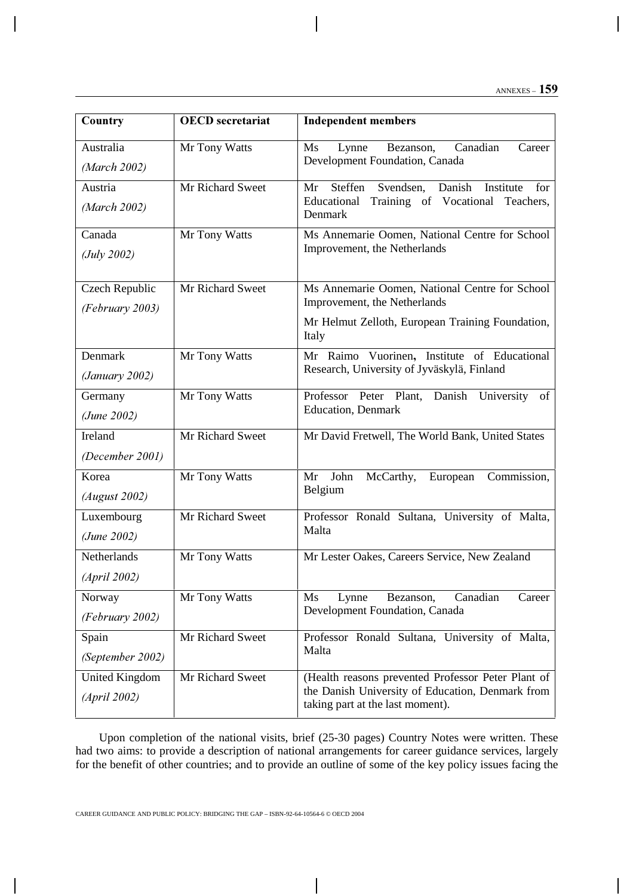| Country | OECD secretariat | Independent members |
|---|---|---|
| Australia *(March 2002)* | Mr Tony Watts | Ms Lynne Bezanson, Canadian Career Development Foundation, Canada |
| Austria *(March 2002)* | Mr Richard Sweet | Mr Steffen Svendsen, Danish Institute for Educational Training of Vocational Teachers, Denmark |
| Canada *(July 2002)* | Mr Tony Watts | Ms Annemarie Oomen, National Centre for School Improvement, the Netherlands |
| Czech Republic *(February 2003)* | Mr Richard Sweet | Ms Annemarie Oomen, National Centre for School Improvement, the Netherlands<br>Mr Helmut Zelloth, European Training Foundation, Italy |
| Denmark *(January 2002)* | Mr Tony Watts | Mr Raimo Vuorinen**,** Institute of Educational Research, University of Jyväskylä, Finland |
| Germany *(June 2002)* | Mr Tony Watts | Professor Peter Plant, Danish University of Education, Denmark |
| Ireland *(December 2001)* | Mr Richard Sweet | Mr David Fretwell, The World Bank, United States |
| Korea *(August 2002)* | Mr Tony Watts | Mr John McCarthy, European Commission, Belgium |
| Luxembourg *(June 2002)* | Mr Richard Sweet | Professor Ronald Sultana, University of Malta, Malta |
| Netherlands *(April 2002)* | Mr Tony Watts | Mr Lester Oakes, Careers Service, New Zealand |
| Norway *(February 2002)* | Mr Tony Watts | Ms Lynne Bezanson, Canadian Career Development Foundation, Canada |
| Spain *(September 2002)* | Mr Richard Sweet | Professor Ronald Sultana, University of Malta, Malta |
| United Kingdom *(April 2002)* | Mr Richard Sweet | (Health reasons prevented Professor Peter Plant of the Danish University of Education, Denmark from taking part at the last moment). |

Upon completion of the national visits, brief (25-30 pages) Country Notes were written. These had two aims: to provide a description of national arrangements for career guidance services, largely for the benefit of other countries; and to provide an outline of some of the key policy issues facing the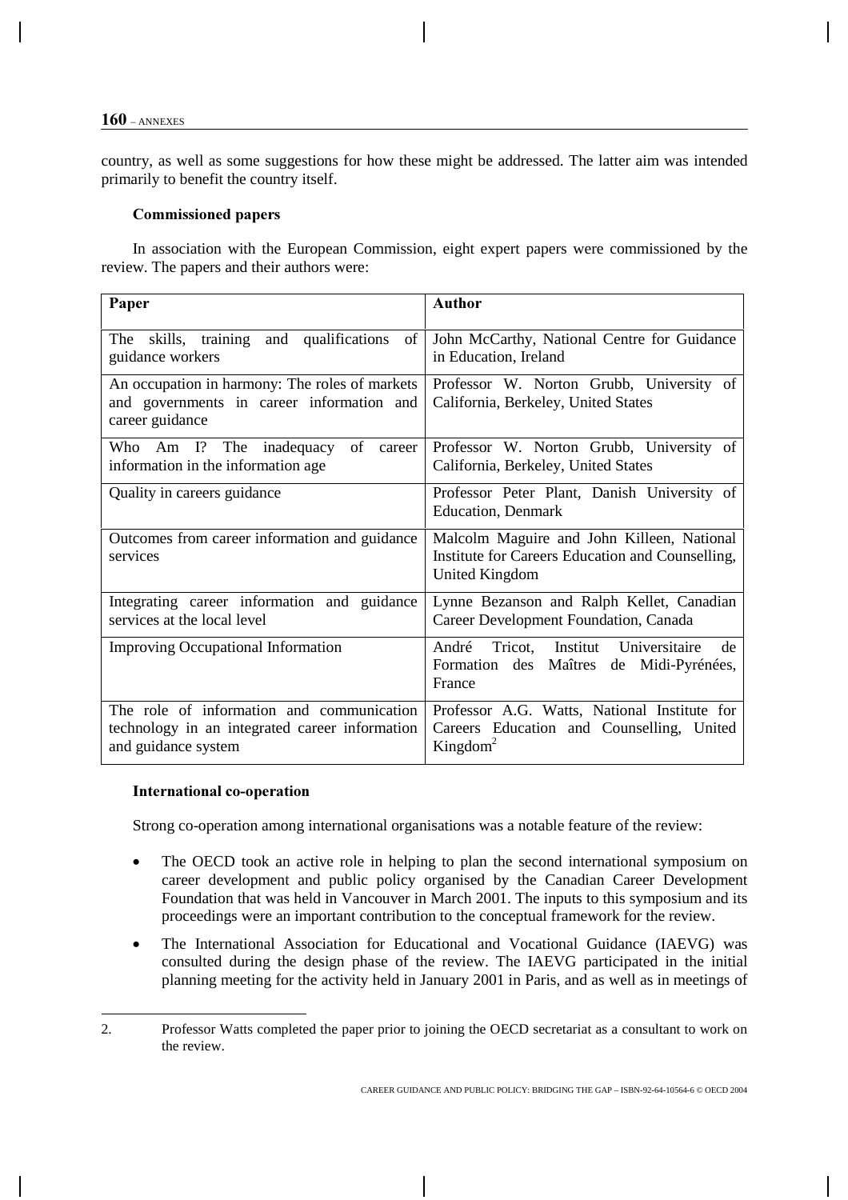country, as well as some suggestions for how these might be addressed. The latter aim was intended primarily to benefit the country itself.

**Commissioned papers**

In association with the European Commission, eight expert papers were commissioned by the review. The papers and their authors were:

| Paper | Author |
|---|---|
| The skills, training and qualifications of guidance workers | John McCarthy, National Centre for Guidance in Education, Ireland |
| An occupation in harmony: The roles of markets and governments in career information and career guidance | Professor W. Norton Grubb, University of California, Berkeley, United States |
| Who Am I? The inadequacy of career information in the information age | Professor W. Norton Grubb, University of California, Berkeley, United States |
| Quality in careers guidance | Professor Peter Plant, Danish University of Education, Denmark |
| Outcomes from career information and guidance services | Malcolm Maguire and John Killeen, National Institute for Careers Education and Counselling, United Kingdom |
| Integrating career information and guidance services at the local level | Lynne Bezanson and Ralph Kellet, Canadian Career Development Foundation, Canada |
| Improving Occupational Information | André Tricot, Institut Universitaire de Formation des Maîtres de Midi-Pyrénées, France |
| The role of information and communication technology in an integrated career information and guidance system | Professor A.G. Watts, National Institute for Careers Education and Counselling, United Kingdom[2] |

**International co-operation**

Strong co-operation among international organisations was a notable feature of the review:

- The OECD took an active role in helping to plan the second international symposium on career development and public policy organised by the Canadian Career Development Foundation that was held in Vancouver in March 2001. The inputs to this symposium and its proceedings were an important contribution to the conceptual framework for the review.
- The International Association for Educational and Vocational Guidance (IAEVG) was consulted during the design phase of the review. The IAEVG participated in the initial planning meeting for the activity held in January 2001 in Paris, and as well as in meetings of

2. Professor Watts completed the paper prior to joining the OECD secretariat as a consultant to work on the review.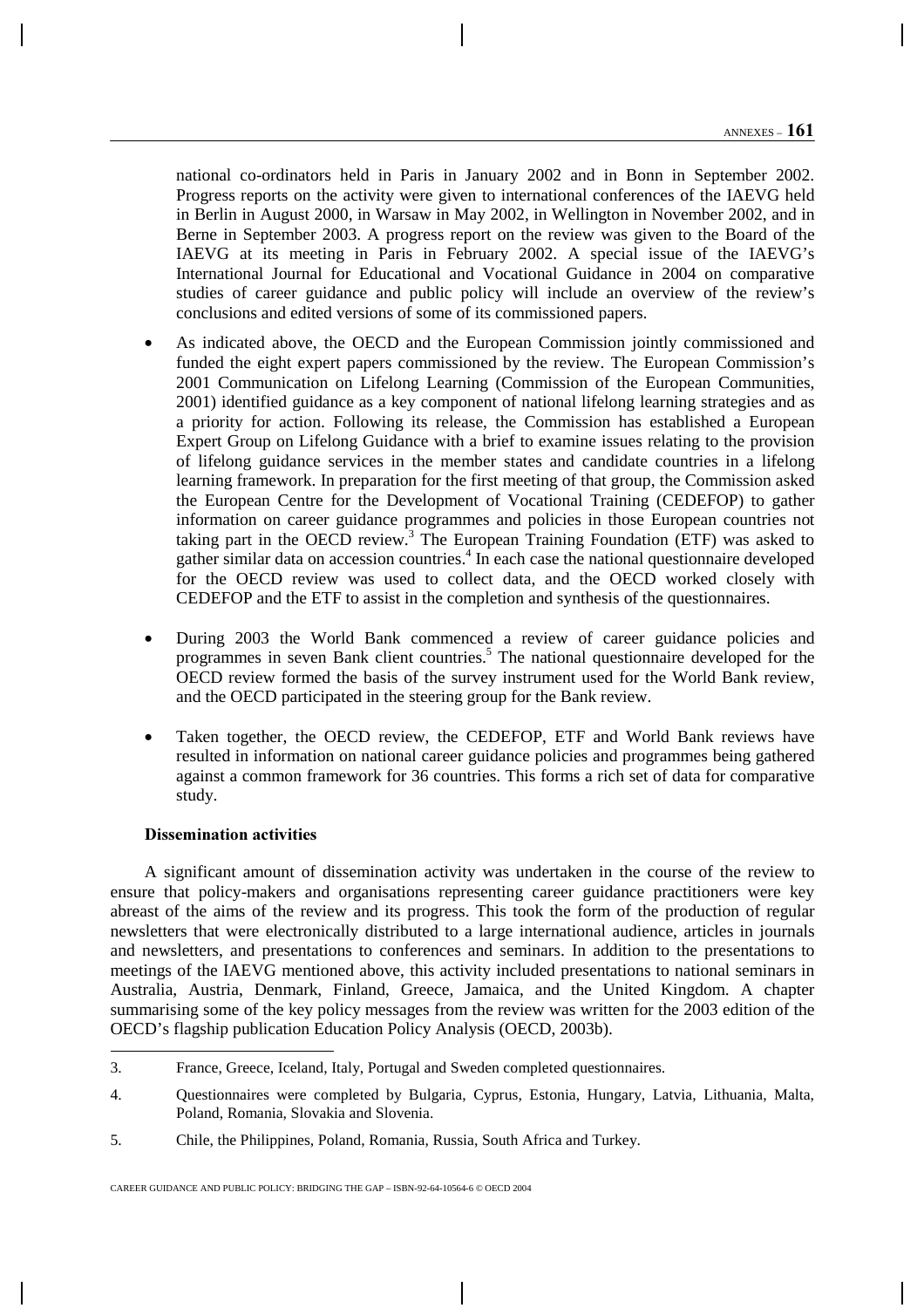national co-ordinators held in Paris in January 2002 and in Bonn in September 2002. Progress reports on the activity were given to international conferences of the IAEVG held in Berlin in August 2000, in Warsaw in May 2002, in Wellington in November 2002, and in Berne in September 2003. A progress report on the review was given to the Board of the IAEVG at its meeting in Paris in February 2002. A special issue of the IAEVG's International Journal for Educational and Vocational Guidance in 2004 on comparative studies of career guidance and public policy will include an overview of the review's conclusions and edited versions of some of its commissioned papers.

- As indicated above, the OECD and the European Commission jointly commissioned and funded the eight expert papers commissioned by the review. The European Commission's 2001 Communication on Lifelong Learning (Commission of the European Communities, 2001) identified guidance as a key component of national lifelong learning strategies and as a priority for action. Following its release, the Commission has established a European Expert Group on Lifelong Guidance with a brief to examine issues relating to the provision of lifelong guidance services in the member states and candidate countries in a lifelong learning framework. In preparation for the first meeting of that group, the Commission asked the European Centre for the Development of Vocational Training (CEDEFOP) to gather information on career guidance programmes and policies in those European countries not taking part in the OECD review.[3] The European Training Foundation (ETF) was asked to gather similar data on accession countries.[4] In each case the national questionnaire developed for the OECD review was used to collect data, and the OECD worked closely with CEDEFOP and the ETF to assist in the completion and synthesis of the questionnaires.

- During 2003 the World Bank commenced a review of career guidance policies and programmes in seven Bank client countries.[5] The national questionnaire developed for the OECD review formed the basis of the survey instrument used for the World Bank review, and the OECD participated in the steering group for the Bank review.

- Taken together, the OECD review, the CEDEFOP, ETF and World Bank reviews have resulted in information on national career guidance policies and programmes being gathered against a common framework for 36 countries. This forms a rich set of data for comparative study.

**Dissemination activities**

A significant amount of dissemination activity was undertaken in the course of the review to ensure that policy-makers and organisations representing career guidance practitioners were key abreast of the aims of the review and its progress. This took the form of the production of regular newsletters that were electronically distributed to a large international audience, articles in journals and newsletters, and presentations to conferences and seminars. In addition to the presentations to meetings of the IAEVG mentioned above, this activity included presentations to national seminars in Australia, Austria, Denmark, Finland, Greece, Jamaica, and the United Kingdom. A chapter summarising some of the key policy messages from the review was written for the 2003 edition of the OECD's flagship publication Education Policy Analysis (OECD, 2003b).

---

3. France, Greece, Iceland, Italy, Portugal and Sweden completed questionnaires.

4. Questionnaires were completed by Bulgaria, Cyprus, Estonia, Hungary, Latvia, Lithuania, Malta, Poland, Romania, Slovakia and Slovenia.

5. Chile, the Philippines, Poland, Romania, Russia, South Africa and Turkey.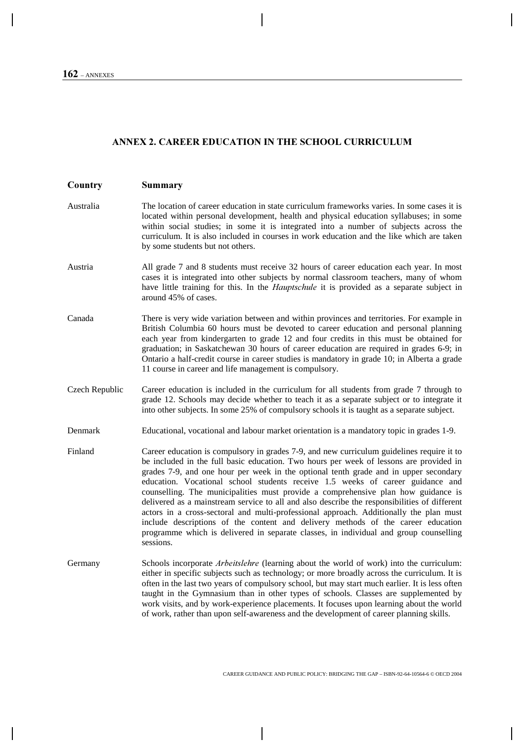## ANNEX 2. CAREER EDUCATION IN THE SCHOOL CURRICULUM

| Country | Summary |
|---|---|
| Australia | The location of career education in state curriculum frameworks varies. In some cases it is located within personal development, health and physical education syllabuses; in some within social studies; in some it is integrated into a number of subjects across the curriculum. It is also included in courses in work education and the like which are taken by some students but not others. |
| Austria | All grade 7 and 8 students must receive 32 hours of career education each year. In most cases it is integrated into other subjects by normal classroom teachers, many of whom have little training for this. In the *Hauptschule* it is provided as a separate subject in around 45% of cases. |
| Canada | There is very wide variation between and within provinces and territories. For example in British Columbia 60 hours must be devoted to career education and personal planning each year from kindergarten to grade 12 and four credits in this must be obtained for graduation; in Saskatchewan 30 hours of career education are required in grades 6-9; in Ontario a half-credit course in career studies is mandatory in grade 10; in Alberta a grade 11 course in career and life management is compulsory. |
| Czech Republic | Career education is included in the curriculum for all students from grade 7 through to grade 12. Schools may decide whether to teach it as a separate subject or to integrate it into other subjects. In some 25% of compulsory schools it is taught as a separate subject. |
| Denmark | Educational, vocational and labour market orientation is a mandatory topic in grades 1-9. |
| Finland | Career education is compulsory in grades 7-9, and new curriculum guidelines require it to be included in the full basic education. Two hours per week of lessons are provided in grades 7-9, and one hour per week in the optional tenth grade and in upper secondary education. Vocational school students receive 1.5 weeks of career guidance and counselling. The municipalities must provide a comprehensive plan how guidance is delivered as a mainstream service to all and also describe the responsibilities of different actors in a cross-sectoral and multi-professional approach. Additionally the plan must include descriptions of the content and delivery methods of the career education programme which is delivered in separate classes, in individual and group counselling sessions. |
| Germany | Schools incorporate *Arbeitslehre* (learning about the world of work) into the curriculum: either in specific subjects such as technology; or more broadly across the curriculum. It is often in the last two years of compulsory school, but may start much earlier. It is less often taught in the Gymnasium than in other types of schools. Classes are supplemented by work visits, and by work-experience placements. It focuses upon learning about the world of work, rather than upon self-awareness and the development of career planning skills. |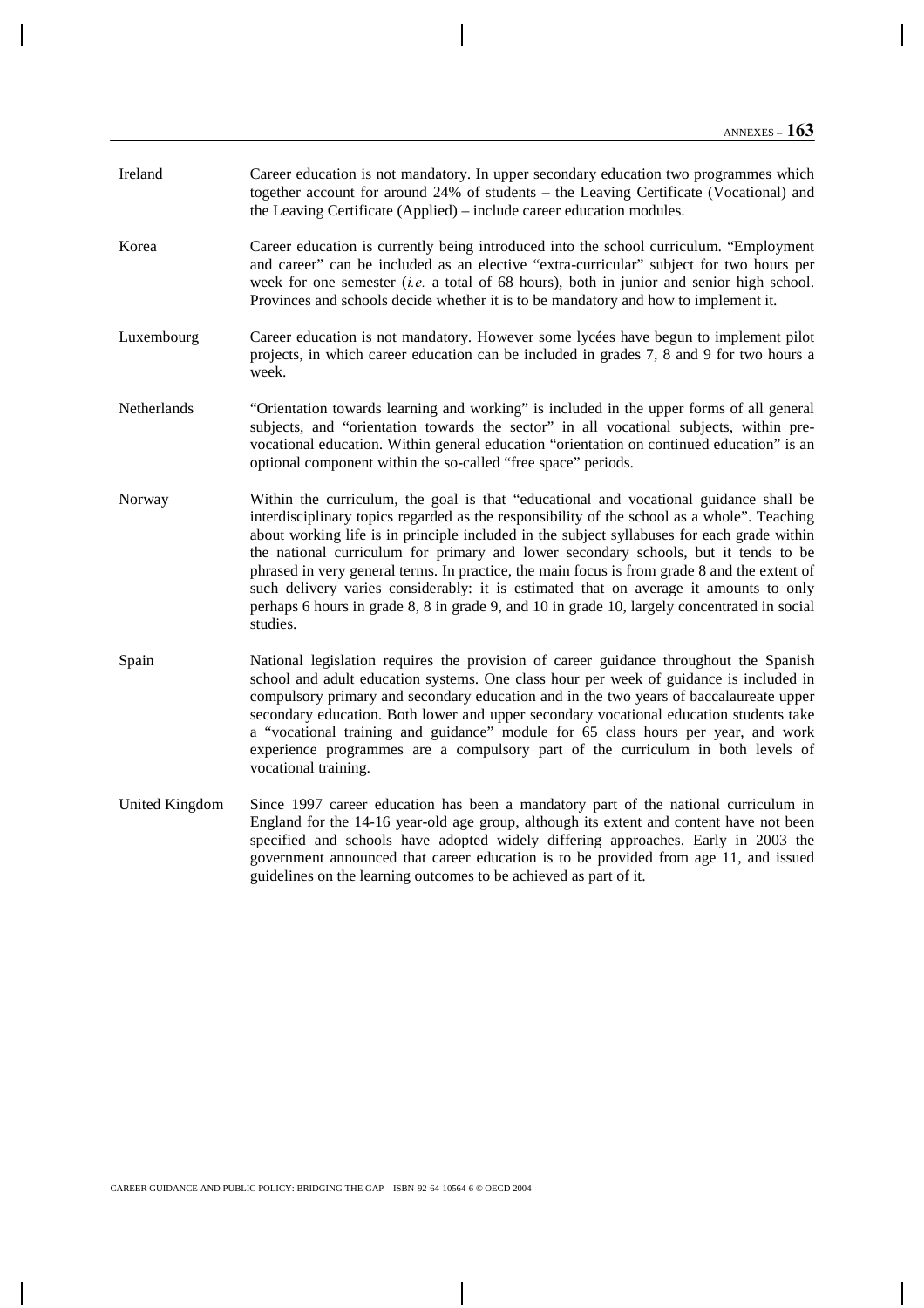| | |
|---|---|
| Ireland | Career education is not mandatory. In upper secondary education two programmes which together account for around 24% of students – the Leaving Certificate (Vocational) and the Leaving Certificate (Applied) – include career education modules. |
| Korea | Career education is currently being introduced into the school curriculum. "Employment and career" can be included as an elective "extra-curricular" subject for two hours per week for one semester (*i.e.* a total of 68 hours), both in junior and senior high school. Provinces and schools decide whether it is to be mandatory and how to implement it. |
| Luxembourg | Career education is not mandatory. However some lycées have begun to implement pilot projects, in which career education can be included in grades 7, 8 and 9 for two hours a week. |
| Netherlands | "Orientation towards learning and working" is included in the upper forms of all general subjects, and "orientation towards the sector" in all vocational subjects, within pre-vocational education. Within general education "orientation on continued education" is an optional component within the so-called "free space" periods. |
| Norway | Within the curriculum, the goal is that "educational and vocational guidance shall be interdisciplinary topics regarded as the responsibility of the school as a whole". Teaching about working life is in principle included in the subject syllabuses for each grade within the national curriculum for primary and lower secondary schools, but it tends to be phrased in very general terms. In practice, the main focus is from grade 8 and the extent of such delivery varies considerably: it is estimated that on average it amounts to only perhaps 6 hours in grade 8, 8 in grade 9, and 10 in grade 10, largely concentrated in social studies. |
| Spain | National legislation requires the provision of career guidance throughout the Spanish school and adult education systems. One class hour per week of guidance is included in compulsory primary and secondary education and in the two years of baccalaureate upper secondary education. Both lower and upper secondary vocational education students take a "vocational training and guidance" module for 65 class hours per year, and work experience programmes are a compulsory part of the curriculum in both levels of vocational training. |
| United Kingdom | Since 1997 career education has been a mandatory part of the national curriculum in England for the 14-16 year-old age group, although its extent and content have not been specified and schools have adopted widely differing approaches. Early in 2003 the government announced that career education is to be provided from age 11, and issued guidelines on the learning outcomes to be achieved as part of it. |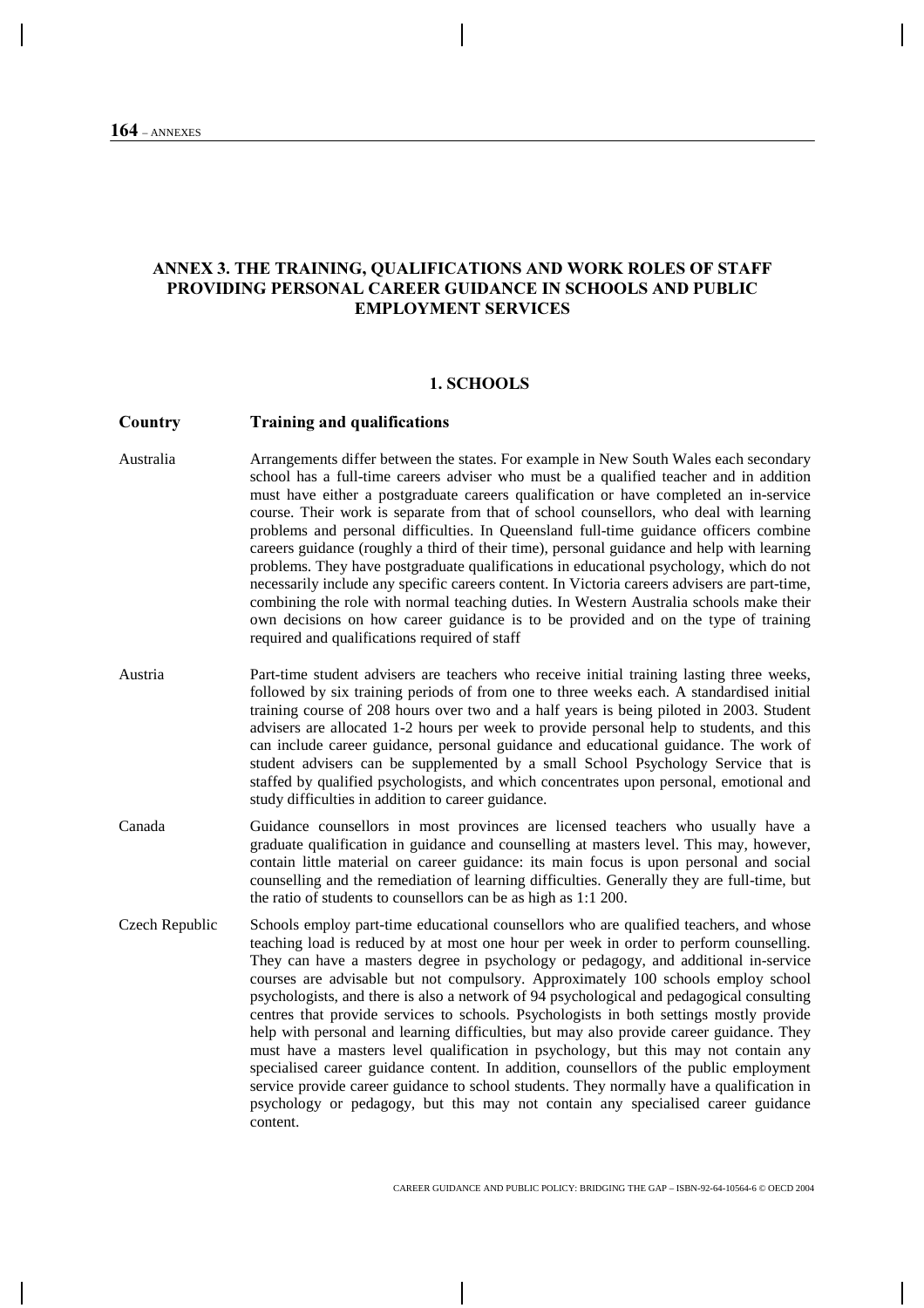## ANNEX 3. THE TRAINING, QUALIFICATIONS AND WORK ROLES OF STAFF PROVIDING PERSONAL CAREER GUIDANCE IN SCHOOLS AND PUBLIC EMPLOYMENT SERVICES

### 1. SCHOOLS

| Country | Training and qualifications |
|---|---|
| Australia | Arrangements differ between the states. For example in New South Wales each secondary school has a full-time careers adviser who must be a qualified teacher and in addition must have either a postgraduate careers qualification or have completed an in-service course. Their work is separate from that of school counsellors, who deal with learning problems and personal difficulties. In Queensland full-time guidance officers combine careers guidance (roughly a third of their time), personal guidance and help with learning problems. They have postgraduate qualifications in educational psychology, which do not necessarily include any specific careers content. In Victoria careers advisers are part-time, combining the role with normal teaching duties. In Western Australia schools make their own decisions on how career guidance is to be provided and on the type of training required and qualifications required of staff |
| Austria | Part-time student advisers are teachers who receive initial training lasting three weeks, followed by six training periods of from one to three weeks each. A standardised initial training course of 208 hours over two and a half years is being piloted in 2003. Student advisers are allocated 1-2 hours per week to provide personal help to students, and this can include career guidance, personal guidance and educational guidance. The work of student advisers can be supplemented by a small School Psychology Service that is staffed by qualified psychologists, and which concentrates upon personal, emotional and study difficulties in addition to career guidance. |
| Canada | Guidance counsellors in most provinces are licensed teachers who usually have a graduate qualification in guidance and counselling at masters level. This may, however, contain little material on career guidance: its main focus is upon personal and social counselling and the remediation of learning difficulties. Generally they are full-time, but the ratio of students to counsellors can be as high as 1:1 200. |
| Czech Republic | Schools employ part-time educational counsellors who are qualified teachers, and whose teaching load is reduced by at most one hour per week in order to perform counselling. They can have a masters degree in psychology or pedagogy, and additional in-service courses are advisable but not compulsory. Approximately 100 schools employ school psychologists, and there is also a network of 94 psychological and pedagogical consulting centres that provide services to schools. Psychologists in both settings mostly provide help with personal and learning difficulties, but may also provide career guidance. They must have a masters level qualification in psychology, but this may not contain any specialised career guidance content. In addition, counsellors of the public employment service provide career guidance to school students. They normally have a qualification in psychology or pedagogy, but this may not contain any specialised career guidance content. |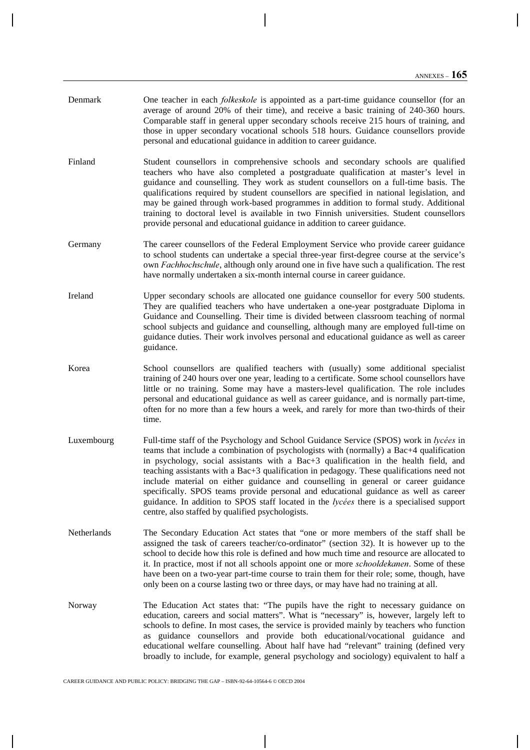| | |
|---|---|
| Denmark | One teacher in each *folkeskole* is appointed as a part-time guidance counsellor (for an average of around 20% of their time), and receive a basic training of 240-360 hours. Comparable staff in general upper secondary schools receive 215 hours of training, and those in upper secondary vocational schools 518 hours. Guidance counsellors provide personal and educational guidance in addition to career guidance. |
| Finland | Student counsellors in comprehensive schools and secondary schools are qualified teachers who have also completed a postgraduate qualification at master's level in guidance and counselling. They work as student counsellors on a full-time basis. The qualifications required by student counsellors are specified in national legislation, and may be gained through work-based programmes in addition to formal study. Additional training to doctoral level is available in two Finnish universities. Student counsellors provide personal and educational guidance in addition to career guidance. |
| Germany | The career counsellors of the Federal Employment Service who provide career guidance to school students can undertake a special three-year first-degree course at the service's own *Fachhochschule*, although only around one in five have such a qualification. The rest have normally undertaken a six-month internal course in career guidance. |
| Ireland | Upper secondary schools are allocated one guidance counsellor for every 500 students. They are qualified teachers who have undertaken a one-year postgraduate Diploma in Guidance and Counselling. Their time is divided between classroom teaching of normal school subjects and guidance and counselling, although many are employed full-time on guidance duties. Their work involves personal and educational guidance as well as career guidance. |
| Korea | School counsellors are qualified teachers with (usually) some additional specialist training of 240 hours over one year, leading to a certificate. Some school counsellors have little or no training. Some may have a masters-level qualification. The role includes personal and educational guidance as well as career guidance, and is normally part-time, often for no more than a few hours a week, and rarely for more than two-thirds of their time. |
| Luxembourg | Full-time staff of the Psychology and School Guidance Service (SPOS) work in *lycées* in teams that include a combination of psychologists with (normally) a Bac+4 qualification in psychology, social assistants with a Bac+3 qualification in the health field, and teaching assistants with a Bac+3 qualification in pedagogy. These qualifications need not include material on either guidance and counselling in general or career guidance specifically. SPOS teams provide personal and educational guidance as well as career guidance. In addition to SPOS staff located in the *lycées* there is a specialised support centre, also staffed by qualified psychologists. |
| Netherlands | The Secondary Education Act states that "one or more members of the staff shall be assigned the task of careers teacher/co-ordinator" (section 32). It is however up to the school to decide how this role is defined and how much time and resource are allocated to it. In practice, most if not all schools appoint one or more *schooldekanen*. Some of these have been on a two-year part-time course to train them for their role; some, though, have only been on a course lasting two or three days, or may have had no training at all. |
| Norway | The Education Act states that: "The pupils have the right to necessary guidance on education, careers and social matters". What is "necessary" is, however, largely left to schools to define. In most cases, the service is provided mainly by teachers who function as guidance counsellors and provide both educational/vocational guidance and educational welfare counselling. About half have had "relevant" training (defined very broadly to include, for example, general psychology and sociology) equivalent to half a |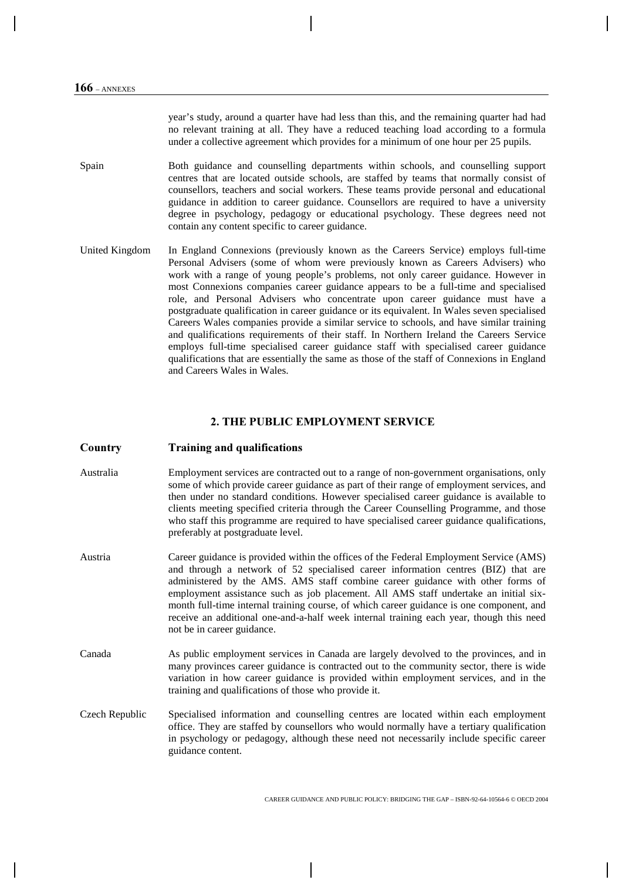year's study, around a quarter have had less than this, and the remaining quarter had had no relevant training at all. They have a reduced teaching load according to a formula under a collective agreement which provides for a minimum of one hour per 25 pupils.

| | |
|---|---|
| Spain | Both guidance and counselling departments within schools, and counselling support centres that are located outside schools, are staffed by teams that normally consist of counsellors, teachers and social workers. These teams provide personal and educational guidance in addition to career guidance. Counsellors are required to have a university degree in psychology, pedagogy or educational psychology. These degrees need not contain any content specific to career guidance. |
| United Kingdom | In England Connexions (previously known as the Careers Service) employs full-time Personal Advisers (some of whom were previously known as Careers Advisers) who work with a range of young people's problems, not only career guidance. However in most Connexions companies career guidance appears to be a full-time and specialised role, and Personal Advisers who concentrate upon career guidance must have a postgraduate qualification in career guidance or its equivalent. In Wales seven specialised Careers Wales companies provide a similar service to schools, and have similar training and qualifications requirements of their staff. In Northern Ireland the Careers Service employs full-time specialised career guidance staff with specialised career guidance qualifications that are essentially the same as those of the staff of Connexions in England and Careers Wales in Wales. |

## 2. THE PUBLIC EMPLOYMENT SERVICE

| **Country** | **Training and qualifications** |
|---|---|
| Australia | Employment services are contracted out to a range of non-government organisations, only some of which provide career guidance as part of their range of employment services, and then under no standard conditions. However specialised career guidance is available to clients meeting specified criteria through the Career Counselling Programme, and those who staff this programme are required to have specialised career guidance qualifications, preferably at postgraduate level. |
| Austria | Career guidance is provided within the offices of the Federal Employment Service (AMS) and through a network of 52 specialised career information centres (BIZ) that are administered by the AMS. AMS staff combine career guidance with other forms of employment assistance such as job placement. All AMS staff undertake an initial six-month full-time internal training course, of which career guidance is one component, and receive an additional one-and-a-half week internal training each year, though this need not be in career guidance. |
| Canada | As public employment services in Canada are largely devolved to the provinces, and in many provinces career guidance is contracted out to the community sector, there is wide variation in how career guidance is provided within employment services, and in the training and qualifications of those who provide it. |
| Czech Republic | Specialised information and counselling centres are located within each employment office. They are staffed by counsellors who would normally have a tertiary qualification in psychology or pedagogy, although these need not necessarily include specific career guidance content. |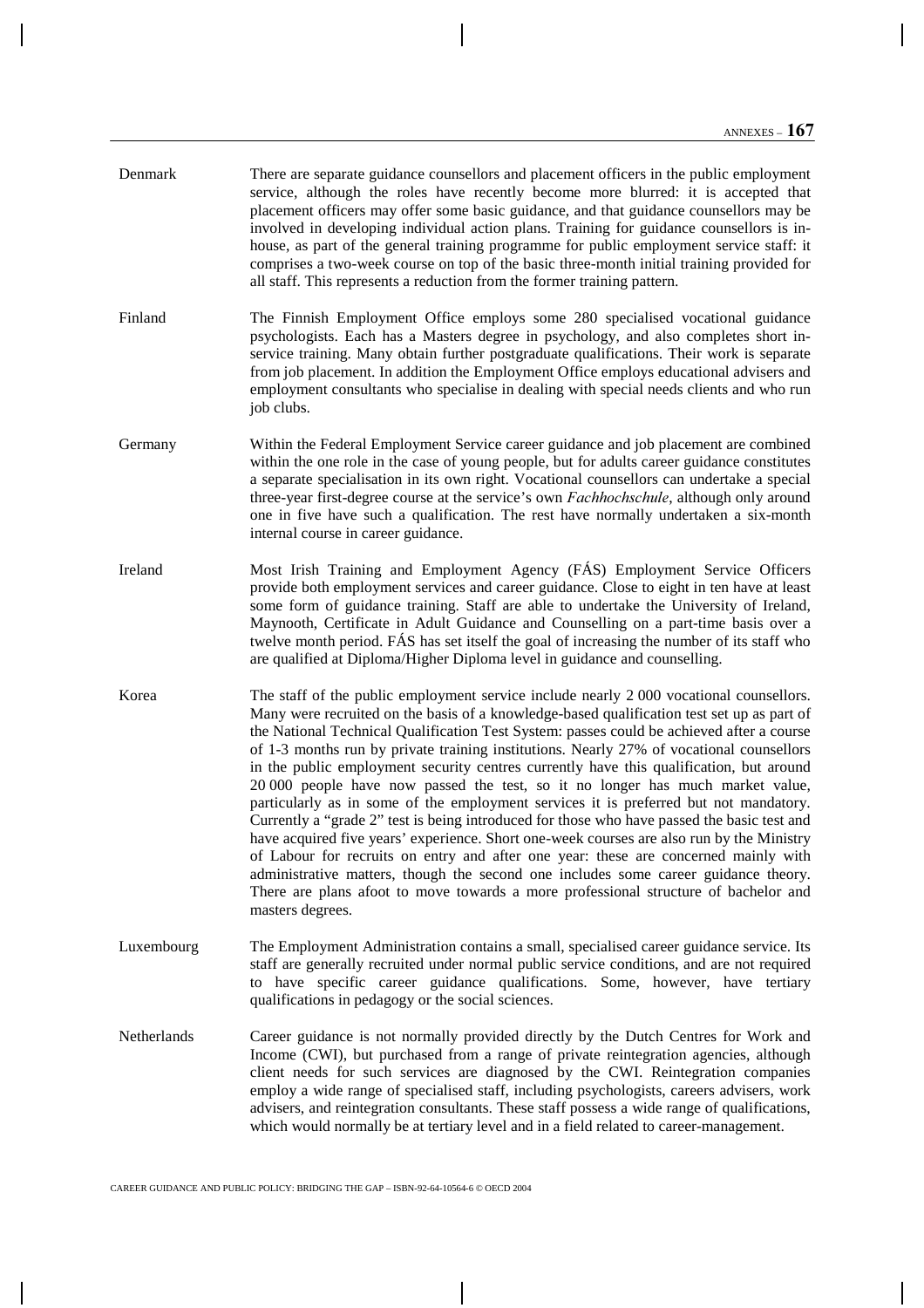| | |
|---|---|
| Denmark | There are separate guidance counsellors and placement officers in the public employment service, although the roles have recently become more blurred: it is accepted that placement officers may offer some basic guidance, and that guidance counsellors may be involved in developing individual action plans. Training for guidance counsellors is in-house, as part of the general training programme for public employment service staff: it comprises a two-week course on top of the basic three-month initial training provided for all staff. This represents a reduction from the former training pattern. |
| Finland | The Finnish Employment Office employs some 280 specialised vocational guidance psychologists. Each has a Masters degree in psychology, and also completes short in-service training. Many obtain further postgraduate qualifications. Their work is separate from job placement. In addition the Employment Office employs educational advisers and employment consultants who specialise in dealing with special needs clients and who run job clubs. |
| Germany | Within the Federal Employment Service career guidance and job placement are combined within the one role in the case of young people, but for adults career guidance constitutes a separate specialisation in its own right. Vocational counsellors can undertake a special three-year first-degree course at the service's own *Fachhochschule*, although only around one in five have such a qualification. The rest have normally undertaken a six-month internal course in career guidance. |
| Ireland | Most Irish Training and Employment Agency (FÁS) Employment Service Officers provide both employment services and career guidance. Close to eight in ten have at least some form of guidance training. Staff are able to undertake the University of Ireland, Maynooth, Certificate in Adult Guidance and Counselling on a part-time basis over a twelve month period. FÁS has set itself the goal of increasing the number of its staff who are qualified at Diploma/Higher Diploma level in guidance and counselling. |
| Korea | The staff of the public employment service include nearly 2 000 vocational counsellors. Many were recruited on the basis of a knowledge-based qualification test set up as part of the National Technical Qualification Test System: passes could be achieved after a course of 1-3 months run by private training institutions. Nearly 27% of vocational counsellors in the public employment security centres currently have this qualification, but around 20 000 people have now passed the test, so it no longer has much market value, particularly as in some of the employment services it is preferred but not mandatory. Currently a "grade 2" test is being introduced for those who have passed the basic test and have acquired five years' experience. Short one-week courses are also run by the Ministry of Labour for recruits on entry and after one year: these are concerned mainly with administrative matters, though the second one includes some career guidance theory. There are plans afoot to move towards a more professional structure of bachelor and masters degrees. |
| Luxembourg | The Employment Administration contains a small, specialised career guidance service. Its staff are generally recruited under normal public service conditions, and are not required to have specific career guidance qualifications. Some, however, have tertiary qualifications in pedagogy or the social sciences. |
| Netherlands | Career guidance is not normally provided directly by the Dutch Centres for Work and Income (CWI), but purchased from a range of private reintegration agencies, although client needs for such services are diagnosed by the CWI. Reintegration companies employ a wide range of specialised staff, including psychologists, careers advisers, work advisers, and reintegration consultants. These staff possess a wide range of qualifications, which would normally be at tertiary level and in a field related to career-management. |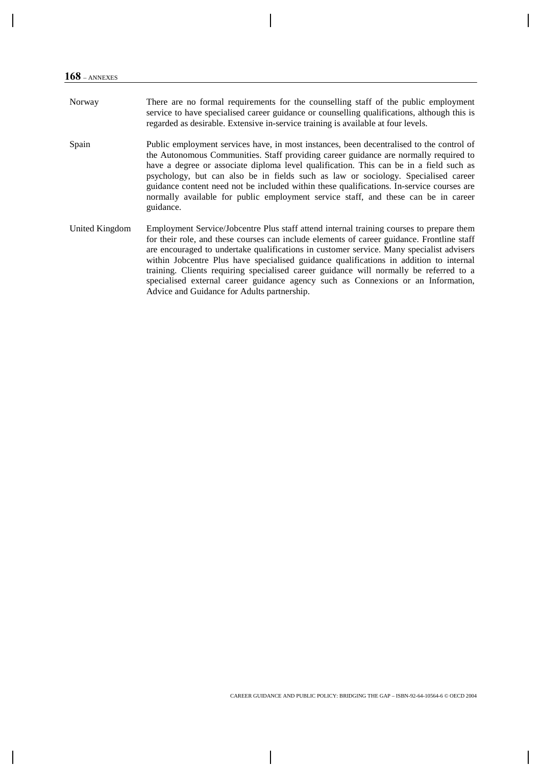| | |
|---|---|
| Norway | There are no formal requirements for the counselling staff of the public employment service to have specialised career guidance or counselling qualifications, although this is regarded as desirable. Extensive in-service training is available at four levels. |
| Spain | Public employment services have, in most instances, been decentralised to the control of the Autonomous Communities. Staff providing career guidance are normally required to have a degree or associate diploma level qualification. This can be in a field such as psychology, but can also be in fields such as law or sociology. Specialised career guidance content need not be included within these qualifications. In-service courses are normally available for public employment service staff, and these can be in career guidance. |
| United Kingdom | Employment Service/Jobcentre Plus staff attend internal training courses to prepare them for their role, and these courses can include elements of career guidance. Frontline staff are encouraged to undertake qualifications in customer service. Many specialist advisers within Jobcentre Plus have specialised guidance qualifications in addition to internal training. Clients requiring specialised career guidance will normally be referred to a specialised external career guidance agency such as Connexions or an Information, Advice and Guidance for Adults partnership. |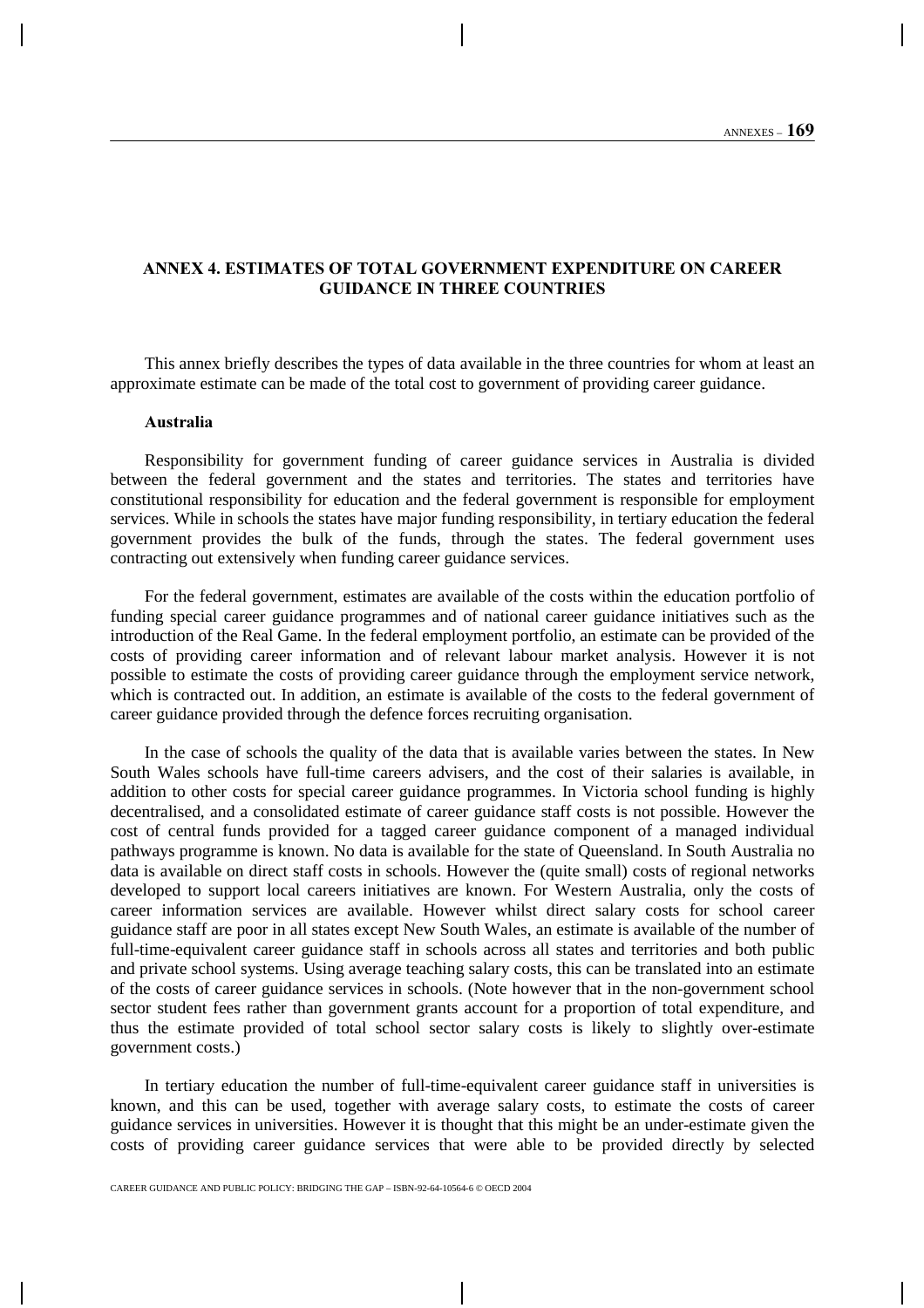## ANNEX 4. ESTIMATES OF TOTAL GOVERNMENT EXPENDITURE ON CAREER GUIDANCE IN THREE COUNTRIES

This annex briefly describes the types of data available in the three countries for whom at least an approximate estimate can be made of the total cost to government of providing career guidance.

### Australia

Responsibility for government funding of career guidance services in Australia is divided between the federal government and the states and territories. The states and territories have constitutional responsibility for education and the federal government is responsible for employment services. While in schools the states have major funding responsibility, in tertiary education the federal government provides the bulk of the funds, through the states. The federal government uses contracting out extensively when funding career guidance services.

For the federal government, estimates are available of the costs within the education portfolio of funding special career guidance programmes and of national career guidance initiatives such as the introduction of the Real Game. In the federal employment portfolio, an estimate can be provided of the costs of providing career information and of relevant labour market analysis. However it is not possible to estimate the costs of providing career guidance through the employment service network, which is contracted out. In addition, an estimate is available of the costs to the federal government of career guidance provided through the defence forces recruiting organisation.

In the case of schools the quality of the data that is available varies between the states. In New South Wales schools have full-time careers advisers, and the cost of their salaries is available, in addition to other costs for special career guidance programmes. In Victoria school funding is highly decentralised, and a consolidated estimate of career guidance staff costs is not possible. However the cost of central funds provided for a tagged career guidance component of a managed individual pathways programme is known. No data is available for the state of Queensland. In South Australia no data is available on direct staff costs in schools. However the (quite small) costs of regional networks developed to support local careers initiatives are known. For Western Australia, only the costs of career information services are available. However whilst direct salary costs for school career guidance staff are poor in all states except New South Wales, an estimate is available of the number of full-time-equivalent career guidance staff in schools across all states and territories and both public and private school systems. Using average teaching salary costs, this can be translated into an estimate of the costs of career guidance services in schools. (Note however that in the non-government school sector student fees rather than government grants account for a proportion of total expenditure, and thus the estimate provided of total school sector salary costs is likely to slightly over-estimate government costs.)

In tertiary education the number of full-time-equivalent career guidance staff in universities is known, and this can be used, together with average salary costs, to estimate the costs of career guidance services in universities. However it is thought that this might be an under-estimate given the costs of providing career guidance services that were able to be provided directly by selected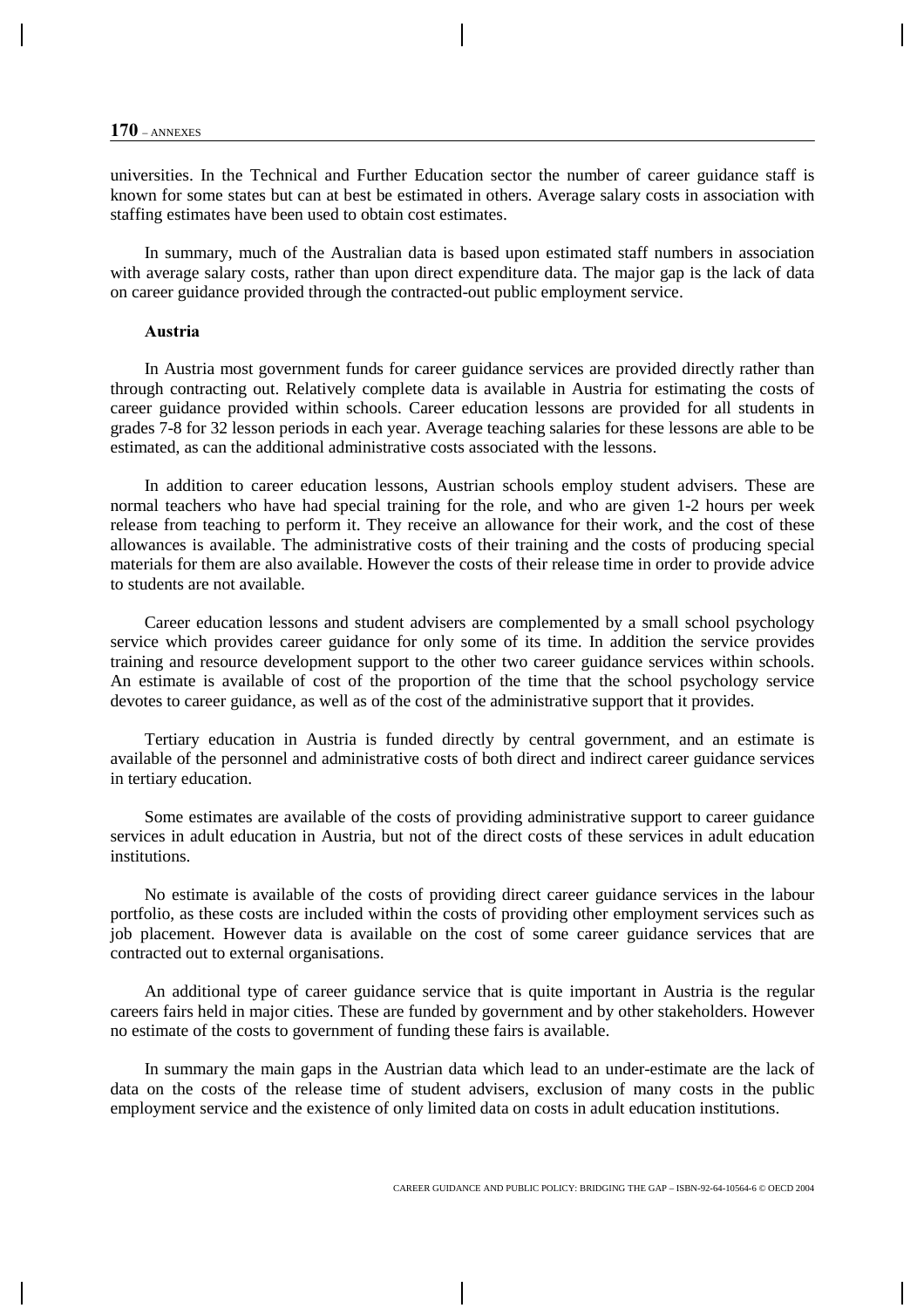universities. In the Technical and Further Education sector the number of career guidance staff is known for some states but can at best be estimated in others. Average salary costs in association with staffing estimates have been used to obtain cost estimates.

In summary, much of the Australian data is based upon estimated staff numbers in association with average salary costs, rather than upon direct expenditure data. The major gap is the lack of data on career guidance provided through the contracted-out public employment service.

### Austria

In Austria most government funds for career guidance services are provided directly rather than through contracting out. Relatively complete data is available in Austria for estimating the costs of career guidance provided within schools. Career education lessons are provided for all students in grades 7-8 for 32 lesson periods in each year. Average teaching salaries for these lessons are able to be estimated, as can the additional administrative costs associated with the lessons.

In addition to career education lessons, Austrian schools employ student advisers. These are normal teachers who have had special training for the role, and who are given 1-2 hours per week release from teaching to perform it. They receive an allowance for their work, and the cost of these allowances is available. The administrative costs of their training and the costs of producing special materials for them are also available. However the costs of their release time in order to provide advice to students are not available.

Career education lessons and student advisers are complemented by a small school psychology service which provides career guidance for only some of its time. In addition the service provides training and resource development support to the other two career guidance services within schools. An estimate is available of cost of the proportion of the time that the school psychology service devotes to career guidance, as well as of the cost of the administrative support that it provides.

Tertiary education in Austria is funded directly by central government, and an estimate is available of the personnel and administrative costs of both direct and indirect career guidance services in tertiary education.

Some estimates are available of the costs of providing administrative support to career guidance services in adult education in Austria, but not of the direct costs of these services in adult education institutions.

No estimate is available of the costs of providing direct career guidance services in the labour portfolio, as these costs are included within the costs of providing other employment services such as job placement. However data is available on the cost of some career guidance services that are contracted out to external organisations.

An additional type of career guidance service that is quite important in Austria is the regular careers fairs held in major cities. These are funded by government and by other stakeholders. However no estimate of the costs to government of funding these fairs is available.

In summary the main gaps in the Austrian data which lead to an under-estimate are the lack of data on the costs of the release time of student advisers, exclusion of many costs in the public employment service and the existence of only limited data on costs in adult education institutions.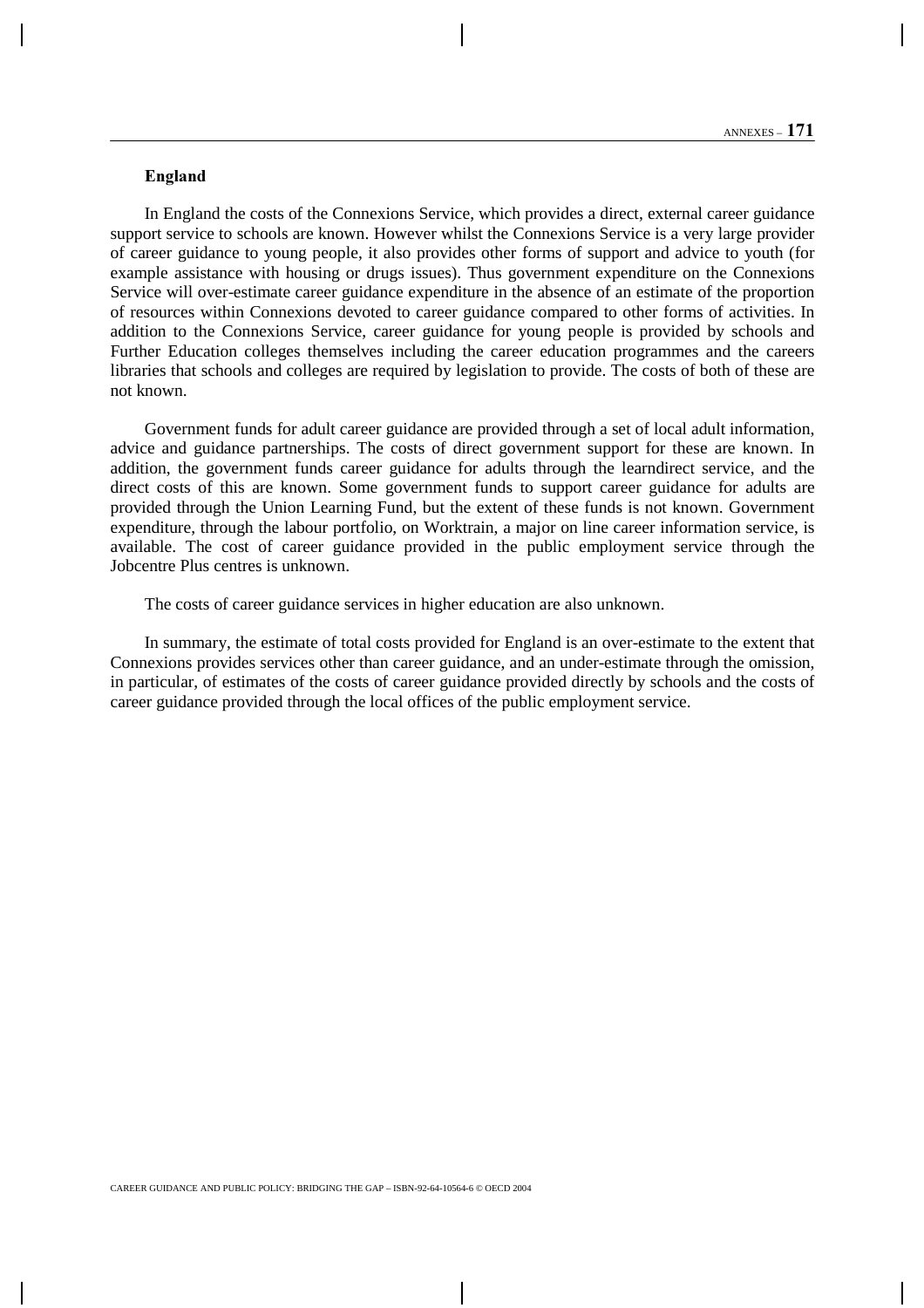### England

In England the costs of the Connexions Service, which provides a direct, external career guidance support service to schools are known. However whilst the Connexions Service is a very large provider of career guidance to young people, it also provides other forms of support and advice to youth (for example assistance with housing or drugs issues). Thus government expenditure on the Connexions Service will over-estimate career guidance expenditure in the absence of an estimate of the proportion of resources within Connexions devoted to career guidance compared to other forms of activities. In addition to the Connexions Service, career guidance for young people is provided by schools and Further Education colleges themselves including the career education programmes and the careers libraries that schools and colleges are required by legislation to provide. The costs of both of these are not known.

Government funds for adult career guidance are provided through a set of local adult information, advice and guidance partnerships. The costs of direct government support for these are known. In addition, the government funds career guidance for adults through the learndirect service, and the direct costs of this are known. Some government funds to support career guidance for adults are provided through the Union Learning Fund, but the extent of these funds is not known. Government expenditure, through the labour portfolio, on Worktrain, a major on line career information service, is available. The cost of career guidance provided in the public employment service through the Jobcentre Plus centres is unknown.

The costs of career guidance services in higher education are also unknown.

In summary, the estimate of total costs provided for England is an over-estimate to the extent that Connexions provides services other than career guidance, and an under-estimate through the omission, in particular, of estimates of the costs of career guidance provided directly by schools and the costs of career guidance provided through the local offices of the public employment service.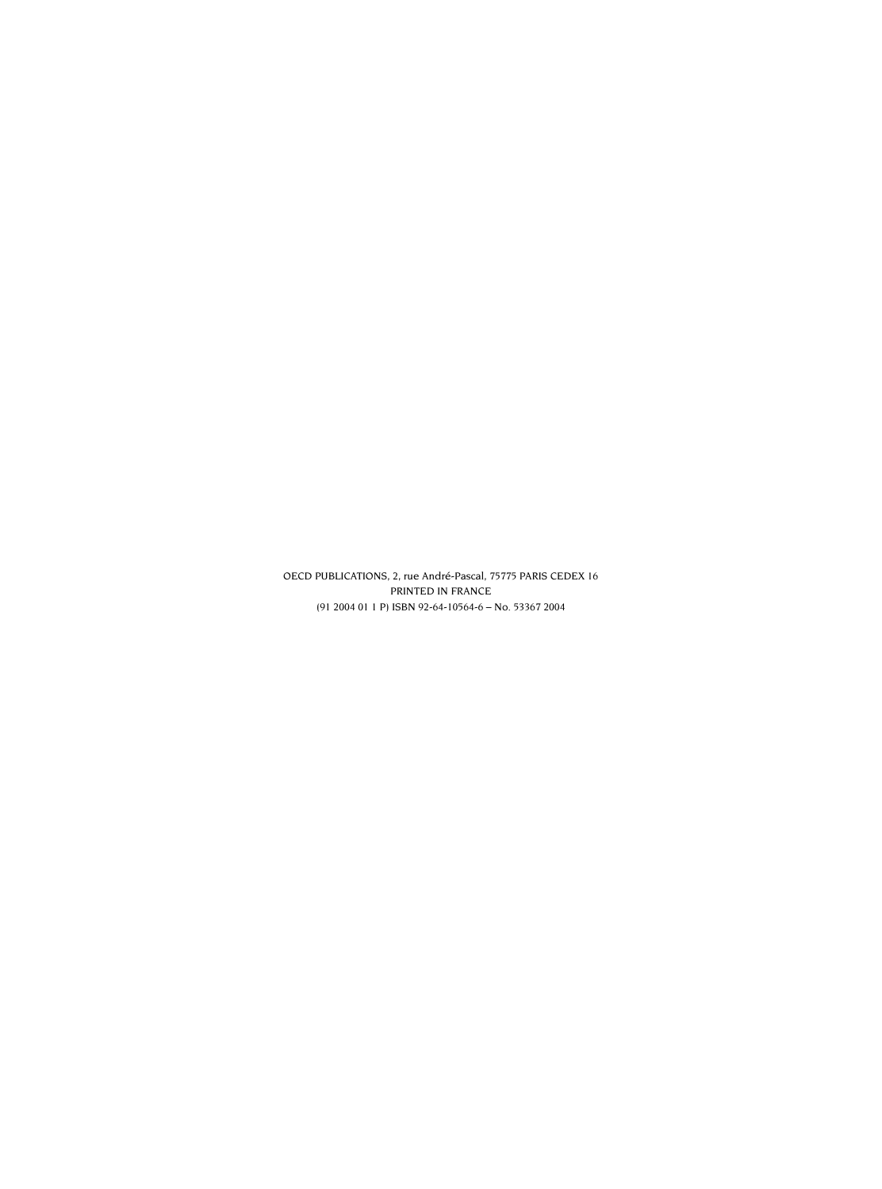OECD PUBLICATIONS, 2, rue André-Pascal, 75775 PARIS CEDEX 16
PRINTED IN FRANCE
(91 2004 01 1 P) ISBN 92-64-10564-6 – No. 53367 2004